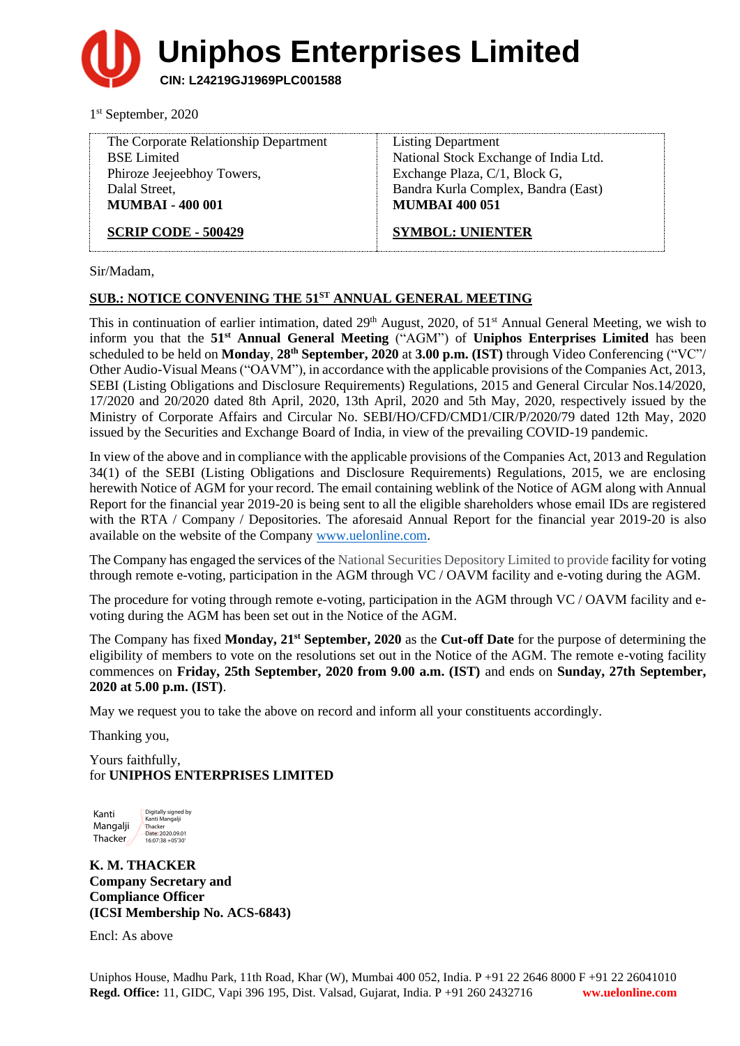# Uniphos Enterprises Limited

**CIN: L24219GJ1969PLC001588**

1st September, 2020

| The Corporate Relationship Department<br>BSE Limited<br>Phiroze Jeejeebhoy Towers,<br>Dalal Street,<br>**MUMBAI - 400 001**<br><br>**SCRIP CODE - 500429** | Listing Department<br>National Stock Exchange of India Ltd.<br>Exchange Plaza, C/1, Block G,<br>Bandra Kurla Complex, Bandra (East)<br>**MUMBAI 400 051**<br><br>**SYMBOL: UNIENTER** |
|---|---|

Sir/Madam,

**SUB.: NOTICE CONVENING THE 51ST ANNUAL GENERAL MEETING**

This in continuation of earlier intimation, dated 29th August, 2020, of 51st Annual General Meeting, we wish to inform you that the **51st Annual General Meeting** ("AGM") of **Uniphos Enterprises Limited** has been scheduled to be held on **Monday**, **28th September, 2020** at **3.00 p.m. (IST)** through Video Conferencing ("VC"/ Other Audio-Visual Means ("OAVM"), in accordance with the applicable provisions of the Companies Act, 2013, SEBI (Listing Obligations and Disclosure Requirements) Regulations, 2015 and General Circular Nos.14/2020, 17/2020 and 20/2020 dated 8th April, 2020, 13th April, 2020 and 5th May, 2020, respectively issued by the Ministry of Corporate Affairs and Circular No. SEBI/HO/CFD/CMD1/CIR/P/2020/79 dated 12th May, 2020 issued by the Securities and Exchange Board of India, in view of the prevailing COVID-19 pandemic.

In view of the above and in compliance with the applicable provisions of the Companies Act, 2013 and Regulation 34(1) of the SEBI (Listing Obligations and Disclosure Requirements) Regulations, 2015, we are enclosing herewith Notice of AGM for your record. The email containing weblink of the Notice of AGM along with Annual Report for the financial year 2019-20 is being sent to all the eligible shareholders whose email IDs are registered with the RTA / Company / Depositories. The aforesaid Annual Report for the financial year 2019-20 is also available on the website of the Company www.uelonline.com.

The Company has engaged the services of the National Securities Depository Limited to provide facility for voting through remote e-voting, participation in the AGM through VC / OAVM facility and e-voting during the AGM.

The procedure for voting through remote e-voting, participation in the AGM through VC / OAVM facility and e-voting during the AGM has been set out in the Notice of the AGM.

The Company has fixed **Monday, 21st September, 2020** as the **Cut-off Date** for the purpose of determining the eligibility of members to vote on the resolutions set out in the Notice of the AGM. The remote e-voting facility commences on **Friday, 25th September, 2020 from 9.00 a.m. (IST)** and ends on **Sunday, 27th September, 2020 at 5.00 p.m. (IST)**.

May we request you to take the above on record and inform all your constituents accordingly.

Thanking you,

Yours faithfully,
for **UNIPHOS ENTERPRISES LIMITED**

Kanti Mangalji Thacker — Digitally signed by Kanti Mangalji Thacker Date: 2020.09.01 16:07:38 +05'30'

**K. M. THACKER**
**Company Secretary and Compliance Officer**
**(ICSI Membership No. ACS-6843)**

Encl: As above

Uniphos House, Madhu Park, 11th Road, Khar (W), Mumbai 400 052, India. P +91 22 2646 8000 F +91 22 26041010
**Regd. Office:** 11, GIDC, Vapi 396 195, Dist. Valsad, Gujarat, India. P +91 260 2432716 **ww.uelonline.com**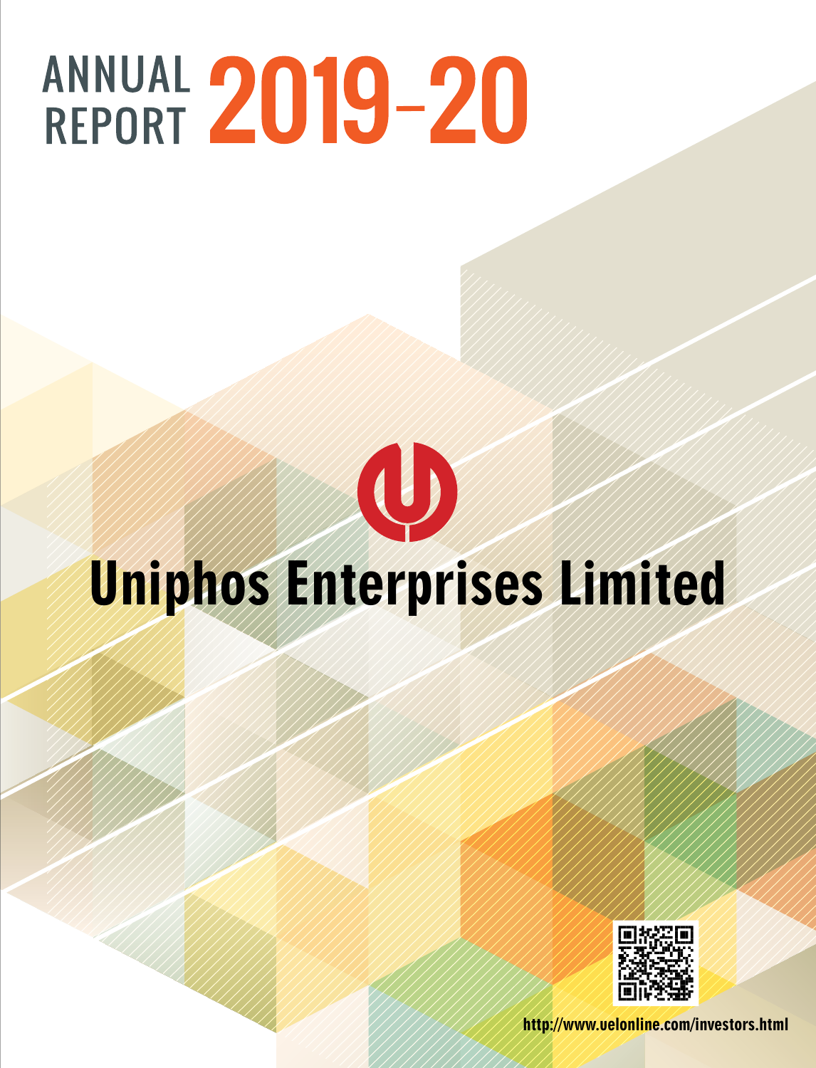# ANNUAL REPORT 2019-20

# Uniphos Enterprises Limited

http://www.uelonline.com/investors.html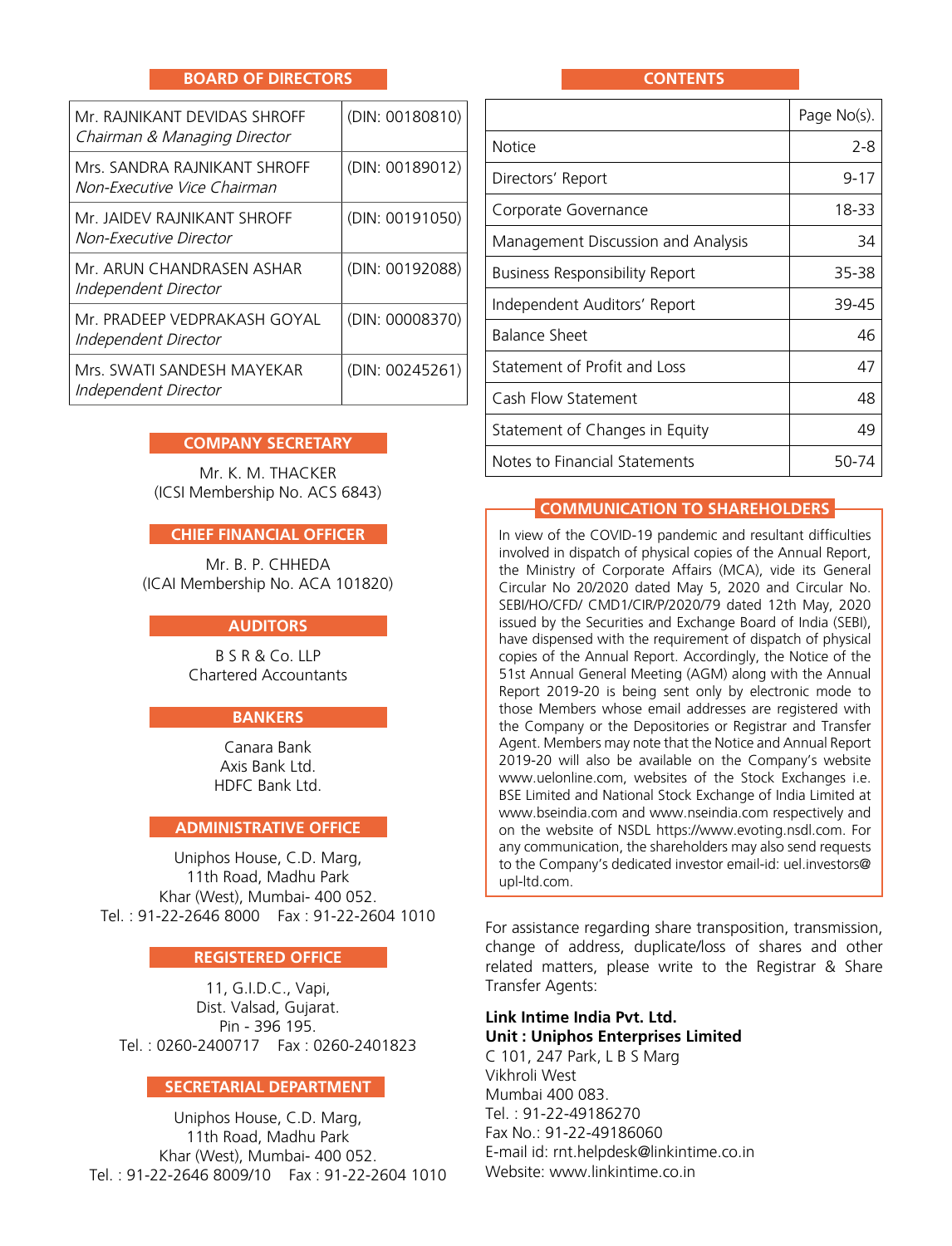## BOARD OF DIRECTORS

| | |
|---|---|
| Mr. RAJNIKANT DEVIDAS SHROFF<br>*Chairman & Managing Director* | (DIN: 00180810) |
| Mrs. SANDRA RAJNIKANT SHROFF<br>*Non-Executive Vice Chairman* | (DIN: 00189012) |
| Mr. JAIDEV RAJNIKANT SHROFF<br>*Non-Executive Director* | (DIN: 00191050) |
| Mr. ARUN CHANDRASEN ASHAR<br>*Independent Director* | (DIN: 00192088) |
| Mr. PRADEEP VEDPRAKASH GOYAL<br>*Independent Director* | (DIN: 00008370) |
| Mrs. SWATI SANDESH MAYEKAR<br>*Independent Director* | (DIN: 00245261) |

## COMPANY SECRETARY

Mr. K. M. THACKER
(ICSI Membership No. ACS 6843)

## CHIEF FINANCIAL OFFICER

Mr. B. P. CHHEDA
(ICAI Membership No. ACA 101820)

## AUDITORS

B S R & Co. LLP
Chartered Accountants

## BANKERS

Canara Bank
Axis Bank Ltd.
HDFC Bank Ltd.

## ADMINISTRATIVE OFFICE

Uniphos House, C.D. Marg,
11th Road, Madhu Park
Khar (West), Mumbai- 400 052.
Tel. : 91-22-2646 8000 Fax : 91-22-2604 1010

## REGISTERED OFFICE

11, G.I.D.C., Vapi,
Dist. Valsad, Gujarat.
Pin - 396 195.
Tel. : 0260-2400717 Fax : 0260-2401823

## SECRETARIAL DEPARTMENT

Uniphos House, C.D. Marg,
11th Road, Madhu Park
Khar (West), Mumbai- 400 052.
Tel. : 91-22-2646 8009/10 Fax : 91-22-2604 1010

## CONTENTS

| | Page No(s). |
|---|---|
| Notice | 2-8 |
| Directors' Report | 9-17 |
| Corporate Governance | 18-33 |
| Management Discussion and Analysis | 34 |
| Business Responsibility Report | 35-38 |
| Independent Auditors' Report | 39-45 |
| Balance Sheet | 46 |
| Statement of Profit and Loss | 47 |
| Cash Flow Statement | 48 |
| Statement of Changes in Equity | 49 |
| Notes to Financial Statements | 50-74 |

## COMMUNICATION TO SHAREHOLDERS

In view of the COVID-19 pandemic and resultant difficulties involved in dispatch of physical copies of the Annual Report, the Ministry of Corporate Affairs (MCA), vide its General Circular No 20/2020 dated May 5, 2020 and Circular No. SEBI/HO/CFD/ CMD1/CIR/P/2020/79 dated 12th May, 2020 issued by the Securities and Exchange Board of India (SEBI), have dispensed with the requirement of dispatch of physical copies of the Annual Report. Accordingly, the Notice of the 51st Annual General Meeting (AGM) along with the Annual Report 2019-20 is being sent only by electronic mode to those Members whose email addresses are registered with the Company or the Depositories or Registrar and Transfer Agent. Members may note that the Notice and Annual Report 2019-20 will also be available on the Company's website www.uelonline.com, websites of the Stock Exchanges i.e. BSE Limited and National Stock Exchange of India Limited at www.bseindia.com and www.nseindia.com respectively and on the website of NSDL https://www.evoting.nsdl.com. For any communication, the shareholders may also send requests to the Company's dedicated investor email-id: uel.investors@upl-ltd.com.

For assistance regarding share transposition, transmission, change of address, duplicate/loss of shares and other related matters, please write to the Registrar & Share Transfer Agents:

**Link Intime India Pvt. Ltd.**
**Unit : Uniphos Enterprises Limited**
C 101, 247 Park, L B S Marg
Vikhroli West
Mumbai 400 083.
Tel. : 91-22-49186270
Fax No.: 91-22-49186060
E-mail id: rnt.helpdesk@linkintime.co.in
Website: www.linkintime.co.in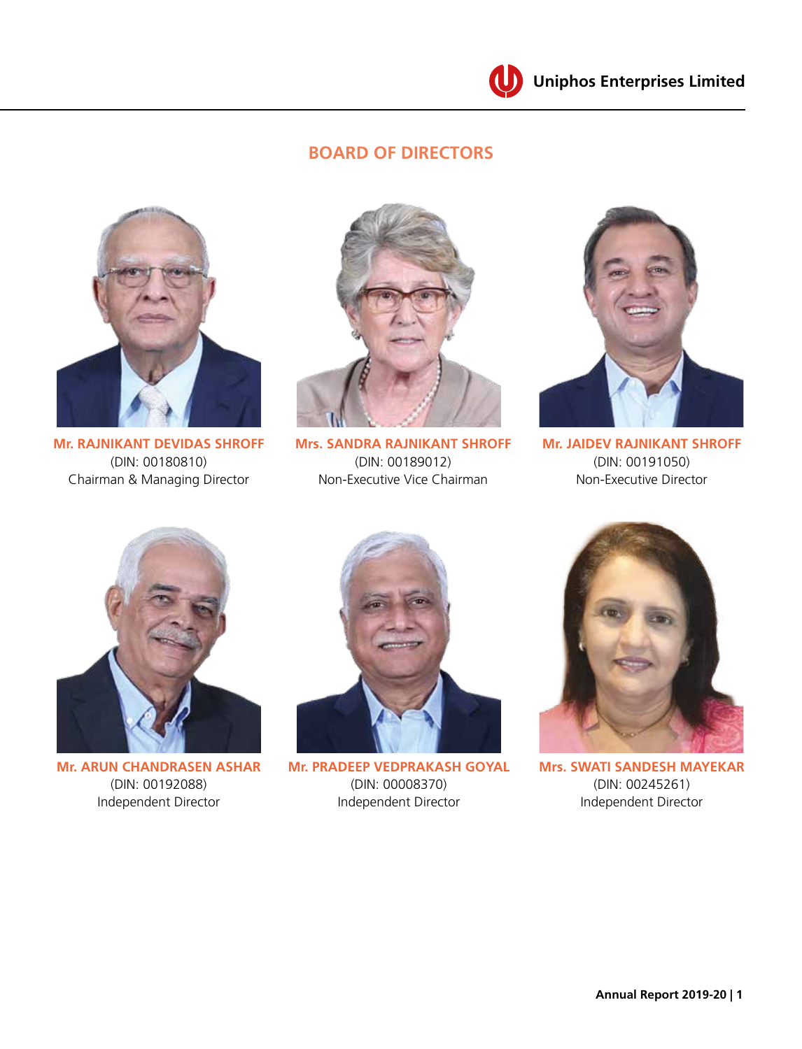## BOARD OF DIRECTORS

**Mr. RAJNIKANT DEVIDAS SHROFF**
(DIN: 00180810)
Chairman & Managing Director

**Mrs. SANDRA RAJNIKANT SHROFF**
(DIN: 00189012)
Non-Executive Vice Chairman

**Mr. JAIDEV RAJNIKANT SHROFF**
(DIN: 00191050)
Non-Executive Director

**Mr. ARUN CHANDRASEN ASHAR**
(DIN: 00192088)
Independent Director

**Mr. PRADEEP VEDPRAKASH GOYAL**
(DIN: 00008370)
Independent Director

**Mrs. SWATI SANDESH MAYEKAR**
(DIN: 00245261)
Independent Director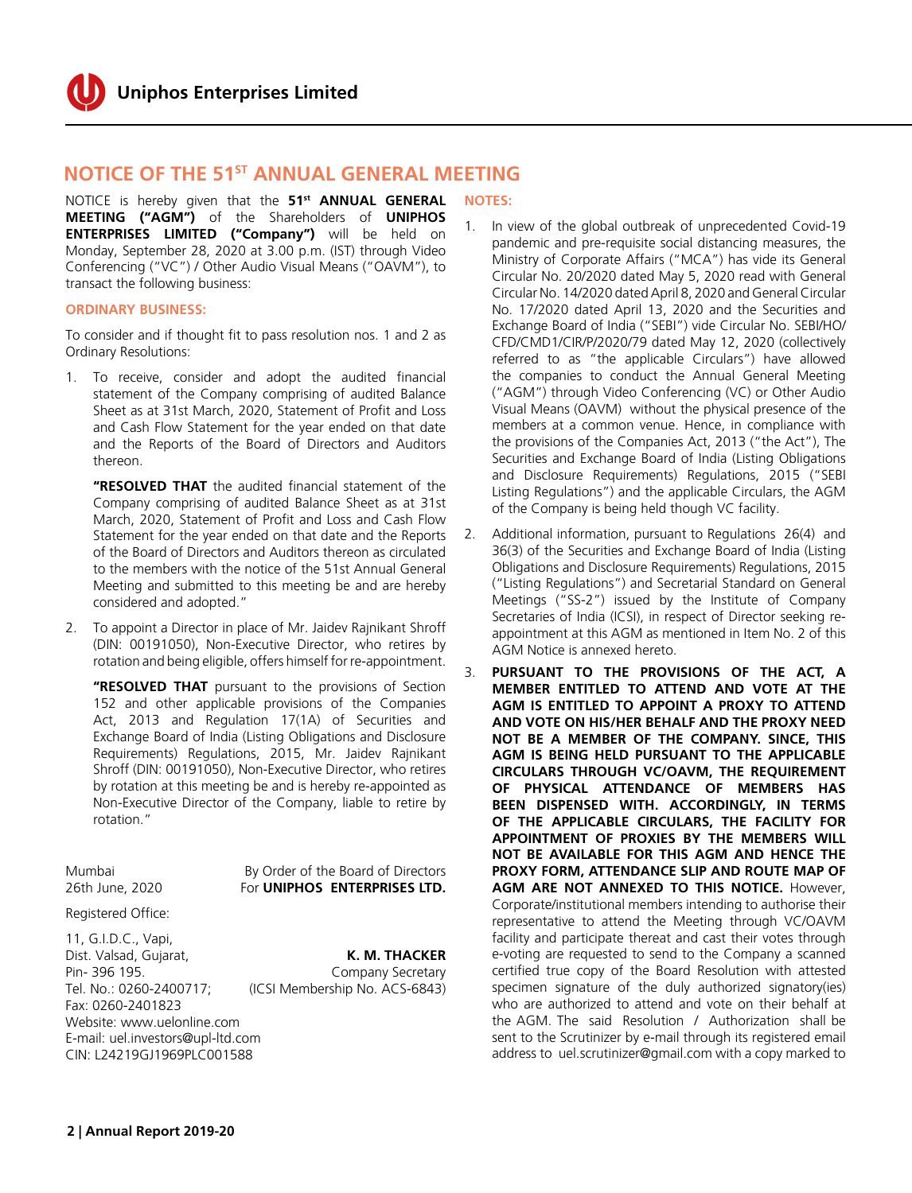# NOTICE OF THE 51ST ANNUAL GENERAL MEETING

NOTICE is hereby given that the **51st ANNUAL GENERAL MEETING ("AGM")** of the Shareholders of **UNIPHOS ENTERPRISES LIMITED ("Company")** will be held on Monday, September 28, 2020 at 3.00 p.m. (IST) through Video Conferencing ("VC") / Other Audio Visual Means ("OAVM"), to transact the following business:

## ORDINARY BUSINESS:

To consider and if thought fit to pass resolution nos. 1 and 2 as Ordinary Resolutions:

1. To receive, consider and adopt the audited financial statement of the Company comprising of audited Balance Sheet as at 31st March, 2020, Statement of Profit and Loss and Cash Flow Statement for the year ended on that date and the Reports of the Board of Directors and Auditors thereon.

   **"RESOLVED THAT** the audited financial statement of the Company comprising of audited Balance Sheet as at 31st March, 2020, Statement of Profit and Loss and Cash Flow Statement for the year ended on that date and the Reports of the Board of Directors and Auditors thereon as circulated to the members with the notice of the 51st Annual General Meeting and submitted to this meeting be and are hereby considered and adopted."

2. To appoint a Director in place of Mr. Jaidev Rajnikant Shroff (DIN: 00191050), Non-Executive Director, who retires by rotation and being eligible, offers himself for re-appointment.

   **"RESOLVED THAT** pursuant to the provisions of Section 152 and other applicable provisions of the Companies Act, 2013 and Regulation 17(1A) of Securities and Exchange Board of India (Listing Obligations and Disclosure Requirements) Regulations, 2015, Mr. Jaidev Rajnikant Shroff (DIN: 00191050), Non-Executive Director, who retires by rotation at this meeting be and is hereby re-appointed as Non-Executive Director of the Company, liable to retire by rotation."

Mumbai
26th June, 2020

By Order of the Board of Directors
For **UNIPHOS ENTERPRISES LTD.**

**K. M. THACKER**
Company Secretary
(ICSI Membership No. ACS-6843)

Registered Office:

11, G.I.D.C., Vapi,
Dist. Valsad, Gujarat,
Pin- 396 195.
Tel. No.: 0260-2400717;
Fax: 0260-2401823
Website: www.uelonline.com
E-mail: uel.investors@upl-ltd.com
CIN: L24219GJ1969PLC001588

## NOTES:

1. In view of the global outbreak of unprecedented Covid-19 pandemic and pre-requisite social distancing measures, the Ministry of Corporate Affairs ("MCA") has vide its General Circular No. 20/2020 dated May 5, 2020 read with General Circular No. 14/2020 dated April 8, 2020 and General Circular No. 17/2020 dated April 13, 2020 and the Securities and Exchange Board of India ("SEBI") vide Circular No. SEBI/HO/CFD/CMD1/CIR/P/2020/79 dated May 12, 2020 (collectively referred to as "the applicable Circulars") have allowed the companies to conduct the Annual General Meeting ("AGM") through Video Conferencing (VC) or Other Audio Visual Means (OAVM) without the physical presence of the members at a common venue. Hence, in compliance with the provisions of the Companies Act, 2013 ("the Act"), The Securities and Exchange Board of India (Listing Obligations and Disclosure Requirements) Regulations, 2015 ("SEBI Listing Regulations") and the applicable Circulars, the AGM of the Company is being held though VC facility.

2. Additional information, pursuant to Regulations 26(4) and 36(3) of the Securities and Exchange Board of India (Listing Obligations and Disclosure Requirements) Regulations, 2015 ("Listing Regulations") and Secretarial Standard on General Meetings ("SS-2") issued by the Institute of Company Secretaries of India (ICSI), in respect of Director seeking re-appointment at this AGM as mentioned in Item No. 2 of this AGM Notice is annexed hereto.

3. **PURSUANT TO THE PROVISIONS OF THE ACT, A MEMBER ENTITLED TO ATTEND AND VOTE AT THE AGM IS ENTITLED TO APPOINT A PROXY TO ATTEND AND VOTE ON HIS/HER BEHALF AND THE PROXY NEED NOT BE A MEMBER OF THE COMPANY. SINCE, THIS AGM IS BEING HELD PURSUANT TO THE APPLICABLE CIRCULARS THROUGH VC/OAVM, THE REQUIREMENT OF PHYSICAL ATTENDANCE OF MEMBERS HAS BEEN DISPENSED WITH. ACCORDINGLY, IN TERMS OF THE APPLICABLE CIRCULARS, THE FACILITY FOR APPOINTMENT OF PROXIES BY THE MEMBERS WILL NOT BE AVAILABLE FOR THIS AGM AND HENCE THE PROXY FORM, ATTENDANCE SLIP AND ROUTE MAP OF AGM ARE NOT ANNEXED TO THIS NOTICE.** However, Corporate/institutional members intending to authorise their representative to attend the Meeting through VC/OAVM facility and participate thereat and cast their votes through e-voting are requested to send to the Company a scanned certified true copy of the Board Resolution with attested specimen signature of the duly authorized signatory(ies) who are authorized to attend and vote on their behalf at the AGM. The said Resolution / Authorization shall be sent to the Scrutinizer by e-mail through its registered email address to uel.scrutinizer@gmail.com with a copy marked to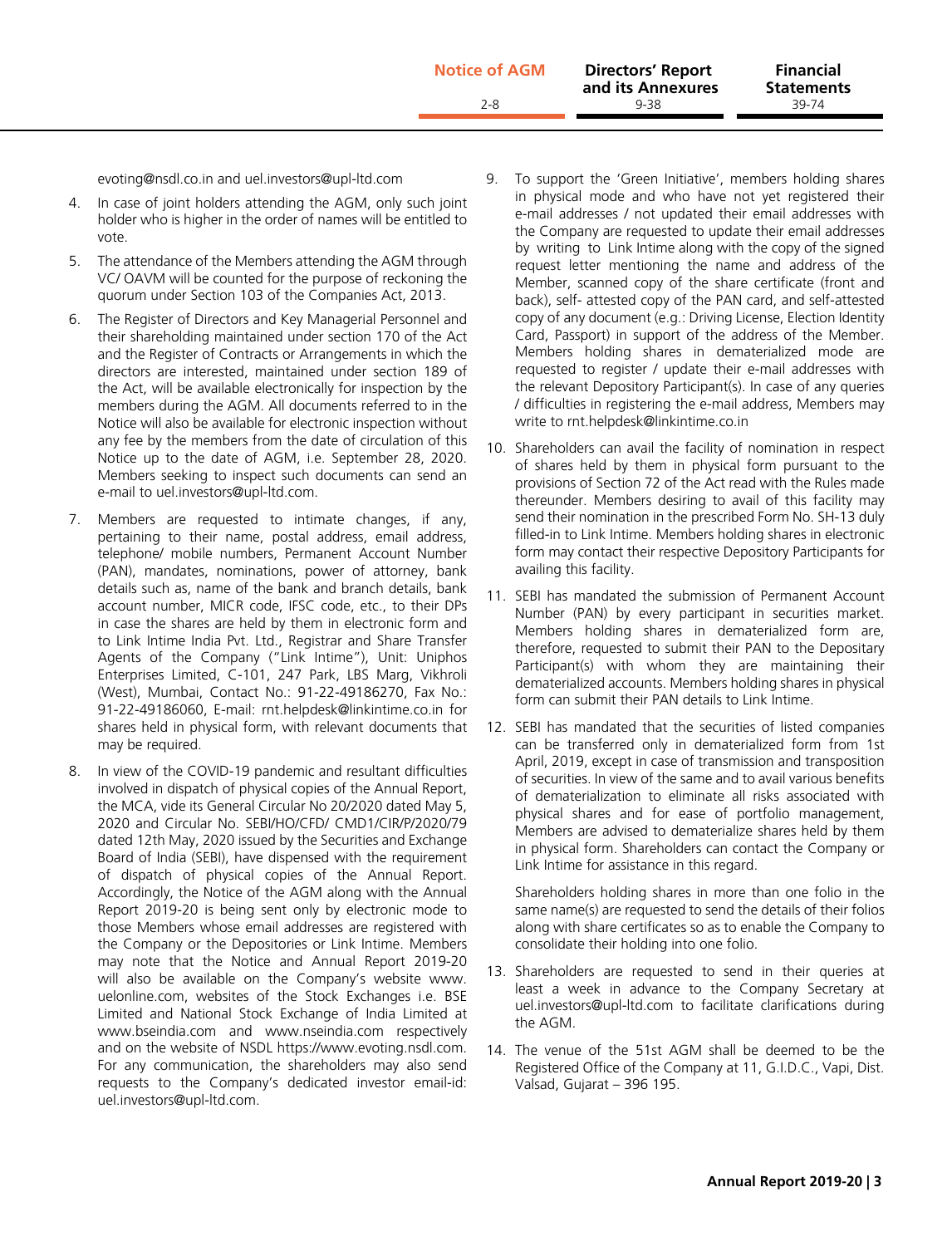evoting@nsdl.co.in and uel.investors@upl-ltd.com

4. In case of joint holders attending the AGM, only such joint holder who is higher in the order of names will be entitled to vote.

5. The attendance of the Members attending the AGM through VC/ OAVM will be counted for the purpose of reckoning the quorum under Section 103 of the Companies Act, 2013.

6. The Register of Directors and Key Managerial Personnel and their shareholding maintained under section 170 of the Act and the Register of Contracts or Arrangements in which the directors are interested, maintained under section 189 of the Act, will be available electronically for inspection by the members during the AGM. All documents referred to in the Notice will also be available for electronic inspection without any fee by the members from the date of circulation of this Notice up to the date of AGM, i.e. September 28, 2020. Members seeking to inspect such documents can send an e-mail to uel.investors@upl-ltd.com.

7. Members are requested to intimate changes, if any, pertaining to their name, postal address, email address, telephone/ mobile numbers, Permanent Account Number (PAN), mandates, nominations, power of attorney, bank details such as, name of the bank and branch details, bank account number, MICR code, IFSC code, etc., to their DPs in case the shares are held by them in electronic form and to Link Intime India Pvt. Ltd., Registrar and Share Transfer Agents of the Company ("Link Intime"), Unit: Uniphos Enterprises Limited, C-101, 247 Park, LBS Marg, Vikhroli (West), Mumbai, Contact No.: 91-22-49186270, Fax No.: 91-22-49186060, E-mail: rnt.helpdesk@linkintime.co.in for shares held in physical form, with relevant documents that may be required.

8. In view of the COVID-19 pandemic and resultant difficulties involved in dispatch of physical copies of the Annual Report, the MCA, vide its General Circular No 20/2020 dated May 5, 2020 and Circular No. SEBI/HO/CFD/ CMD1/CIR/P/2020/79 dated 12th May, 2020 issued by the Securities and Exchange Board of India (SEBI), have dispensed with the requirement of dispatch of physical copies of the Annual Report. Accordingly, the Notice of the AGM along with the Annual Report 2019-20 is being sent only by electronic mode to those Members whose email addresses are registered with the Company or the Depositories or Link Intime. Members may note that the Notice and Annual Report 2019-20 will also be available on the Company's website www.uelonline.com, websites of the Stock Exchanges i.e. BSE Limited and National Stock Exchange of India Limited at www.bseindia.com and www.nseindia.com respectively and on the website of NSDL https://www.evoting.nsdl.com. For any communication, the shareholders may also send requests to the Company's dedicated investor email-id: uel.investors@upl-ltd.com.

9. To support the 'Green Initiative', members holding shares in physical mode and who have not yet registered their e-mail addresses / not updated their email addresses with the Company are requested to update their email addresses by writing to Link Intime along with the copy of the signed request letter mentioning the name and address of the Member, scanned copy of the share certificate (front and back), self- attested copy of the PAN card, and self-attested copy of any document (e.g.: Driving License, Election Identity Card, Passport) in support of the address of the Member. Members holding shares in dematerialized mode are requested to register / update their e-mail addresses with the relevant Depository Participant(s). In case of any queries / difficulties in registering the e-mail address, Members may write to rnt.helpdesk@linkintime.co.in

10. Shareholders can avail the facility of nomination in respect of shares held by them in physical form pursuant to the provisions of Section 72 of the Act read with the Rules made thereunder. Members desiring to avail of this facility may send their nomination in the prescribed Form No. SH-13 duly filled-in to Link Intime. Members holding shares in electronic form may contact their respective Depository Participants for availing this facility.

11. SEBI has mandated the submission of Permanent Account Number (PAN) by every participant in securities market. Members holding shares in dematerialized form are, therefore, requested to submit their PAN to the Depositary Participant(s) with whom they are maintaining their dematerialized accounts. Members holding shares in physical form can submit their PAN details to Link Intime.

12. SEBI has mandated that the securities of listed companies can be transferred only in dematerialized form from 1st April, 2019, except in case of transmission and transposition of securities. In view of the same and to avail various benefits of dematerialization to eliminate all risks associated with physical shares and for ease of portfolio management, Members are advised to dematerialize shares held by them in physical form. Shareholders can contact the Company or Link Intime for assistance in this regard.

    Shareholders holding shares in more than one folio in the same name(s) are requested to send the details of their folios along with share certificates so as to enable the Company to consolidate their holding into one folio.

13. Shareholders are requested to send in their queries at least a week in advance to the Company Secretary at uel.investors@upl-ltd.com to facilitate clarifications during the AGM.

14. The venue of the 51st AGM shall be deemed to be the Registered Office of the Company at 11, G.I.D.C., Vapi, Dist. Valsad, Gujarat – 396 195.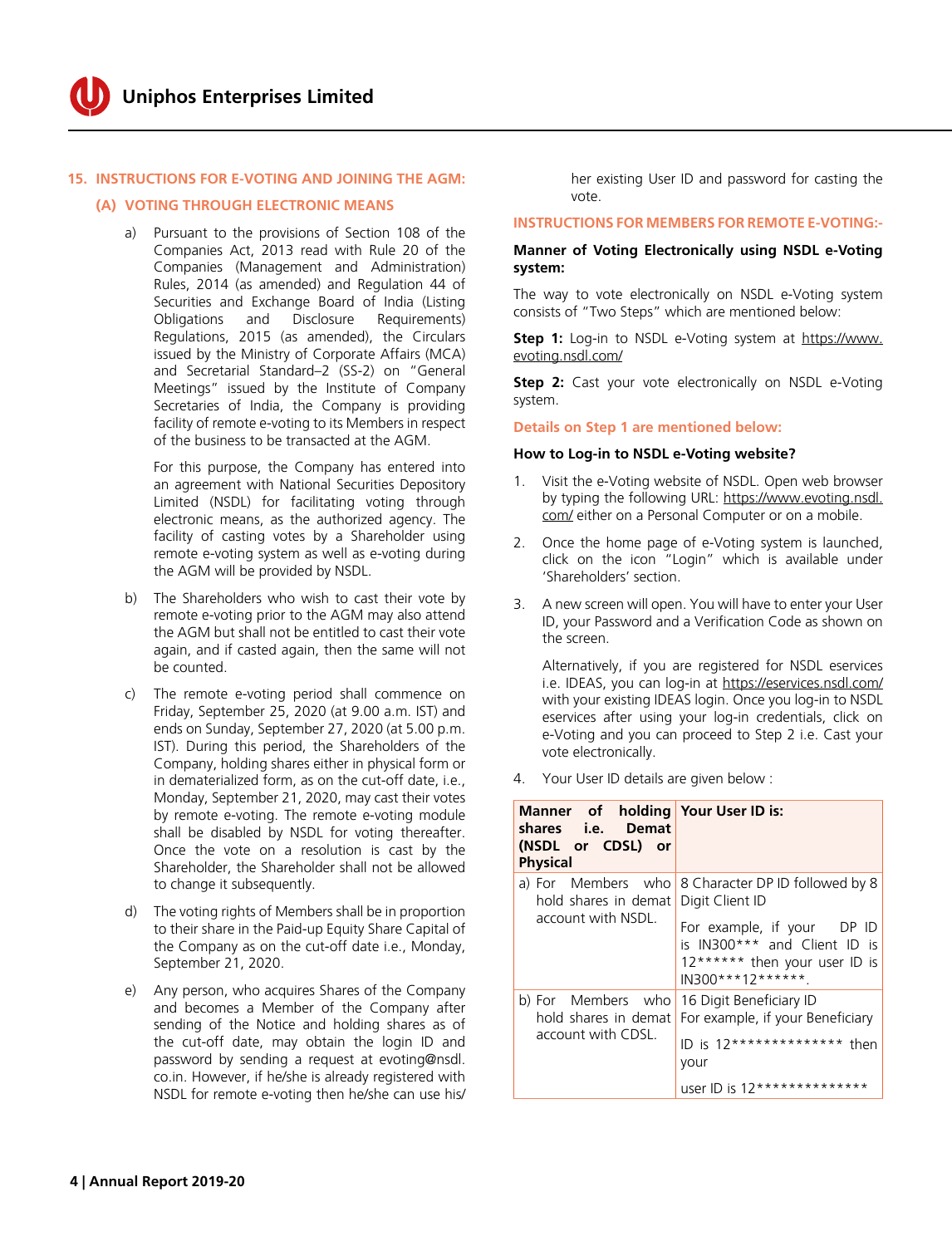## 15. INSTRUCTIONS FOR E-VOTING AND JOINING THE AGM:

### (A) VOTING THROUGH ELECTRONIC MEANS

a) Pursuant to the provisions of Section 108 of the Companies Act, 2013 read with Rule 20 of the Companies (Management and Administration) Rules, 2014 (as amended) and Regulation 44 of Securities and Exchange Board of India (Listing Obligations and Disclosure Requirements) Regulations, 2015 (as amended), the Circulars issued by the Ministry of Corporate Affairs (MCA) and Secretarial Standard–2 (SS-2) on "General Meetings" issued by the Institute of Company Secretaries of India, the Company is providing facility of remote e-voting to its Members in respect of the business to be transacted at the AGM.

For this purpose, the Company has entered into an agreement with National Securities Depository Limited (NSDL) for facilitating voting through electronic means, as the authorized agency. The facility of casting votes by a Shareholder using remote e-voting system as well as e-voting during the AGM will be provided by NSDL.

b) The Shareholders who wish to cast their vote by remote e-voting prior to the AGM may also attend the AGM but shall not be entitled to cast their vote again, and if casted again, then the same will not be counted.

c) The remote e-voting period shall commence on Friday, September 25, 2020 (at 9.00 a.m. IST) and ends on Sunday, September 27, 2020 (at 5.00 p.m. IST). During this period, the Shareholders of the Company, holding shares either in physical form or in dematerialized form, as on the cut-off date, i.e., Monday, September 21, 2020, may cast their votes by remote e-voting. The remote e-voting module shall be disabled by NSDL for voting thereafter. Once the vote on a resolution is cast by the Shareholder, the Shareholder shall not be allowed to change it subsequently.

d) The voting rights of Members shall be in proportion to their share in the Paid-up Equity Share Capital of the Company as on the cut-off date i.e., Monday, September 21, 2020.

e) Any person, who acquires Shares of the Company and becomes a Member of the Company after sending of the Notice and holding shares as of the cut-off date, may obtain the login ID and password by sending a request at evoting@nsdl.co.in. However, if he/she is already registered with NSDL for remote e-voting then he/she can use his/her existing User ID and password for casting the vote.

**INSTRUCTIONS FOR MEMBERS FOR REMOTE E-VOTING:-**

**Manner of Voting Electronically using NSDL e-Voting system:**

The way to vote electronically on NSDL e-Voting system consists of "Two Steps" which are mentioned below:

**Step 1:** Log-in to NSDL e-Voting system at https://www.evoting.nsdl.com/

**Step 2:** Cast your vote electronically on NSDL e-Voting system.

**Details on Step 1 are mentioned below:**

**How to Log-in to NSDL e-Voting website?**

1. Visit the e-Voting website of NSDL. Open web browser by typing the following URL: https://www.evoting.nsdl.com/ either on a Personal Computer or on a mobile.

2. Once the home page of e-Voting system is launched, click on the icon "Login" which is available under 'Shareholders' section.

3. A new screen will open. You will have to enter your User ID, your Password and a Verification Code as shown on the screen.

   Alternatively, if you are registered for NSDL eservices i.e. IDEAS, you can log-in at https://eservices.nsdl.com/ with your existing IDEAS login. Once you log-in to NSDL eservices after using your log-in credentials, click on e-Voting and you can proceed to Step 2 i.e. Cast your vote electronically.

4. Your User ID details are given below :

| Manner of holding shares i.e. Demat (NSDL or CDSL) or Physical | Your User ID is: |
|---|---|
| a) For Members who hold shares in demat account with NSDL. | 8 Character DP ID followed by 8 Digit Client ID<br><br>For example, if your DP ID is IN300*** and Client ID is 12****** then your user ID is IN300***12******. |
| b) For Members who hold shares in demat account with CDSL. | 16 Digit Beneficiary ID<br>For example, if your Beneficiary ID is 12************** then your user ID is 12************** |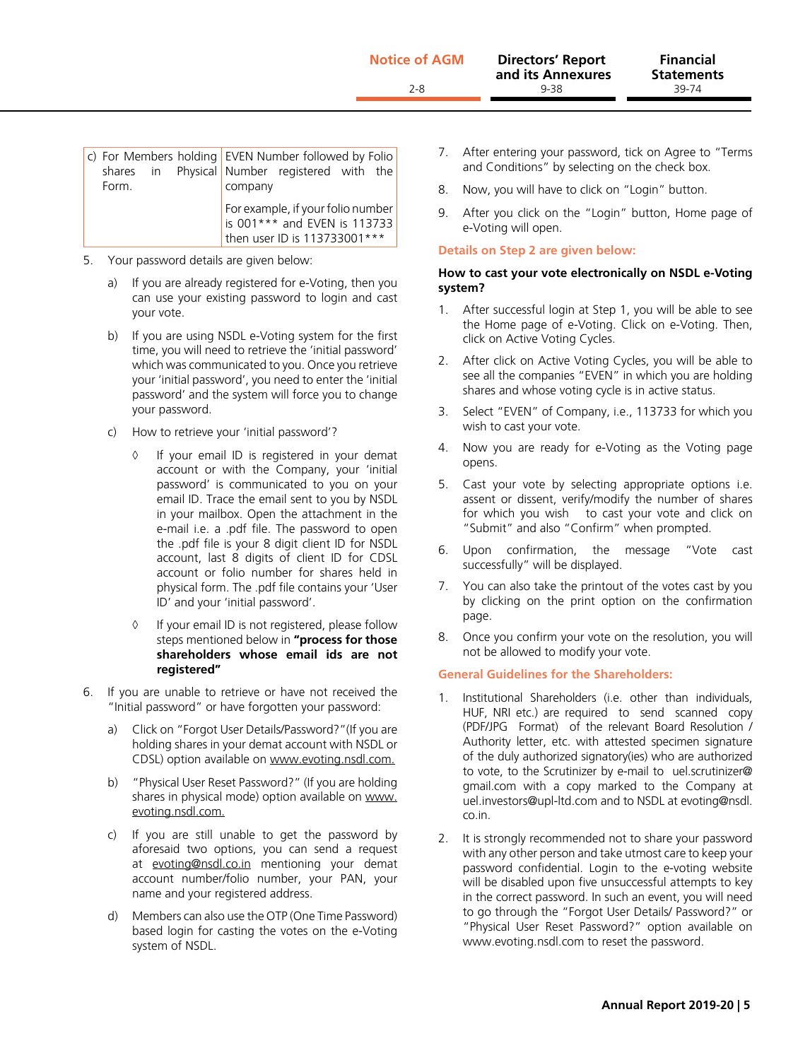| c) For Members holding shares in Physical Form. | EVEN Number followed by Folio Number registered with the company |
|---|---|
| | For example, if your folio number is 001*** and EVEN is 113733 then user ID is 113733001*** |

5. Your password details are given below:

   a) If you are already registered for e-Voting, then you can use your existing password to login and cast your vote.

   b) If you are using NSDL e-Voting system for the first time, you will need to retrieve the 'initial password' which was communicated to you. Once you retrieve your 'initial password', you need to enter the 'initial password' and the system will force you to change your password.

   c) How to retrieve your 'initial password'?

      ◊ If your email ID is registered in your demat account or with the Company, your 'initial password' is communicated to you on your email ID. Trace the email sent to you by NSDL in your mailbox. Open the attachment in the e-mail i.e. a .pdf file. The password to open the .pdf file is your 8 digit client ID for NSDL account, last 8 digits of client ID for CDSL account or folio number for shares held in physical form. The .pdf file contains your 'User ID' and your 'initial password'.

      ◊ If your email ID is not registered, please follow steps mentioned below in **"process for those shareholders whose email ids are not registered"**

6. If you are unable to retrieve or have not received the "Initial password" or have forgotten your password:

   a) Click on "Forgot User Details/Password?"(If you are holding shares in your demat account with NSDL or CDSL) option available on www.evoting.nsdl.com.

   b) "Physical User Reset Password?" (If you are holding shares in physical mode) option available on www.evoting.nsdl.com.

   c) If you are still unable to get the password by aforesaid two options, you can send a request at evoting@nsdl.co.in mentioning your demat account number/folio number, your PAN, your name and your registered address.

   d) Members can also use the OTP (One Time Password) based login for casting the votes on the e-Voting system of NSDL.

7. After entering your password, tick on Agree to "Terms and Conditions" by selecting on the check box.

8. Now, you will have to click on "Login" button.

9. After you click on the "Login" button, Home page of e-Voting will open.

**Details on Step 2 are given below:**

**How to cast your vote electronically on NSDL e-Voting system?**

1. After successful login at Step 1, you will be able to see the Home page of e-Voting. Click on e-Voting. Then, click on Active Voting Cycles.

2. After click on Active Voting Cycles, you will be able to see all the companies "EVEN" in which you are holding shares and whose voting cycle is in active status.

3. Select "EVEN" of Company, i.e., 113733 for which you wish to cast your vote.

4. Now you are ready for e-Voting as the Voting page opens.

5. Cast your vote by selecting appropriate options i.e. assent or dissent, verify/modify the number of shares for which you wish to cast your vote and click on "Submit" and also "Confirm" when prompted.

6. Upon confirmation, the message "Vote cast successfully" will be displayed.

7. You can also take the printout of the votes cast by you by clicking on the print option on the confirmation page.

8. Once you confirm your vote on the resolution, you will not be allowed to modify your vote.

**General Guidelines for the Shareholders:**

1. Institutional Shareholders (i.e. other than individuals, HUF, NRI etc.) are required to send scanned copy (PDF/JPG Format) of the relevant Board Resolution / Authority letter, etc. with attested specimen signature of the duly authorized signatory(ies) who are authorized to vote, to the Scrutinizer by e-mail to uel.scrutinizer@gmail.com with a copy marked to the Company at uel.investors@upl-ltd.com and to NSDL at evoting@nsdl.co.in.

2. It is strongly recommended not to share your password with any other person and take utmost care to keep your password confidential. Login to the e-voting website will be disabled upon five unsuccessful attempts to key in the correct password. In such an event, you will need to go through the "Forgot User Details/ Password?" or "Physical User Reset Password?" option available on www.evoting.nsdl.com to reset the password.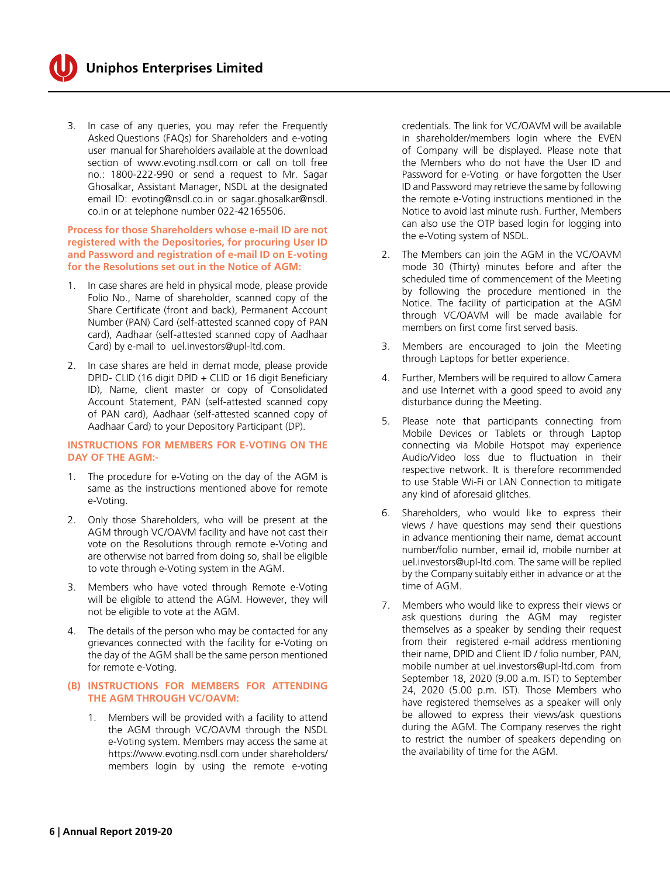3. In case of any queries, you may refer the Frequently Asked Questions (FAQs) for Shareholders and e-voting user manual for Shareholders available at the download section of www.evoting.nsdl.com or call on toll free no.: 1800-222-990 or send a request to Mr. Sagar Ghosalkar, Assistant Manager, NSDL at the designated email ID: evoting@nsdl.co.in or sagar.ghosalkar@nsdl.co.in or at telephone number 022-42165506.

**Process for those Shareholders whose e-mail ID are not registered with the Depositories, for procuring User ID and Password and registration of e-mail ID on E-voting for the Resolutions set out in the Notice of AGM:**

1. In case shares are held in physical mode, please provide Folio No., Name of shareholder, scanned copy of the Share Certificate (front and back), Permanent Account Number (PAN) Card (self-attested scanned copy of PAN card), Aadhaar (self-attested scanned copy of Aadhaar Card) by e-mail to uel.investors@upl-ltd.com.

2. In case shares are held in demat mode, please provide DPID- CLID (16 digit DPID + CLID or 16 digit Beneficiary ID), Name, client master or copy of Consolidated Account Statement, PAN (self-attested scanned copy of PAN card), Aadhaar (self-attested scanned copy of Aadhaar Card) to your Depository Participant (DP).

**INSTRUCTIONS FOR MEMBERS FOR E-VOTING ON THE DAY OF THE AGM:-**

1. The procedure for e-Voting on the day of the AGM is same as the instructions mentioned above for remote e-Voting.

2. Only those Shareholders, who will be present at the AGM through VC/OAVM facility and have not cast their vote on the Resolutions through remote e-Voting and are otherwise not barred from doing so, shall be eligible to vote through e-Voting system in the AGM.

3. Members who have voted through Remote e-Voting will be eligible to attend the AGM. However, they will not be eligible to vote at the AGM.

4. The details of the person who may be contacted for any grievances connected with the facility for e-Voting on the day of the AGM shall be the same person mentioned for remote e-Voting.

**(B) INSTRUCTIONS FOR MEMBERS FOR ATTENDING THE AGM THROUGH VC/OAVM:**

1. Members will be provided with a facility to attend the AGM through VC/OAVM through the NSDL e-Voting system. Members may access the same at https://www.evoting.nsdl.com under shareholders/members login by using the remote e-voting credentials. The link for VC/OAVM will be available in shareholder/members login where the EVEN of Company will be displayed. Please note that the Members who do not have the User ID and Password for e-Voting or have forgotten the User ID and Password may retrieve the same by following the remote e-Voting instructions mentioned in the Notice to avoid last minute rush. Further, Members can also use the OTP based login for logging into the e-Voting system of NSDL.

2. The Members can join the AGM in the VC/OAVM mode 30 (Thirty) minutes before and after the scheduled time of commencement of the Meeting by following the procedure mentioned in the Notice. The facility of participation at the AGM through VC/OAVM will be made available for members on first come first served basis.

3. Members are encouraged to join the Meeting through Laptops for better experience.

4. Further, Members will be required to allow Camera and use Internet with a good speed to avoid any disturbance during the Meeting.

5. Please note that participants connecting from Mobile Devices or Tablets or through Laptop connecting via Mobile Hotspot may experience Audio/Video loss due to fluctuation in their respective network. It is therefore recommended to use Stable Wi-Fi or LAN Connection to mitigate any kind of aforesaid glitches.

6. Shareholders, who would like to express their views / have questions may send their questions in advance mentioning their name, demat account number/folio number, email id, mobile number at uel.investors@upl-ltd.com. The same will be replied by the Company suitably either in advance or at the time of AGM.

7. Members who would like to express their views or ask questions during the AGM may register themselves as a speaker by sending their request from their registered e-mail address mentioning their name, DPID and Client ID / folio number, PAN, mobile number at uel.investors@upl-ltd.com from September 18, 2020 (9.00 a.m. IST) to September 24, 2020 (5.00 p.m. IST). Those Members who have registered themselves as a speaker will only be allowed to express their views/ask questions during the AGM. The Company reserves the right to restrict the number of speakers depending on the availability of time for the AGM.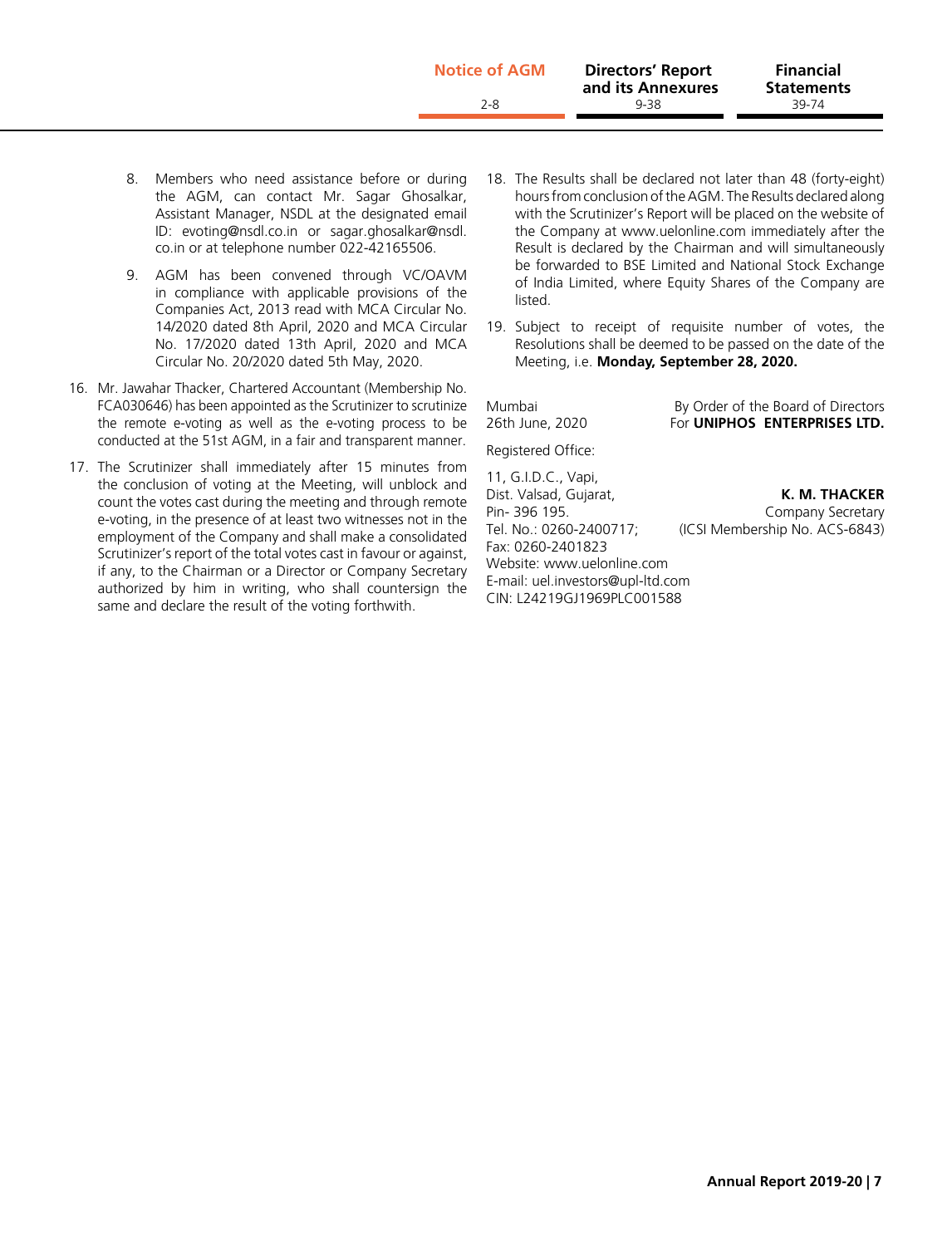8. Members who need assistance before or during the AGM, can contact Mr. Sagar Ghosalkar, Assistant Manager, NSDL at the designated email ID: evoting@nsdl.co.in or sagar.ghosalkar@nsdl.co.in or at telephone number 022-42165506.

9. AGM has been convened through VC/OAVM in compliance with applicable provisions of the Companies Act, 2013 read with MCA Circular No. 14/2020 dated 8th April, 2020 and MCA Circular No. 17/2020 dated 13th April, 2020 and MCA Circular No. 20/2020 dated 5th May, 2020.

16. Mr. Jawahar Thacker, Chartered Accountant (Membership No. FCA030646) has been appointed as the Scrutinizer to scrutinize the remote e-voting as well as the e-voting process to be conducted at the 51st AGM, in a fair and transparent manner.

17. The Scrutinizer shall immediately after 15 minutes from the conclusion of voting at the Meeting, will unblock and count the votes cast during the meeting and through remote e-voting, in the presence of at least two witnesses not in the employment of the Company and shall make a consolidated Scrutinizer's report of the total votes cast in favour or against, if any, to the Chairman or a Director or Company Secretary authorized by him in writing, who shall countersign the same and declare the result of the voting forthwith.

18. The Results shall be declared not later than 48 (forty-eight) hours from conclusion of the AGM. The Results declared along with the Scrutinizer's Report will be placed on the website of the Company at www.uelonline.com immediately after the Result is declared by the Chairman and will simultaneously be forwarded to BSE Limited and National Stock Exchange of India Limited, where Equity Shares of the Company are listed.

19. Subject to receipt of requisite number of votes, the Resolutions shall be deemed to be passed on the date of the Meeting, i.e. **Monday, September 28, 2020.**

Mumbai
26th June, 2020

By Order of the Board of Directors
For **UNIPHOS ENTERPRISES LTD.**

Registered Office:

11, G.I.D.C., Vapi,
Dist. Valsad, Gujarat,
Pin- 396 195.
Tel. No.: 0260-2400717;
Fax: 0260-2401823
Website: www.uelonline.com
E-mail: uel.investors@upl-ltd.com
CIN: L24219GJ1969PLC001588

**K. M. THACKER**
Company Secretary
(ICSI Membership No. ACS-6843)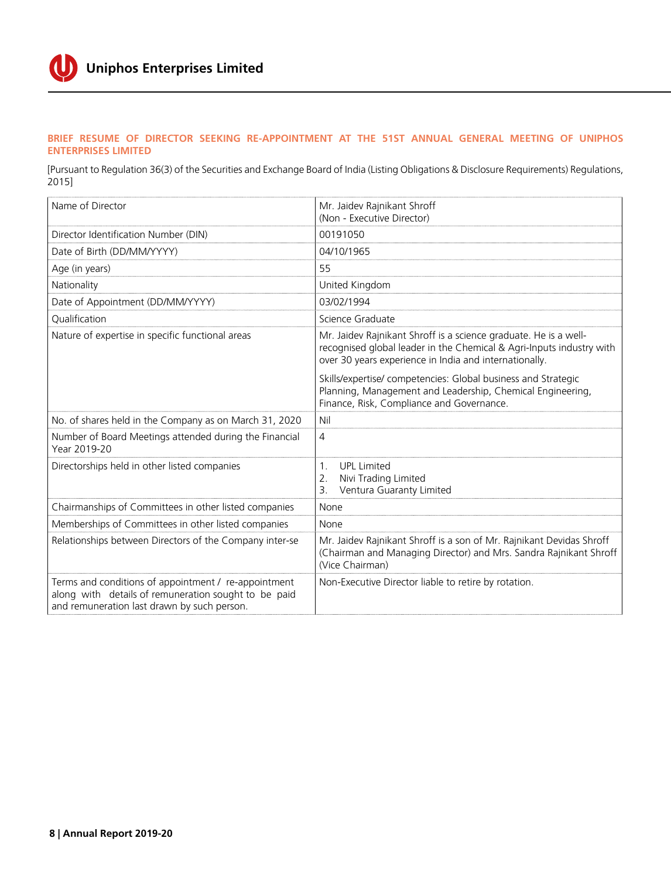## BRIEF RESUME OF DIRECTOR SEEKING RE-APPOINTMENT AT THE 51ST ANNUAL GENERAL MEETING OF UNIPHOS ENTERPRISES LIMITED

[Pursuant to Regulation 36(3) of the Securities and Exchange Board of India (Listing Obligations & Disclosure Requirements) Regulations, 2015]

| Name of Director | Mr. Jaidev Rajnikant Shroff<br>(Non - Executive Director) |
|---|---|
| Director Identification Number (DIN) | 00191050 |
| Date of Birth (DD/MM/YYYY) | 04/10/1965 |
| Age (in years) | 55 |
| Nationality | United Kingdom |
| Date of Appointment (DD/MM/YYYY) | 03/02/1994 |
| Qualification | Science Graduate |
| Nature of expertise in specific functional areas | Mr. Jaidev Rajnikant Shroff is a science graduate. He is a well-recognised global leader in the Chemical & Agri-Inputs industry with over 30 years experience in India and internationally.<br><br>Skills/expertise/ competencies: Global business and Strategic Planning, Management and Leadership, Chemical Engineering, Finance, Risk, Compliance and Governance. |
| No. of shares held in the Company as on March 31, 2020 | Nil |
| Number of Board Meetings attended during the Financial Year 2019-20 | 4 |
| Directorships held in other listed companies | 1. UPL Limited<br>2. Nivi Trading Limited<br>3. Ventura Guaranty Limited |
| Chairmanships of Committees in other listed companies | None |
| Memberships of Committees in other listed companies | None |
| Relationships between Directors of the Company inter-se | Mr. Jaidev Rajnikant Shroff is a son of Mr. Rajnikant Devidas Shroff (Chairman and Managing Director) and Mrs. Sandra Rajnikant Shroff (Vice Chairman) |
| Terms and conditions of appointment / re-appointment along with details of remuneration sought to be paid and remuneration last drawn by such person. | Non-Executive Director liable to retire by rotation. |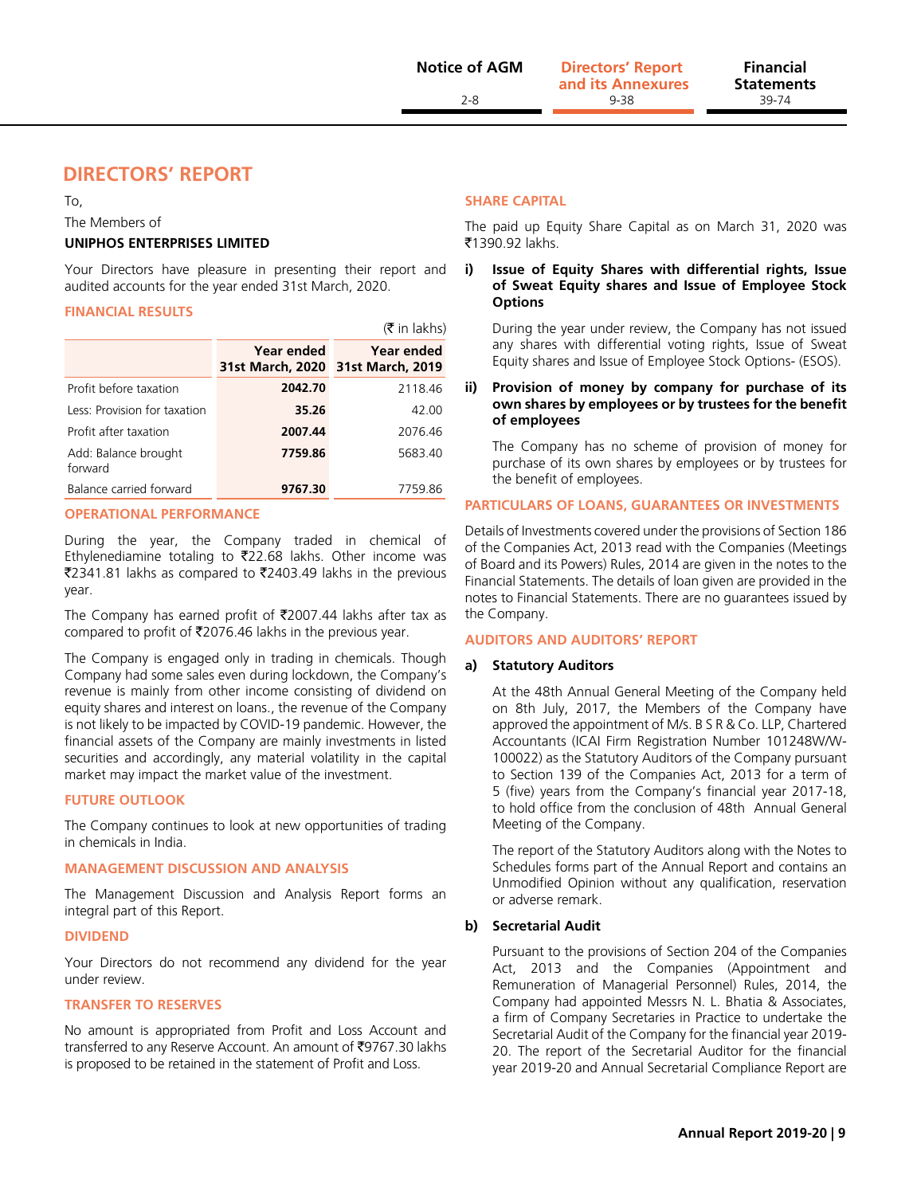# DIRECTORS' REPORT

To,

The Members of

**UNIPHOS ENTERPRISES LIMITED**

Your Directors have pleasure in presenting their report and audited accounts for the year ended 31st March, 2020.

## FINANCIAL RESULTS

(₹ in lakhs)

| | Year ended 31st March, 2020 | Year ended 31st March, 2019 |
|---|---|---|
| Profit before taxation | **2042.70** | 2118.46 |
| Less: Provision for taxation | **35.26** | 42.00 |
| Profit after taxation | **2007.44** | 2076.46 |
| Add: Balance brought forward | **7759.86** | 5683.40 |
| Balance carried forward | **9767.30** | 7759.86 |

## OPERATIONAL PERFORMANCE

During the year, the Company traded in chemical of Ethylenediamine totaling to ₹22.68 lakhs. Other income was ₹2341.81 lakhs as compared to ₹2403.49 lakhs in the previous year.

The Company has earned profit of ₹2007.44 lakhs after tax as compared to profit of ₹2076.46 lakhs in the previous year.

The Company is engaged only in trading in chemicals. Though Company had some sales even during lockdown, the Company's revenue is mainly from other income consisting of dividend on equity shares and interest on loans., the revenue of the Company is not likely to be impacted by COVID-19 pandemic. However, the financial assets of the Company are mainly investments in listed securities and accordingly, any material volatility in the capital market may impact the market value of the investment.

## FUTURE OUTLOOK

The Company continues to look at new opportunities of trading in chemicals in India.

## MANAGEMENT DISCUSSION AND ANALYSIS

The Management Discussion and Analysis Report forms an integral part of this Report.

## DIVIDEND

Your Directors do not recommend any dividend for the year under review.

## TRANSFER TO RESERVES

No amount is appropriated from Profit and Loss Account and transferred to any Reserve Account. An amount of ₹9767.30 lakhs is proposed to be retained in the statement of Profit and Loss.

## SHARE CAPITAL

The paid up Equity Share Capital as on March 31, 2020 was ₹1390.92 lakhs.

**i) Issue of Equity Shares with differential rights, Issue of Sweat Equity shares and Issue of Employee Stock Options**

During the year under review, the Company has not issued any shares with differential voting rights, Issue of Sweat Equity shares and Issue of Employee Stock Options- (ESOS).

**ii) Provision of money by company for purchase of its own shares by employees or by trustees for the benefit of employees**

The Company has no scheme of provision of money for purchase of its own shares by employees or by trustees for the benefit of employees.

## PARTICULARS OF LOANS, GUARANTEES OR INVESTMENTS

Details of Investments covered under the provisions of Section 186 of the Companies Act, 2013 read with the Companies (Meetings of Board and its Powers) Rules, 2014 are given in the notes to the Financial Statements. The details of loan given are provided in the notes to Financial Statements. There are no guarantees issued by the Company.

## AUDITORS AND AUDITORS' REPORT

**a) Statutory Auditors**

At the 48th Annual General Meeting of the Company held on 8th July, 2017, the Members of the Company have approved the appointment of M/s. B S R & Co. LLP, Chartered Accountants (ICAI Firm Registration Number 101248W/W-100022) as the Statutory Auditors of the Company pursuant to Section 139 of the Companies Act, 2013 for a term of 5 (five) years from the Company's financial year 2017-18, to hold office from the conclusion of 48th Annual General Meeting of the Company.

The report of the Statutory Auditors along with the Notes to Schedules forms part of the Annual Report and contains an Unmodified Opinion without any qualification, reservation or adverse remark.

**b) Secretarial Audit**

Pursuant to the provisions of Section 204 of the Companies Act, 2013 and the Companies (Appointment and Remuneration of Managerial Personnel) Rules, 2014, the Company had appointed Messrs N. L. Bhatia & Associates, a firm of Company Secretaries in Practice to undertake the Secretarial Audit of the Company for the financial year 2019-20. The report of the Secretarial Auditor for the financial year 2019-20 and Annual Secretarial Compliance Report are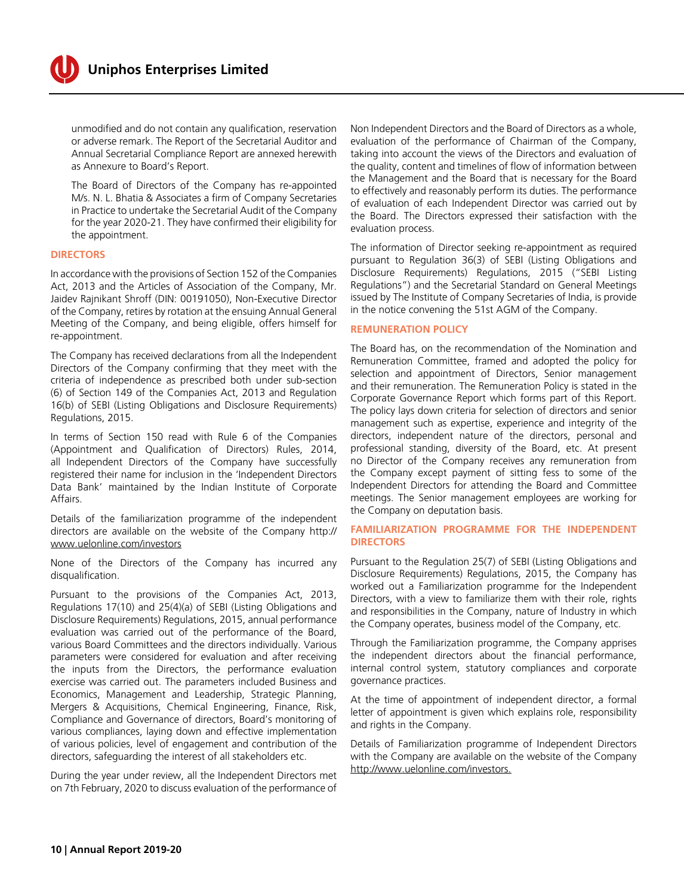unmodified and do not contain any qualification, reservation or adverse remark. The Report of the Secretarial Auditor and Annual Secretarial Compliance Report are annexed herewith as Annexure to Board's Report.

The Board of Directors of the Company has re-appointed M/s. N. L. Bhatia & Associates a firm of Company Secretaries in Practice to undertake the Secretarial Audit of the Company for the year 2020-21. They have confirmed their eligibility for the appointment.

## DIRECTORS

In accordance with the provisions of Section 152 of the Companies Act, 2013 and the Articles of Association of the Company, Mr. Jaidev Rajnikant Shroff (DIN: 00191050), Non-Executive Director of the Company, retires by rotation at the ensuing Annual General Meeting of the Company, and being eligible, offers himself for re-appointment.

The Company has received declarations from all the Independent Directors of the Company confirming that they meet with the criteria of independence as prescribed both under sub-section (6) of Section 149 of the Companies Act, 2013 and Regulation 16(b) of SEBI (Listing Obligations and Disclosure Requirements) Regulations, 2015.

In terms of Section 150 read with Rule 6 of the Companies (Appointment and Qualification of Directors) Rules, 2014, all Independent Directors of the Company have successfully registered their name for inclusion in the 'Independent Directors Data Bank' maintained by the Indian Institute of Corporate Affairs.

Details of the familiarization programme of the independent directors are available on the website of the Company http://www.uelonline.com/investors

None of the Directors of the Company has incurred any disqualification.

Pursuant to the provisions of the Companies Act, 2013, Regulations 17(10) and 25(4)(a) of SEBI (Listing Obligations and Disclosure Requirements) Regulations, 2015, annual performance evaluation was carried out of the performance of the Board, various Board Committees and the directors individually. Various parameters were considered for evaluation and after receiving the inputs from the Directors, the performance evaluation exercise was carried out. The parameters included Business and Economics, Management and Leadership, Strategic Planning, Mergers & Acquisitions, Chemical Engineering, Finance, Risk, Compliance and Governance of directors, Board's monitoring of various compliances, laying down and effective implementation of various policies, level of engagement and contribution of the directors, safeguarding the interest of all stakeholders etc.

During the year under review, all the Independent Directors met on 7th February, 2020 to discuss evaluation of the performance of Non Independent Directors and the Board of Directors as a whole, evaluation of the performance of Chairman of the Company, taking into account the views of the Directors and evaluation of the quality, content and timelines of flow of information between the Management and the Board that is necessary for the Board to effectively and reasonably perform its duties. The performance of evaluation of each Independent Director was carried out by the Board. The Directors expressed their satisfaction with the evaluation process.

The information of Director seeking re-appointment as required pursuant to Regulation 36(3) of SEBI (Listing Obligations and Disclosure Requirements) Regulations, 2015 ("SEBI Listing Regulations") and the Secretarial Standard on General Meetings issued by The Institute of Company Secretaries of India, is provide in the notice convening the 51st AGM of the Company.

## REMUNERATION POLICY

The Board has, on the recommendation of the Nomination and Remuneration Committee, framed and adopted the policy for selection and appointment of Directors, Senior management and their remuneration. The Remuneration Policy is stated in the Corporate Governance Report which forms part of this Report. The policy lays down criteria for selection of directors and senior management such as expertise, experience and integrity of the directors, independent nature of the directors, personal and professional standing, diversity of the Board, etc. At present no Director of the Company receives any remuneration from the Company except payment of sitting fess to some of the Independent Directors for attending the Board and Committee meetings. The Senior management employees are working for the Company on deputation basis.

## FAMILIARIZATION PROGRAMME FOR THE INDEPENDENT DIRECTORS

Pursuant to the Regulation 25(7) of SEBI (Listing Obligations and Disclosure Requirements) Regulations, 2015, the Company has worked out a Familiarization programme for the Independent Directors, with a view to familiarize them with their role, rights and responsibilities in the Company, nature of Industry in which the Company operates, business model of the Company, etc.

Through the Familiarization programme, the Company apprises the independent directors about the financial performance, internal control system, statutory compliances and corporate governance practices.

At the time of appointment of independent director, a formal letter of appointment is given which explains role, responsibility and rights in the Company.

Details of Familiarization programme of Independent Directors with the Company are available on the website of the Company http://www.uelonline.com/investors.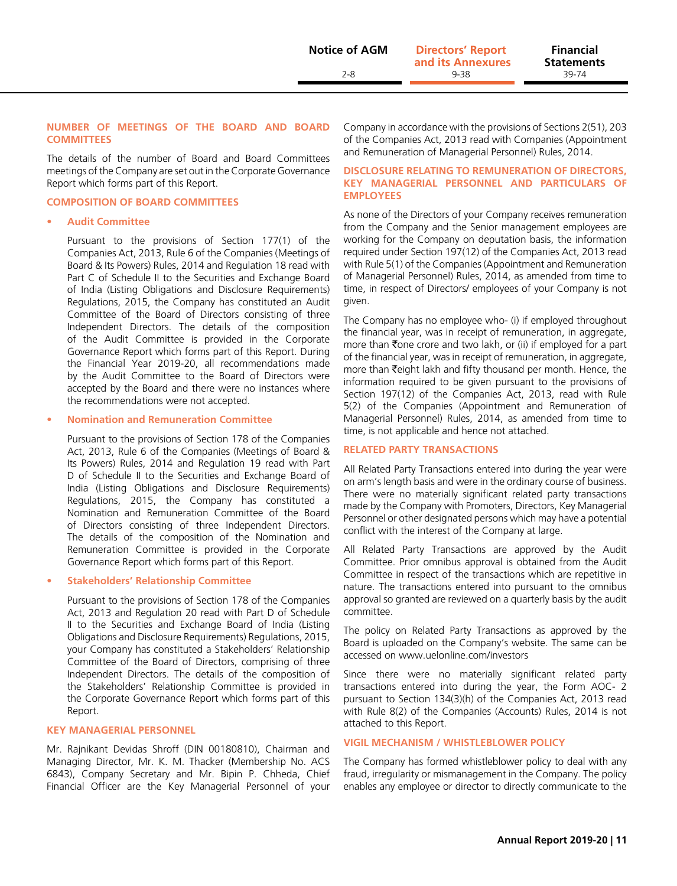## NUMBER OF MEETINGS OF THE BOARD AND BOARD COMMITTEES

The details of the number of Board and Board Committees meetings of the Company are set out in the Corporate Governance Report which forms part of this Report.

## COMPOSITION OF BOARD COMMITTEES

- **Audit Committee**

  Pursuant to the provisions of Section 177(1) of the Companies Act, 2013, Rule 6 of the Companies (Meetings of Board & Its Powers) Rules, 2014 and Regulation 18 read with Part C of Schedule II to the Securities and Exchange Board of India (Listing Obligations and Disclosure Requirements) Regulations, 2015, the Company has constituted an Audit Committee of the Board of Directors consisting of three Independent Directors. The details of the composition of the Audit Committee is provided in the Corporate Governance Report which forms part of this Report. During the Financial Year 2019-20, all recommendations made by the Audit Committee to the Board of Directors were accepted by the Board and there were no instances where the recommendations were not accepted.

- **Nomination and Remuneration Committee**

  Pursuant to the provisions of Section 178 of the Companies Act, 2013, Rule 6 of the Companies (Meetings of Board & Its Powers) Rules, 2014 and Regulation 19 read with Part D of Schedule II to the Securities and Exchange Board of India (Listing Obligations and Disclosure Requirements) Regulations, 2015, the Company has constituted a Nomination and Remuneration Committee of the Board of Directors consisting of three Independent Directors. The details of the composition of the Nomination and Remuneration Committee is provided in the Corporate Governance Report which forms part of this Report.

- **Stakeholders' Relationship Committee**

  Pursuant to the provisions of Section 178 of the Companies Act, 2013 and Regulation 20 read with Part D of Schedule II to the Securities and Exchange Board of India (Listing Obligations and Disclosure Requirements) Regulations, 2015, your Company has constituted a Stakeholders' Relationship Committee of the Board of Directors, comprising of three Independent Directors. The details of the composition of the Stakeholders' Relationship Committee is provided in the Corporate Governance Report which forms part of this Report.

## KEY MANAGERIAL PERSONNEL

Mr. Rajnikant Devidas Shroff (DIN 00180810), Chairman and Managing Director, Mr. K. M. Thacker (Membership No. ACS 6843), Company Secretary and Mr. Bipin P. Chheda, Chief Financial Officer are the Key Managerial Personnel of your Company in accordance with the provisions of Sections 2(51), 203 of the Companies Act, 2013 read with Companies (Appointment and Remuneration of Managerial Personnel) Rules, 2014.

## DISCLOSURE RELATING TO REMUNERATION OF DIRECTORS, KEY MANAGERIAL PERSONNEL AND PARTICULARS OF EMPLOYEES

As none of the Directors of your Company receives remuneration from the Company and the Senior management employees are working for the Company on deputation basis, the information required under Section 197(12) of the Companies Act, 2013 read with Rule 5(1) of the Companies (Appointment and Remuneration of Managerial Personnel) Rules, 2014, as amended from time to time, in respect of Directors/ employees of your Company is not given.

The Company has no employee who- (i) if employed throughout the financial year, was in receipt of remuneration, in aggregate, more than ₹one crore and two lakh, or (ii) if employed for a part of the financial year, was in receipt of remuneration, in aggregate, more than ₹eight lakh and fifty thousand per month. Hence, the information required to be given pursuant to the provisions of Section 197(12) of the Companies Act, 2013, read with Rule 5(2) of the Companies (Appointment and Remuneration of Managerial Personnel) Rules, 2014, as amended from time to time, is not applicable and hence not attached.

## RELATED PARTY TRANSACTIONS

All Related Party Transactions entered into during the year were on arm's length basis and were in the ordinary course of business. There were no materially significant related party transactions made by the Company with Promoters, Directors, Key Managerial Personnel or other designated persons which may have a potential conflict with the interest of the Company at large.

All Related Party Transactions are approved by the Audit Committee. Prior omnibus approval is obtained from the Audit Committee in respect of the transactions which are repetitive in nature. The transactions entered into pursuant to the omnibus approval so granted are reviewed on a quarterly basis by the audit committee.

The policy on Related Party Transactions as approved by the Board is uploaded on the Company's website. The same can be accessed on www.uelonline.com/investors

Since there were no materially significant related party transactions entered into during the year, the Form AOC- 2 pursuant to Section 134(3)(h) of the Companies Act, 2013 read with Rule 8(2) of the Companies (Accounts) Rules, 2014 is not attached to this Report.

## VIGIL MECHANISM / WHISTLEBLOWER POLICY

The Company has formed whistleblower policy to deal with any fraud, irregularity or mismanagement in the Company. The policy enables any employee or director to directly communicate to the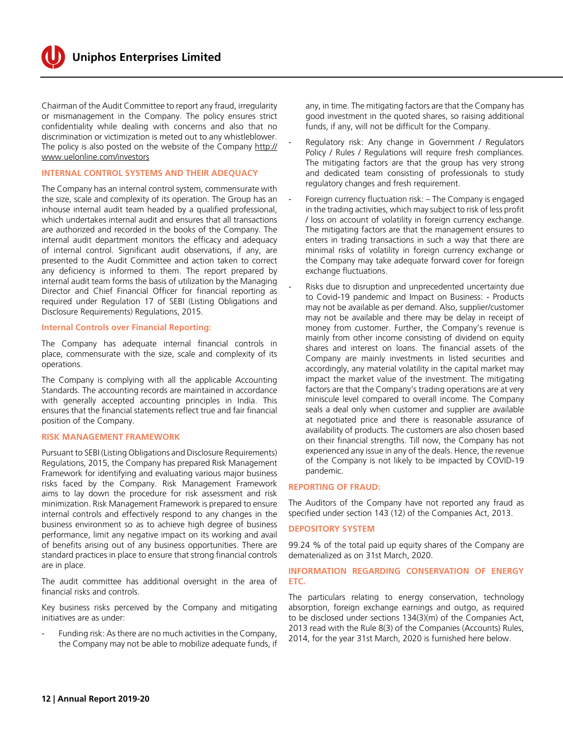Chairman of the Audit Committee to report any fraud, irregularity or mismanagement in the Company. The policy ensures strict confidentiality while dealing with concerns and also that no discrimination or victimization is meted out to any whistleblower. The policy is also posted on the website of the Company http://www.uelonline.com/investors

## INTERNAL CONTROL SYSTEMS AND THEIR ADEQUACY

The Company has an internal control system, commensurate with the size, scale and complexity of its operation. The Group has an inhouse internal audit team headed by a qualified professional, which undertakes internal audit and ensures that all transactions are authorized and recorded in the books of the Company. The internal audit department monitors the efficacy and adequacy of internal control. Significant audit observations, if any, are presented to the Audit Committee and action taken to correct any deficiency is informed to them. The report prepared by internal audit team forms the basis of utilization by the Managing Director and Chief Financial Officer for financial reporting as required under Regulation 17 of SEBI (Listing Obligations and Disclosure Requirements) Regulations, 2015.

### Internal Controls over Financial Reporting:

The Company has adequate internal financial controls in place, commensurate with the size, scale and complexity of its operations.

The Company is complying with all the applicable Accounting Standards. The accounting records are maintained in accordance with generally accepted accounting principles in India. This ensures that the financial statements reflect true and fair financial position of the Company.

## RISK MANAGEMENT FRAMEWORK

Pursuant to SEBI (Listing Obligations and Disclosure Requirements) Regulations, 2015, the Company has prepared Risk Management Framework for identifying and evaluating various major business risks faced by the Company. Risk Management Framework aims to lay down the procedure for risk assessment and risk minimization. Risk Management Framework is prepared to ensure internal controls and effectively respond to any changes in the business environment so as to achieve high degree of business performance, limit any negative impact on its working and avail of benefits arising out of any business opportunities. There are standard practices in place to ensure that strong financial controls are in place.

The audit committee has additional oversight in the area of financial risks and controls.

Key business risks perceived by the Company and mitigating initiatives are as under:

- Funding risk: As there are no much activities in the Company, the Company may not be able to mobilize adequate funds, if any, in time. The mitigating factors are that the Company has good investment in the quoted shares, so raising additional funds, if any, will not be difficult for the Company.
- Regulatory risk: Any change in Government / Regulators Policy / Rules / Regulations will require fresh compliances. The mitigating factors are that the group has very strong and dedicated team consisting of professionals to study regulatory changes and fresh requirement.
- Foreign currency fluctuation risk: – The Company is engaged in the trading activities, which may subject to risk of less profit / loss on account of volatility in foreign currency exchange. The mitigating factors are that the management ensures to enters in trading transactions in such a way that there are minimal risks of volatility in foreign currency exchange or the Company may take adequate forward cover for foreign exchange fluctuations.
- Risks due to disruption and unprecedented uncertainty due to Covid-19 pandemic and Impact on Business: - Products may not be available as per demand. Also, supplier/customer may not be available and there may be delay in receipt of money from customer. Further, the Company's revenue is mainly from other income consisting of dividend on equity shares and interest on loans. The financial assets of the Company are mainly investments in listed securities and accordingly, any material volatility in the capital market may impact the market value of the investment. The mitigating factors are that the Company's trading operations are at very miniscule level compared to overall income. The Company seals a deal only when customer and supplier are available at negotiated price and there is reasonable assurance of availability of products. The customers are also chosen based on their financial strengths. Till now, the Company has not experienced any issue in any of the deals. Hence, the revenue of the Company is not likely to be impacted by COVID-19 pandemic.

## REPORTING OF FRAUD:

The Auditors of the Company have not reported any fraud as specified under section 143 (12) of the Companies Act, 2013.

## DEPOSITORY SYSTEM

99.24 % of the total paid up equity shares of the Company are dematerialized as on 31st March, 2020.

## INFORMATION REGARDING CONSERVATION OF ENERGY ETC.

The particulars relating to energy conservation, technology absorption, foreign exchange earnings and outgo, as required to be disclosed under sections 134(3)(m) of the Companies Act, 2013 read with the Rule 8(3) of the Companies (Accounts) Rules, 2014, for the year 31st March, 2020 is furnished here below.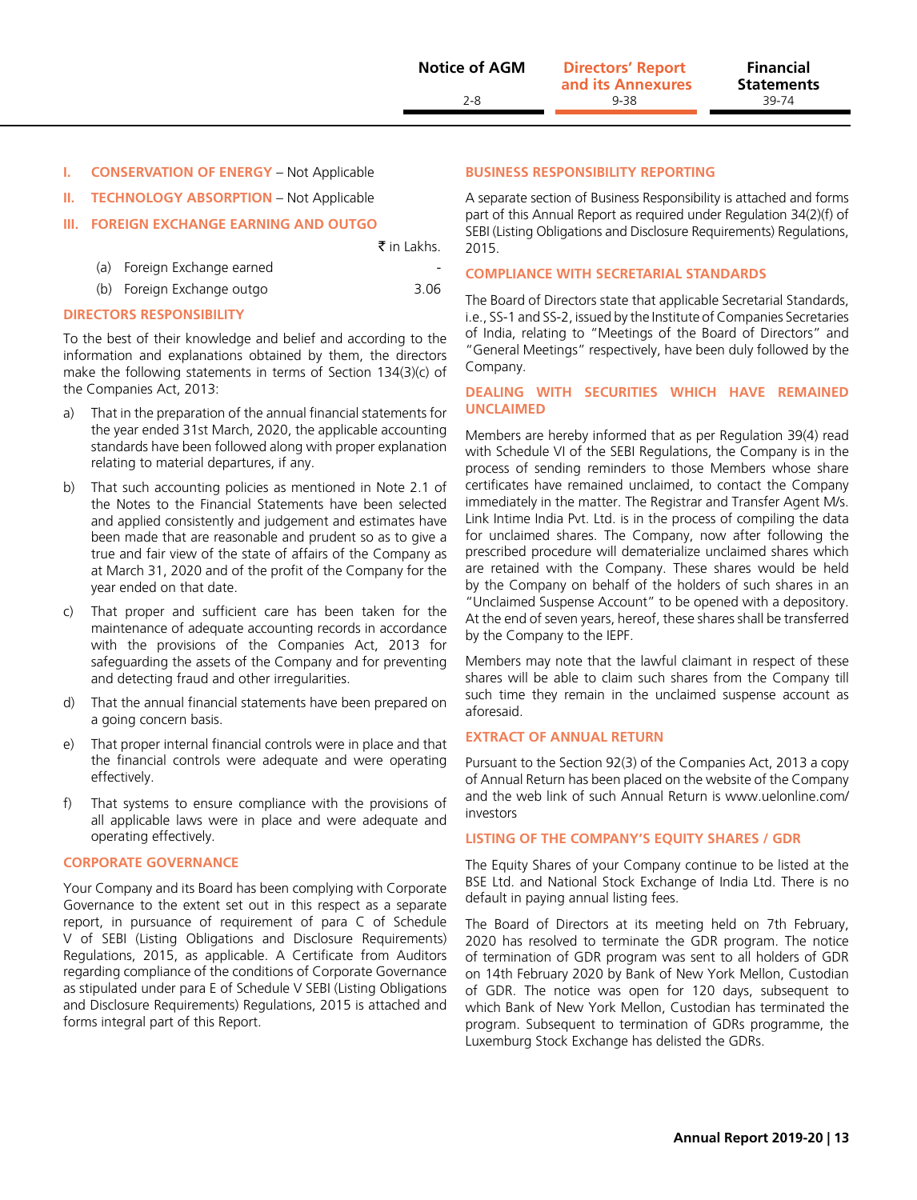## I. CONSERVATION OF ENERGY – Not Applicable

## II. TECHNOLOGY ABSORPTION – Not Applicable

## III. FOREIGN EXCHANGE EARNING AND OUTGO

| | ₹ in Lakhs. |
|---|---|
| (a) Foreign Exchange earned | - |
| (b) Foreign Exchange outgo | 3.06 |

## DIRECTORS RESPONSIBILITY

To the best of their knowledge and belief and according to the information and explanations obtained by them, the directors make the following statements in terms of Section 134(3)(c) of the Companies Act, 2013:

a) That in the preparation of the annual financial statements for the year ended 31st March, 2020, the applicable accounting standards have been followed along with proper explanation relating to material departures, if any.

b) That such accounting policies as mentioned in Note 2.1 of the Notes to the Financial Statements have been selected and applied consistently and judgement and estimates have been made that are reasonable and prudent so as to give a true and fair view of the state of affairs of the Company as at March 31, 2020 and of the profit of the Company for the year ended on that date.

c) That proper and sufficient care has been taken for the maintenance of adequate accounting records in accordance with the provisions of the Companies Act, 2013 for safeguarding the assets of the Company and for preventing and detecting fraud and other irregularities.

d) That the annual financial statements have been prepared on a going concern basis.

e) That proper internal financial controls were in place and that the financial controls were adequate and were operating effectively.

f) That systems to ensure compliance with the provisions of all applicable laws were in place and were adequate and operating effectively.

## CORPORATE GOVERNANCE

Your Company and its Board has been complying with Corporate Governance to the extent set out in this respect as a separate report, in pursuance of requirement of para C of Schedule V of SEBI (Listing Obligations and Disclosure Requirements) Regulations, 2015, as applicable. A Certificate from Auditors regarding compliance of the conditions of Corporate Governance as stipulated under para E of Schedule V SEBI (Listing Obligations and Disclosure Requirements) Regulations, 2015 is attached and forms integral part of this Report.

## BUSINESS RESPONSIBILITY REPORTING

A separate section of Business Responsibility is attached and forms part of this Annual Report as required under Regulation 34(2)(f) of SEBI (Listing Obligations and Disclosure Requirements) Regulations, 2015.

## COMPLIANCE WITH SECRETARIAL STANDARDS

The Board of Directors state that applicable Secretarial Standards, i.e., SS-1 and SS-2, issued by the Institute of Companies Secretaries of India, relating to "Meetings of the Board of Directors" and "General Meetings" respectively, have been duly followed by the Company.

## DEALING WITH SECURITIES WHICH HAVE REMAINED UNCLAIMED

Members are hereby informed that as per Regulation 39(4) read with Schedule VI of the SEBI Regulations, the Company is in the process of sending reminders to those Members whose share certificates have remained unclaimed, to contact the Company immediately in the matter. The Registrar and Transfer Agent M/s. Link Intime India Pvt. Ltd. is in the process of compiling the data for unclaimed shares. The Company, now after following the prescribed procedure will dematerialize unclaimed shares which are retained with the Company. These shares would be held by the Company on behalf of the holders of such shares in an "Unclaimed Suspense Account" to be opened with a depository. At the end of seven years, hereof, these shares shall be transferred by the Company to the IEPF.

Members may note that the lawful claimant in respect of these shares will be able to claim such shares from the Company till such time they remain in the unclaimed suspense account as aforesaid.

## EXTRACT OF ANNUAL RETURN

Pursuant to the Section 92(3) of the Companies Act, 2013 a copy of Annual Return has been placed on the website of the Company and the web link of such Annual Return is www.uelonline.com/investors

## LISTING OF THE COMPANY'S EQUITY SHARES / GDR

The Equity Shares of your Company continue to be listed at the BSE Ltd. and National Stock Exchange of India Ltd. There is no default in paying annual listing fees.

The Board of Directors at its meeting held on 7th February, 2020 has resolved to terminate the GDR program. The notice of termination of GDR program was sent to all holders of GDR on 14th February 2020 by Bank of New York Mellon, Custodian of GDR. The notice was open for 120 days, subsequent to which Bank of New York Mellon, Custodian has terminated the program. Subsequent to termination of GDRs programme, the Luxemburg Stock Exchange has delisted the GDRs.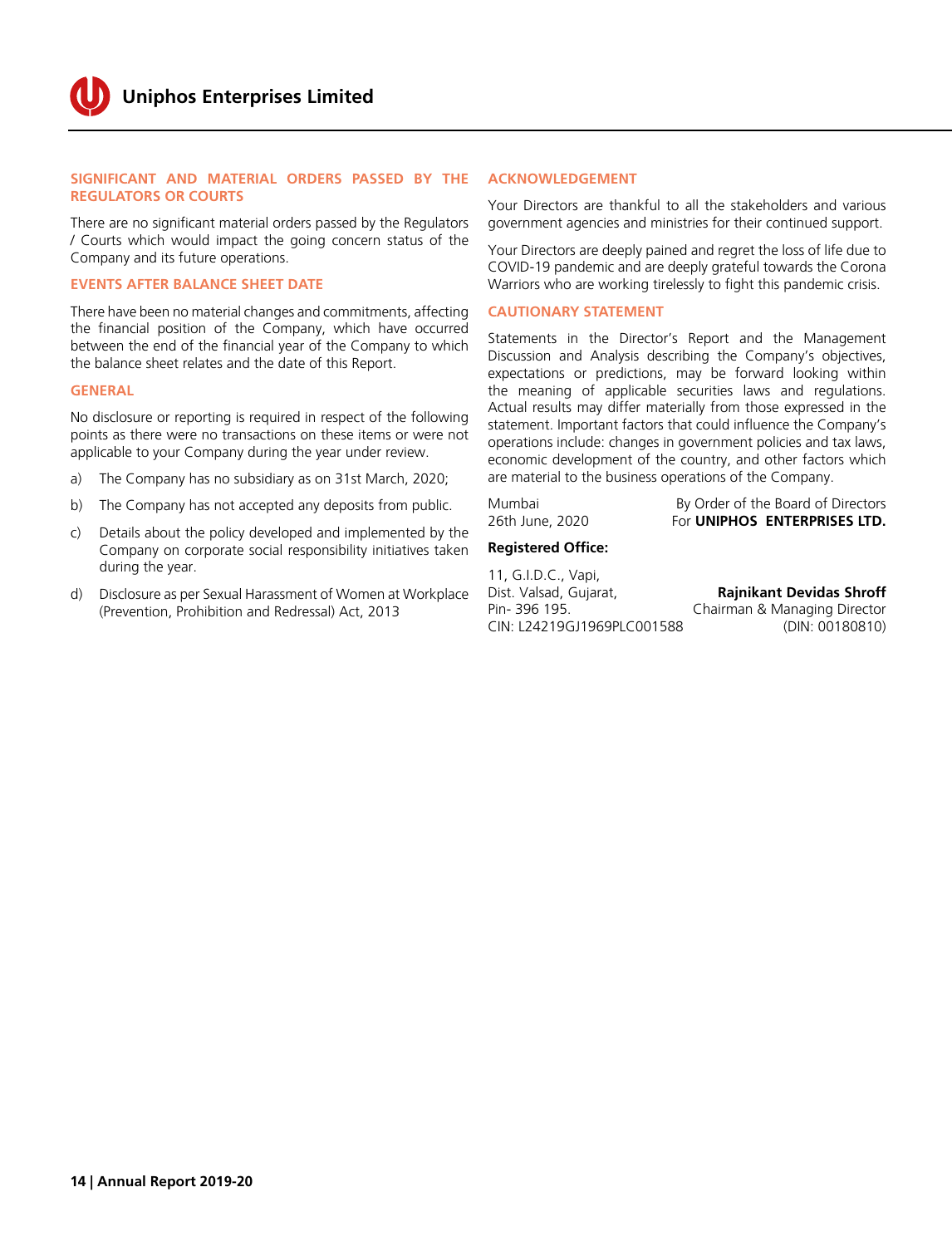## SIGNIFICANT AND MATERIAL ORDERS PASSED BY THE REGULATORS OR COURTS

There are no significant material orders passed by the Regulators / Courts which would impact the going concern status of the Company and its future operations.

## EVENTS AFTER BALANCE SHEET DATE

There have been no material changes and commitments, affecting the financial position of the Company, which have occurred between the end of the financial year of the Company to which the balance sheet relates and the date of this Report.

## GENERAL

No disclosure or reporting is required in respect of the following points as there were no transactions on these items or were not applicable to your Company during the year under review.

a) The Company has no subsidiary as on 31st March, 2020;

b) The Company has not accepted any deposits from public.

c) Details about the policy developed and implemented by the Company on corporate social responsibility initiatives taken during the year.

d) Disclosure as per Sexual Harassment of Women at Workplace (Prevention, Prohibition and Redressal) Act, 2013

## ACKNOWLEDGEMENT

Your Directors are thankful to all the stakeholders and various government agencies and ministries for their continued support.

Your Directors are deeply pained and regret the loss of life due to COVID-19 pandemic and are deeply grateful towards the Corona Warriors who are working tirelessly to fight this pandemic crisis.

## CAUTIONARY STATEMENT

Statements in the Director's Report and the Management Discussion and Analysis describing the Company's objectives, expectations or predictions, may be forward looking within the meaning of applicable securities laws and regulations. Actual results may differ materially from those expressed in the statement. Important factors that could influence the Company's operations include: changes in government policies and tax laws, economic development of the country, and other factors which are material to the business operations of the Company.

Mumbai
26th June, 2020

By Order of the Board of Directors
For **UNIPHOS ENTERPRISES LTD.**

**Registered Office:**

11, G.I.D.C., Vapi,
Dist. Valsad, Gujarat,
Pin- 396 195.
CIN: L24219GJ1969PLC001588

**Rajnikant Devidas Shroff**
Chairman & Managing Director
(DIN: 00180810)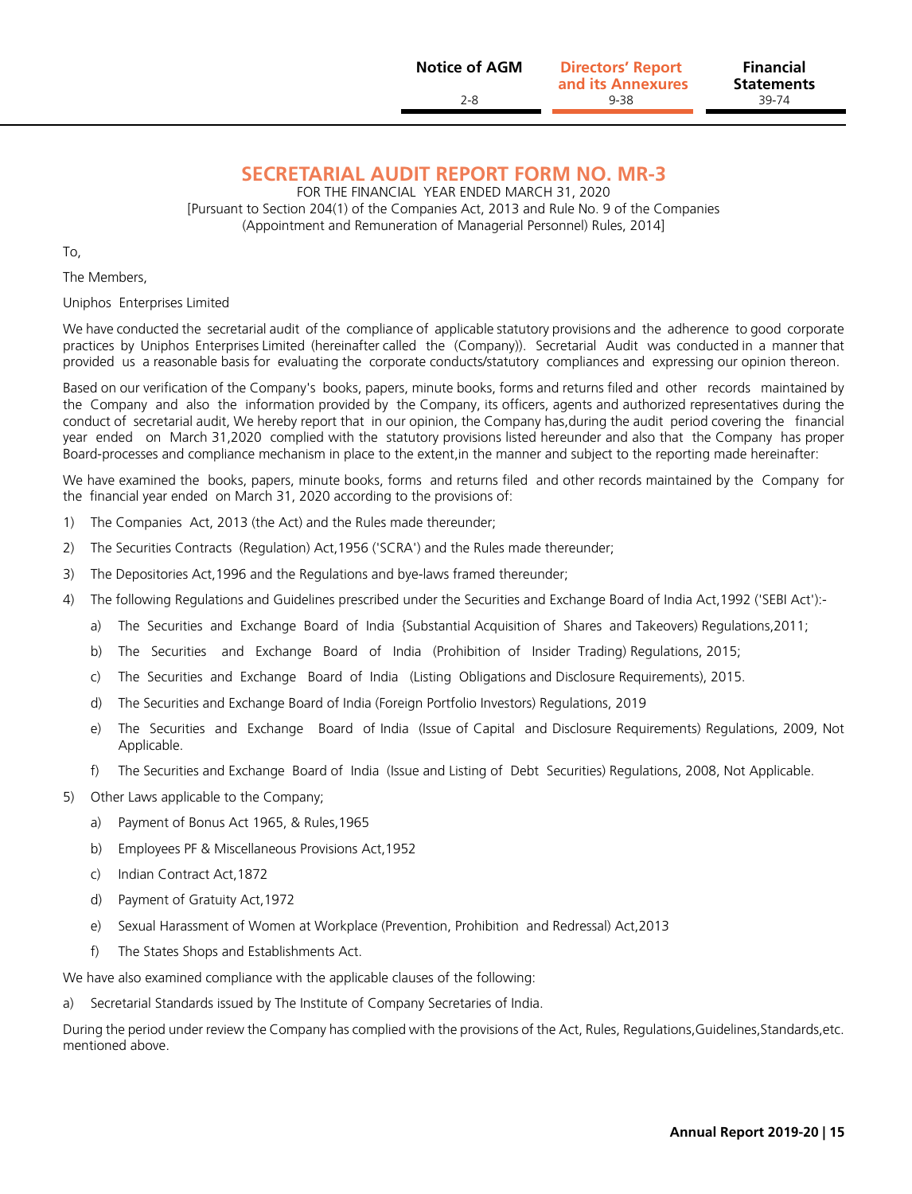# SECRETARIAL AUDIT REPORT FORM NO. MR-3

FOR THE FINANCIAL YEAR ENDED MARCH 31, 2020
[Pursuant to Section 204(1) of the Companies Act, 2013 and Rule No. 9 of the Companies (Appointment and Remuneration of Managerial Personnel) Rules, 2014]

To,

The Members,

Uniphos Enterprises Limited

We have conducted the secretarial audit of the compliance of applicable statutory provisions and the adherence to good corporate practices by Uniphos Enterprises Limited (hereinafter called the (Company)). Secretarial Audit was conducted in a manner that provided us a reasonable basis for evaluating the corporate conducts/statutory compliances and expressing our opinion thereon.

Based on our verification of the Company's books, papers, minute books, forms and returns filed and other records maintained by the Company and also the information provided by the Company, its officers, agents and authorized representatives during the conduct of secretarial audit, We hereby report that in our opinion, the Company has,during the audit period covering the financial year ended on March 31,2020 complied with the statutory provisions listed hereunder and also that the Company has proper Board-processes and compliance mechanism in place to the extent,in the manner and subject to the reporting made hereinafter:

We have examined the books, papers, minute books, forms and returns filed and other records maintained by the Company for the financial year ended on March 31, 2020 according to the provisions of:

1) The Companies Act, 2013 (the Act) and the Rules made thereunder;
2) The Securities Contracts (Regulation) Act,1956 ('SCRA') and the Rules made thereunder;
3) The Depositories Act,1996 and the Regulations and bye-laws framed thereunder;
4) The following Regulations and Guidelines prescribed under the Securities and Exchange Board of India Act,1992 ('SEBI Act'):-
   a) The Securities and Exchange Board of India {Substantial Acquisition of Shares and Takeovers) Regulations,2011;
   b) The Securities and Exchange Board of India (Prohibition of Insider Trading) Regulations, 2015;
   c) The Securities and Exchange Board of India (Listing Obligations and Disclosure Requirements), 2015.
   d) The Securities and Exchange Board of India (Foreign Portfolio Investors) Regulations, 2019
   e) The Securities and Exchange Board of India (Issue of Capital and Disclosure Requirements) Regulations, 2009, Not Applicable.
   f) The Securities and Exchange Board of India (Issue and Listing of Debt Securities) Regulations, 2008, Not Applicable.
5) Other Laws applicable to the Company;
   a) Payment of Bonus Act 1965, & Rules,1965
   b) Employees PF & Miscellaneous Provisions Act,1952
   c) Indian Contract Act,1872
   d) Payment of Gratuity Act,1972
   e) Sexual Harassment of Women at Workplace (Prevention, Prohibition and Redressal) Act,2013
   f) The States Shops and Establishments Act.

We have also examined compliance with the applicable clauses of the following:

a) Secretarial Standards issued by The Institute of Company Secretaries of India.

During the period under review the Company has complied with the provisions of the Act, Rules, Regulations,Guidelines,Standards,etc. mentioned above.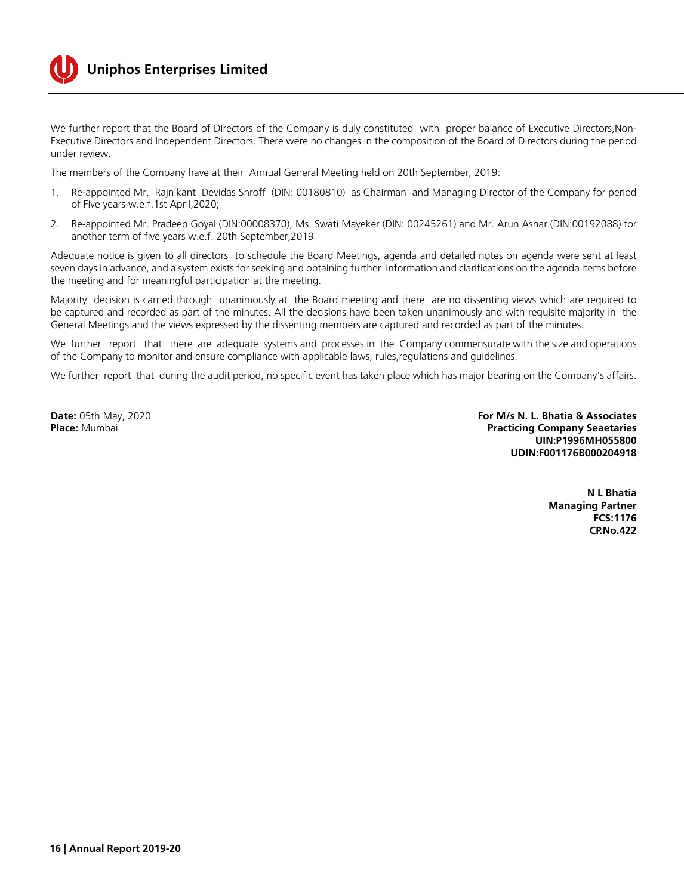We further report that the Board of Directors of the Company is duly constituted with proper balance of Executive Directors,Non-Executive Directors and Independent Directors. There were no changes in the composition of the Board of Directors during the period under review.

The members of the Company have at their Annual General Meeting held on 20th September, 2019:

1. Re-appointed Mr. Rajnikant Devidas Shroff (DIN: 00180810) as Chairman and Managing Director of the Company for period of Five years w.e.f.1st April,2020;
2. Re-appointed Mr. Pradeep Goyal (DIN:00008370), Ms. Swati Mayeker (DIN: 00245261) and Mr. Arun Ashar (DIN:00192088) for another term of five years w.e.f. 20th September,2019

Adequate notice is given to all directors to schedule the Board Meetings, agenda and detailed notes on agenda were sent at least seven days in advance, and a system exists for seeking and obtaining further information and clarifications on the agenda items before the meeting and for meaningful participation at the meeting.

Majority decision is carried through unanimously at the Board meeting and there are no dissenting views which are required to be captured and recorded as part of the minutes. All the decisions have been taken unanimously and with requisite majority in the General Meetings and the views expressed by the dissenting members are captured and recorded as part of the minutes.

We further report that there are adequate systems and processes in the Company commensurate with the size and operations of the Company to monitor and ensure compliance with applicable laws, rules,regulations and guidelines.

We further report that during the audit period, no specific event has taken place which has major bearing on the Company's affairs.

**Date:** 05th May, 2020
**Place:** Mumbai

**For M/s N. L. Bhatia & Associates**
**Practicing Company Seaetaries**
**UIN:P1996MH055800**
**UDIN:F001176B000204918**

**N L Bhatia**
**Managing Partner**
**FCS:1176**
**CP.No.422**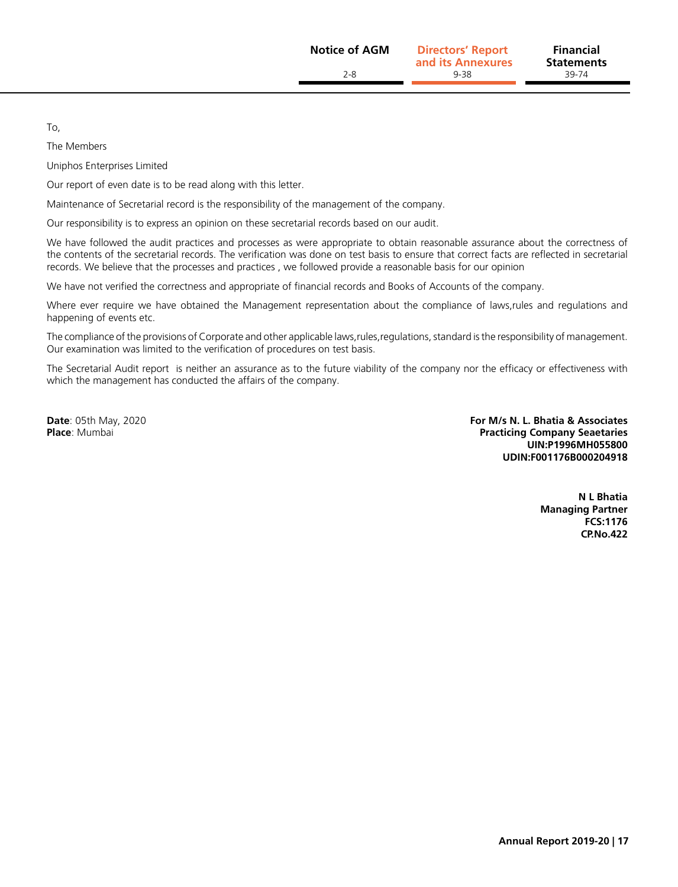To,

The Members

Uniphos Enterprises Limited

Our report of even date is to be read along with this letter.

Maintenance of Secretarial record is the responsibility of the management of the company.

Our responsibility is to express an opinion on these secretarial records based on our audit.

We have followed the audit practices and processes as were appropriate to obtain reasonable assurance about the correctness of the contents of the secretarial records. The verification was done on test basis to ensure that correct facts are reflected in secretarial records. We believe that the processes and practices , we followed provide a reasonable basis for our opinion

We have not verified the correctness and appropriate of financial records and Books of Accounts of the company.

Where ever require we have obtained the Management representation about the compliance of laws,rules and regulations and happening of events etc.

The compliance of the provisions of Corporate and other applicable laws,rules,regulations, standard is the responsibility of management. Our examination was limited to the verification of procedures on test basis.

The Secretarial Audit report is neither an assurance as to the future viability of the company nor the efficacy or effectiveness with which the management has conducted the affairs of the company.

**Date**: 05th May, 2020
**Place**: Mumbai

**For M/s N. L. Bhatia & Associates**
**Practicing Company Seaetaries**
**UIN:P1996MH055800**
**UDIN:F001176B000204918**

**N L Bhatia**
**Managing Partner**
**FCS:1176**
**CP.No.422**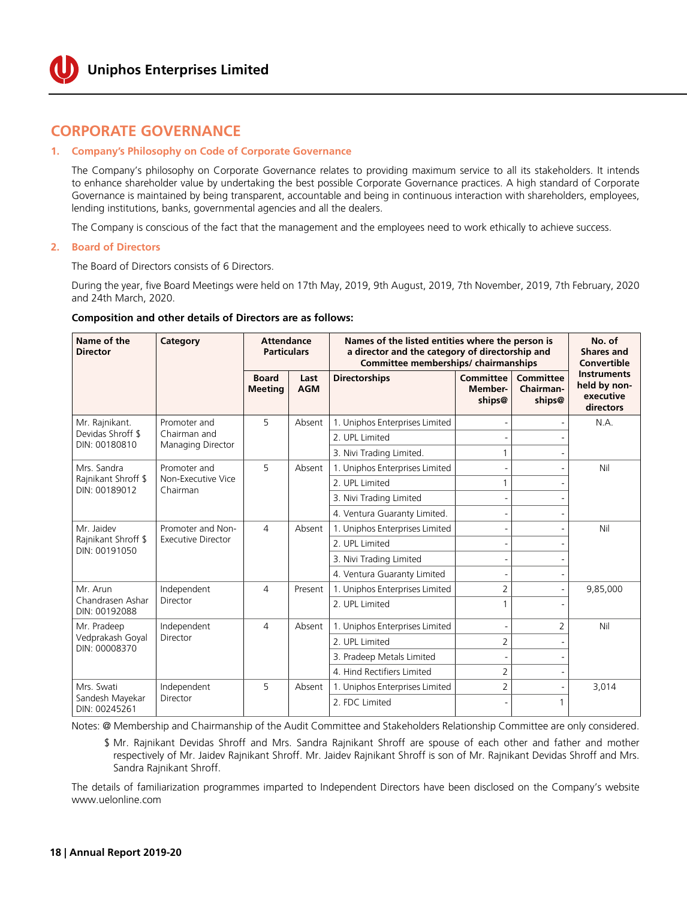# CORPORATE GOVERNANCE

## 1. Company's Philosophy on Code of Corporate Governance

The Company's philosophy on Corporate Governance relates to providing maximum service to all its stakeholders. It intends to enhance shareholder value by undertaking the best possible Corporate Governance practices. A high standard of Corporate Governance is maintained by being transparent, accountable and being in continuous interaction with shareholders, employees, lending institutions, banks, governmental agencies and all the dealers.

The Company is conscious of the fact that the management and the employees need to work ethically to achieve success.

## 2. Board of Directors

The Board of Directors consists of 6 Directors.

During the year, five Board Meetings were held on 17th May, 2019, 9th August, 2019, 7th November, 2019, 7th February, 2020 and 24th March, 2020.

**Composition and other details of Directors are as follows:**

| Name of the Director | Category | Attendance Particulars | | Names of the listed entities where the person is a director and the category of directorship and Committee memberships/ chairmanships | | | No. of Shares and Convertible Instruments held by non-executive directors |
|---|---|---|---|---|---|---|---|
| | | Board Meeting | Last AGM | Directorships | Committee Memberships@ | Committee Chairmanships@ | |
| Mr. Rajnikant. Devidas Shroff $ DIN: 00180810 | Promoter and Chairman and Managing Director | 5 | Absent | 1. Uniphos Enterprises Limited | - | - | N.A. |
| | | | | 2. UPL Limited | - | - | |
| | | | | 3. Nivi Trading Limited. | 1 | - | |
| Mrs. Sandra Rajnikant Shroff $ DIN: 00189012 | Promoter and Non-Executive Vice Chairman | 5 | Absent | 1. Uniphos Enterprises Limited | - | - | Nil |
| | | | | 2. UPL Limited | 1 | - | |
| | | | | 3. Nivi Trading Limited | - | - | |
| | | | | 4. Ventura Guaranty Limited. | - | - | |
| Mr. Jaidev Rajnikant Shroff $ DIN: 00191050 | Promoter and Non-Executive Director | 4 | Absent | 1. Uniphos Enterprises Limited | - | - | Nil |
| | | | | 2. UPL Limited | - | - | |
| | | | | 3. Nivi Trading Limited | - | - | |
| | | | | 4. Ventura Guaranty Limited | - | - | |
| Mr. Arun Chandrasen Ashar DIN: 00192088 | Independent Director | 4 | Present | 1. Uniphos Enterprises Limited | 2 | - | 9,85,000 |
| | | | | 2. UPL Limited | 1 | - | |
| Mr. Pradeep Vedprakash Goyal DIN: 00008370 | Independent Director | 4 | Absent | 1. Uniphos Enterprises Limited | - | 2 | Nil |
| | | | | 2. UPL Limited | 2 | - | |
| | | | | 3. Pradeep Metals Limited | - | - | |
| | | | | 4. Hind Rectifiers Limited | 2 | - | |
| Mrs. Swati Sandesh Mayekar DIN: 00245261 | Independent Director | 5 | Absent | 1. Uniphos Enterprises Limited | 2 | - | 3,014 |
| | | | | 2. FDC Limited | - | 1 | |

Notes: @ Membership and Chairmanship of the Audit Committee and Stakeholders Relationship Committee are only considered.

$ Mr. Rajnikant Devidas Shroff and Mrs. Sandra Rajnikant Shroff are spouse of each other and father and mother respectively of Mr. Jaidev Rajnikant Shroff. Mr. Jaidev Rajnikant Shroff is son of Mr. Rajnikant Devidas Shroff and Mrs. Sandra Rajnikant Shroff.

The details of familiarization programmes imparted to Independent Directors have been disclosed on the Company's website www.uelonline.com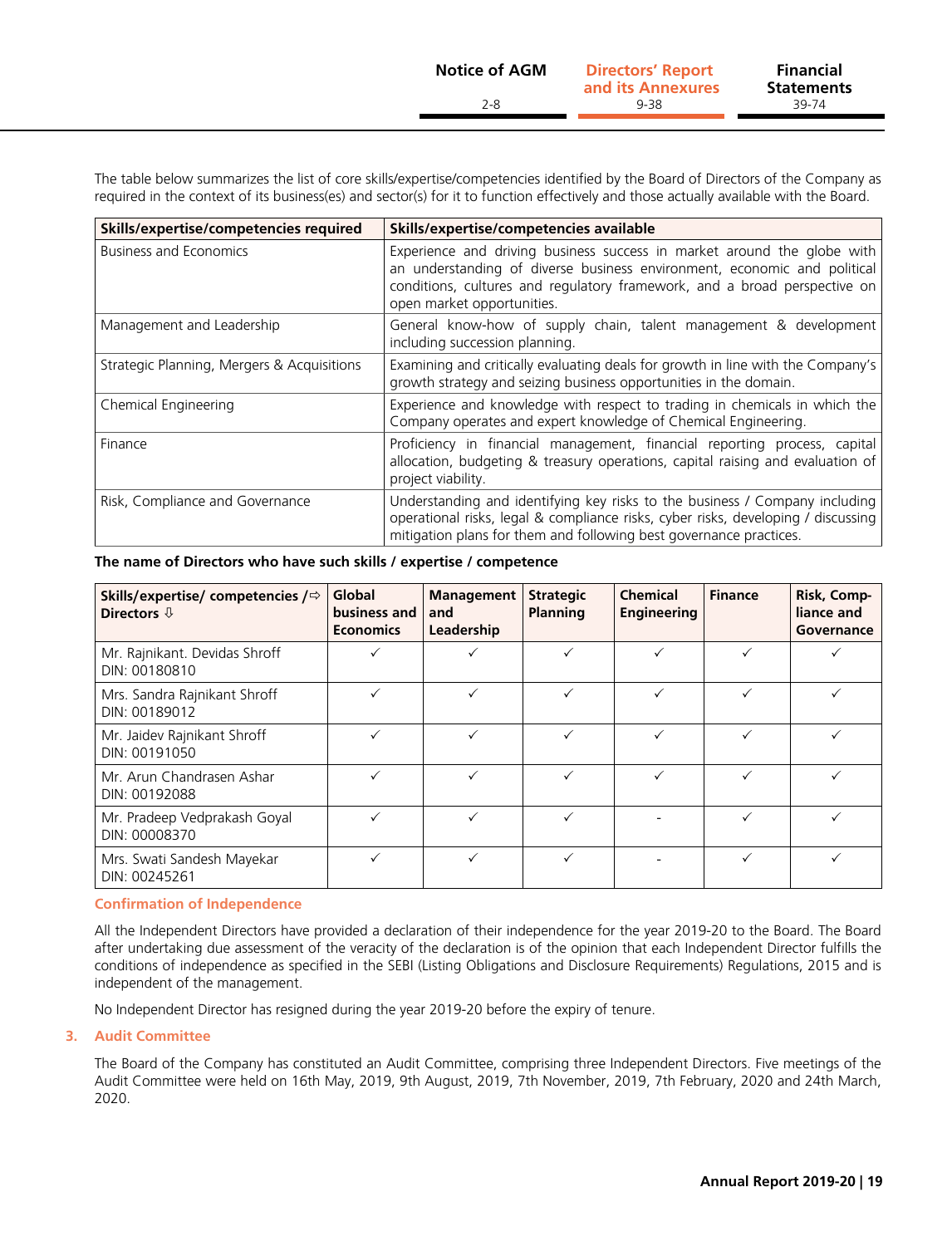The table below summarizes the list of core skills/expertise/competencies identified by the Board of Directors of the Company as required in the context of its business(es) and sector(s) for it to function effectively and those actually available with the Board.

| Skills/expertise/competencies required | Skills/expertise/competencies available |
|---|---|
| Business and Economics | Experience and driving business success in market around the globe with an understanding of diverse business environment, economic and political conditions, cultures and regulatory framework, and a broad perspective on open market opportunities. |
| Management and Leadership | General know-how of supply chain, talent management & development including succession planning. |
| Strategic Planning, Mergers & Acquisitions | Examining and critically evaluating deals for growth in line with the Company's growth strategy and seizing business opportunities in the domain. |
| Chemical Engineering | Experience and knowledge with respect to trading in chemicals in which the Company operates and expert knowledge of Chemical Engineering. |
| Finance | Proficiency in financial management, financial reporting process, capital allocation, budgeting & treasury operations, capital raising and evaluation of project viability. |
| Risk, Compliance and Governance | Understanding and identifying key risks to the business / Company including operational risks, legal & compliance risks, cyber risks, developing / discussing mitigation plans for them and following best governance practices. |

**The name of Directors who have such skills / expertise / competence**

| Skills/expertise/ competencies /⇨ Directors ⇩ | Global business and Economics | Management and Leadership | Strategic Planning | Chemical Engineering | Finance | Risk, Compliance and Governance |
|---|---|---|---|---|---|---|
| Mr. Rajnikant. Devidas Shroff DIN: 00180810 | ✓ | ✓ | ✓ | ✓ | ✓ | ✓ |
| Mrs. Sandra Rajnikant Shroff DIN: 00189012 | ✓ | ✓ | ✓ | ✓ | ✓ | ✓ |
| Mr. Jaidev Rajnikant Shroff DIN: 00191050 | ✓ | ✓ | ✓ | ✓ | ✓ | ✓ |
| Mr. Arun Chandrasen Ashar DIN: 00192088 | ✓ | ✓ | ✓ | ✓ | ✓ | ✓ |
| Mr. Pradeep Vedprakash Goyal DIN: 00008370 | ✓ | ✓ | ✓ | - | ✓ | ✓ |
| Mrs. Swati Sandesh Mayekar DIN: 00245261 | ✓ | ✓ | ✓ | - | ✓ | ✓ |

**Confirmation of Independence**

All the Independent Directors have provided a declaration of their independence for the year 2019-20 to the Board. The Board after undertaking due assessment of the veracity of the declaration is of the opinion that each Independent Director fulfills the conditions of independence as specified in the SEBI (Listing Obligations and Disclosure Requirements) Regulations, 2015 and is independent of the management.

No Independent Director has resigned during the year 2019-20 before the expiry of tenure.

## 3. Audit Committee

The Board of the Company has constituted an Audit Committee, comprising three Independent Directors. Five meetings of the Audit Committee were held on 16th May, 2019, 9th August, 2019, 7th November, 2019, 7th February, 2020 and 24th March, 2020.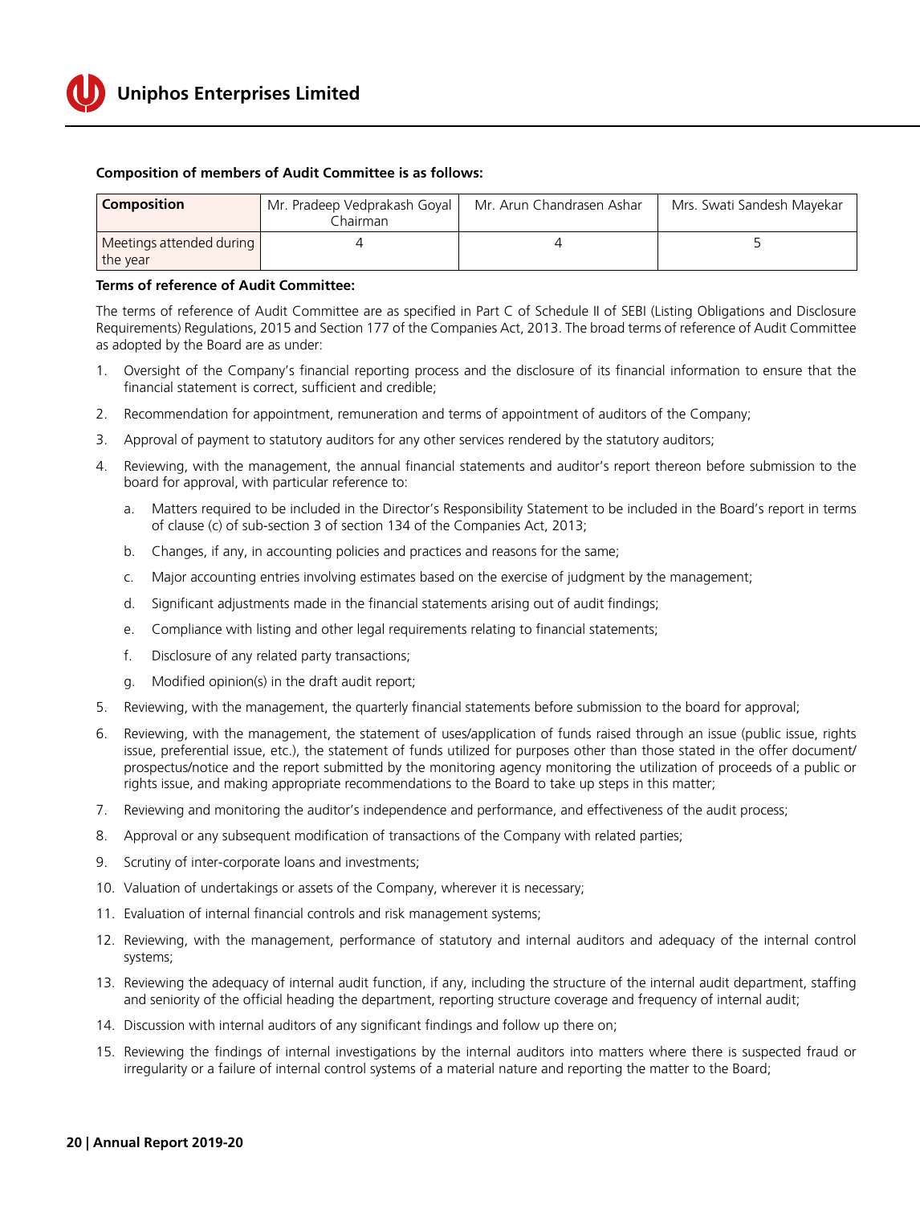**Composition of members of Audit Committee is as follows:**

| Composition | Mr. Pradeep Vedprakash Goyal Chairman | Mr. Arun Chandrasen Ashar | Mrs. Swati Sandesh Mayekar |
|---|---|---|---|
| Meetings attended during the year | 4 | 4 | 5 |

**Terms of reference of Audit Committee:**

The terms of reference of Audit Committee are as specified in Part C of Schedule II of SEBI (Listing Obligations and Disclosure Requirements) Regulations, 2015 and Section 177 of the Companies Act, 2013. The broad terms of reference of Audit Committee as adopted by the Board are as under:

1. Oversight of the Company's financial reporting process and the disclosure of its financial information to ensure that the financial statement is correct, sufficient and credible;
2. Recommendation for appointment, remuneration and terms of appointment of auditors of the Company;
3. Approval of payment to statutory auditors for any other services rendered by the statutory auditors;
4. Reviewing, with the management, the annual financial statements and auditor's report thereon before submission to the board for approval, with particular reference to:
   a. Matters required to be included in the Director's Responsibility Statement to be included in the Board's report in terms of clause (c) of sub-section 3 of section 134 of the Companies Act, 2013;
   b. Changes, if any, in accounting policies and practices and reasons for the same;
   c. Major accounting entries involving estimates based on the exercise of judgment by the management;
   d. Significant adjustments made in the financial statements arising out of audit findings;
   e. Compliance with listing and other legal requirements relating to financial statements;
   f. Disclosure of any related party transactions;
   g. Modified opinion(s) in the draft audit report;
5. Reviewing, with the management, the quarterly financial statements before submission to the board for approval;
6. Reviewing, with the management, the statement of uses/application of funds raised through an issue (public issue, rights issue, preferential issue, etc.), the statement of funds utilized for purposes other than those stated in the offer document/ prospectus/notice and the report submitted by the monitoring agency monitoring the utilization of proceeds of a public or rights issue, and making appropriate recommendations to the Board to take up steps in this matter;
7. Reviewing and monitoring the auditor's independence and performance, and effectiveness of the audit process;
8. Approval or any subsequent modification of transactions of the Company with related parties;
9. Scrutiny of inter-corporate loans and investments;
10. Valuation of undertakings or assets of the Company, wherever it is necessary;
11. Evaluation of internal financial controls and risk management systems;
12. Reviewing, with the management, performance of statutory and internal auditors and adequacy of the internal control systems;
13. Reviewing the adequacy of internal audit function, if any, including the structure of the internal audit department, staffing and seniority of the official heading the department, reporting structure coverage and frequency of internal audit;
14. Discussion with internal auditors of any significant findings and follow up there on;
15. Reviewing the findings of internal investigations by the internal auditors into matters where there is suspected fraud or irregularity or a failure of internal control systems of a material nature and reporting the matter to the Board;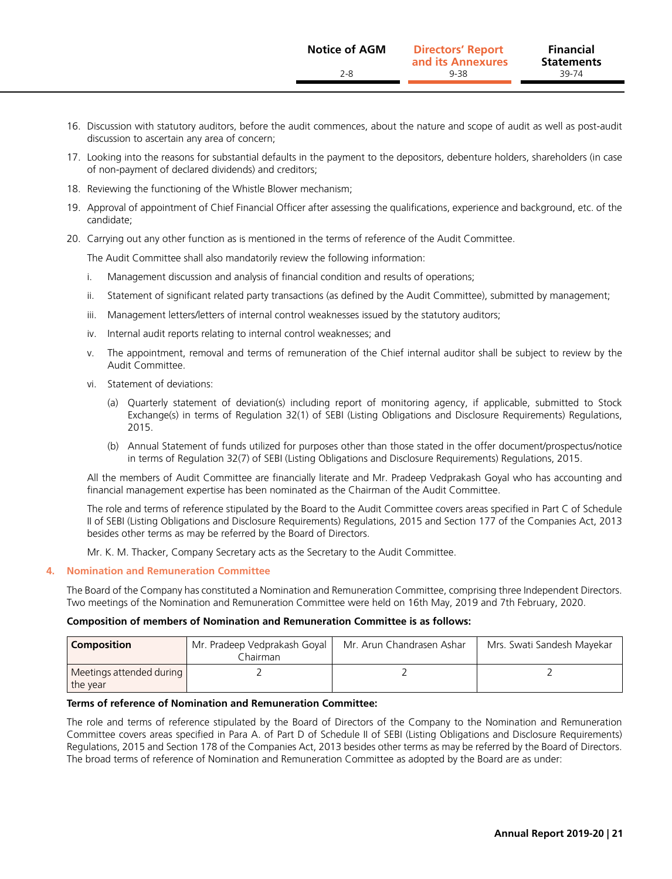16. Discussion with statutory auditors, before the audit commences, about the nature and scope of audit as well as post-audit discussion to ascertain any area of concern;
17. Looking into the reasons for substantial defaults in the payment to the depositors, debenture holders, shareholders (in case of non-payment of declared dividends) and creditors;
18. Reviewing the functioning of the Whistle Blower mechanism;
19. Approval of appointment of Chief Financial Officer after assessing the qualifications, experience and background, etc. of the candidate;
20. Carrying out any other function as is mentioned in the terms of reference of the Audit Committee.

    The Audit Committee shall also mandatorily review the following information:

    i. Management discussion and analysis of financial condition and results of operations;

    ii. Statement of significant related party transactions (as defined by the Audit Committee), submitted by management;

    iii. Management letters/letters of internal control weaknesses issued by the statutory auditors;

    iv. Internal audit reports relating to internal control weaknesses; and

    v. The appointment, removal and terms of remuneration of the Chief internal auditor shall be subject to review by the Audit Committee.

    vi. Statement of deviations:

    (a) Quarterly statement of deviation(s) including report of monitoring agency, if applicable, submitted to Stock Exchange(s) in terms of Regulation 32(1) of SEBI (Listing Obligations and Disclosure Requirements) Regulations, 2015.

    (b) Annual Statement of funds utilized for purposes other than those stated in the offer document/prospectus/notice in terms of Regulation 32(7) of SEBI (Listing Obligations and Disclosure Requirements) Regulations, 2015.

    All the members of Audit Committee are financially literate and Mr. Pradeep Vedprakash Goyal who has accounting and financial management expertise has been nominated as the Chairman of the Audit Committee.

    The role and terms of reference stipulated by the Board to the Audit Committee covers areas specified in Part C of Schedule II of SEBI (Listing Obligations and Disclosure Requirements) Regulations, 2015 and Section 177 of the Companies Act, 2013 besides other terms as may be referred by the Board of Directors.

    Mr. K. M. Thacker, Company Secretary acts as the Secretary to the Audit Committee.

## 4. Nomination and Remuneration Committee

The Board of the Company has constituted a Nomination and Remuneration Committee, comprising three Independent Directors. Two meetings of the Nomination and Remuneration Committee were held on 16th May, 2019 and 7th February, 2020.

**Composition of members of Nomination and Remuneration Committee is as follows:**

| **Composition** | Mr. Pradeep Vedprakash Goyal Chairman | Mr. Arun Chandrasen Ashar | Mrs. Swati Sandesh Mayekar |
|---|---|---|---|
| Meetings attended during the year | 2 | 2 | 2 |

**Terms of reference of Nomination and Remuneration Committee:**

The role and terms of reference stipulated by the Board of Directors of the Company to the Nomination and Remuneration Committee covers areas specified in Para A. of Part D of Schedule II of SEBI (Listing Obligations and Disclosure Requirements) Regulations, 2015 and Section 178 of the Companies Act, 2013 besides other terms as may be referred by the Board of Directors. The broad terms of reference of Nomination and Remuneration Committee as adopted by the Board are as under: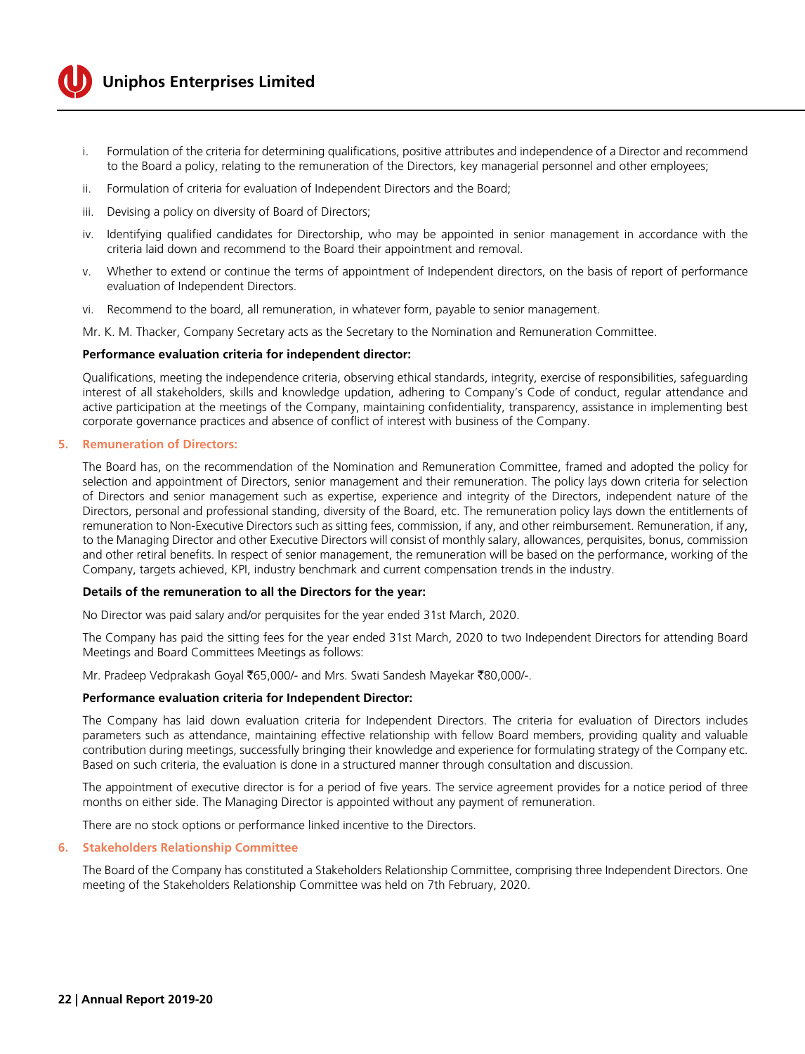i. Formulation of the criteria for determining qualifications, positive attributes and independence of a Director and recommend to the Board a policy, relating to the remuneration of the Directors, key managerial personnel and other employees;

ii. Formulation of criteria for evaluation of Independent Directors and the Board;

iii. Devising a policy on diversity of Board of Directors;

iv. Identifying qualified candidates for Directorship, who may be appointed in senior management in accordance with the criteria laid down and recommend to the Board their appointment and removal.

v. Whether to extend or continue the terms of appointment of Independent directors, on the basis of report of performance evaluation of Independent Directors.

vi. Recommend to the board, all remuneration, in whatever form, payable to senior management.

Mr. K. M. Thacker, Company Secretary acts as the Secretary to the Nomination and Remuneration Committee.

**Performance evaluation criteria for independent director:**

Qualifications, meeting the independence criteria, observing ethical standards, integrity, exercise of responsibilities, safeguarding interest of all stakeholders, skills and knowledge updation, adhering to Company's Code of conduct, regular attendance and active participation at the meetings of the Company, maintaining confidentiality, transparency, assistance in implementing best corporate governance practices and absence of conflict of interest with business of the Company.

## 5. Remuneration of Directors:

The Board has, on the recommendation of the Nomination and Remuneration Committee, framed and adopted the policy for selection and appointment of Directors, senior management and their remuneration. The policy lays down criteria for selection of Directors and senior management such as expertise, experience and integrity of the Directors, independent nature of the Directors, personal and professional standing, diversity of the Board, etc. The remuneration policy lays down the entitlements of remuneration to Non-Executive Directors such as sitting fees, commission, if any, and other reimbursement. Remuneration, if any, to the Managing Director and other Executive Directors will consist of monthly salary, allowances, perquisites, bonus, commission and other retiral benefits. In respect of senior management, the remuneration will be based on the performance, working of the Company, targets achieved, KPI, industry benchmark and current compensation trends in the industry.

**Details of the remuneration to all the Directors for the year:**

No Director was paid salary and/or perquisites for the year ended 31st March, 2020.

The Company has paid the sitting fees for the year ended 31st March, 2020 to two Independent Directors for attending Board Meetings and Board Committees Meetings as follows:

Mr. Pradeep Vedprakash Goyal ₹65,000/- and Mrs. Swati Sandesh Mayekar ₹80,000/-.

**Performance evaluation criteria for Independent Director:**

The Company has laid down evaluation criteria for Independent Directors. The criteria for evaluation of Directors includes parameters such as attendance, maintaining effective relationship with fellow Board members, providing quality and valuable contribution during meetings, successfully bringing their knowledge and experience for formulating strategy of the Company etc. Based on such criteria, the evaluation is done in a structured manner through consultation and discussion.

The appointment of executive director is for a period of five years. The service agreement provides for a notice period of three months on either side. The Managing Director is appointed without any payment of remuneration.

There are no stock options or performance linked incentive to the Directors.

## 6. Stakeholders Relationship Committee

The Board of the Company has constituted a Stakeholders Relationship Committee, comprising three Independent Directors. One meeting of the Stakeholders Relationship Committee was held on 7th February, 2020.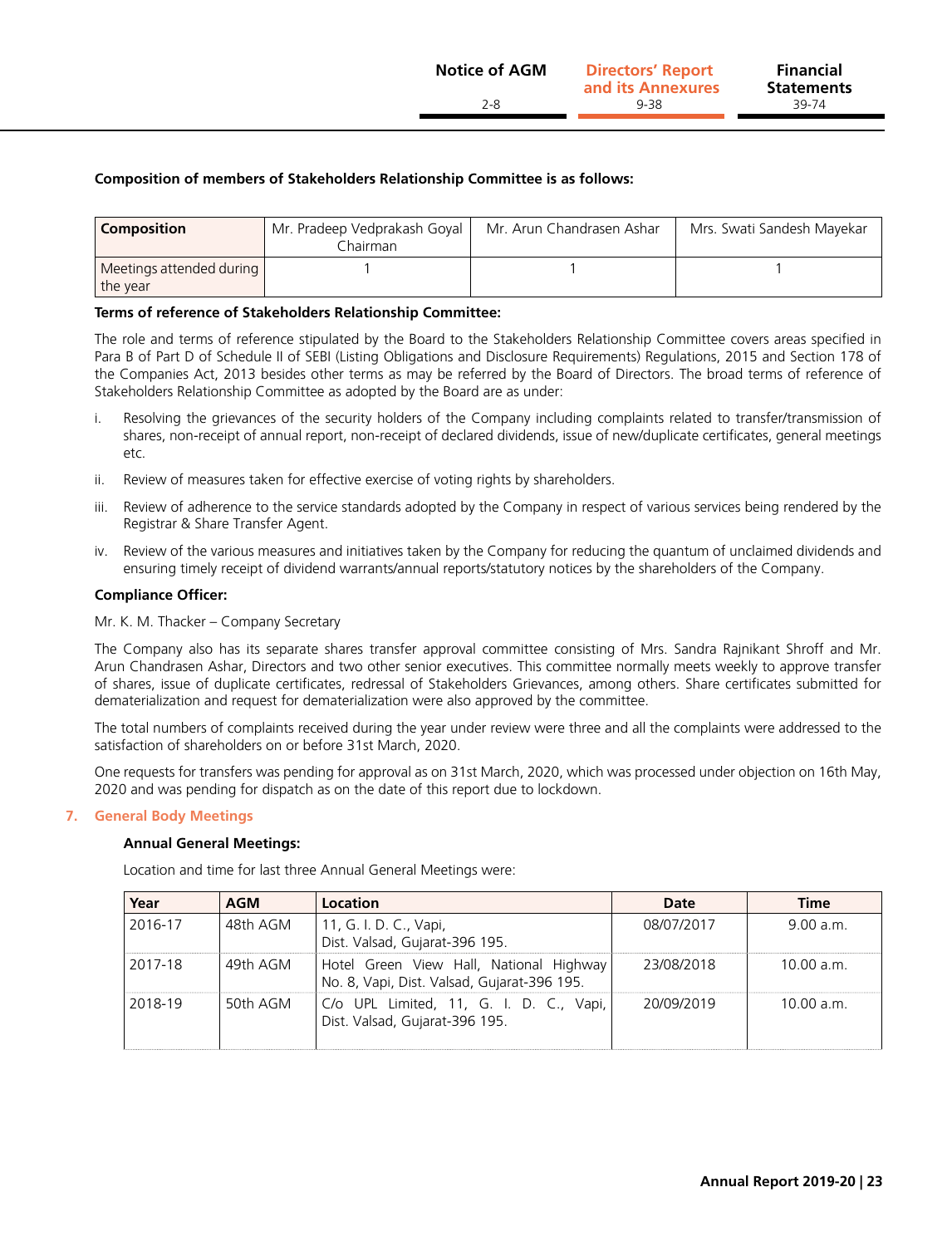**Composition of members of Stakeholders Relationship Committee is as follows:**

| Composition | Mr. Pradeep Vedprakash Goyal Chairman | Mr. Arun Chandrasen Ashar | Mrs. Swati Sandesh Mayekar |
|---|---|---|---|
| Meetings attended during the year | 1 | 1 | 1 |

**Terms of reference of Stakeholders Relationship Committee:**

The role and terms of reference stipulated by the Board to the Stakeholders Relationship Committee covers areas specified in Para B of Part D of Schedule II of SEBI (Listing Obligations and Disclosure Requirements) Regulations, 2015 and Section 178 of the Companies Act, 2013 besides other terms as may be referred by the Board of Directors. The broad terms of reference of Stakeholders Relationship Committee as adopted by the Board are as under:

i. Resolving the grievances of the security holders of the Company including complaints related to transfer/transmission of shares, non-receipt of annual report, non-receipt of declared dividends, issue of new/duplicate certificates, general meetings etc.

ii. Review of measures taken for effective exercise of voting rights by shareholders.

iii. Review of adherence to the service standards adopted by the Company in respect of various services being rendered by the Registrar & Share Transfer Agent.

iv. Review of the various measures and initiatives taken by the Company for reducing the quantum of unclaimed dividends and ensuring timely receipt of dividend warrants/annual reports/statutory notices by the shareholders of the Company.

**Compliance Officer:**

Mr. K. M. Thacker – Company Secretary

The Company also has its separate shares transfer approval committee consisting of Mrs. Sandra Rajnikant Shroff and Mr. Arun Chandrasen Ashar, Directors and two other senior executives. This committee normally meets weekly to approve transfer of shares, issue of duplicate certificates, redressal of Stakeholders Grievances, among others. Share certificates submitted for dematerialization and request for dematerialization were also approved by the committee.

The total numbers of complaints received during the year under review were three and all the complaints were addressed to the satisfaction of shareholders on or before 31st March, 2020.

One requests for transfers was pending for approval as on 31st March, 2020, which was processed under objection on 16th May, 2020 and was pending for dispatch as on the date of this report due to lockdown.

## 7. General Body Meetings

**Annual General Meetings:**

Location and time for last three Annual General Meetings were:

| Year | AGM | Location | Date | Time |
|---|---|---|---|---|
| 2016-17 | 48th AGM | 11, G. I. D. C., Vapi, Dist. Valsad, Gujarat-396 195. | 08/07/2017 | 9.00 a.m. |
| 2017-18 | 49th AGM | Hotel Green View Hall, National Highway No. 8, Vapi, Dist. Valsad, Gujarat-396 195. | 23/08/2018 | 10.00 a.m. |
| 2018-19 | 50th AGM | C/o UPL Limited, 11, G. I. D. C., Vapi, Dist. Valsad, Gujarat-396 195. | 20/09/2019 | 10.00 a.m. |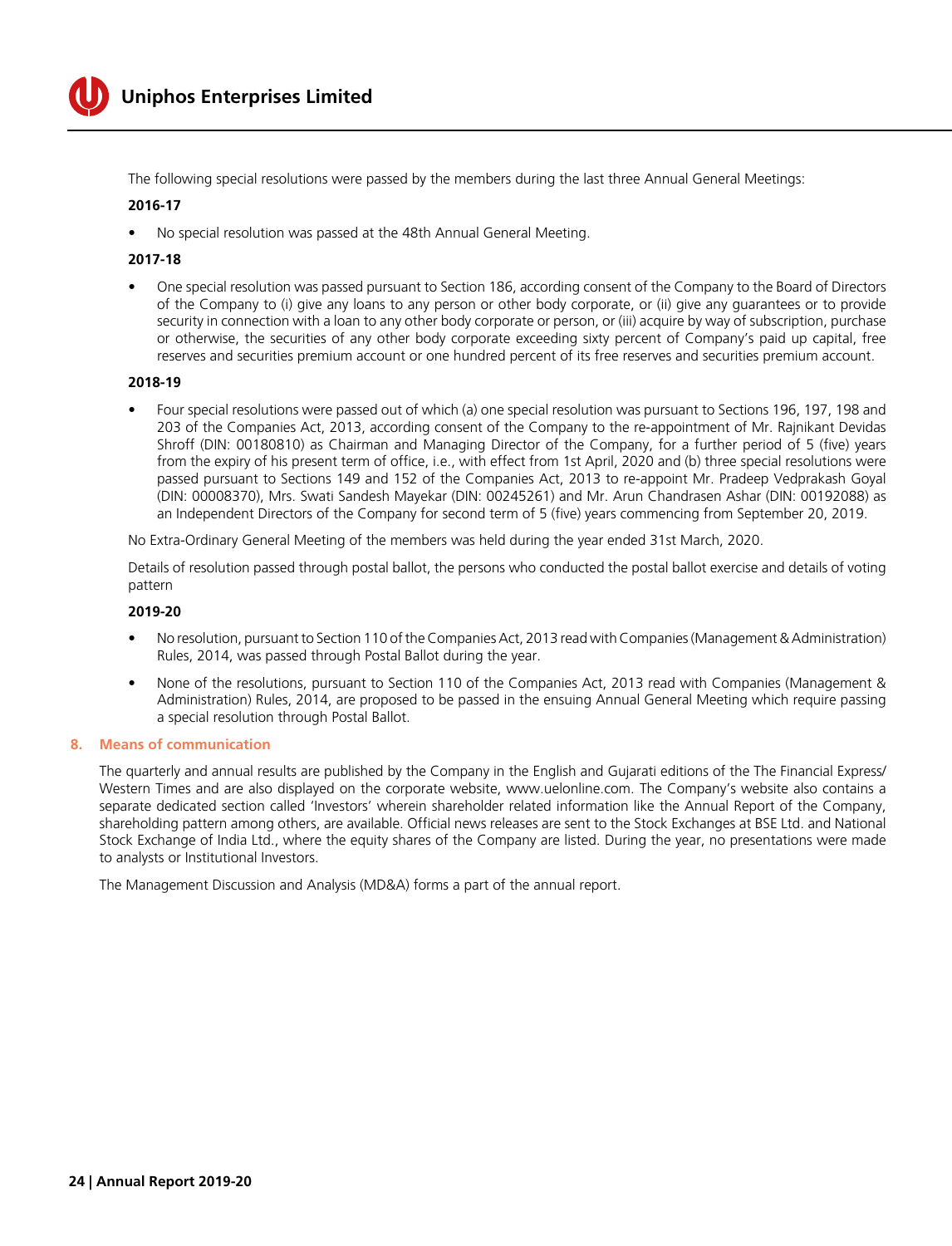The following special resolutions were passed by the members during the last three Annual General Meetings:

**2016-17**

- No special resolution was passed at the 48th Annual General Meeting.

**2017-18**

- One special resolution was passed pursuant to Section 186, according consent of the Company to the Board of Directors of the Company to (i) give any loans to any person or other body corporate, or (ii) give any guarantees or to provide security in connection with a loan to any other body corporate or person, or (iii) acquire by way of subscription, purchase or otherwise, the securities of any other body corporate exceeding sixty percent of Company's paid up capital, free reserves and securities premium account or one hundred percent of its free reserves and securities premium account.

**2018-19**

- Four special resolutions were passed out of which (a) one special resolution was pursuant to Sections 196, 197, 198 and 203 of the Companies Act, 2013, according consent of the Company to the re-appointment of Mr. Rajnikant Devidas Shroff (DIN: 00180810) as Chairman and Managing Director of the Company, for a further period of 5 (five) years from the expiry of his present term of office, i.e., with effect from 1st April, 2020 and (b) three special resolutions were passed pursuant to Sections 149 and 152 of the Companies Act, 2013 to re-appoint Mr. Pradeep Vedprakash Goyal (DIN: 00008370), Mrs. Swati Sandesh Mayekar (DIN: 00245261) and Mr. Arun Chandrasen Ashar (DIN: 00192088) as an Independent Directors of the Company for second term of 5 (five) years commencing from September 20, 2019.

No Extra-Ordinary General Meeting of the members was held during the year ended 31st March, 2020.

Details of resolution passed through postal ballot, the persons who conducted the postal ballot exercise and details of voting pattern

**2019-20**

- No resolution, pursuant to Section 110 of the Companies Act, 2013 read with Companies (Management & Administration) Rules, 2014, was passed through Postal Ballot during the year.
- None of the resolutions, pursuant to Section 110 of the Companies Act, 2013 read with Companies (Management & Administration) Rules, 2014, are proposed to be passed in the ensuing Annual General Meeting which require passing a special resolution through Postal Ballot.

## 8. Means of communication

The quarterly and annual results are published by the Company in the English and Gujarati editions of the The Financial Express/ Western Times and are also displayed on the corporate website, www.uelonline.com. The Company's website also contains a separate dedicated section called 'Investors' wherein shareholder related information like the Annual Report of the Company, shareholding pattern among others, are available. Official news releases are sent to the Stock Exchanges at BSE Ltd. and National Stock Exchange of India Ltd., where the equity shares of the Company are listed. During the year, no presentations were made to analysts or Institutional Investors.

The Management Discussion and Analysis (MD&A) forms a part of the annual report.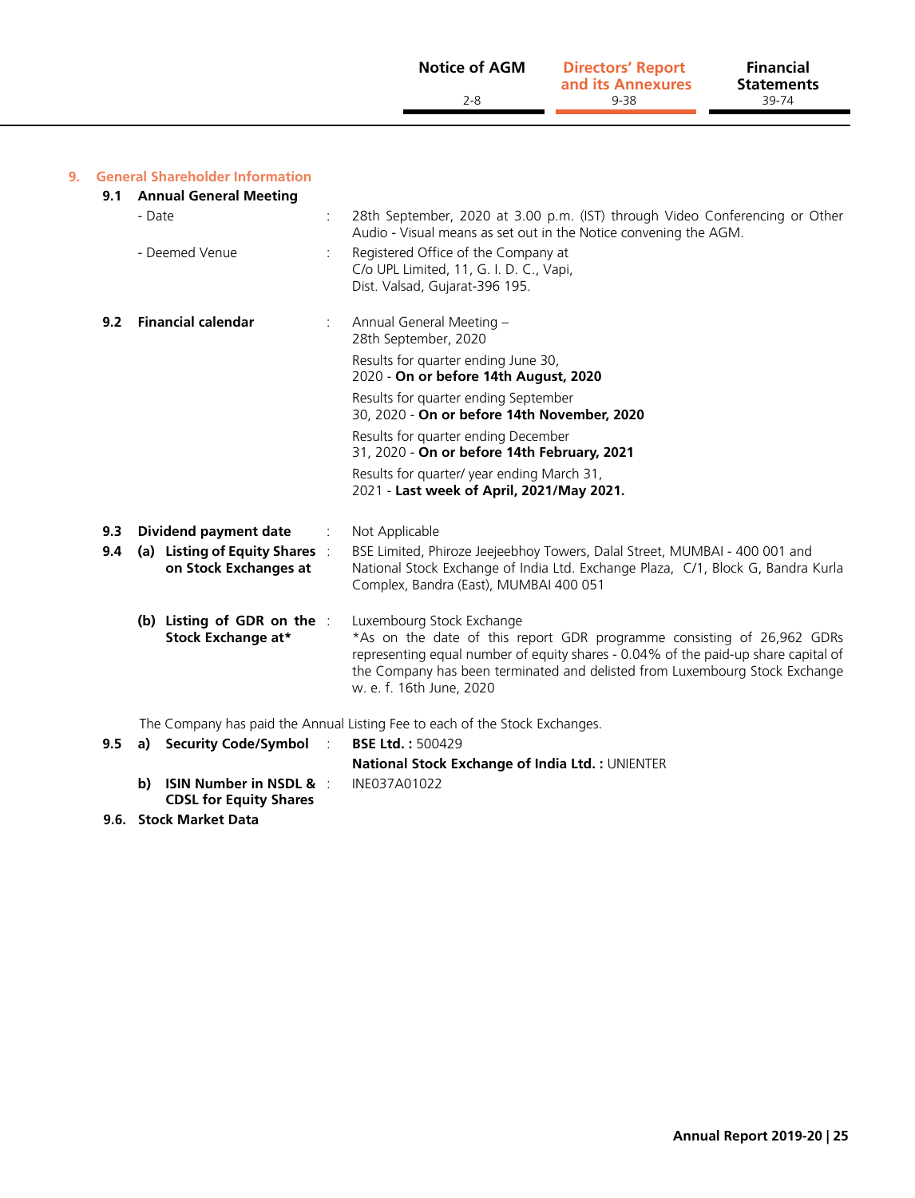## 9. General Shareholder Information

### 9.1 Annual General Meeting

| | | |
|---|---|---|
| - Date | : | 28th September, 2020 at 3.00 p.m. (IST) through Video Conferencing or Other Audio - Visual means as set out in the Notice convening the AGM. |
| - Deemed Venue | : | Registered Office of the Company at C/o UPL Limited, 11, G. I. D. C., Vapi, Dist. Valsad, Gujarat-396 195. |

### 9.2 Financial calendar

| | | |
|---|---|---|
| **Financial calendar** | : | Annual General Meeting – 28th September, 2020 |
| | | Results for quarter ending June 30, 2020 - **On or before 14th August, 2020** |
| | | Results for quarter ending September 30, 2020 - **On or before 14th November, 2020** |
| | | Results for quarter ending December 31, 2020 - **On or before 14th February, 2021** |
| | | Results for quarter/ year ending March 31, 2021 - **Last week of April, 2021/May 2021.** |

**9.3 Dividend payment date** : Not Applicable

**9.4 (a) Listing of Equity Shares on Stock Exchanges at** : BSE Limited, Phiroze Jeejeebhoy Towers, Dalal Street, MUMBAI - 400 001 and National Stock Exchange of India Ltd. Exchange Plaza, C/1, Block G, Bandra Kurla Complex, Bandra (East), MUMBAI 400 051

**(b) Listing of GDR on the Stock Exchange at*** : Luxembourg Stock Exchange

*As on the date of this report GDR programme consisting of 26,962 GDRs representing equal number of equity shares - 0.04% of the paid-up share capital of the Company has been terminated and delisted from Luxembourg Stock Exchange w. e. f. 16th June, 2020

The Company has paid the Annual Listing Fee to each of the Stock Exchanges.

**9.5 a) Security Code/Symbol** : **BSE Ltd. :** 500429

**National Stock Exchange of India Ltd. :** UNIENTER

**b) ISIN Number in NSDL & CDSL for Equity Shares** : INE037A01022

### 9.6. Stock Market Data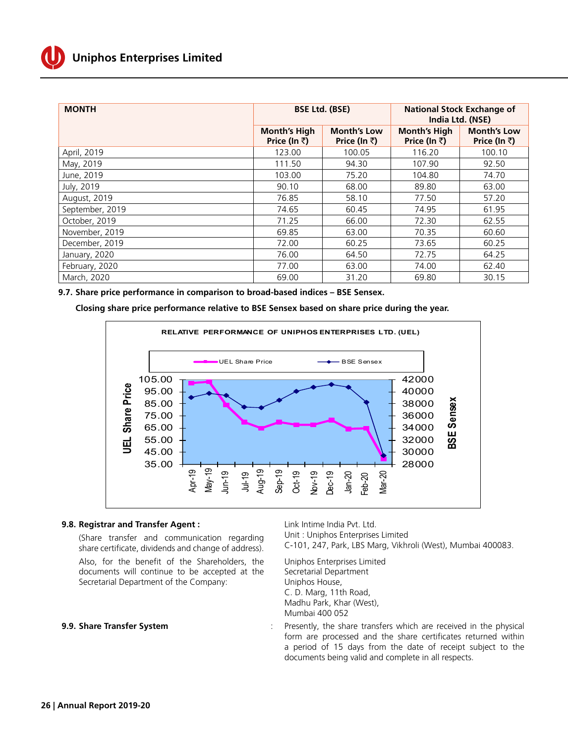| MONTH | BSE Ltd. (BSE) | | National Stock Exchange of India Ltd. (NSE) | |
|---|---|---|---|---|
| | Month's High Price (In ₹) | Month's Low Price (In ₹) | Month's High Price (In ₹) | Month's Low Price (In ₹) |
| April, 2019 | 123.00 | 100.05 | 116.20 | 100.10 |
| May, 2019 | 111.50 | 94.30 | 107.90 | 92.50 |
| June, 2019 | 103.00 | 75.20 | 104.80 | 74.70 |
| July, 2019 | 90.10 | 68.00 | 89.80 | 63.00 |
| August, 2019 | 76.85 | 58.10 | 77.50 | 57.20 |
| September, 2019 | 74.65 | 60.45 | 74.95 | 61.95 |
| October, 2019 | 71.25 | 66.00 | 72.30 | 62.55 |
| November, 2019 | 69.85 | 63.00 | 70.35 | 60.60 |
| December, 2019 | 72.00 | 60.25 | 73.65 | 60.25 |
| January, 2020 | 76.00 | 64.50 | 72.75 | 64.25 |
| February, 2020 | 77.00 | 63.00 | 74.00 | 62.40 |
| March, 2020 | 69.00 | 31.20 | 69.80 | 30.15 |

**9.7. Share price performance in comparison to broad-based indices – BSE Sensex.**

**Closing share price performance relative to BSE Sensex based on share price during the year.**

RELATIVE PERFORMANCE OF UNIPHOS ENTERPRISES LTD. (UEL)

**9.8. Registrar and Transfer Agent :**

(Share transfer and communication regarding share certificate, dividends and change of address).

Link Intime India Pvt. Ltd.
Unit : Uniphos Enterprises Limited
C-101, 247, Park, LBS Marg, Vikhroli (West), Mumbai 400083.

Also, for the benefit of the Shareholders, the documents will continue to be accepted at the Secretarial Department of the Company:

Uniphos Enterprises Limited
Secretarial Department
Uniphos House,
C. D. Marg, 11th Road,
Madhu Park, Khar (West),
Mumbai 400 052

**9.9. Share Transfer System** : Presently, the share transfers which are received in the physical form are processed and the share certificates returned within a period of 15 days from the date of receipt subject to the documents being valid and complete in all respects.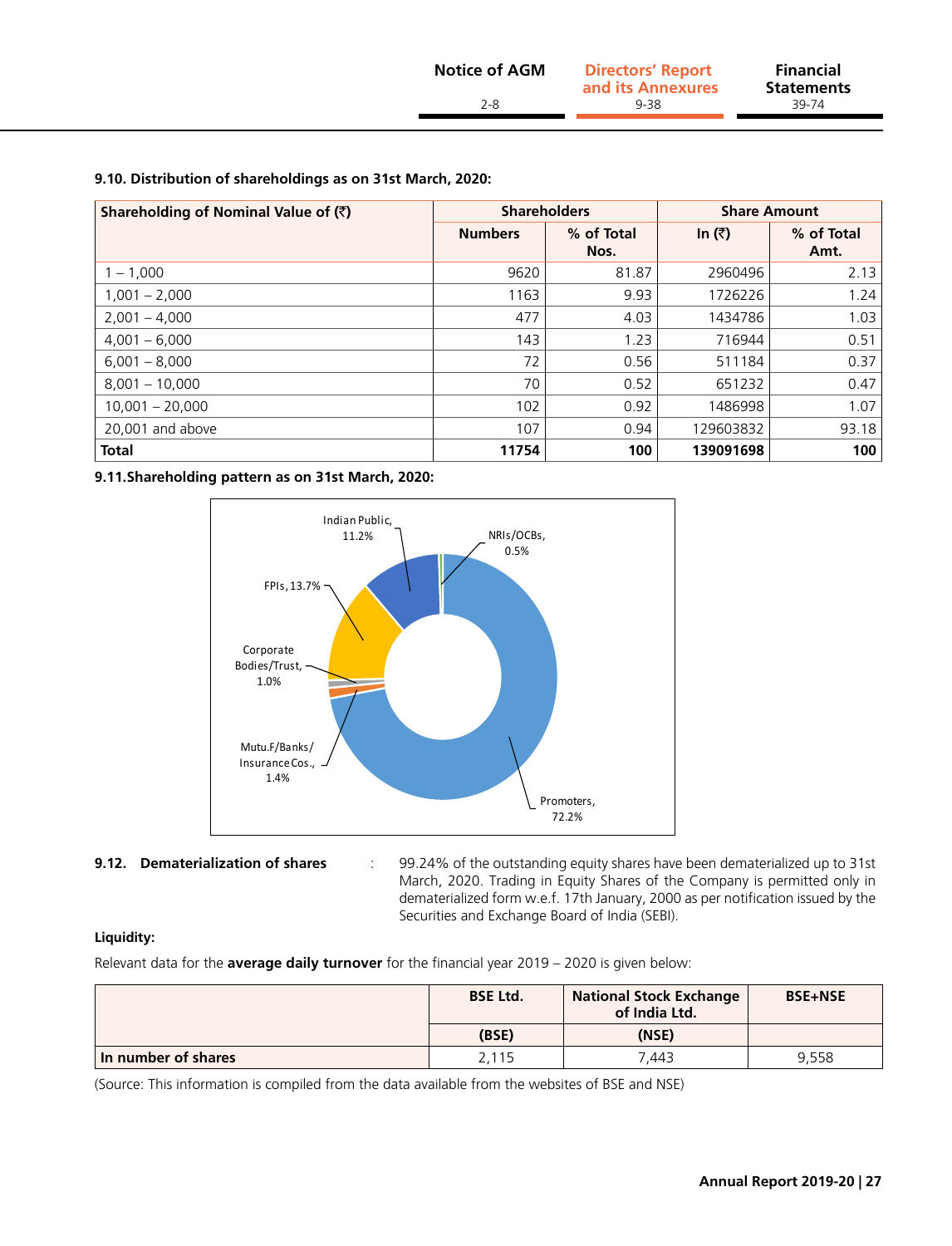### 9.10. Distribution of shareholdings as on 31st March, 2020:

| Shareholding of Nominal Value of (₹) | Shareholders | | Share Amount | |
|---|---|---|---|---|
| | Numbers | % of Total Nos. | In (₹) | % of Total Amt. |
| 1 – 1,000 | 9620 | 81.87 | 2960496 | 2.13 |
| 1,001 – 2,000 | 1163 | 9.93 | 1726226 | 1.24 |
| 2,001 – 4,000 | 477 | 4.03 | 1434786 | 1.03 |
| 4,001 – 6,000 | 143 | 1.23 | 716944 | 0.51 |
| 6,001 – 8,000 | 72 | 0.56 | 511184 | 0.37 |
| 8,001 – 10,000 | 70 | 0.52 | 651232 | 0.47 |
| 10,001 – 20,000 | 102 | 0.92 | 1486998 | 1.07 |
| 20,001 and above | 107 | 0.94 | 129603832 | 93.18 |
| **Total** | **11754** | **100** | **139091698** | **100** |

### 9.11. Shareholding pattern as on 31st March, 2020:

Indian Public, 11.2%
NRIs/OCBs, 0.5%
FPIs, 13.7%
Corporate Bodies/Trust, 1.0%
Mutu.F/Banks/Insurance Cos., 1.4%
Promoters, 72.2%

**9.12. Dematerialization of shares** : 99.24% of the outstanding equity shares have been dematerialized up to 31st March, 2020. Trading in Equity Shares of the Company is permitted only in dematerialized form w.e.f. 17th January, 2000 as per notification issued by the Securities and Exchange Board of India (SEBI).

**Liquidity:**

Relevant data for the **average daily turnover** for the financial year 2019 – 2020 is given below:

| | BSE Ltd. | National Stock Exchange of India Ltd. | BSE+NSE |
|---|---|---|---|
| | (BSE) | (NSE) | |
| **In number of shares** | 2,115 | 7,443 | 9,558 |

(Source: This information is compiled from the data available from the websites of BSE and NSE)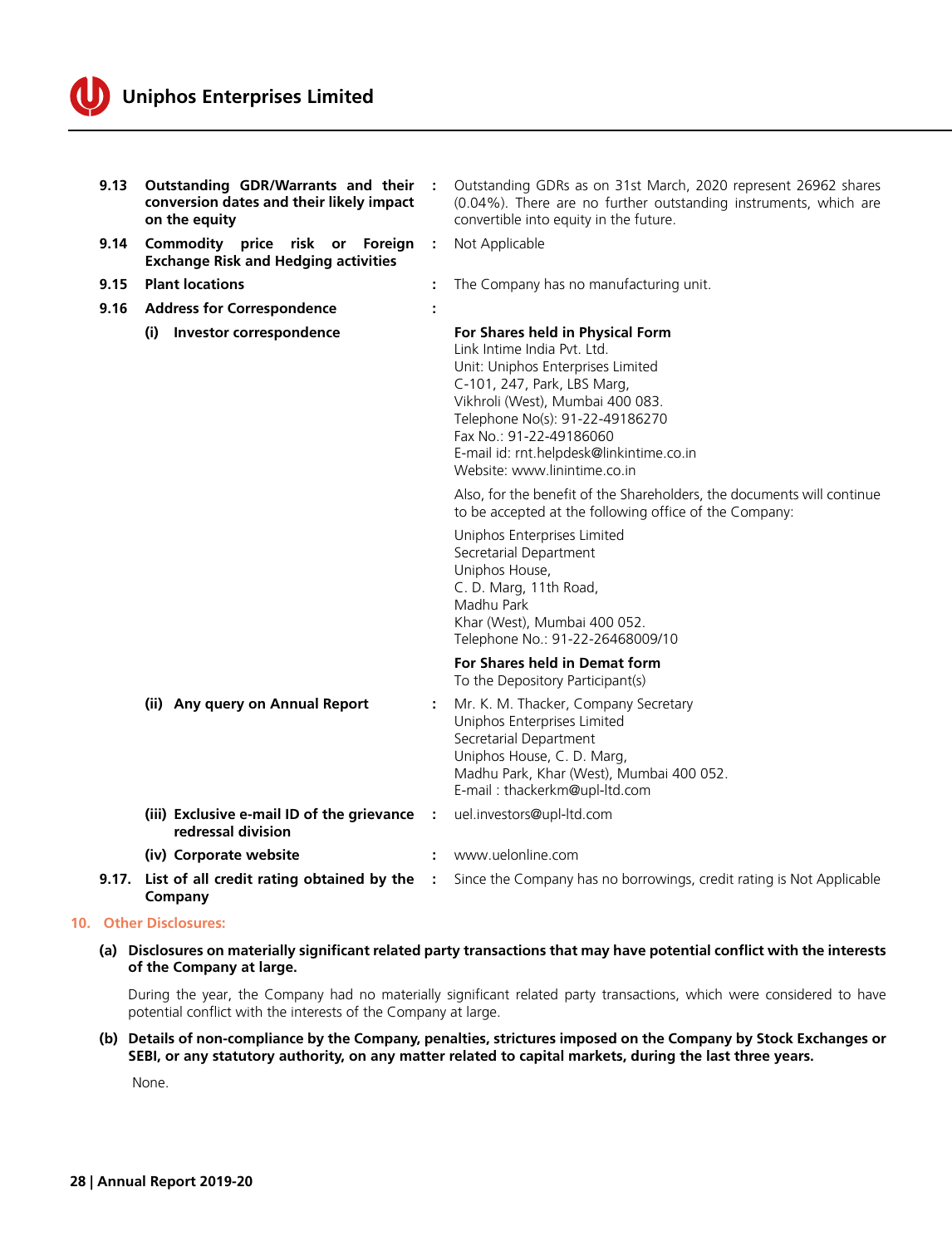| | | | |
|---|---|---|---|
| 9.13 | **Outstanding GDR/Warrants and their conversion dates and their likely impact on the equity** | : | Outstanding GDRs as on 31st March, 2020 represent 26962 shares (0.04%). There are no further outstanding instruments, which are convertible into equity in the future. |
| 9.14 | **Commodity price risk or Foreign Exchange Risk and Hedging activities** | : | Not Applicable |
| 9.15 | **Plant locations** | : | The Company has no manufacturing unit. |
| 9.16 | **Address for Correspondence** | : | |
| | **(i) Investor correspondence** | | **For Shares held in Physical Form**<br>Link Intime India Pvt. Ltd.<br>Unit: Uniphos Enterprises Limited<br>C-101, 247, Park, LBS Marg,<br>Vikhroli (West), Mumbai 400 083.<br>Telephone No(s): 91-22-49186270<br>Fax No.: 91-22-49186060<br>E-mail id: rnt.helpdesk@linkintime.co.in<br>Website: www.linintime.co.in<br><br>Also, for the benefit of the Shareholders, the documents will continue to be accepted at the following office of the Company:<br><br>Uniphos Enterprises Limited<br>Secretarial Department<br>Uniphos House,<br>C. D. Marg, 11th Road,<br>Madhu Park<br>Khar (West), Mumbai 400 052.<br>Telephone No.: 91-22-26468009/10<br><br>**For Shares held in Demat form**<br>To the Depository Participant(s) |
| | **(ii) Any query on Annual Report** | : | Mr. K. M. Thacker, Company Secretary<br>Uniphos Enterprises Limited<br>Secretarial Department<br>Uniphos House, C. D. Marg,<br>Madhu Park, Khar (West), Mumbai 400 052.<br>E-mail : thackerkm@upl-ltd.com |
| | **(iii) Exclusive e-mail ID of the grievance redressal division** | : | uel.investors@upl-ltd.com |
| | **(iv) Corporate website** | : | www.uelonline.com |
| 9.17. | **List of all credit rating obtained by the Company** | : | Since the Company has no borrowings, credit rating is Not Applicable |

## 10. Other Disclosures:

**(a) Disclosures on materially significant related party transactions that may have potential conflict with the interests of the Company at large.**

During the year, the Company had no materially significant related party transactions, which were considered to have potential conflict with the interests of the Company at large.

**(b) Details of non-compliance by the Company, penalties, strictures imposed on the Company by Stock Exchanges or SEBI, or any statutory authority, on any matter related to capital markets, during the last three years.**

None.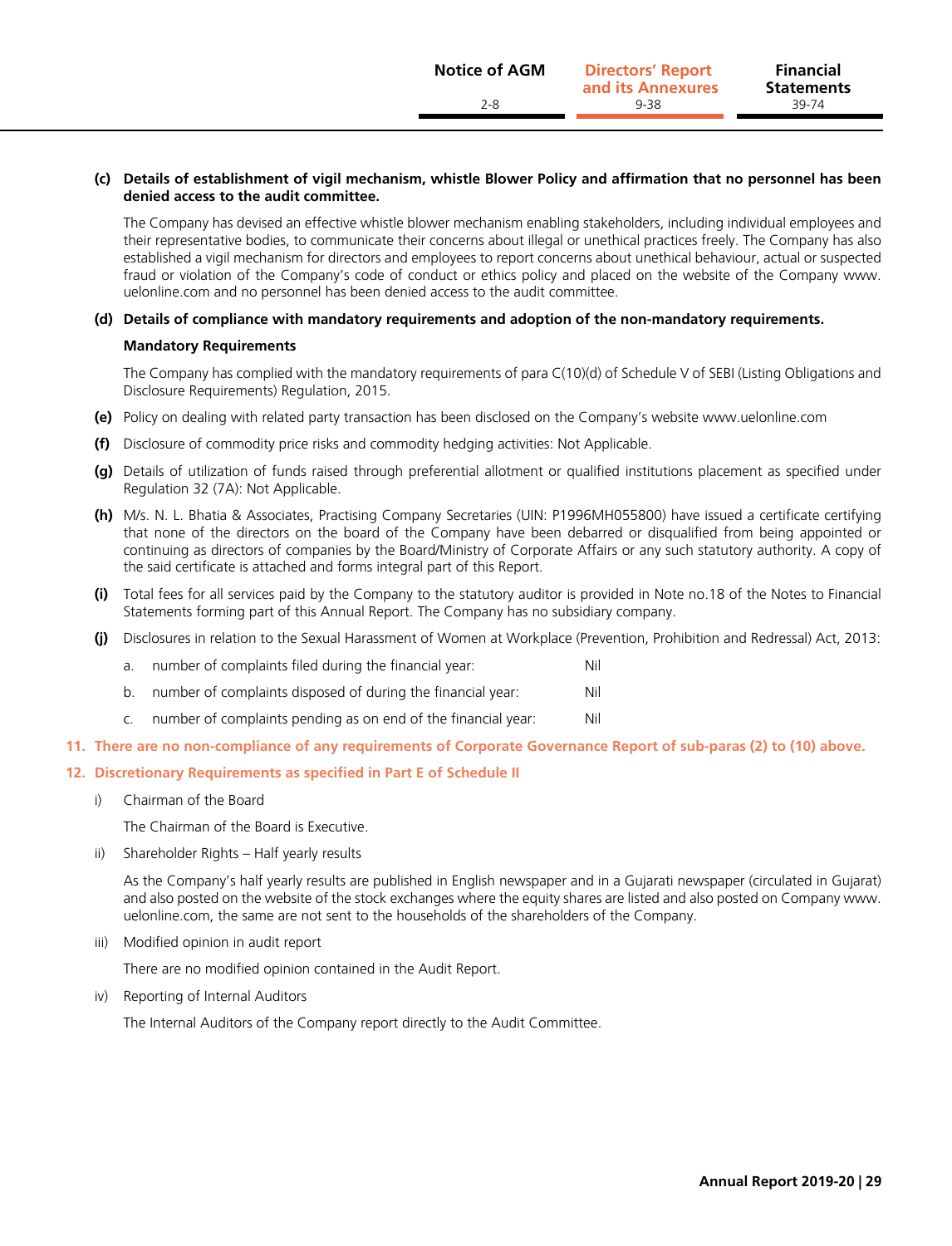**(c) Details of establishment of vigil mechanism, whistle Blower Policy and affirmation that no personnel has been denied access to the audit committee.**

The Company has devised an effective whistle blower mechanism enabling stakeholders, including individual employees and their representative bodies, to communicate their concerns about illegal or unethical practices freely. The Company has also established a vigil mechanism for directors and employees to report concerns about unethical behaviour, actual or suspected fraud or violation of the Company's code of conduct or ethics policy and placed on the website of the Company www.uelonline.com and no personnel has been denied access to the audit committee.

**(d) Details of compliance with mandatory requirements and adoption of the non-mandatory requirements.**

**Mandatory Requirements**

The Company has complied with the mandatory requirements of para C(10)(d) of Schedule V of SEBI (Listing Obligations and Disclosure Requirements) Regulation, 2015.

**(e)** Policy on dealing with related party transaction has been disclosed on the Company's website www.uelonline.com

**(f)** Disclosure of commodity price risks and commodity hedging activities: Not Applicable.

**(g)** Details of utilization of funds raised through preferential allotment or qualified institutions placement as specified under Regulation 32 (7A): Not Applicable.

**(h)** M/s. N. L. Bhatia & Associates, Practising Company Secretaries (UIN: P1996MH055800) have issued a certificate certifying that none of the directors on the board of the Company have been debarred or disqualified from being appointed or continuing as directors of companies by the Board/Ministry of Corporate Affairs or any such statutory authority. A copy of the said certificate is attached and forms integral part of this Report.

**(i)** Total fees for all services paid by the Company to the statutory auditor is provided in Note no.18 of the Notes to Financial Statements forming part of this Annual Report. The Company has no subsidiary company.

**(j)** Disclosures in relation to the Sexual Harassment of Women at Workplace (Prevention, Prohibition and Redressal) Act, 2013:

a. number of complaints filed during the financial year: Nil

b. number of complaints disposed of during the financial year: Nil

c. number of complaints pending as on end of the financial year: Nil

## 11. There are no non-compliance of any requirements of Corporate Governance Report of sub-paras (2) to (10) above.

## 12. Discretionary Requirements as specified in Part E of Schedule II

i) Chairman of the Board

The Chairman of the Board is Executive.

ii) Shareholder Rights – Half yearly results

As the Company's half yearly results are published in English newspaper and in a Gujarati newspaper (circulated in Gujarat) and also posted on the website of the stock exchanges where the equity shares are listed and also posted on Company www.uelonline.com, the same are not sent to the households of the shareholders of the Company.

iii) Modified opinion in audit report

There are no modified opinion contained in the Audit Report.

iv) Reporting of Internal Auditors

The Internal Auditors of the Company report directly to the Audit Committee.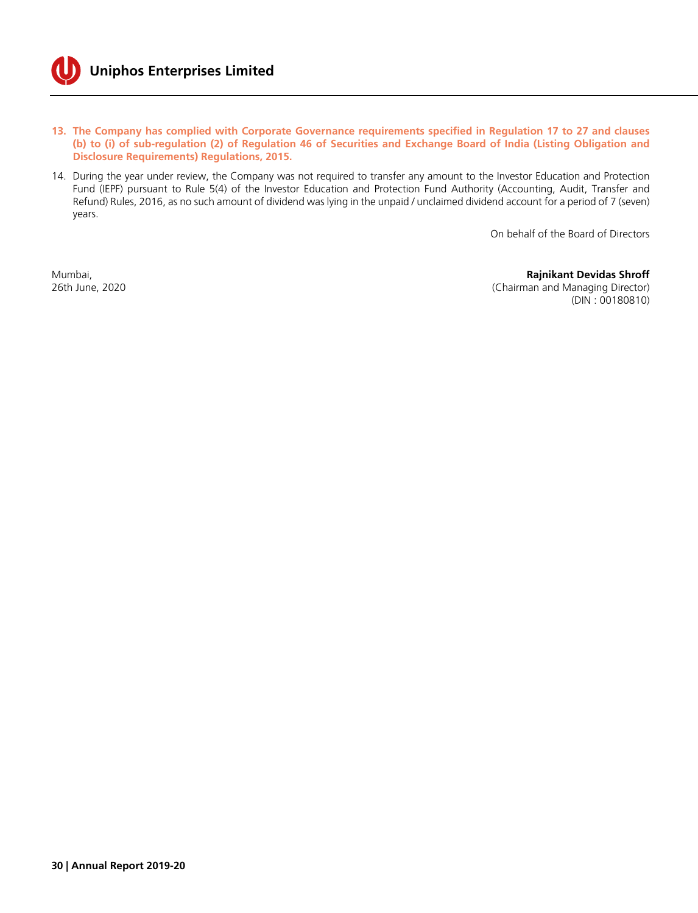13. **The Company has complied with Corporate Governance requirements specified in Regulation 17 to 27 and clauses (b) to (i) of sub-regulation (2) of Regulation 46 of Securities and Exchange Board of India (Listing Obligation and Disclosure Requirements) Regulations, 2015.**

14. During the year under review, the Company was not required to transfer any amount to the Investor Education and Protection Fund (IEPF) pursuant to Rule 5(4) of the Investor Education and Protection Fund Authority (Accounting, Audit, Transfer and Refund) Rules, 2016, as no such amount of dividend was lying in the unpaid / unclaimed dividend account for a period of 7 (seven) years.

On behalf of the Board of Directors

Mumbai,
26th June, 2020

**Rajnikant Devidas Shroff**
(Chairman and Managing Director)
(DIN : 00180810)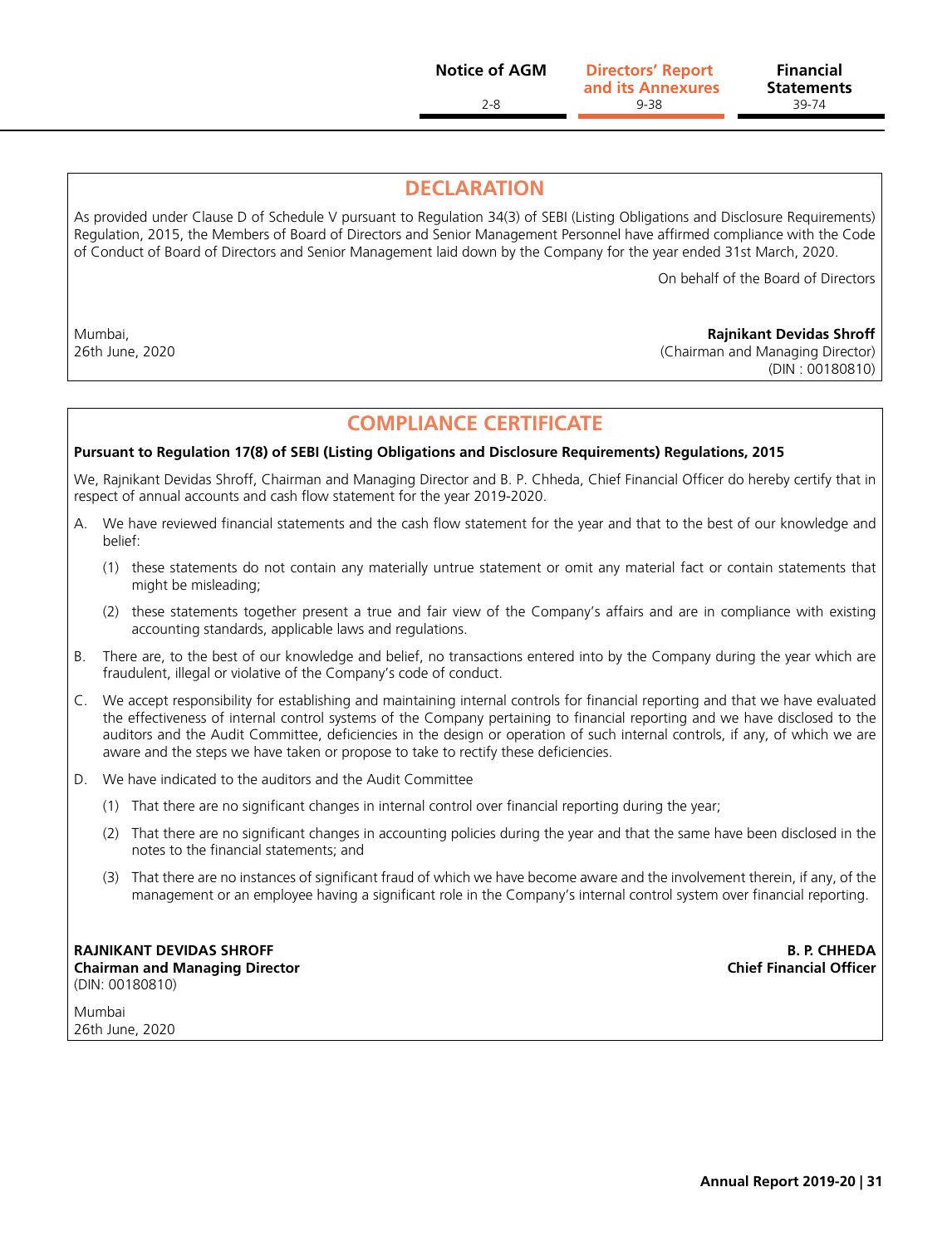## DECLARATION

As provided under Clause D of Schedule V pursuant to Regulation 34(3) of SEBI (Listing Obligations and Disclosure Requirements) Regulation, 2015, the Members of Board of Directors and Senior Management Personnel have affirmed compliance with the Code of Conduct of Board of Directors and Senior Management laid down by the Company for the year ended 31st March, 2020.

On behalf of the Board of Directors

Mumbai,
26th June, 2020

**Rajnikant Devidas Shroff**
(Chairman and Managing Director)
(DIN : 00180810)

## COMPLIANCE CERTIFICATE

**Pursuant to Regulation 17(8) of SEBI (Listing Obligations and Disclosure Requirements) Regulations, 2015**

We, Rajnikant Devidas Shroff, Chairman and Managing Director and B. P. Chheda, Chief Financial Officer do hereby certify that in respect of annual accounts and cash flow statement for the year 2019-2020.

A. We have reviewed financial statements and the cash flow statement for the year and that to the best of our knowledge and belief:

   (1) these statements do not contain any materially untrue statement or omit any material fact or contain statements that might be misleading;

   (2) these statements together present a true and fair view of the Company's affairs and are in compliance with existing accounting standards, applicable laws and regulations.

B. There are, to the best of our knowledge and belief, no transactions entered into by the Company during the year which are fraudulent, illegal or violative of the Company's code of conduct.

C. We accept responsibility for establishing and maintaining internal controls for financial reporting and that we have evaluated the effectiveness of internal control systems of the Company pertaining to financial reporting and we have disclosed to the auditors and the Audit Committee, deficiencies in the design or operation of such internal controls, if any, of which we are aware and the steps we have taken or propose to take to rectify these deficiencies.

D. We have indicated to the auditors and the Audit Committee

   (1) That there are no significant changes in internal control over financial reporting during the year;

   (2) That there are no significant changes in accounting policies during the year and that the same have been disclosed in the notes to the financial statements; and

   (3) That there are no instances of significant fraud of which we have become aware and the involvement therein, if any, of the management or an employee having a significant role in the Company's internal control system over financial reporting.

**RAJNIKANT DEVIDAS SHROFF**
**Chairman and Managing Director**
(DIN: 00180810)

**B. P. CHHEDA**
**Chief Financial Officer**

Mumbai
26th June, 2020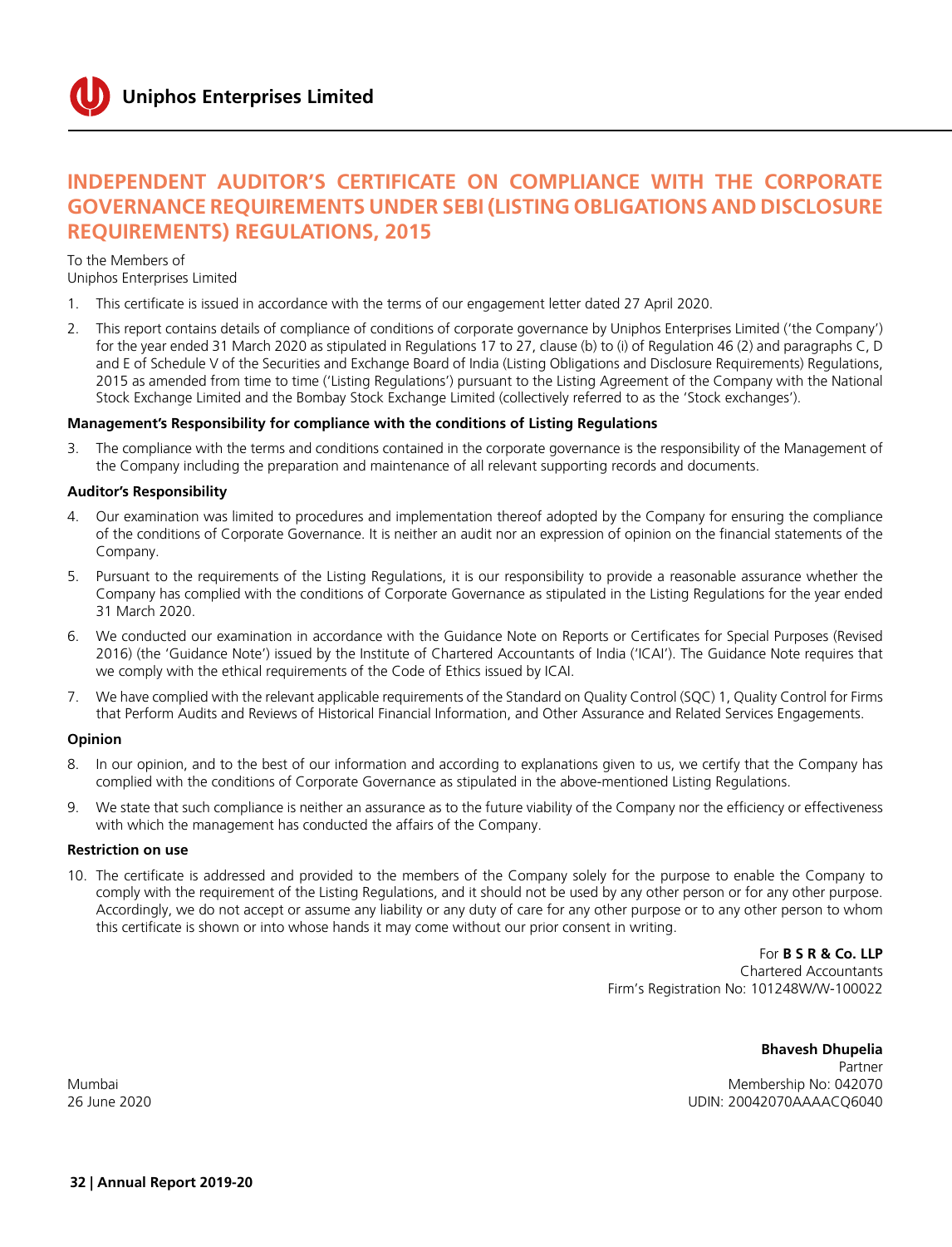# INDEPENDENT AUDITOR'S CERTIFICATE ON COMPLIANCE WITH THE CORPORATE GOVERNANCE REQUIREMENTS UNDER SEBI (LISTING OBLIGATIONS AND DISCLOSURE REQUIREMENTS) REGULATIONS, 2015

To the Members of
Uniphos Enterprises Limited

1. This certificate is issued in accordance with the terms of our engagement letter dated 27 April 2020.
2. This report contains details of compliance of conditions of corporate governance by Uniphos Enterprises Limited ('the Company') for the year ended 31 March 2020 as stipulated in Regulations 17 to 27, clause (b) to (i) of Regulation 46 (2) and paragraphs C, D and E of Schedule V of the Securities and Exchange Board of India (Listing Obligations and Disclosure Requirements) Regulations, 2015 as amended from time to time ('Listing Regulations') pursuant to the Listing Agreement of the Company with the National Stock Exchange Limited and the Bombay Stock Exchange Limited (collectively referred to as the 'Stock exchanges').

**Management's Responsibility for compliance with the conditions of Listing Regulations**

3. The compliance with the terms and conditions contained in the corporate governance is the responsibility of the Management of the Company including the preparation and maintenance of all relevant supporting records and documents.

**Auditor's Responsibility**

4. Our examination was limited to procedures and implementation thereof adopted by the Company for ensuring the compliance of the conditions of Corporate Governance. It is neither an audit nor an expression of opinion on the financial statements of the Company.
5. Pursuant to the requirements of the Listing Regulations, it is our responsibility to provide a reasonable assurance whether the Company has complied with the conditions of Corporate Governance as stipulated in the Listing Regulations for the year ended 31 March 2020.
6. We conducted our examination in accordance with the Guidance Note on Reports or Certificates for Special Purposes (Revised 2016) (the 'Guidance Note') issued by the Institute of Chartered Accountants of India ('ICAI'). The Guidance Note requires that we comply with the ethical requirements of the Code of Ethics issued by ICAI.
7. We have complied with the relevant applicable requirements of the Standard on Quality Control (SQC) 1, Quality Control for Firms that Perform Audits and Reviews of Historical Financial Information, and Other Assurance and Related Services Engagements.

**Opinion**

8. In our opinion, and to the best of our information and according to explanations given to us, we certify that the Company has complied with the conditions of Corporate Governance as stipulated in the above-mentioned Listing Regulations.
9. We state that such compliance is neither an assurance as to the future viability of the Company nor the efficiency or effectiveness with which the management has conducted the affairs of the Company.

**Restriction on use**

10. The certificate is addressed and provided to the members of the Company solely for the purpose to enable the Company to comply with the requirement of the Listing Regulations, and it should not be used by any other person or for any other purpose. Accordingly, we do not accept or assume any liability or any duty of care for any other purpose or to any other person to whom this certificate is shown or into whose hands it may come without our prior consent in writing.

For **B S R & Co. LLP**
Chartered Accountants
Firm's Registration No: 101248W/W-100022

**Bhavesh Dhupelia**
Partner
Membership No: 042070
UDIN: 20042070AAAACQ6040

Mumbai
26 June 2020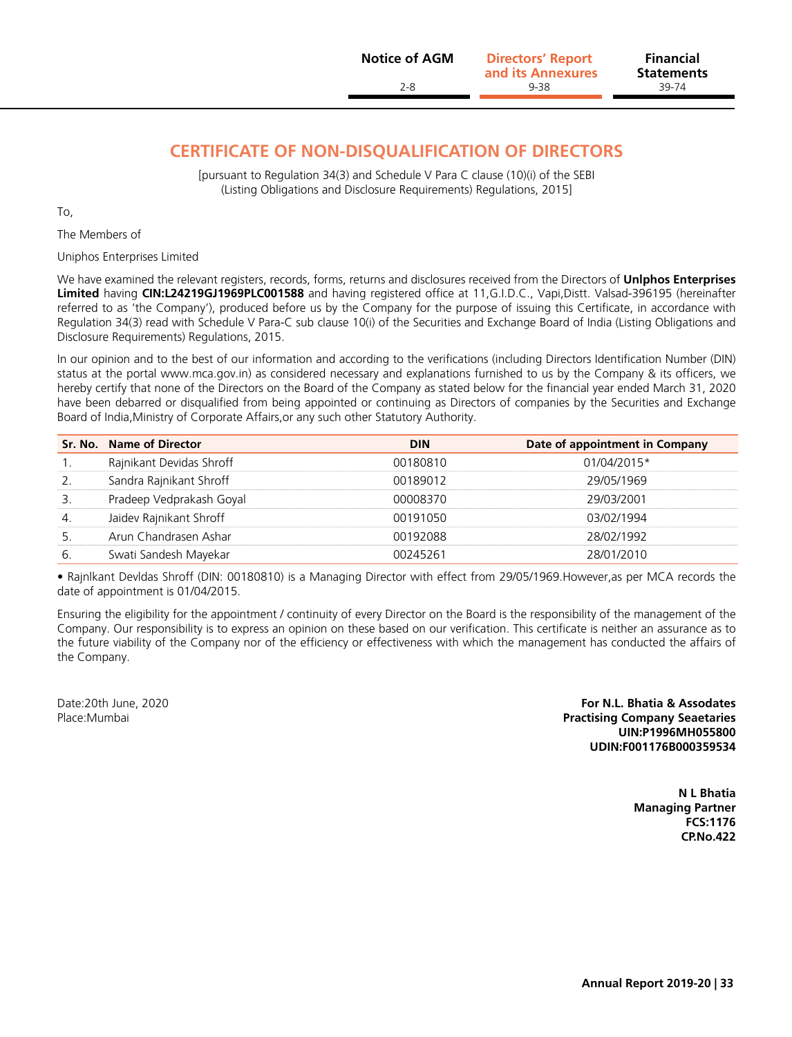# CERTIFICATE OF NON-DISQUALIFICATION OF DIRECTORS

[pursuant to Regulation 34(3) and Schedule V Para C clause (10)(i) of the SEBI (Listing Obligations and Disclosure Requirements) Regulations, 2015]

To,

The Members of

Uniphos Enterprises Limited

We have examined the relevant registers, records, forms, returns and disclosures received from the Directors of **Unlphos Enterprises Limited** having **CIN:L24219GJ1969PLC001588** and having registered office at 11,G.I.D.C., Vapi,Distt. Valsad-396195 (hereinafter referred to as 'the Company'), produced before us by the Company for the purpose of issuing this Certificate, in accordance with Regulation 34(3) read with Schedule V Para-C sub clause 10(i) of the Securities and Exchange Board of India (Listing Obligations and Disclosure Requirements) Regulations, 2015.

In our opinion and to the best of our information and according to the verifications (including Directors Identification Number (DIN) status at the portal www.mca.gov.in) as considered necessary and explanations furnished to us by the Company & its officers, we hereby certify that none of the Directors on the Board of the Company as stated below for the financial year ended March 31, 2020 have been debarred or disqualified from being appointed or continuing as Directors of companies by the Securities and Exchange Board of India,Ministry of Corporate Affairs,or any such other Statutory Authority.

| Sr. No. | Name of Director | DIN | Date of appointment in Company |
|---|---|---|---|
| 1. | Rajnikant Devidas Shroff | 00180810 | 01/04/2015* |
| 2. | Sandra Rajnikant Shroff | 00189012 | 29/05/1969 |
| 3. | Pradeep Vedprakash Goyal | 00008370 | 29/03/2001 |
| 4. | Jaidev Rajnikant Shroff | 00191050 | 03/02/1994 |
| 5. | Arun Chandrasen Ashar | 00192088 | 28/02/1992 |
| 6. | Swati Sandesh Mayekar | 00245261 | 28/01/2010 |

• Rajnlkant Devldas Shroff (DIN: 00180810) is a Managing Director with effect from 29/05/1969.However,as per MCA records the date of appointment is 01/04/2015.

Ensuring the eligibility for the appointment / continuity of every Director on the Board is the responsibility of the management of the Company. Our responsibility is to express an opinion on these based on our verification. This certificate is neither an assurance as to the future viability of the Company nor of the efficiency or effectiveness with which the management has conducted the affairs of the Company.

Date:20th June, 2020
Place:Mumbai

**For N.L. Bhatia & Assodates**
**Practising Company Seaetaries**
**UIN:P1996MH055800**
**UDIN:F001176B000359534**

**N L Bhatia**
**Managing Partner**
**FCS:1176**
**CP.No.422**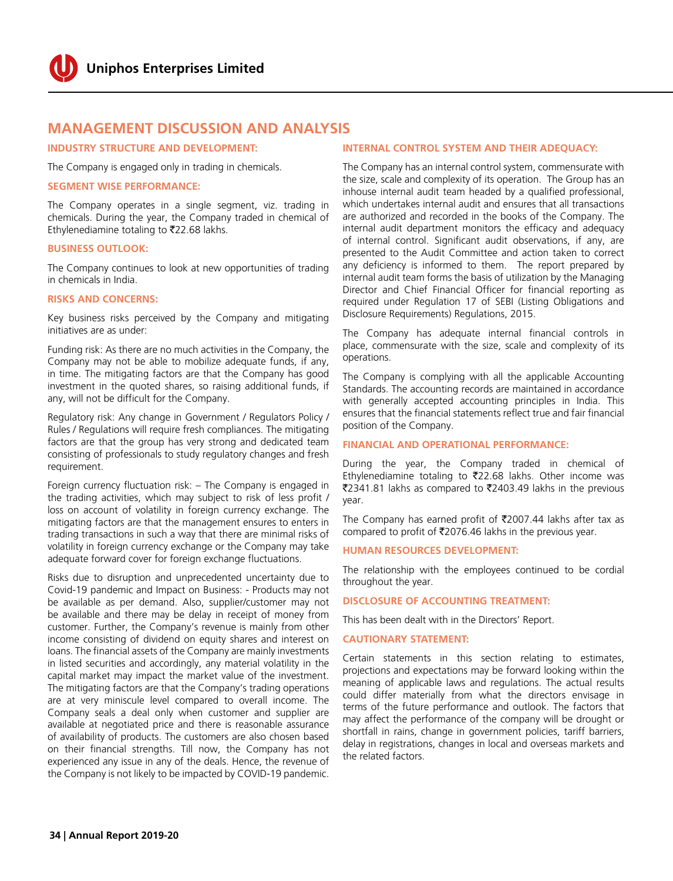# MANAGEMENT DISCUSSION AND ANALYSIS

## INDUSTRY STRUCTURE AND DEVELOPMENT:

The Company is engaged only in trading in chemicals.

## SEGMENT WISE PERFORMANCE:

The Company operates in a single segment, viz. trading in chemicals. During the year, the Company traded in chemical of Ethylenediamine totaling to ₹22.68 lakhs.

## BUSINESS OUTLOOK:

The Company continues to look at new opportunities of trading in chemicals in India.

## RISKS AND CONCERNS:

Key business risks perceived by the Company and mitigating initiatives are as under:

Funding risk: As there are no much activities in the Company, the Company may not be able to mobilize adequate funds, if any, in time. The mitigating factors are that the Company has good investment in the quoted shares, so raising additional funds, if any, will not be difficult for the Company.

Regulatory risk: Any change in Government / Regulators Policy / Rules / Regulations will require fresh compliances. The mitigating factors are that the group has very strong and dedicated team consisting of professionals to study regulatory changes and fresh requirement.

Foreign currency fluctuation risk: – The Company is engaged in the trading activities, which may subject to risk of less profit / loss on account of volatility in foreign currency exchange. The mitigating factors are that the management ensures to enters in trading transactions in such a way that there are minimal risks of volatility in foreign currency exchange or the Company may take adequate forward cover for foreign exchange fluctuations.

Risks due to disruption and unprecedented uncertainty due to Covid-19 pandemic and Impact on Business: - Products may not be available as per demand. Also, supplier/customer may not be available and there may be delay in receipt of money from customer. Further, the Company's revenue is mainly from other income consisting of dividend on equity shares and interest on loans. The financial assets of the Company are mainly investments in listed securities and accordingly, any material volatility in the capital market may impact the market value of the investment. The mitigating factors are that the Company's trading operations are at very miniscule level compared to overall income. The Company seals a deal only when customer and supplier are available at negotiated price and there is reasonable assurance of availability of products. The customers are also chosen based on their financial strengths. Till now, the Company has not experienced any issue in any of the deals. Hence, the revenue of the Company is not likely to be impacted by COVID-19 pandemic.

## INTERNAL CONTROL SYSTEM AND THEIR ADEQUACY:

The Company has an internal control system, commensurate with the size, scale and complexity of its operation. The Group has an inhouse internal audit team headed by a qualified professional, which undertakes internal audit and ensures that all transactions are authorized and recorded in the books of the Company. The internal audit department monitors the efficacy and adequacy of internal control. Significant audit observations, if any, are presented to the Audit Committee and action taken to correct any deficiency is informed to them. The report prepared by internal audit team forms the basis of utilization by the Managing Director and Chief Financial Officer for financial reporting as required under Regulation 17 of SEBI (Listing Obligations and Disclosure Requirements) Regulations, 2015.

The Company has adequate internal financial controls in place, commensurate with the size, scale and complexity of its operations.

The Company is complying with all the applicable Accounting Standards. The accounting records are maintained in accordance with generally accepted accounting principles in India. This ensures that the financial statements reflect true and fair financial position of the Company.

## FINANCIAL AND OPERATIONAL PERFORMANCE:

During the year, the Company traded in chemical of Ethylenediamine totaling to ₹22.68 lakhs. Other income was ₹2341.81 lakhs as compared to ₹2403.49 lakhs in the previous year.

The Company has earned profit of ₹2007.44 lakhs after tax as compared to profit of ₹2076.46 lakhs in the previous year.

## HUMAN RESOURCES DEVELOPMENT:

The relationship with the employees continued to be cordial throughout the year.

## DISCLOSURE OF ACCOUNTING TREATMENT:

This has been dealt with in the Directors' Report.

## CAUTIONARY STATEMENT:

Certain statements in this section relating to estimates, projections and expectations may be forward looking within the meaning of applicable laws and regulations. The actual results could differ materially from what the directors envisage in terms of the future performance and outlook. The factors that may affect the performance of the company will be drought or shortfall in rains, change in government policies, tariff barriers, delay in registrations, changes in local and overseas markets and the related factors.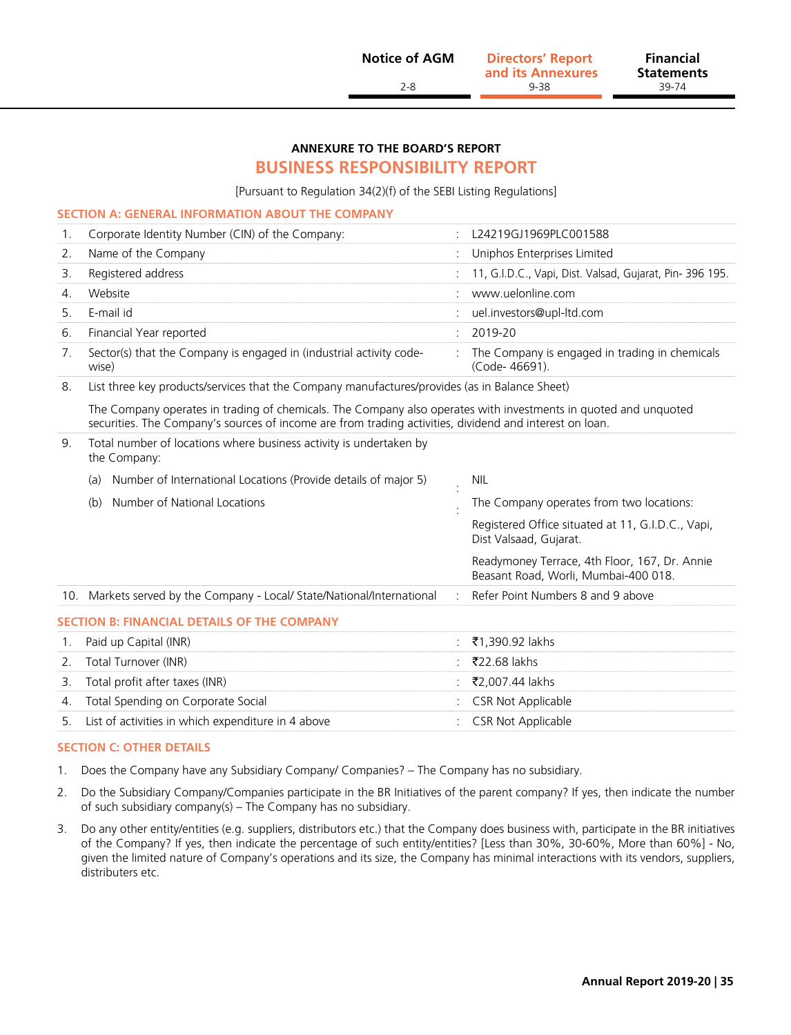**ANNEXURE TO THE BOARD'S REPORT**

# BUSINESS RESPONSIBILITY REPORT

[Pursuant to Regulation 34(2)(f) of the SEBI Listing Regulations]

## SECTION A: GENERAL INFORMATION ABOUT THE COMPANY

| | | | |
|---|---|---|---|
| 1. | Corporate Identity Number (CIN) of the Company: | : | L24219GJ1969PLC001588 |
| 2. | Name of the Company | : | Uniphos Enterprises Limited |
| 3. | Registered address | : | 11, G.I.D.C., Vapi, Dist. Valsad, Gujarat, Pin- 396 195. |
| 4. | Website | : | www.uelonline.com |
| 5. | E-mail id | : | uel.investors@upl-ltd.com |
| 6. | Financial Year reported | : | 2019-20 |
| 7. | Sector(s) that the Company is engaged in (industrial activity code-wise) | : | The Company is engaged in trading in chemicals (Code- 46691). |
| 8. | List three key products/services that the Company manufactures/provides (as in Balance Sheet) | | |
| | The Company operates in trading of chemicals. The Company also operates with investments in quoted and unquoted securities. The Company's sources of income are from trading activities, dividend and interest on loan. | | |
| 9. | Total number of locations where business activity is undertaken by the Company: | | |
| | (a) Number of International Locations (Provide details of major 5) | : | NIL |
| | (b) Number of National Locations | : | The Company operates from two locations:<br>Registered Office situated at 11, G.I.D.C., Vapi, Dist Valsaad, Gujarat.<br>Readymoney Terrace, 4th Floor, 167, Dr. Annie Beasant Road, Worli, Mumbai-400 018. |
| 10. | Markets served by the Company - Local/ State/National/International | : | Refer Point Numbers 8 and 9 above |

## SECTION B: FINANCIAL DETAILS OF THE COMPANY

| | | | |
|---|---|---|---|
| 1. | Paid up Capital (INR) | : | ₹1,390.92 lakhs |
| 2. | Total Turnover (INR) | : | ₹22.68 lakhs |
| 3. | Total profit after taxes (INR) | : | ₹2,007.44 lakhs |
| 4. | Total Spending on Corporate Social | : | CSR Not Applicable |
| 5. | List of activities in which expenditure in 4 above | : | CSR Not Applicable |

## SECTION C: OTHER DETAILS

1. Does the Company have any Subsidiary Company/ Companies? – The Company has no subsidiary.
2. Do the Subsidiary Company/Companies participate in the BR Initiatives of the parent company? If yes, then indicate the number of such subsidiary company(s) – The Company has no subsidiary.
3. Do any other entity/entities (e.g. suppliers, distributors etc.) that the Company does business with, participate in the BR initiatives of the Company? If yes, then indicate the percentage of such entity/entities? [Less than 30%, 30-60%, More than 60%] - No, given the limited nature of Company's operations and its size, the Company has minimal interactions with its vendors, suppliers, distributers etc.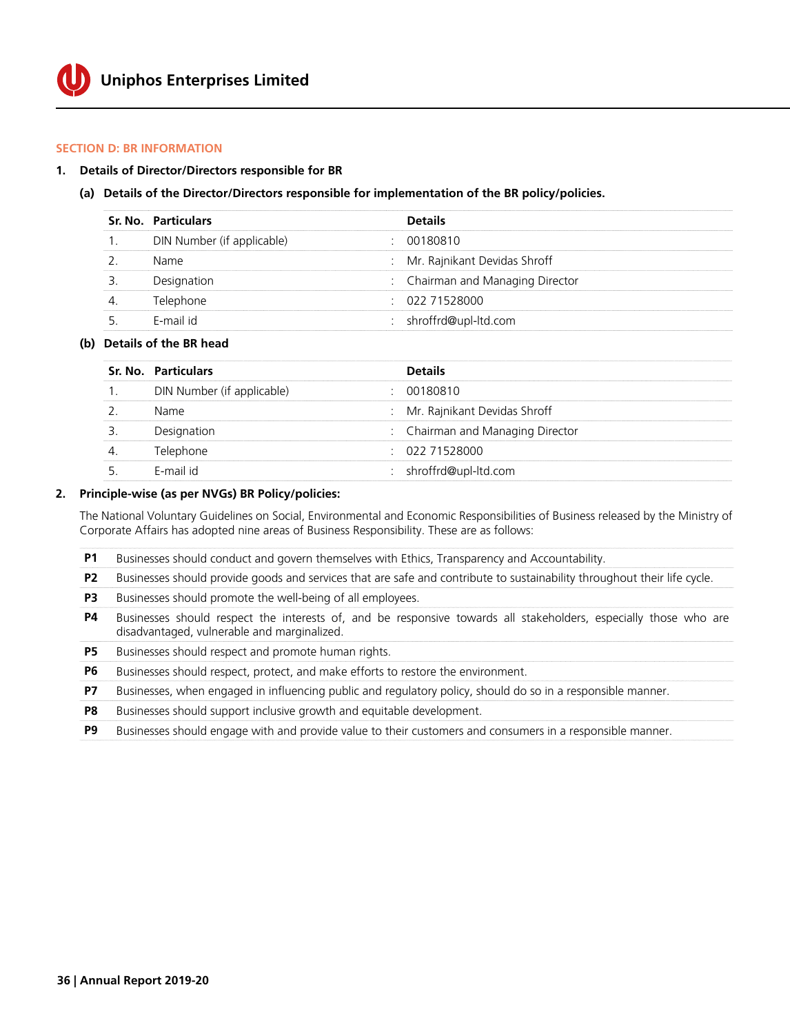## SECTION D: BR INFORMATION

**1. Details of Director/Directors responsible for BR**

**(a) Details of the Director/Directors responsible for implementation of the BR policy/policies.**

| Sr. No. | Particulars | | Details |
|---|---|---|---|
| 1. | DIN Number (if applicable) | : | 00180810 |
| 2. | Name | : | Mr. Rajnikant Devidas Shroff |
| 3. | Designation | : | Chairman and Managing Director |
| 4. | Telephone | : | 022 71528000 |
| 5. | E-mail id | : | shroffrd@upl-ltd.com |

**(b) Details of the BR head**

| Sr. No. | Particulars | | Details |
|---|---|---|---|
| 1. | DIN Number (if applicable) | : | 00180810 |
| 2. | Name | : | Mr. Rajnikant Devidas Shroff |
| 3. | Designation | : | Chairman and Managing Director |
| 4. | Telephone | : | 022 71528000 |
| 5. | E-mail id | : | shroffrd@upl-ltd.com |

**2. Principle-wise (as per NVGs) BR Policy/policies:**

The National Voluntary Guidelines on Social, Environmental and Economic Responsibilities of Business released by the Ministry of Corporate Affairs has adopted nine areas of Business Responsibility. These are as follows:

| | |
|---|---|
| **P1** | Businesses should conduct and govern themselves with Ethics, Transparency and Accountability. |
| **P2** | Businesses should provide goods and services that are safe and contribute to sustainability throughout their life cycle. |
| **P3** | Businesses should promote the well-being of all employees. |
| **P4** | Businesses should respect the interests of, and be responsive towards all stakeholders, especially those who are disadvantaged, vulnerable and marginalized. |
| **P5** | Businesses should respect and promote human rights. |
| **P6** | Businesses should respect, protect, and make efforts to restore the environment. |
| **P7** | Businesses, when engaged in influencing public and regulatory policy, should do so in a responsible manner. |
| **P8** | Businesses should support inclusive growth and equitable development. |
| **P9** | Businesses should engage with and provide value to their customers and consumers in a responsible manner. |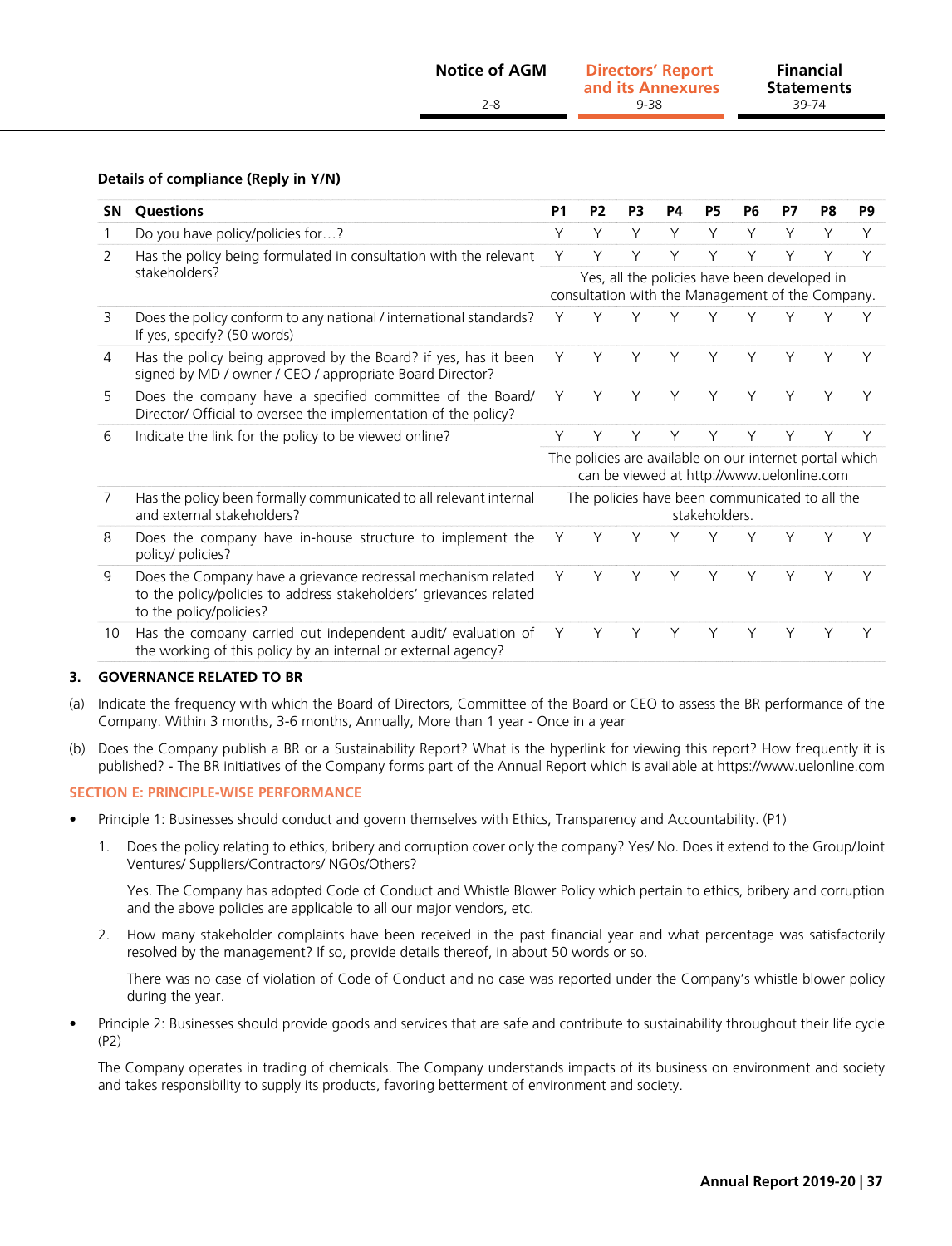**Details of compliance (Reply in Y/N)**

| SN | Questions | P1 | P2 | P3 | P4 | P5 | P6 | P7 | P8 | P9 |
|---|---|---|---|---|---|---|---|---|---|---|
| 1 | Do you have policy/policies for…? | Y | Y | Y | Y | Y | Y | Y | Y | Y |
| 2 | Has the policy being formulated in consultation with the relevant stakeholders? | Y | Y | Y | Y | Y | Y | Y | Y | Y |
| | | Yes, all the policies have been developed in consultation with the Management of the Company. | | | | | | | | |
| 3 | Does the policy conform to any national / international standards? If yes, specify? (50 words) | Y | Y | Y | Y | Y | Y | Y | Y | Y |
| 4 | Has the policy being approved by the Board? if yes, has it been signed by MD / owner / CEO / appropriate Board Director? | Y | Y | Y | Y | Y | Y | Y | Y | Y |
| 5 | Does the company have a specified committee of the Board/ Director/ Official to oversee the implementation of the policy? | Y | Y | Y | Y | Y | Y | Y | Y | Y |
| 6 | Indicate the link for the policy to be viewed online? | Y | Y | Y | Y | Y | Y | Y | Y | Y |
| | | The policies are available on our internet portal which can be viewed at http://www.uelonline.com | | | | | | | | |
| 7 | Has the policy been formally communicated to all relevant internal and external stakeholders? | The policies have been communicated to all the stakeholders. | | | | | | | | |
| 8 | Does the company have in-house structure to implement the policy/ policies? | Y | Y | Y | Y | Y | Y | Y | Y | Y |
| 9 | Does the Company have a grievance redressal mechanism related to the policy/policies to address stakeholders' grievances related to the policy/policies? | Y | Y | Y | Y | Y | Y | Y | Y | Y |
| 10 | Has the company carried out independent audit/ evaluation of the working of this policy by an internal or external agency? | Y | Y | Y | Y | Y | Y | Y | Y | Y |

## 3. GOVERNANCE RELATED TO BR

(a) Indicate the frequency with which the Board of Directors, Committee of the Board or CEO to assess the BR performance of the Company. Within 3 months, 3-6 months, Annually, More than 1 year - Once in a year

(b) Does the Company publish a BR or a Sustainability Report? What is the hyperlink for viewing this report? How frequently it is published? - The BR initiatives of the Company forms part of the Annual Report which is available at https://www.uelonline.com

## SECTION E: PRINCIPLE-WISE PERFORMANCE

- Principle 1: Businesses should conduct and govern themselves with Ethics, Transparency and Accountability. (P1)

  1. Does the policy relating to ethics, bribery and corruption cover only the company? Yes/ No. Does it extend to the Group/Joint Ventures/ Suppliers/Contractors/ NGOs/Others?

     Yes. The Company has adopted Code of Conduct and Whistle Blower Policy which pertain to ethics, bribery and corruption and the above policies are applicable to all our major vendors, etc.

  2. How many stakeholder complaints have been received in the past financial year and what percentage was satisfactorily resolved by the management? If so, provide details thereof, in about 50 words or so.

     There was no case of violation of Code of Conduct and no case was reported under the Company's whistle blower policy during the year.

- Principle 2: Businesses should provide goods and services that are safe and contribute to sustainability throughout their life cycle (P2)

  The Company operates in trading of chemicals. The Company understands impacts of its business on environment and society and takes responsibility to supply its products, favoring betterment of environment and society.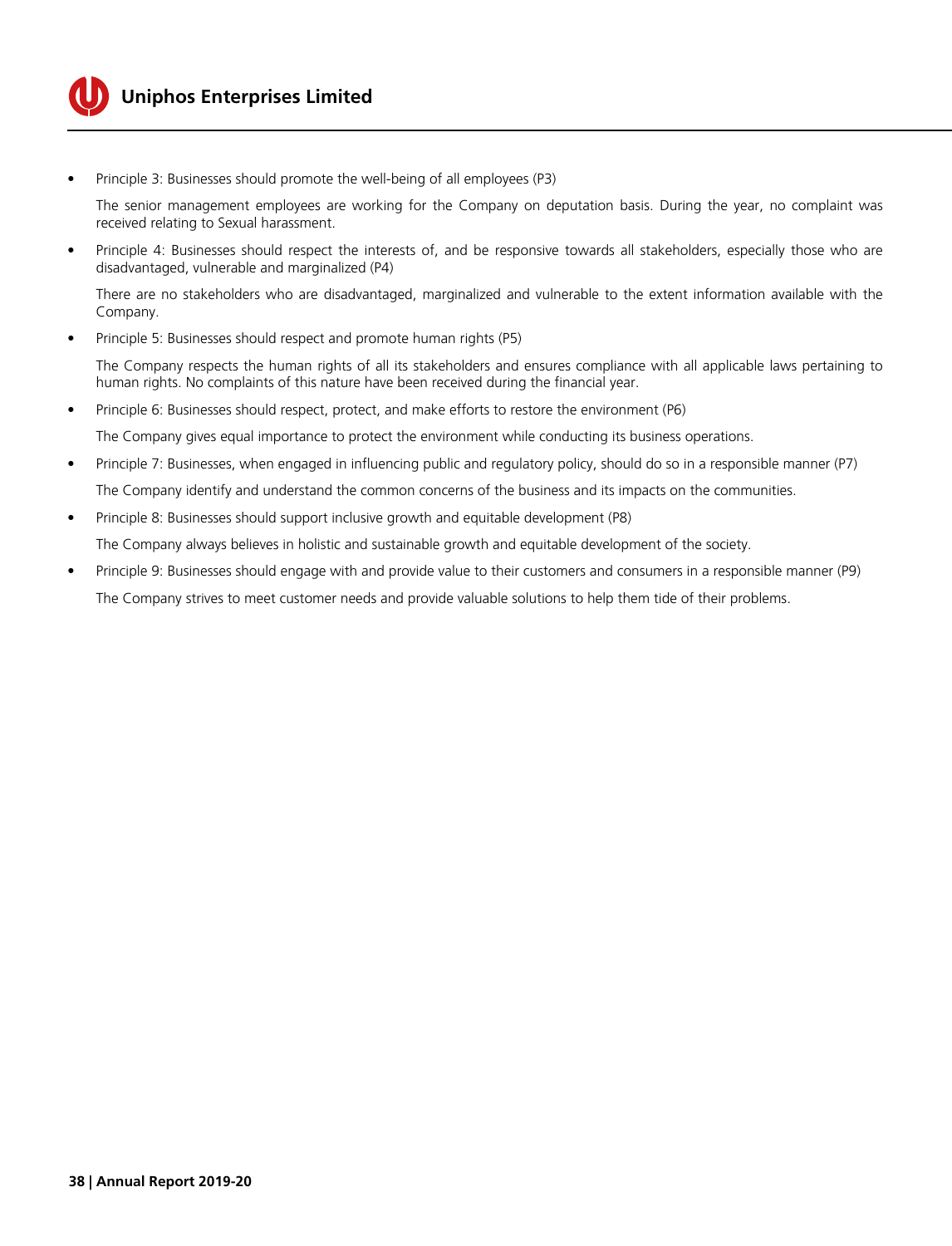- Principle 3: Businesses should promote the well-being of all employees (P3)

  The senior management employees are working for the Company on deputation basis. During the year, no complaint was received relating to Sexual harassment.

- Principle 4: Businesses should respect the interests of, and be responsive towards all stakeholders, especially those who are disadvantaged, vulnerable and marginalized (P4)

  There are no stakeholders who are disadvantaged, marginalized and vulnerable to the extent information available with the Company.

- Principle 5: Businesses should respect and promote human rights (P5)

  The Company respects the human rights of all its stakeholders and ensures compliance with all applicable laws pertaining to human rights. No complaints of this nature have been received during the financial year.

- Principle 6: Businesses should respect, protect, and make efforts to restore the environment (P6)

  The Company gives equal importance to protect the environment while conducting its business operations.

- Principle 7: Businesses, when engaged in influencing public and regulatory policy, should do so in a responsible manner (P7)

  The Company identify and understand the common concerns of the business and its impacts on the communities.

- Principle 8: Businesses should support inclusive growth and equitable development (P8)

  The Company always believes in holistic and sustainable growth and equitable development of the society.

- Principle 9: Businesses should engage with and provide value to their customers and consumers in a responsible manner (P9)

  The Company strives to meet customer needs and provide valuable solutions to help them tide of their problems.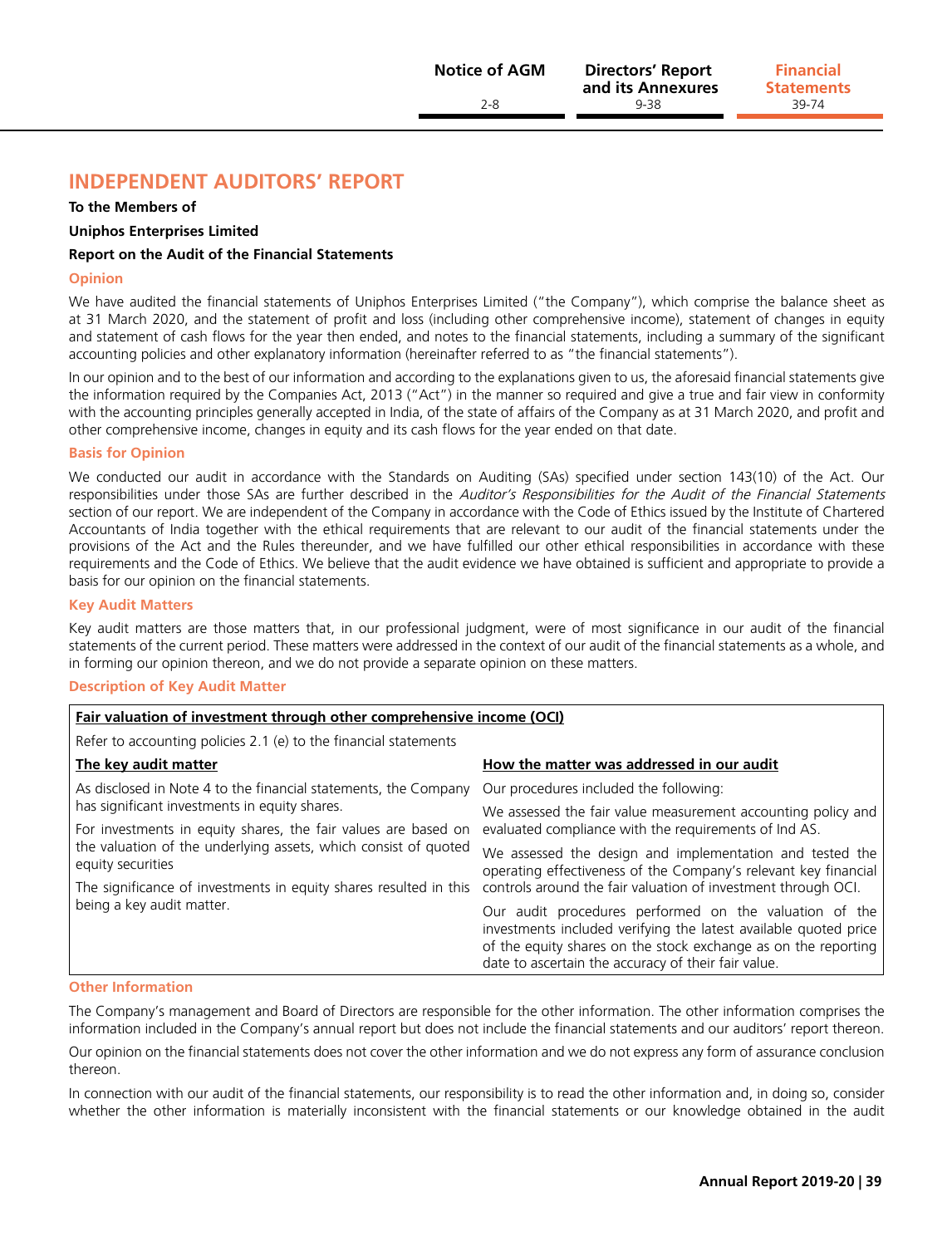# INDEPENDENT AUDITORS' REPORT

**To the Members of**

**Uniphos Enterprises Limited**

**Report on the Audit of the Financial Statements**

## Opinion

We have audited the financial statements of Uniphos Enterprises Limited ("the Company"), which comprise the balance sheet as at 31 March 2020, and the statement of profit and loss (including other comprehensive income), statement of changes in equity and statement of cash flows for the year then ended, and notes to the financial statements, including a summary of the significant accounting policies and other explanatory information (hereinafter referred to as "the financial statements").

In our opinion and to the best of our information and according to the explanations given to us, the aforesaid financial statements give the information required by the Companies Act, 2013 ("Act") in the manner so required and give a true and fair view in conformity with the accounting principles generally accepted in India, of the state of affairs of the Company as at 31 March 2020, and profit and other comprehensive income, changes in equity and its cash flows for the year ended on that date.

## Basis for Opinion

We conducted our audit in accordance with the Standards on Auditing (SAs) specified under section 143(10) of the Act. Our responsibilities under those SAs are further described in the *Auditor's Responsibilities for the Audit of the Financial Statements* section of our report. We are independent of the Company in accordance with the Code of Ethics issued by the Institute of Chartered Accountants of India together with the ethical requirements that are relevant to our audit of the financial statements under the provisions of the Act and the Rules thereunder, and we have fulfilled our other ethical responsibilities in accordance with these requirements and the Code of Ethics. We believe that the audit evidence we have obtained is sufficient and appropriate to provide a basis for our opinion on the financial statements.

## Key Audit Matters

Key audit matters are those matters that, in our professional judgment, were of most significance in our audit of the financial statements of the current period. These matters were addressed in the context of our audit of the financial statements as a whole, and in forming our opinion thereon, and we do not provide a separate opinion on these matters.

## Description of Key Audit Matter

**Fair valuation of investment through other comprehensive income (OCI)**

Refer to accounting policies 2.1 (e) to the financial statements

| The key audit matter | How the matter was addressed in our audit |
|---|---|
| As disclosed in Note 4 to the financial statements, the Company has significant investments in equity shares.<br><br>For investments in equity shares, the fair values are based on the valuation of the underlying assets, which consist of quoted equity securities<br><br>The significance of investments in equity shares resulted in this being a key audit matter. | Our procedures included the following:<br><br>We assessed the fair value measurement accounting policy and evaluated compliance with the requirements of Ind AS.<br><br>We assessed the design and implementation and tested the operating effectiveness of the Company's relevant key financial controls around the fair valuation of investment through OCI.<br><br>Our audit procedures performed on the valuation of the investments included verifying the latest available quoted price of the equity shares on the stock exchange as on the reporting date to ascertain the accuracy of their fair value. |

## Other Information

The Company's management and Board of Directors are responsible for the other information. The other information comprises the information included in the Company's annual report but does not include the financial statements and our auditors' report thereon.

Our opinion on the financial statements does not cover the other information and we do not express any form of assurance conclusion thereon.

In connection with our audit of the financial statements, our responsibility is to read the other information and, in doing so, consider whether the other information is materially inconsistent with the financial statements or our knowledge obtained in the audit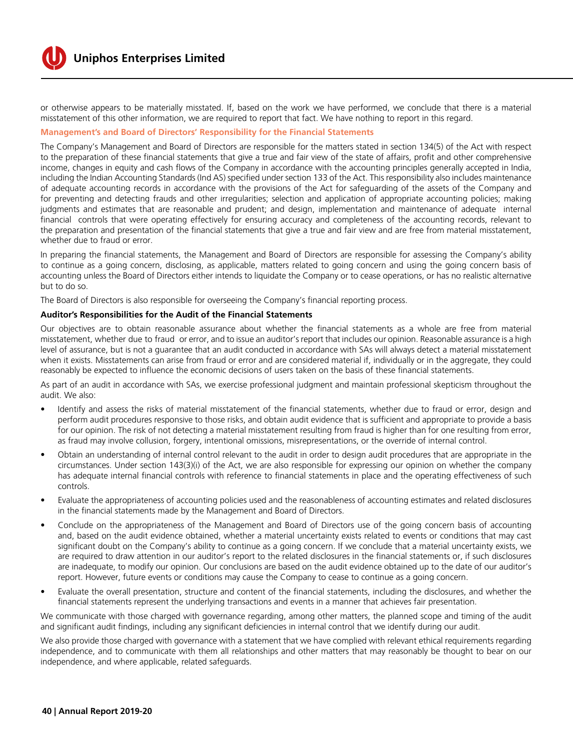or otherwise appears to be materially misstated. If, based on the work we have performed, we conclude that there is a material misstatement of this other information, we are required to report that fact. We have nothing to report in this regard.

### Management's and Board of Directors' Responsibility for the Financial Statements

The Company's Management and Board of Directors are responsible for the matters stated in section 134(5) of the Act with respect to the preparation of these financial statements that give a true and fair view of the state of affairs, profit and other comprehensive income, changes in equity and cash flows of the Company in accordance with the accounting principles generally accepted in India, including the Indian Accounting Standards (Ind AS) specified under section 133 of the Act. This responsibility also includes maintenance of adequate accounting records in accordance with the provisions of the Act for safeguarding of the assets of the Company and for preventing and detecting frauds and other irregularities; selection and application of appropriate accounting policies; making judgments and estimates that are reasonable and prudent; and design, implementation and maintenance of adequate internal financial controls that were operating effectively for ensuring accuracy and completeness of the accounting records, relevant to the preparation and presentation of the financial statements that give a true and fair view and are free from material misstatement, whether due to fraud or error.

In preparing the financial statements, the Management and Board of Directors are responsible for assessing the Company's ability to continue as a going concern, disclosing, as applicable, matters related to going concern and using the going concern basis of accounting unless the Board of Directors either intends to liquidate the Company or to cease operations, or has no realistic alternative but to do so.

The Board of Directors is also responsible for overseeing the Company's financial reporting process.

### Auditor's Responsibilities for the Audit of the Financial Statements

Our objectives are to obtain reasonable assurance about whether the financial statements as a whole are free from material misstatement, whether due to fraud or error, and to issue an auditor's report that includes our opinion. Reasonable assurance is a high level of assurance, but is not a guarantee that an audit conducted in accordance with SAs will always detect a material misstatement when it exists. Misstatements can arise from fraud or error and are considered material if, individually or in the aggregate, they could reasonably be expected to influence the economic decisions of users taken on the basis of these financial statements.

As part of an audit in accordance with SAs, we exercise professional judgment and maintain professional skepticism throughout the audit. We also:

- Identify and assess the risks of material misstatement of the financial statements, whether due to fraud or error, design and perform audit procedures responsive to those risks, and obtain audit evidence that is sufficient and appropriate to provide a basis for our opinion. The risk of not detecting a material misstatement resulting from fraud is higher than for one resulting from error, as fraud may involve collusion, forgery, intentional omissions, misrepresentations, or the override of internal control.
- Obtain an understanding of internal control relevant to the audit in order to design audit procedures that are appropriate in the circumstances. Under section 143(3)(i) of the Act, we are also responsible for expressing our opinion on whether the company has adequate internal financial controls with reference to financial statements in place and the operating effectiveness of such controls.
- Evaluate the appropriateness of accounting policies used and the reasonableness of accounting estimates and related disclosures in the financial statements made by the Management and Board of Directors.
- Conclude on the appropriateness of the Management and Board of Directors use of the going concern basis of accounting and, based on the audit evidence obtained, whether a material uncertainty exists related to events or conditions that may cast significant doubt on the Company's ability to continue as a going concern. If we conclude that a material uncertainty exists, we are required to draw attention in our auditor's report to the related disclosures in the financial statements or, if such disclosures are inadequate, to modify our opinion. Our conclusions are based on the audit evidence obtained up to the date of our auditor's report. However, future events or conditions may cause the Company to cease to continue as a going concern.
- Evaluate the overall presentation, structure and content of the financial statements, including the disclosures, and whether the financial statements represent the underlying transactions and events in a manner that achieves fair presentation.

We communicate with those charged with governance regarding, among other matters, the planned scope and timing of the audit and significant audit findings, including any significant deficiencies in internal control that we identify during our audit.

We also provide those charged with governance with a statement that we have complied with relevant ethical requirements regarding independence, and to communicate with them all relationships and other matters that may reasonably be thought to bear on our independence, and where applicable, related safeguards.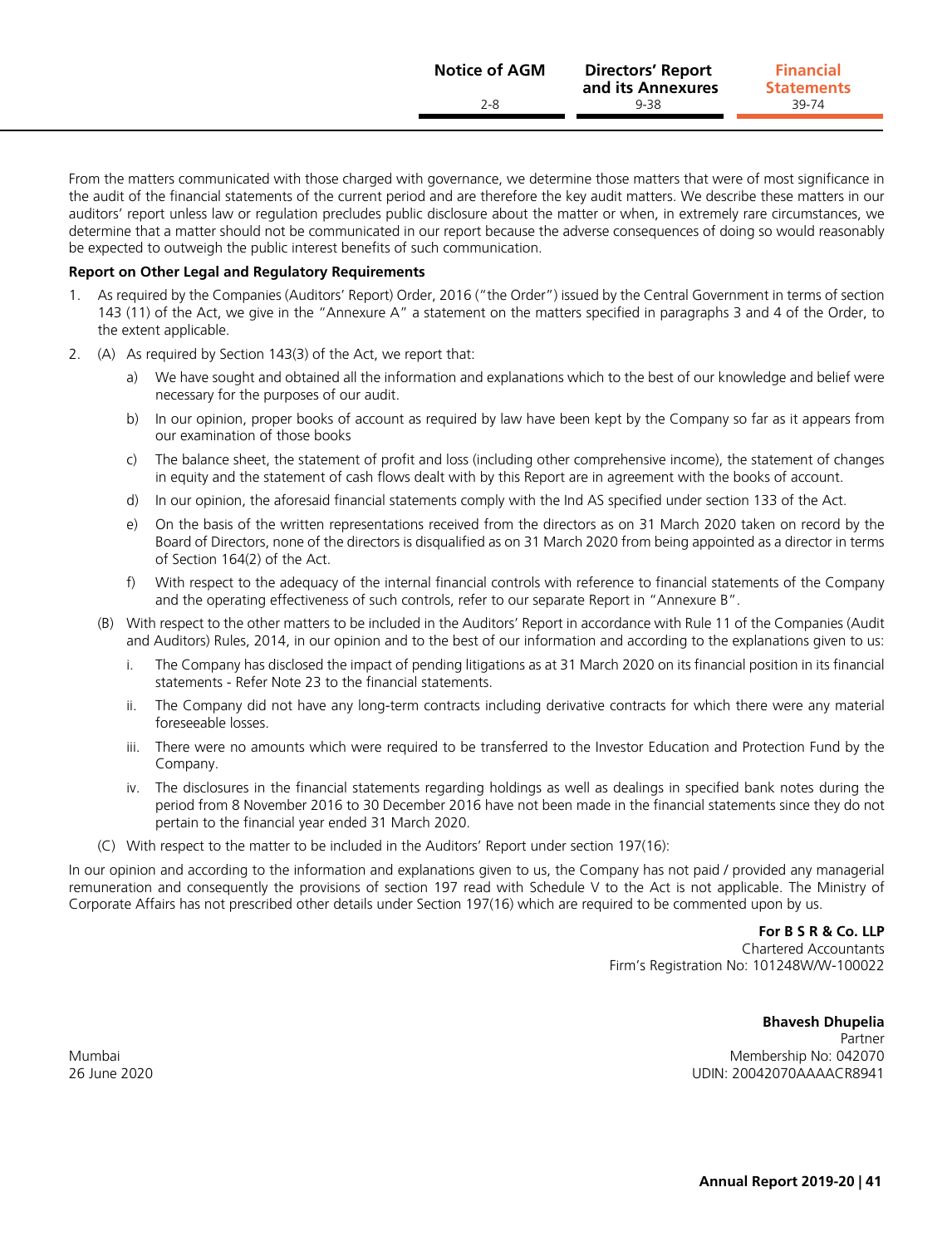From the matters communicated with those charged with governance, we determine those matters that were of most significance in the audit of the financial statements of the current period and are therefore the key audit matters. We describe these matters in our auditors' report unless law or regulation precludes public disclosure about the matter or when, in extremely rare circumstances, we determine that a matter should not be communicated in our report because the adverse consequences of doing so would reasonably be expected to outweigh the public interest benefits of such communication.

**Report on Other Legal and Regulatory Requirements**

1. As required by the Companies (Auditors' Report) Order, 2016 ("the Order") issued by the Central Government in terms of section 143 (11) of the Act, we give in the "Annexure A" a statement on the matters specified in paragraphs 3 and 4 of the Order, to the extent applicable.

2. (A) As required by Section 143(3) of the Act, we report that:

   a) We have sought and obtained all the information and explanations which to the best of our knowledge and belief were necessary for the purposes of our audit.

   b) In our opinion, proper books of account as required by law have been kept by the Company so far as it appears from our examination of those books

   c) The balance sheet, the statement of profit and loss (including other comprehensive income), the statement of changes in equity and the statement of cash flows dealt with by this Report are in agreement with the books of account.

   d) In our opinion, the aforesaid financial statements comply with the Ind AS specified under section 133 of the Act.

   e) On the basis of the written representations received from the directors as on 31 March 2020 taken on record by the Board of Directors, none of the directors is disqualified as on 31 March 2020 from being appointed as a director in terms of Section 164(2) of the Act.

   f) With respect to the adequacy of the internal financial controls with reference to financial statements of the Company and the operating effectiveness of such controls, refer to our separate Report in "Annexure B".

   (B) With respect to the other matters to be included in the Auditors' Report in accordance with Rule 11 of the Companies (Audit and Auditors) Rules, 2014, in our opinion and to the best of our information and according to the explanations given to us:

   i. The Company has disclosed the impact of pending litigations as at 31 March 2020 on its financial position in its financial statements - Refer Note 23 to the financial statements.

   ii. The Company did not have any long-term contracts including derivative contracts for which there were any material foreseeable losses.

   iii. There were no amounts which were required to be transferred to the Investor Education and Protection Fund by the Company.

   iv. The disclosures in the financial statements regarding holdings as well as dealings in specified bank notes during the period from 8 November 2016 to 30 December 2016 have not been made in the financial statements since they do not pertain to the financial year ended 31 March 2020.

   (C) With respect to the matter to be included in the Auditors' Report under section 197(16):

In our opinion and according to the information and explanations given to us, the Company has not paid / provided any managerial remuneration and consequently the provisions of section 197 read with Schedule V to the Act is not applicable. The Ministry of Corporate Affairs has not prescribed other details under Section 197(16) which are required to be commented upon by us.

**For B S R & Co. LLP**
Chartered Accountants
Firm's Registration No: 101248W/W-100022

**Bhavesh Dhupelia**
Partner
Membership No: 042070
UDIN: 20042070AAAACR8941

Mumbai
26 June 2020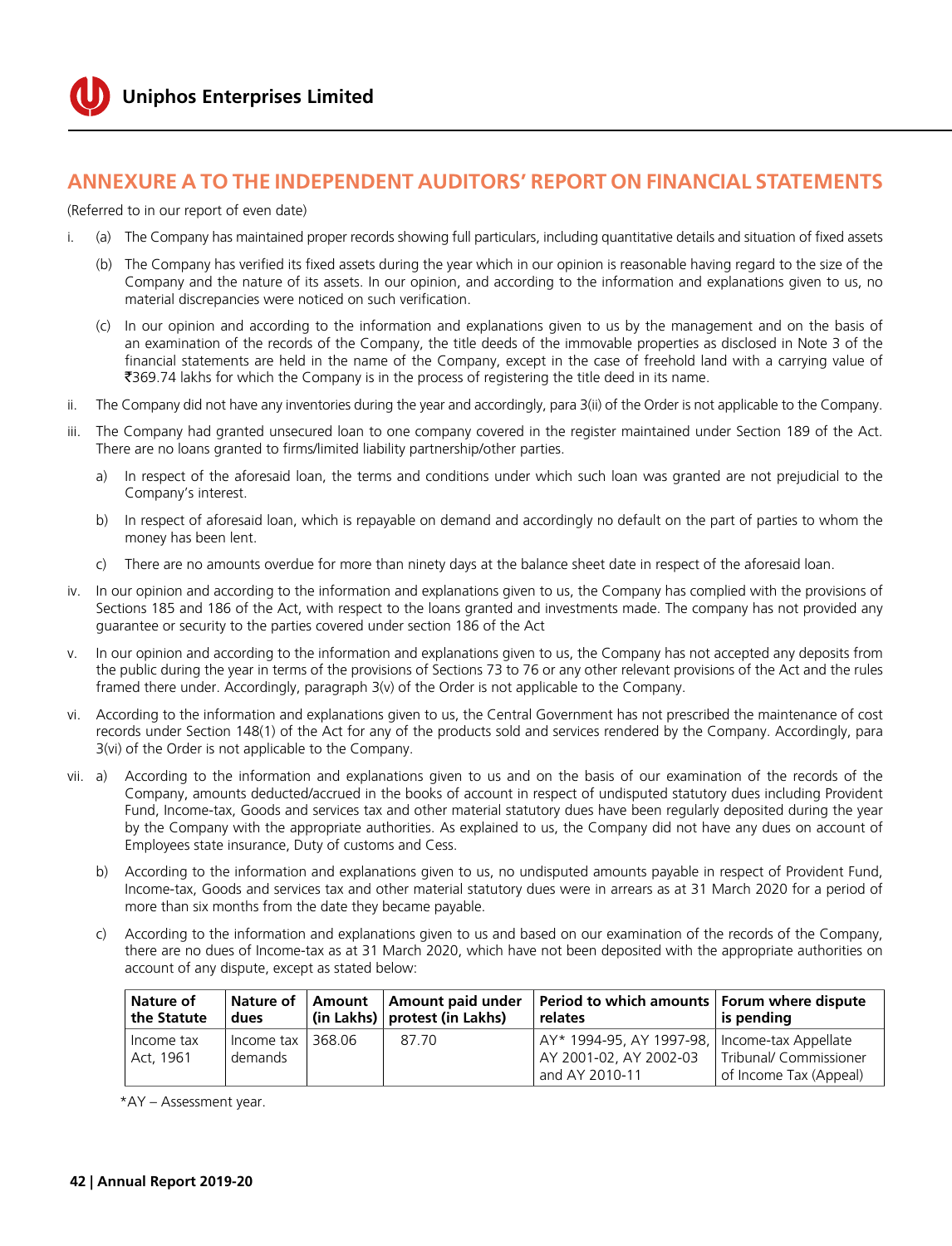## ANNEXURE A TO THE INDEPENDENT AUDITORS' REPORT ON FINANCIAL STATEMENTS

(Referred to in our report of even date)

i. (a) The Company has maintained proper records showing full particulars, including quantitative details and situation of fixed assets

   (b) The Company has verified its fixed assets during the year which in our opinion is reasonable having regard to the size of the Company and the nature of its assets. In our opinion, and according to the information and explanations given to us, no material discrepancies were noticed on such verification.

   (c) In our opinion and according to the information and explanations given to us by the management and on the basis of an examination of the records of the Company, the title deeds of the immovable properties as disclosed in Note 3 of the financial statements are held in the name of the Company, except in the case of freehold land with a carrying value of ₹369.74 lakhs for which the Company is in the process of registering the title deed in its name.

ii. The Company did not have any inventories during the year and accordingly, para 3(ii) of the Order is not applicable to the Company.

iii. The Company had granted unsecured loan to one company covered in the register maintained under Section 189 of the Act. There are no loans granted to firms/limited liability partnership/other parties.

   a) In respect of the aforesaid loan, the terms and conditions under which such loan was granted are not prejudicial to the Company's interest.

   b) In respect of aforesaid loan, which is repayable on demand and accordingly no default on the part of parties to whom the money has been lent.

   c) There are no amounts overdue for more than ninety days at the balance sheet date in respect of the aforesaid loan.

iv. In our opinion and according to the information and explanations given to us, the Company has complied with the provisions of Sections 185 and 186 of the Act, with respect to the loans granted and investments made. The company has not provided any guarantee or security to the parties covered under section 186 of the Act

v. In our opinion and according to the information and explanations given to us, the Company has not accepted any deposits from the public during the year in terms of the provisions of Sections 73 to 76 or any other relevant provisions of the Act and the rules framed there under. Accordingly, paragraph 3(v) of the Order is not applicable to the Company.

vi. According to the information and explanations given to us, the Central Government has not prescribed the maintenance of cost records under Section 148(1) of the Act for any of the products sold and services rendered by the Company. Accordingly, para 3(vi) of the Order is not applicable to the Company.

vii. a) According to the information and explanations given to us and on the basis of our examination of the records of the Company, amounts deducted/accrued in the books of account in respect of undisputed statutory dues including Provident Fund, Income-tax, Goods and services tax and other material statutory dues have been regularly deposited during the year by the Company with the appropriate authorities. As explained to us, the Company did not have any dues on account of Employees state insurance, Duty of customs and Cess.

   b) According to the information and explanations given to us, no undisputed amounts payable in respect of Provident Fund, Income-tax, Goods and services tax and other material statutory dues were in arrears as at 31 March 2020 for a period of more than six months from the date they became payable.

   c) According to the information and explanations given to us and based on our examination of the records of the Company, there are no dues of Income-tax as at 31 March 2020, which have not been deposited with the appropriate authorities on account of any dispute, except as stated below:

| Nature of the Statute | Nature of dues | Amount (in Lakhs) | Amount paid under protest (in Lakhs) | Period to which amounts relates | Forum where dispute is pending |
|---|---|---|---|---|---|
| Income tax Act, 1961 | Income tax demands | 368.06 | 87.70 | AY* 1994-95, AY 1997-98, AY 2001-02, AY 2002-03 and AY 2010-11 | Income-tax Appellate Tribunal/ Commissioner of Income Tax (Appeal) |

*AY – Assessment year.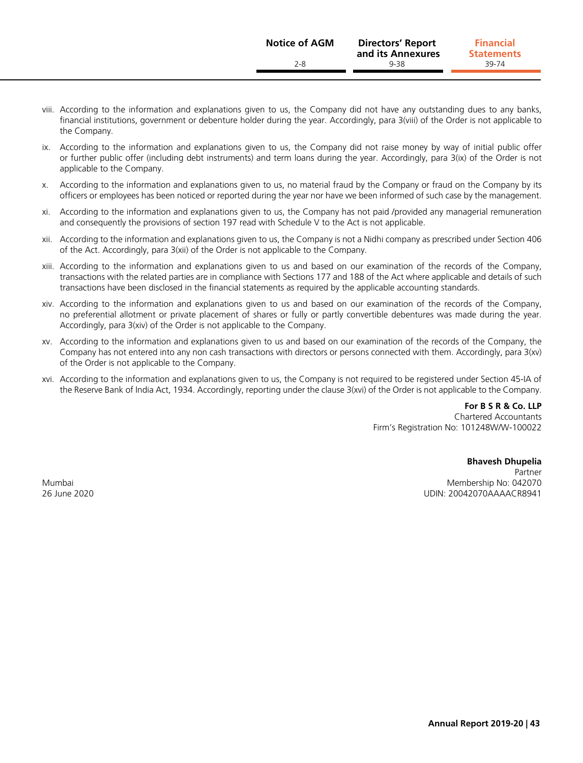viii. According to the information and explanations given to us, the Company did not have any outstanding dues to any banks, financial institutions, government or debenture holder during the year. Accordingly, para 3(viii) of the Order is not applicable to the Company.

ix. According to the information and explanations given to us, the Company did not raise money by way of initial public offer or further public offer (including debt instruments) and term loans during the year. Accordingly, para 3(ix) of the Order is not applicable to the Company.

x. According to the information and explanations given to us, no material fraud by the Company or fraud on the Company by its officers or employees has been noticed or reported during the year nor have we been informed of such case by the management.

xi. According to the information and explanations given to us, the Company has not paid /provided any managerial remuneration and consequently the provisions of section 197 read with Schedule V to the Act is not applicable.

xii. According to the information and explanations given to us, the Company is not a Nidhi company as prescribed under Section 406 of the Act. Accordingly, para 3(xii) of the Order is not applicable to the Company.

xiii. According to the information and explanations given to us and based on our examination of the records of the Company, transactions with the related parties are in compliance with Sections 177 and 188 of the Act where applicable and details of such transactions have been disclosed in the financial statements as required by the applicable accounting standards.

xiv. According to the information and explanations given to us and based on our examination of the records of the Company, no preferential allotment or private placement of shares or fully or partly convertible debentures was made during the year. Accordingly, para 3(xiv) of the Order is not applicable to the Company.

xv. According to the information and explanations given to us and based on our examination of the records of the Company, the Company has not entered into any non cash transactions with directors or persons connected with them. Accordingly, para 3(xv) of the Order is not applicable to the Company.

xvi. According to the information and explanations given to us, the Company is not required to be registered under Section 45-IA of the Reserve Bank of India Act, 1934. Accordingly, reporting under the clause 3(xvi) of the Order is not applicable to the Company.

**For B S R & Co. LLP**
Chartered Accountants
Firm's Registration No: 101248W/W-100022

**Bhavesh Dhupelia**
Partner
Membership No: 042070
UDIN: 20042070AAAACR8941

Mumbai
26 June 2020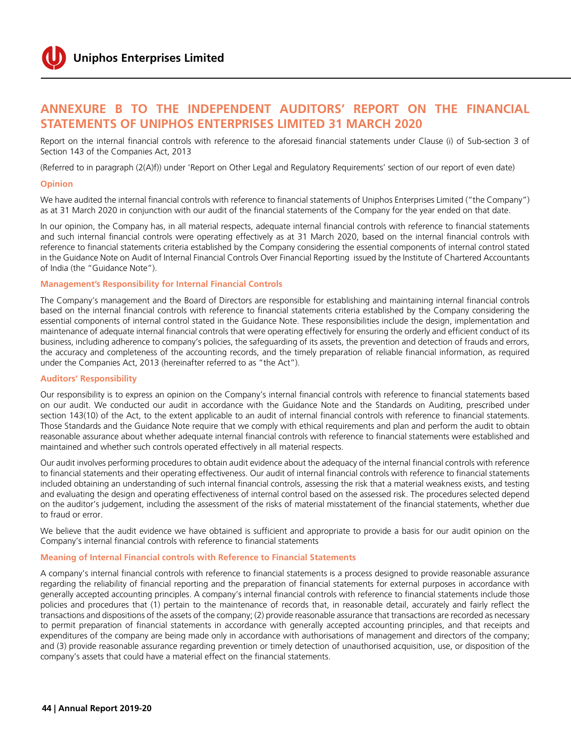# ANNEXURE B TO THE INDEPENDENT AUDITORS' REPORT ON THE FINANCIAL STATEMENTS OF UNIPHOS ENTERPRISES LIMITED 31 MARCH 2020

Report on the internal financial controls with reference to the aforesaid financial statements under Clause (i) of Sub-section 3 of Section 143 of the Companies Act, 2013

(Referred to in paragraph (2(A)f)) under 'Report on Other Legal and Regulatory Requirements' section of our report of even date)

### Opinion

We have audited the internal financial controls with reference to financial statements of Uniphos Enterprises Limited ("the Company") as at 31 March 2020 in conjunction with our audit of the financial statements of the Company for the year ended on that date.

In our opinion, the Company has, in all material respects, adequate internal financial controls with reference to financial statements and such internal financial controls were operating effectively as at 31 March 2020, based on the internal financial controls with reference to financial statements criteria established by the Company considering the essential components of internal control stated in the Guidance Note on Audit of Internal Financial Controls Over Financial Reporting issued by the Institute of Chartered Accountants of India (the "Guidance Note").

### Management's Responsibility for Internal Financial Controls

The Company's management and the Board of Directors are responsible for establishing and maintaining internal financial controls based on the internal financial controls with reference to financial statements criteria established by the Company considering the essential components of internal control stated in the Guidance Note. These responsibilities include the design, implementation and maintenance of adequate internal financial controls that were operating effectively for ensuring the orderly and efficient conduct of its business, including adherence to company's policies, the safeguarding of its assets, the prevention and detection of frauds and errors, the accuracy and completeness of the accounting records, and the timely preparation of reliable financial information, as required under the Companies Act, 2013 (hereinafter referred to as "the Act").

### Auditors' Responsibility

Our responsibility is to express an opinion on the Company's internal financial controls with reference to financial statements based on our audit. We conducted our audit in accordance with the Guidance Note and the Standards on Auditing, prescribed under section 143(10) of the Act, to the extent applicable to an audit of internal financial controls with reference to financial statements. Those Standards and the Guidance Note require that we comply with ethical requirements and plan and perform the audit to obtain reasonable assurance about whether adequate internal financial controls with reference to financial statements were established and maintained and whether such controls operated effectively in all material respects.

Our audit involves performing procedures to obtain audit evidence about the adequacy of the internal financial controls with reference to financial statements and their operating effectiveness. Our audit of internal financial controls with reference to financial statements included obtaining an understanding of such internal financial controls, assessing the risk that a material weakness exists, and testing and evaluating the design and operating effectiveness of internal control based on the assessed risk. The procedures selected depend on the auditor's judgement, including the assessment of the risks of material misstatement of the financial statements, whether due to fraud or error.

We believe that the audit evidence we have obtained is sufficient and appropriate to provide a basis for our audit opinion on the Company's internal financial controls with reference to financial statements

### Meaning of Internal Financial controls with Reference to Financial Statements

A company's internal financial controls with reference to financial statements is a process designed to provide reasonable assurance regarding the reliability of financial reporting and the preparation of financial statements for external purposes in accordance with generally accepted accounting principles. A company's internal financial controls with reference to financial statements include those policies and procedures that (1) pertain to the maintenance of records that, in reasonable detail, accurately and fairly reflect the transactions and dispositions of the assets of the company; (2) provide reasonable assurance that transactions are recorded as necessary to permit preparation of financial statements in accordance with generally accepted accounting principles, and that receipts and expenditures of the company are being made only in accordance with authorisations of management and directors of the company; and (3) provide reasonable assurance regarding prevention or timely detection of unauthorised acquisition, use, or disposition of the company's assets that could have a material effect on the financial statements.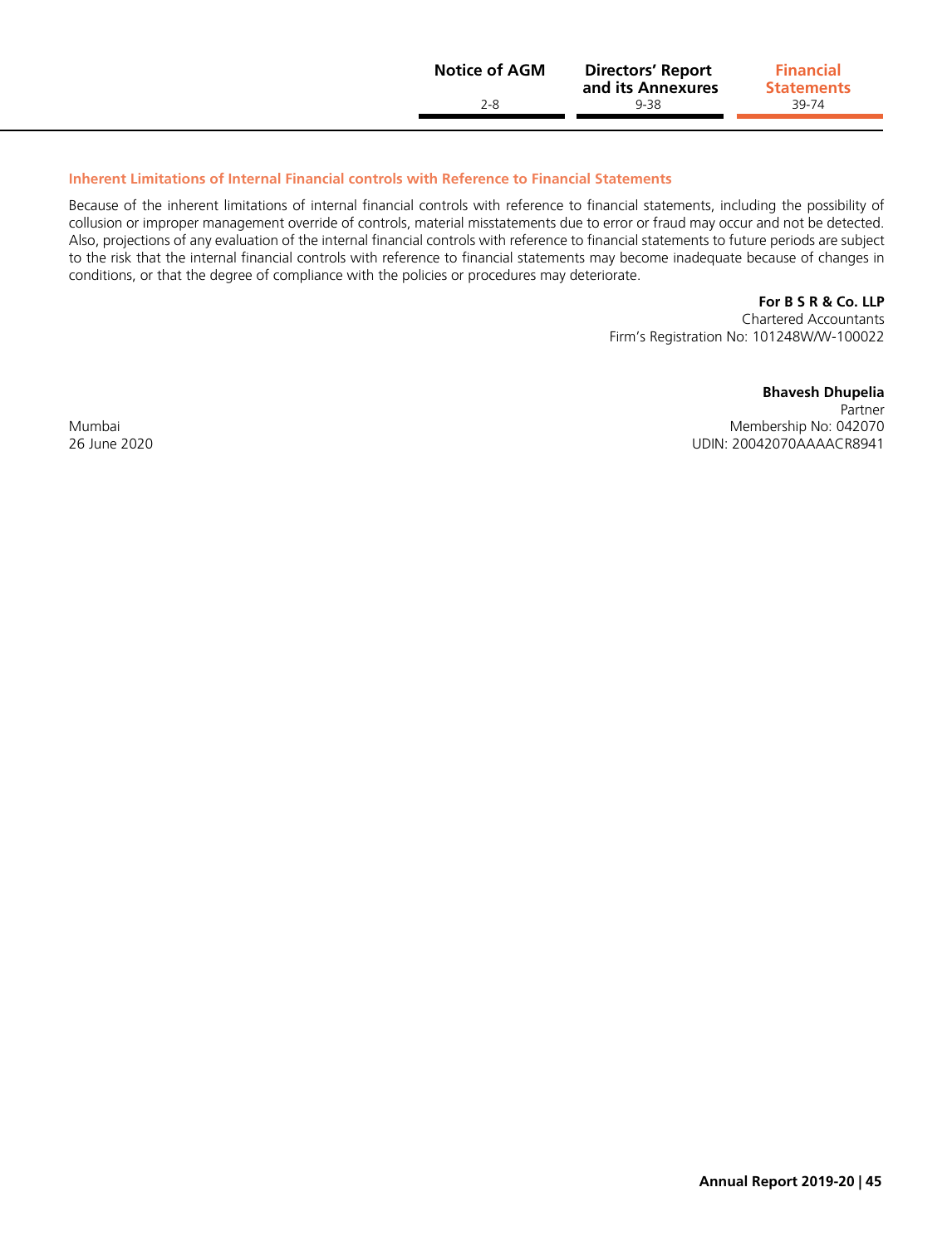### Inherent Limitations of Internal Financial controls with Reference to Financial Statements

Because of the inherent limitations of internal financial controls with reference to financial statements, including the possibility of collusion or improper management override of controls, material misstatements due to error or fraud may occur and not be detected. Also, projections of any evaluation of the internal financial controls with reference to financial statements to future periods are subject to the risk that the internal financial controls with reference to financial statements may become inadequate because of changes in conditions, or that the degree of compliance with the policies or procedures may deteriorate.

**For B S R & Co. LLP**
Chartered Accountants
Firm's Registration No: 101248W/W-100022

**Bhavesh Dhupelia**
Partner
Membership No: 042070
UDIN: 20042070AAAACR8941

Mumbai
26 June 2020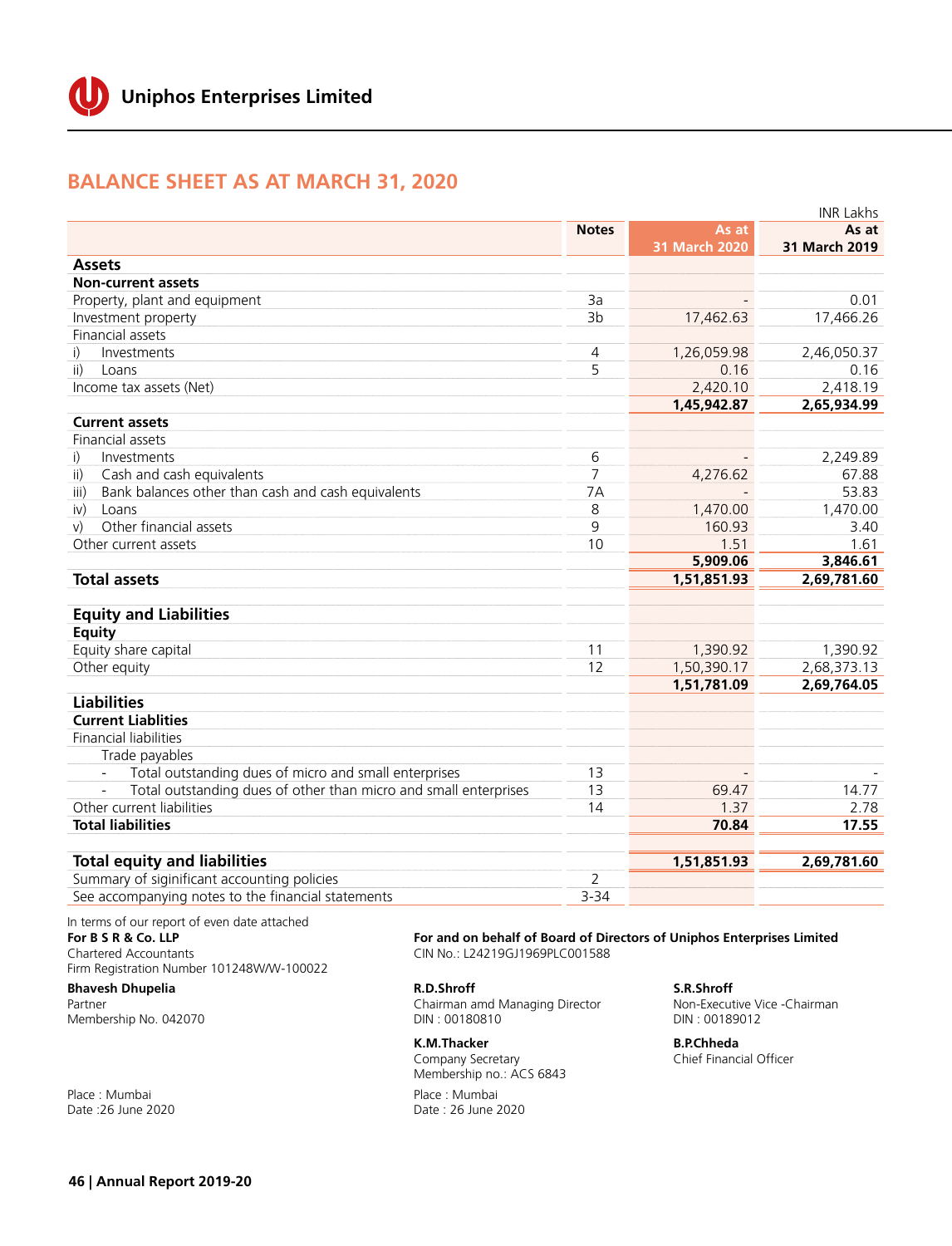# BALANCE SHEET AS AT MARCH 31, 2020

INR Lakhs

| | Notes | As at 31 March 2020 | As at 31 March 2019 |
|---|---|---|---|
| **Assets** | | | |
| **Non-current assets** | | | |
| Property, plant and equipment | 3a | - | 0.01 |
| Investment property | 3b | 17,462.63 | 17,466.26 |
| Financial assets | | | |
| i) Investments | 4 | 1,26,059.98 | 2,46,050.37 |
| ii) Loans | 5 | 0.16 | 0.16 |
| Income tax assets (Net) | | 2,420.10 | 2,418.19 |
| | | **1,45,942.87** | **2,65,934.99** |
| **Current assets** | | | |
| Financial assets | | | |
| i) Investments | 6 | - | 2,249.89 |
| ii) Cash and cash equivalents | 7 | 4,276.62 | 67.88 |
| iii) Bank balances other than cash and cash equivalents | 7A | - | 53.83 |
| iv) Loans | 8 | 1,470.00 | 1,470.00 |
| v) Other financial assets | 9 | 160.93 | 3.40 |
| Other current assets | 10 | 1.51 | 1.61 |
| | | **5,909.06** | **3,846.61** |
| **Total assets** | | **1,51,851.93** | **2,69,781.60** |
| **Equity and Liabilities** | | | |
| **Equity** | | | |
| Equity share capital | 11 | 1,390.92 | 1,390.92 |
| Other equity | 12 | 1,50,390.17 | 2,68,373.13 |
| | | **1,51,781.09** | **2,69,764.05** |
| **Liabilities** | | | |
| **Current Liablities** | | | |
| Financial liabilities | | | |
| Trade payables | | | |
| - Total outstanding dues of micro and small enterprises | 13 | - | - |
| - Total outstanding dues of other than micro and small enterprises | 13 | 69.47 | 14.77 |
| Other current liabilities | 14 | 1.37 | 2.78 |
| **Total liabilities** | | **70.84** | **17.55** |
| **Total equity and liabilities** | | **1,51,851.93** | **2,69,781.60** |
| Summary of siginificant accounting policies | 2 | | |
| See accompanying notes to the financial statements | 3-34 | | |

In terms of our report of even date attached
**For B S R & Co. LLP**
Chartered Accountants
Firm Registration Number 101248W/W-100022

**Bhavesh Dhupelia**
Partner
Membership No. 042070

Place : Mumbai
Date :26 June 2020

**For and on behalf of Board of Directors of Uniphos Enterprises Limited**
CIN No.: L24219GJ1969PLC001588

**R.D.Shroff**
Chairman amd Managing Director
DIN : 00180810

**S.R.Shroff**
Non-Executive Vice -Chairman
DIN : 00189012

**K.M.Thacker**
Company Secretary
Membership no.: ACS 6843

**B.P.Chheda**
Chief Financial Officer

Place : Mumbai
Date : 26 June 2020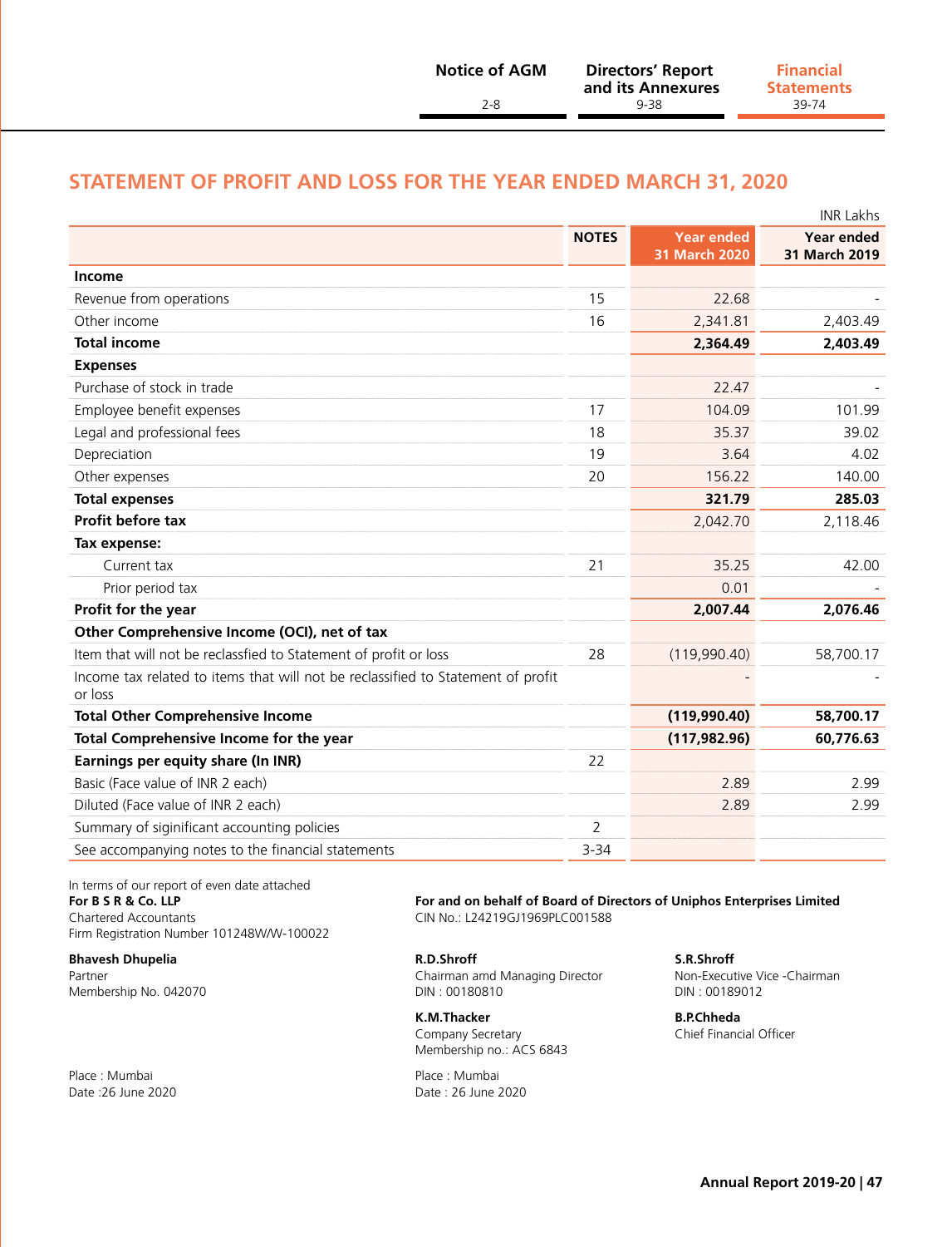## STATEMENT OF PROFIT AND LOSS FOR THE YEAR ENDED MARCH 31, 2020

INR Lakhs

| | NOTES | Year ended 31 March 2020 | Year ended 31 March 2019 |
|---|---|---|---|
| **Income** | | | |
| Revenue from operations | 15 | 22.68 | - |
| Other income | 16 | 2,341.81 | 2,403.49 |
| **Total income** | | **2,364.49** | **2,403.49** |
| **Expenses** | | | |
| Purchase of stock in trade | | 22.47 | - |
| Employee benefit expenses | 17 | 104.09 | 101.99 |
| Legal and professional fees | 18 | 35.37 | 39.02 |
| Depreciation | 19 | 3.64 | 4.02 |
| Other expenses | 20 | 156.22 | 140.00 |
| **Total expenses** | | **321.79** | **285.03** |
| **Profit before tax** | | 2,042.70 | 2,118.46 |
| **Tax expense:** | | | |
| Current tax | 21 | 35.25 | 42.00 |
| Prior period tax | | 0.01 | - |
| **Profit for the year** | | **2,007.44** | **2,076.46** |
| **Other Comprehensive Income (OCI), net of tax** | | | |
| Item that will not be reclassfied to Statement of profit or loss | 28 | (119,990.40) | 58,700.17 |
| Income tax related to items that will not be reclassified to Statement of profit or loss | | - | - |
| **Total Other Comprehensive Income** | | **(119,990.40)** | **58,700.17** |
| **Total Comprehensive Income for the year** | | **(117,982.96)** | **60,776.63** |
| **Earnings per equity share (In INR)** | 22 | | |
| Basic (Face value of INR 2 each) | | 2.89 | 2.99 |
| Diluted (Face value of INR 2 each) | | 2.89 | 2.99 |
| Summary of siginificant accounting policies | 2 | | |
| See accompanying notes to the financial statements | 3-34 | | |

In terms of our report of even date attached
**For B S R & Co. LLP**
Chartered Accountants
Firm Registration Number 101248W/W-100022

**Bhavesh Dhupelia**
Partner
Membership No. 042070

Place : Mumbai
Date :26 June 2020

**For and on behalf of Board of Directors of Uniphos Enterprises Limited**
CIN No.: L24219GJ1969PLC001588

**R.D.Shroff**
Chairman amd Managing Director
DIN : 00180810

**S.R.Shroff**
Non-Executive Vice -Chairman
DIN : 00189012

**K.M.Thacker**
Company Secretary
Membership no.: ACS 6843

**B.P.Chheda**
Chief Financial Officer

Place : Mumbai
Date : 26 June 2020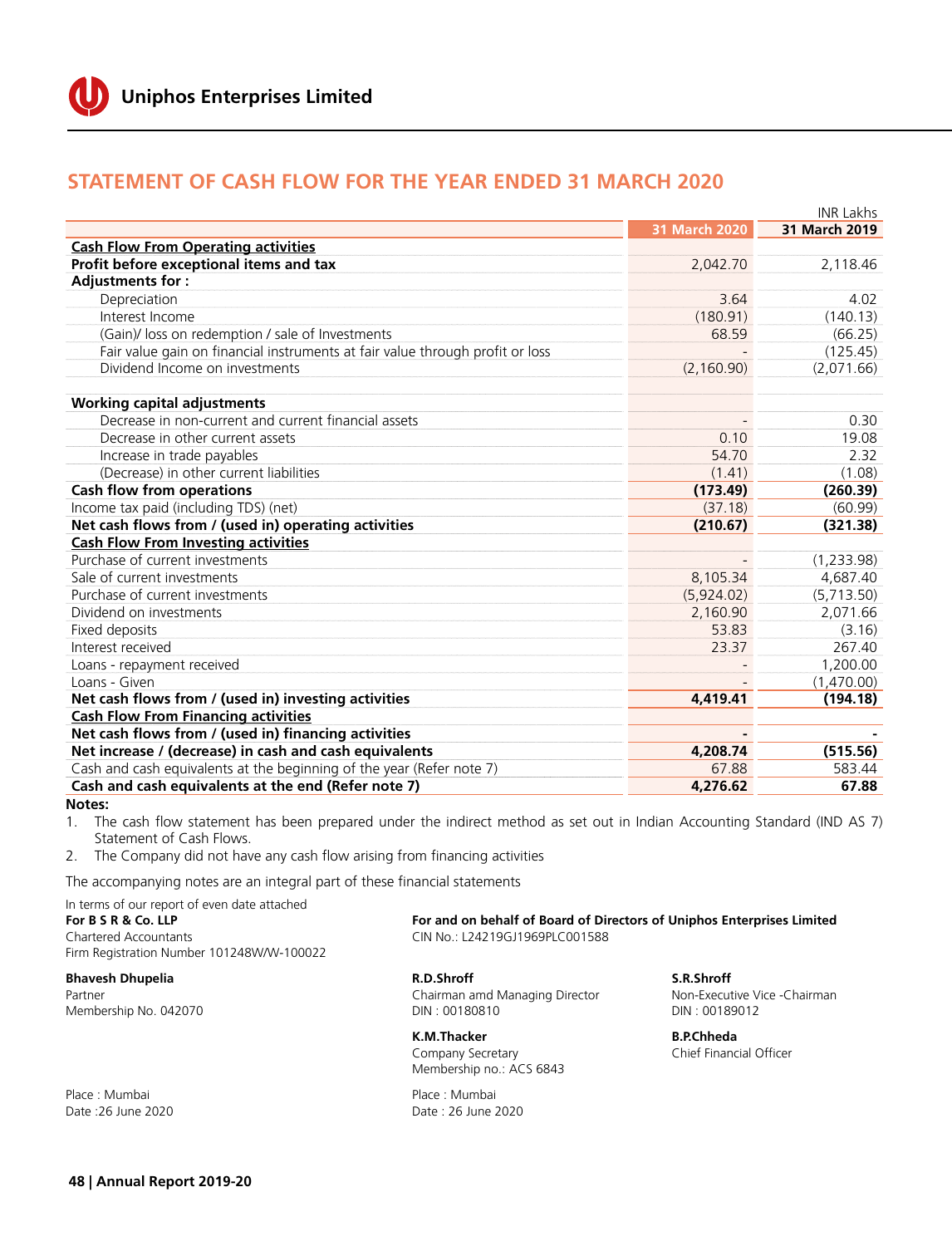# STATEMENT OF CASH FLOW FOR THE YEAR ENDED 31 MARCH 2020

INR Lakhs

| | 31 March 2020 | 31 March 2019 |
|---|---|---|
| **Cash Flow From Operating activities** | | |
| **Profit before exceptional items and tax** | 2,042.70 | 2,118.46 |
| **Adjustments for :** | | |
| Depreciation | 3.64 | 4.02 |
| Interest Income | (180.91) | (140.13) |
| (Gain)/ loss on redemption / sale of Investments | 68.59 | (66.25) |
| Fair value gain on financial instruments at fair value through profit or loss | - | (125.45) |
| Dividend Income on investments | (2,160.90) | (2,071.66) |
| | | |
| **Working capital adjustments** | | |
| Decrease in non-current and current financial assets | - | 0.30 |
| Decrease in other current assets | 0.10 | 19.08 |
| Increase in trade payables | 54.70 | 2.32 |
| (Decrease) in other current liabilities | (1.41) | (1.08) |
| **Cash flow from operations** | **(173.49)** | **(260.39)** |
| Income tax paid (including TDS) (net) | (37.18) | (60.99) |
| **Net cash flows from / (used in) operating activities** | **(210.67)** | **(321.38)** |
| **Cash Flow From Investing activities** | | |
| Purchase of current investments | - | (1,233.98) |
| Sale of current investments | 8,105.34 | 4,687.40 |
| Purchase of current investments | (5,924.02) | (5,713.50) |
| Dividend on investments | 2,160.90 | 2,071.66 |
| Fixed deposits | 53.83 | (3.16) |
| Interest received | 23.37 | 267.40 |
| Loans - repayment received | - | 1,200.00 |
| Loans - Given | - | (1,470.00) |
| **Net cash flows from / (used in) investing activities** | **4,419.41** | **(194.18)** |
| **Cash Flow From Financing activities** | | |
| **Net cash flows from / (used in) financing activities** | **-** | **-** |
| **Net increase / (decrease) in cash and cash equivalents** | **4,208.74** | **(515.56)** |
| Cash and cash equivalents at the beginning of the year (Refer note 7) | 67.88 | 583.44 |
| **Cash and cash equivalents at the end (Refer note 7)** | **4,276.62** | **67.88** |

**Notes:**

1. The cash flow statement has been prepared under the indirect method as set out in Indian Accounting Standard (IND AS 7) Statement of Cash Flows.
2. The Company did not have any cash flow arising from financing activities

The accompanying notes are an integral part of these financial statements

In terms of our report of even date attached
**For B S R & Co. LLP**
Chartered Accountants
Firm Registration Number 101248W/W-100022

**Bhavesh Dhupelia**
Partner
Membership No. 042070

Place : Mumbai
Date :26 June 2020

**For and on behalf of Board of Directors of Uniphos Enterprises Limited**
CIN No.: L24219GJ1969PLC001588

**R.D.Shroff**
Chairman amd Managing Director
DIN : 00180810

**S.R.Shroff**
Non-Executive Vice -Chairman
DIN : 00189012

**K.M.Thacker**
Company Secretary
Membership no.: ACS 6843

**B.P.Chheda**
Chief Financial Officer

Place : Mumbai
Date : 26 June 2020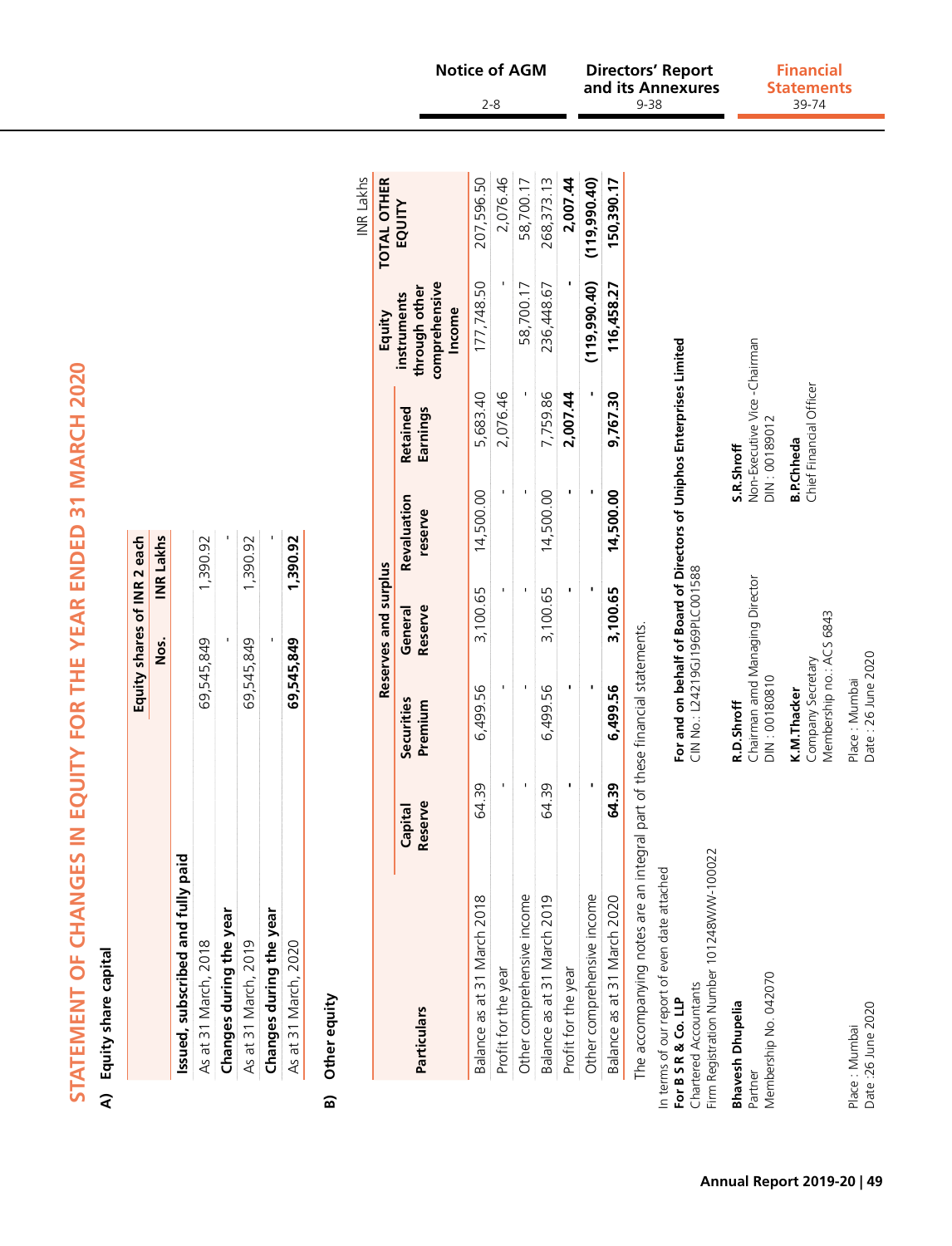# STATEMENT OF CHANGES IN EQUITY FOR THE YEAR ENDED 31 MARCH 2020

## A) Equity share capital

| | Equity shares of INR 2 each | |
|---|---|---|
| | Nos. | INR Lakhs |
| **Issued, subscribed and fully paid** | | |
| As at 31 March, 2018 | 69,545,849 | 1,390.92 |
| **Changes during the year** | - | - |
| As at 31 March, 2019 | 69,545,849 | 1,390.92 |
| **Changes during the year** | - | - |
| As at 31 March, 2020 | **69,545,849** | **1,390.92** |

## B) Other equity

INR Lakhs

| Particulars | Reserves and surplus | | | | | Equity instruments through other comprehensive Income | TOTAL OTHER EQUITY |
|---|---|---|---|---|---|---|---|
| | Capital Reserve | Securities Premium | General Reserve | Revaluation reserve | Retained Earnings | | |
| Balance as at 31 March 2018 | 64.39 | 6,499.56 | 3,100.65 | 14,500.00 | 5,683.40 | 177,748.50 | 207,596.50 |
| Profit for the year | - | - | - | - | 2,076.46 | - | 2,076.46 |
| Other comprehensive income | - | - | - | - | - | 58,700.17 | 58,700.17 |
| Balance as at 31 March 2019 | 64.39 | 6,499.56 | 3,100.65 | 14,500.00 | 7,759.86 | 236,448.67 | 268,373.13 |
| Profit for the year | - | - | - | - | **2,007.44** | - | **2,007.44** |
| Other comprehensive income | - | - | - | - | - | **(119,990.40)** | **(119,990.40)** |
| Balance as at 31 March 2020 | **64.39** | **6,499.56** | **3,100.65** | **14,500.00** | **9,767.30** | **116,458.27** | **150,390.17** |

The accompanying notes are an integral part of these financial statements.

In terms of our report of even date attached
**For B S R & Co. LLP**
Chartered Accountants
Firm Registration Number 101248W/W-100022

**Bhavesh Dhupelia**
Partner
Membership No. 042070

Place : Mumbai
Date :26 June 2020

**For and on behalf of Board of Directors of Uniphos Enterprises Limited**
CIN No.: L24219GJ1969PLC001588

**R.D.Shroff**
Chairman amd Managing Director
DIN : 00180810

**S.R.Shroff**
Non-Executive Vice -Chairman
DIN : 00189012

**K.M.Thacker**
Company Secretary
Membership no.: ACS 6843

**B.P.Chheda**
Chief Financial Officer

Place : Mumbai
Date : 26 June 2020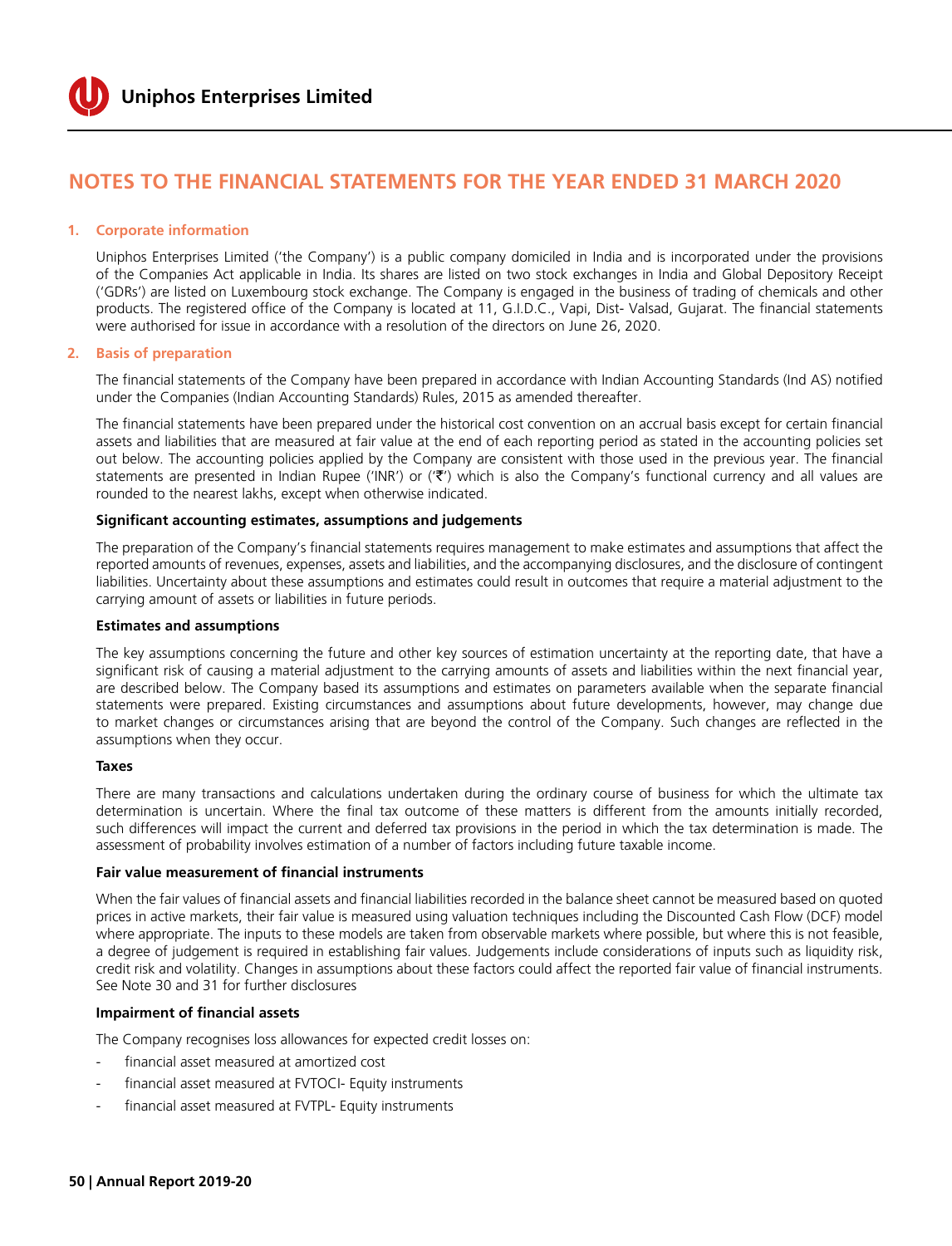# NOTES TO THE FINANCIAL STATEMENTS FOR THE YEAR ENDED 31 MARCH 2020

## 1. Corporate information

Uniphos Enterprises Limited ('the Company') is a public company domiciled in India and is incorporated under the provisions of the Companies Act applicable in India. Its shares are listed on two stock exchanges in India and Global Depository Receipt ('GDRs') are listed on Luxembourg stock exchange. The Company is engaged in the business of trading of chemicals and other products. The registered office of the Company is located at 11, G.I.D.C., Vapi, Dist- Valsad, Gujarat. The financial statements were authorised for issue in accordance with a resolution of the directors on June 26, 2020.

## 2. Basis of preparation

The financial statements of the Company have been prepared in accordance with Indian Accounting Standards (Ind AS) notified under the Companies (Indian Accounting Standards) Rules, 2015 as amended thereafter.

The financial statements have been prepared under the historical cost convention on an accrual basis except for certain financial assets and liabilities that are measured at fair value at the end of each reporting period as stated in the accounting policies set out below. The accounting policies applied by the Company are consistent with those used in the previous year. The financial statements are presented in Indian Rupee ('INR') or ('₹') which is also the Company's functional currency and all values are rounded to the nearest lakhs, except when otherwise indicated.

**Significant accounting estimates, assumptions and judgements**

The preparation of the Company's financial statements requires management to make estimates and assumptions that affect the reported amounts of revenues, expenses, assets and liabilities, and the accompanying disclosures, and the disclosure of contingent liabilities. Uncertainty about these assumptions and estimates could result in outcomes that require a material adjustment to the carrying amount of assets or liabilities in future periods.

**Estimates and assumptions**

The key assumptions concerning the future and other key sources of estimation uncertainty at the reporting date, that have a significant risk of causing a material adjustment to the carrying amounts of assets and liabilities within the next financial year, are described below. The Company based its assumptions and estimates on parameters available when the separate financial statements were prepared. Existing circumstances and assumptions about future developments, however, may change due to market changes or circumstances arising that are beyond the control of the Company. Such changes are reflected in the assumptions when they occur.

**Taxes**

There are many transactions and calculations undertaken during the ordinary course of business for which the ultimate tax determination is uncertain. Where the final tax outcome of these matters is different from the amounts initially recorded, such differences will impact the current and deferred tax provisions in the period in which the tax determination is made. The assessment of probability involves estimation of a number of factors including future taxable income.

**Fair value measurement of financial instruments**

When the fair values of financial assets and financial liabilities recorded in the balance sheet cannot be measured based on quoted prices in active markets, their fair value is measured using valuation techniques including the Discounted Cash Flow (DCF) model where appropriate. The inputs to these models are taken from observable markets where possible, but where this is not feasible, a degree of judgement is required in establishing fair values. Judgements include considerations of inputs such as liquidity risk, credit risk and volatility. Changes in assumptions about these factors could affect the reported fair value of financial instruments. See Note 30 and 31 for further disclosures

**Impairment of financial assets**

The Company recognises loss allowances for expected credit losses on:

- financial asset measured at amortized cost
- financial asset measured at FVTOCI- Equity instruments
- financial asset measured at FVTPL- Equity instruments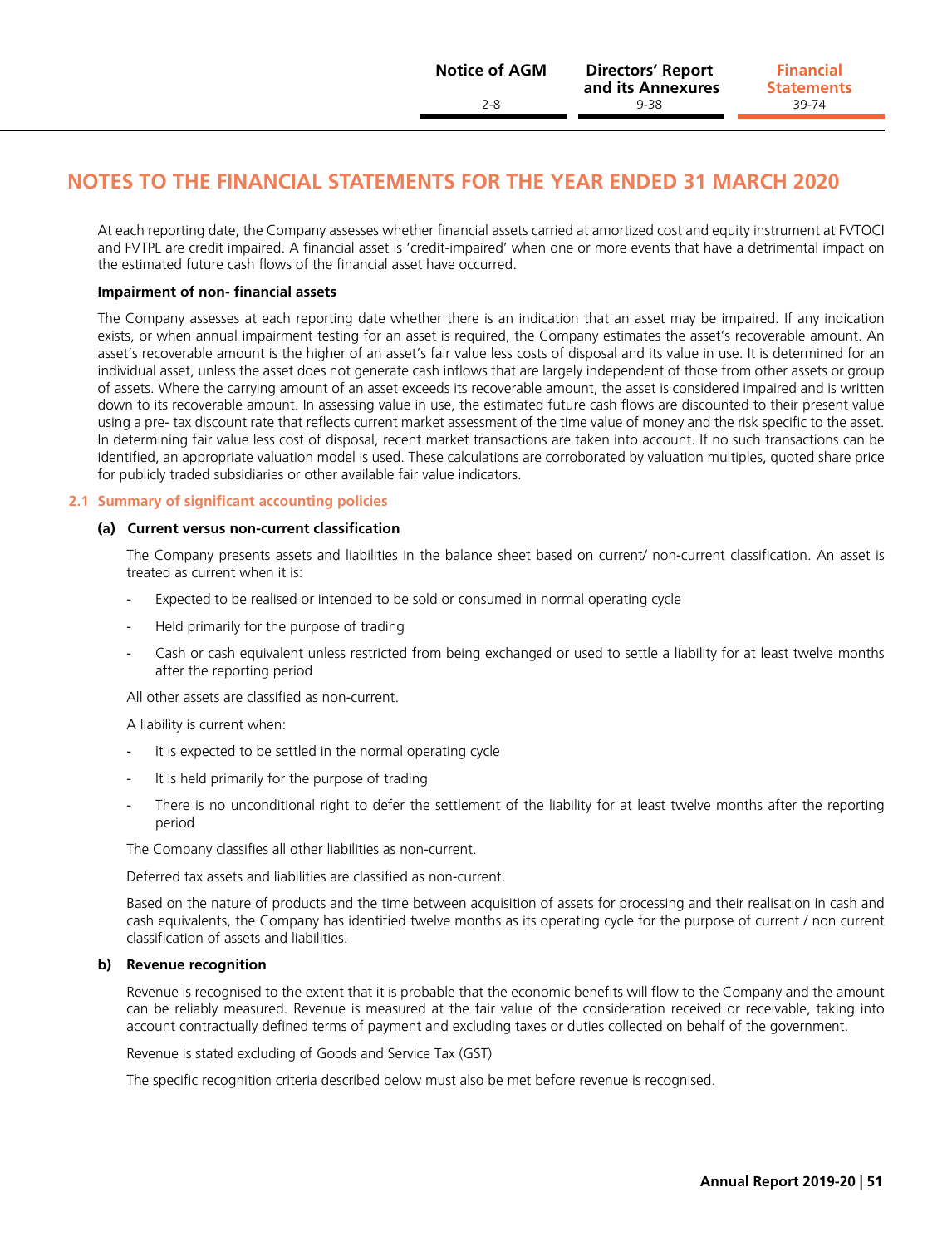# NOTES TO THE FINANCIAL STATEMENTS FOR THE YEAR ENDED 31 MARCH 2020

At each reporting date, the Company assesses whether financial assets carried at amortized cost and equity instrument at FVTOCI and FVTPL are credit impaired. A financial asset is 'credit-impaired' when one or more events that have a detrimental impact on the estimated future cash flows of the financial asset have occurred.

**Impairment of non- financial assets**

The Company assesses at each reporting date whether there is an indication that an asset may be impaired. If any indication exists, or when annual impairment testing for an asset is required, the Company estimates the asset's recoverable amount. An asset's recoverable amount is the higher of an asset's fair value less costs of disposal and its value in use. It is determined for an individual asset, unless the asset does not generate cash inflows that are largely independent of those from other assets or group of assets. Where the carrying amount of an asset exceeds its recoverable amount, the asset is considered impaired and is written down to its recoverable amount. In assessing value in use, the estimated future cash flows are discounted to their present value using a pre- tax discount rate that reflects current market assessment of the time value of money and the risk specific to the asset. In determining fair value less cost of disposal, recent market transactions are taken into account. If no such transactions can be identified, an appropriate valuation model is used. These calculations are corroborated by valuation multiples, quoted share price for publicly traded subsidiaries or other available fair value indicators.

## 2.1 Summary of significant accounting policies

### (a) Current versus non-current classification

The Company presents assets and liabilities in the balance sheet based on current/ non-current classification. An asset is treated as current when it is:

- Expected to be realised or intended to be sold or consumed in normal operating cycle
- Held primarily for the purpose of trading
- Cash or cash equivalent unless restricted from being exchanged or used to settle a liability for at least twelve months after the reporting period

All other assets are classified as non-current.

A liability is current when:

- It is expected to be settled in the normal operating cycle
- It is held primarily for the purpose of trading
- There is no unconditional right to defer the settlement of the liability for at least twelve months after the reporting period

The Company classifies all other liabilities as non-current.

Deferred tax assets and liabilities are classified as non-current.

Based on the nature of products and the time between acquisition of assets for processing and their realisation in cash and cash equivalents, the Company has identified twelve months as its operating cycle for the purpose of current / non current classification of assets and liabilities.

### b) Revenue recognition

Revenue is recognised to the extent that it is probable that the economic benefits will flow to the Company and the amount can be reliably measured. Revenue is measured at the fair value of the consideration received or receivable, taking into account contractually defined terms of payment and excluding taxes or duties collected on behalf of the government.

Revenue is stated excluding of Goods and Service Tax (GST)

The specific recognition criteria described below must also be met before revenue is recognised.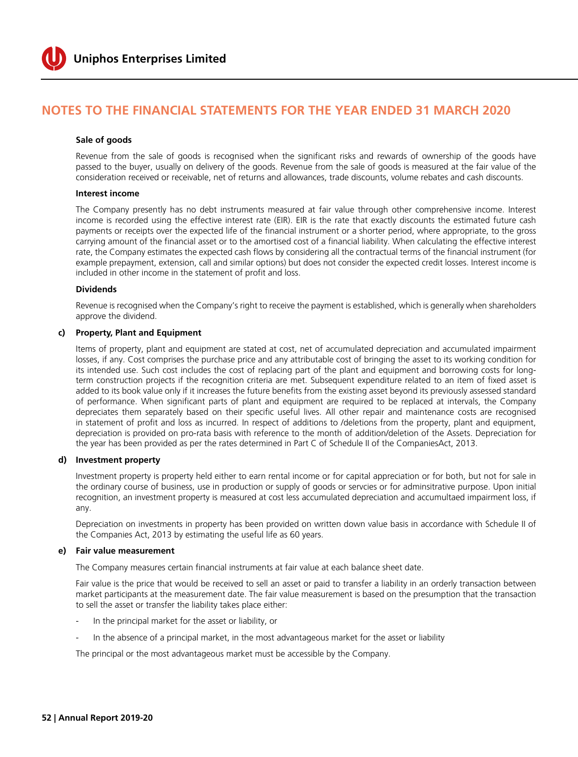## NOTES TO THE FINANCIAL STATEMENTS FOR THE YEAR ENDED 31 MARCH 2020

**Sale of goods**

Revenue from the sale of goods is recognised when the significant risks and rewards of ownership of the goods have passed to the buyer, usually on delivery of the goods. Revenue from the sale of goods is measured at the fair value of the consideration received or receivable, net of returns and allowances, trade discounts, volume rebates and cash discounts.

**Interest income**

The Company presently has no debt instruments measured at fair value through other comprehensive income. Interest income is recorded using the effective interest rate (EIR). EIR is the rate that exactly discounts the estimated future cash payments or receipts over the expected life of the financial instrument or a shorter period, where appropriate, to the gross carrying amount of the financial asset or to the amortised cost of a financial liability. When calculating the effective interest rate, the Company estimates the expected cash flows by considering all the contractual terms of the financial instrument (for example prepayment, extension, call and similar options) but does not consider the expected credit losses. Interest income is included in other income in the statement of profit and loss.

**Dividends**

Revenue is recognised when the Company's right to receive the payment is established, which is generally when shareholders approve the dividend.

**c) Property, Plant and Equipment**

Items of property, plant and equipment are stated at cost, net of accumulated depreciation and accumulated impairment losses, if any. Cost comprises the purchase price and any attributable cost of bringing the asset to its working condition for its intended use. Such cost includes the cost of replacing part of the plant and equipment and borrowing costs for long-term construction projects if the recognition criteria are met. Subsequent expenditure related to an item of fixed asset is added to its book value only if it increases the future benefits from the existing asset beyond its previously assessed standard of performance. When significant parts of plant and equipment are required to be replaced at intervals, the Company depreciates them separately based on their specific useful lives. All other repair and maintenance costs are recognised in statement of profit and loss as incurred. In respect of additions to /deletions from the property, plant and equipment, depreciation is provided on pro-rata basis with reference to the month of addition/deletion of the Assets. Depreciation for the year has been provided as per the rates determined in Part C of Schedule II of the CompaniesAct, 2013.

**d) Investment property**

Investment property is property held either to earn rental income or for capital appreciation or for both, but not for sale in the ordinary course of business, use in production or supply of goods or servcies or for adminsitrative purpose. Upon initial recognition, an investment property is measured at cost less accumulated depreciation and accumultaed impairment loss, if any.

Depreciation on investments in property has been provided on written down value basis in accordance with Schedule II of the Companies Act, 2013 by estimating the useful life as 60 years.

**e) Fair value measurement**

The Company measures certain financial instruments at fair value at each balance sheet date.

Fair value is the price that would be received to sell an asset or paid to transfer a liability in an orderly transaction between market participants at the measurement date. The fair value measurement is based on the presumption that the transaction to sell the asset or transfer the liability takes place either:

- In the principal market for the asset or liability, or
- In the absence of a principal market, in the most advantageous market for the asset or liability

The principal or the most advantageous market must be accessible by the Company.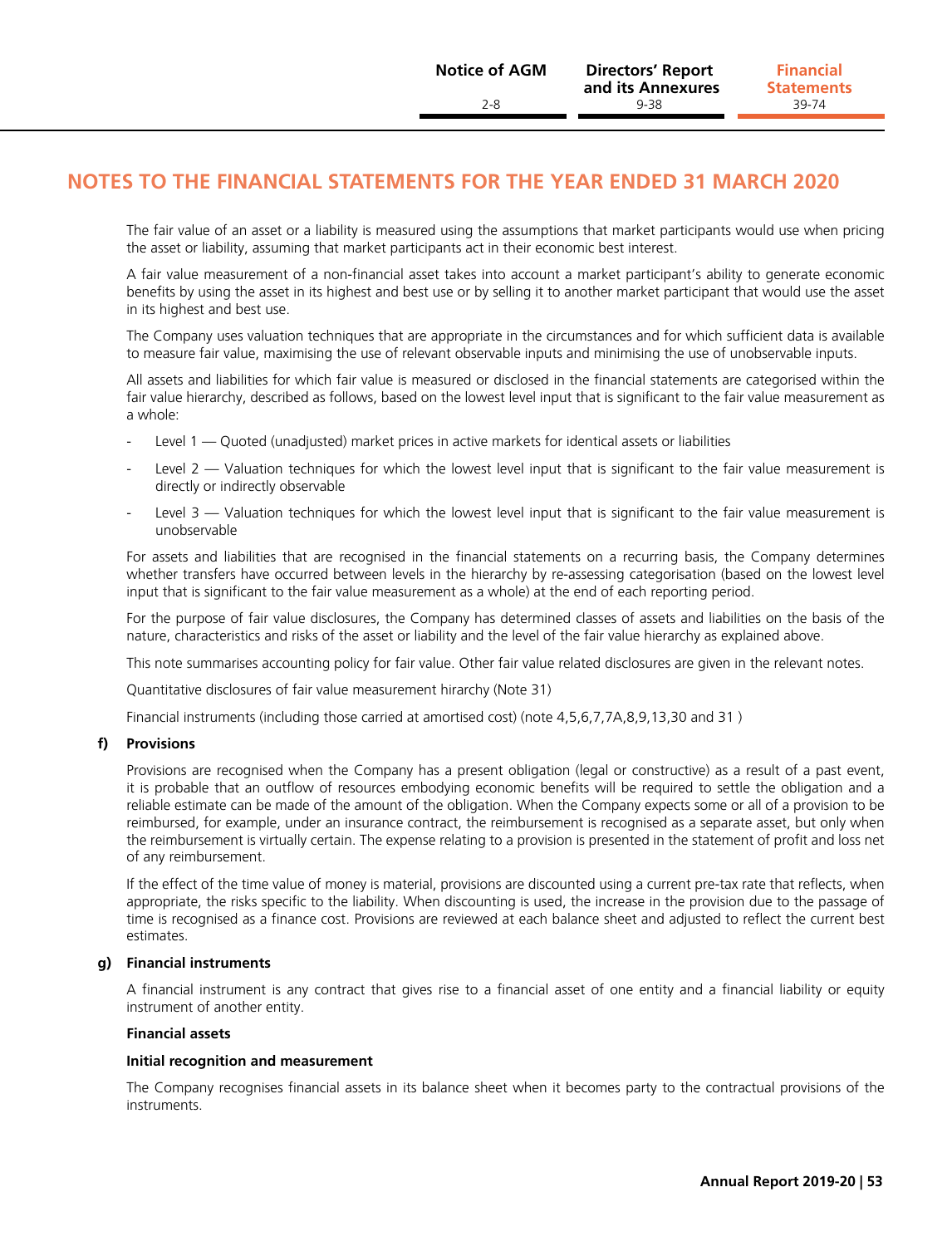# NOTES TO THE FINANCIAL STATEMENTS FOR THE YEAR ENDED 31 MARCH 2020

The fair value of an asset or a liability is measured using the assumptions that market participants would use when pricing the asset or liability, assuming that market participants act in their economic best interest.

A fair value measurement of a non-financial asset takes into account a market participant's ability to generate economic benefits by using the asset in its highest and best use or by selling it to another market participant that would use the asset in its highest and best use.

The Company uses valuation techniques that are appropriate in the circumstances and for which sufficient data is available to measure fair value, maximising the use of relevant observable inputs and minimising the use of unobservable inputs.

All assets and liabilities for which fair value is measured or disclosed in the financial statements are categorised within the fair value hierarchy, described as follows, based on the lowest level input that is significant to the fair value measurement as a whole:

- Level 1 — Quoted (unadjusted) market prices in active markets for identical assets or liabilities
- Level 2 — Valuation techniques for which the lowest level input that is significant to the fair value measurement is directly or indirectly observable
- Level 3 — Valuation techniques for which the lowest level input that is significant to the fair value measurement is unobservable

For assets and liabilities that are recognised in the financial statements on a recurring basis, the Company determines whether transfers have occurred between levels in the hierarchy by re-assessing categorisation (based on the lowest level input that is significant to the fair value measurement as a whole) at the end of each reporting period.

For the purpose of fair value disclosures, the Company has determined classes of assets and liabilities on the basis of the nature, characteristics and risks of the asset or liability and the level of the fair value hierarchy as explained above.

This note summarises accounting policy for fair value. Other fair value related disclosures are given in the relevant notes.

Quantitative disclosures of fair value measurement hirarchy (Note 31)

Financial instruments (including those carried at amortised cost) (note 4,5,6,7,7A,8,9,13,30 and 31 )

**f) Provisions**

Provisions are recognised when the Company has a present obligation (legal or constructive) as a result of a past event, it is probable that an outflow of resources embodying economic benefits will be required to settle the obligation and a reliable estimate can be made of the amount of the obligation. When the Company expects some or all of a provision to be reimbursed, for example, under an insurance contract, the reimbursement is recognised as a separate asset, but only when the reimbursement is virtually certain. The expense relating to a provision is presented in the statement of profit and loss net of any reimbursement.

If the effect of the time value of money is material, provisions are discounted using a current pre-tax rate that reflects, when appropriate, the risks specific to the liability. When discounting is used, the increase in the provision due to the passage of time is recognised as a finance cost. Provisions are reviewed at each balance sheet and adjusted to reflect the current best estimates.

**g) Financial instruments**

A financial instrument is any contract that gives rise to a financial asset of one entity and a financial liability or equity instrument of another entity.

**Financial assets**

**Initial recognition and measurement**

The Company recognises financial assets in its balance sheet when it becomes party to the contractual provisions of the instruments.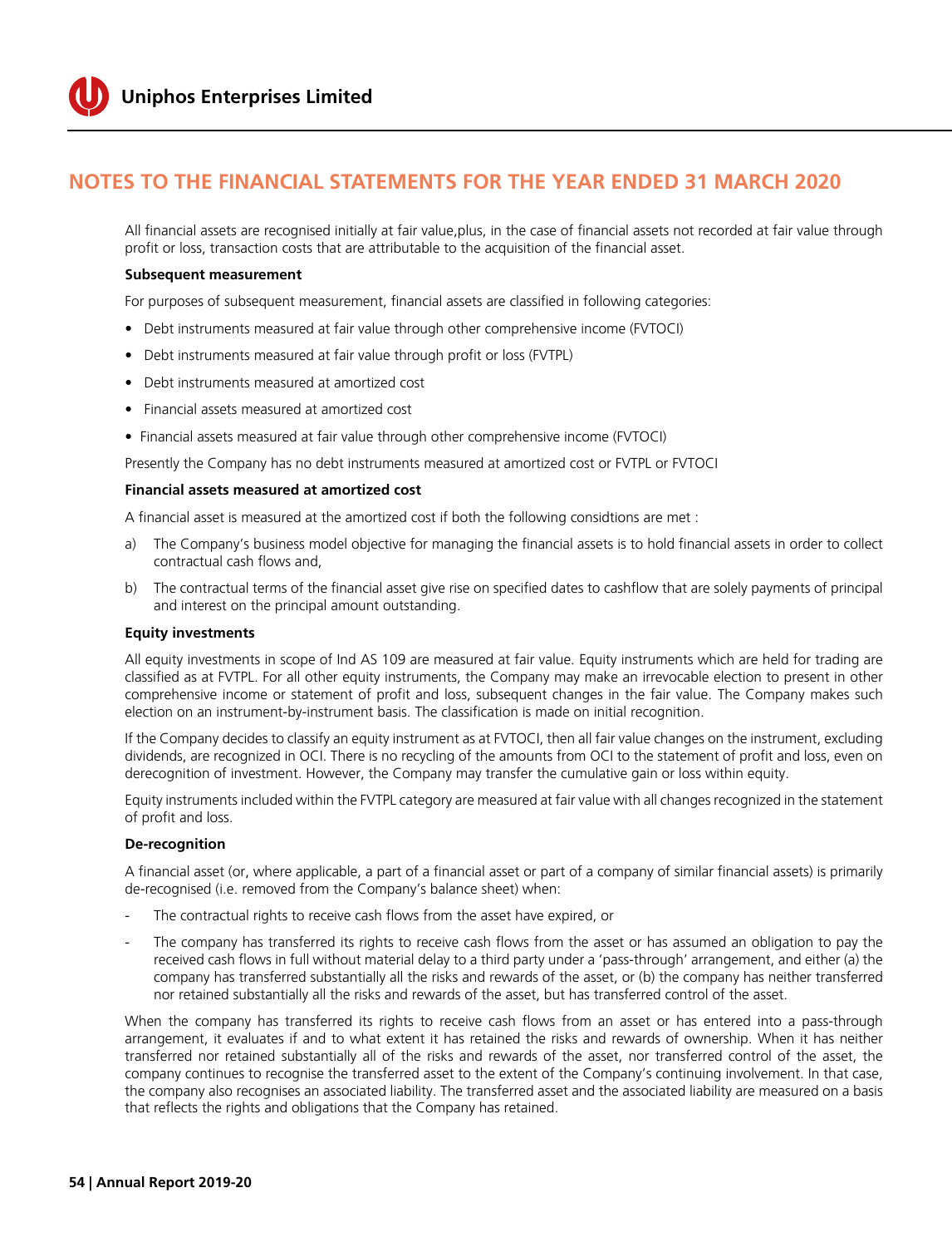All financial assets are recognised initially at fair value,plus, in the case of financial assets not recorded at fair value through profit or loss, transaction costs that are attributable to the acquisition of the financial asset.

**Subsequent measurement**

For purposes of subsequent measurement, financial assets are classified in following categories:

- Debt instruments measured at fair value through other comprehensive income (FVTOCI)
- Debt instruments measured at fair value through profit or loss (FVTPL)
- Debt instruments measured at amortized cost
- Financial assets measured at amortized cost
- Financial assets measured at fair value through other comprehensive income (FVTOCI)

Presently the Company has no debt instruments measured at amortized cost or FVTPL or FVTOCI

**Financial assets measured at amortized cost**

A financial asset is measured at the amortized cost if both the following considtions are met :

a) The Company's business model objective for managing the financial assets is to hold financial assets in order to collect contractual cash flows and,

b) The contractual terms of the financial asset give rise on specified dates to cashflow that are solely payments of principal and interest on the principal amount outstanding.

**Equity investments**

All equity investments in scope of Ind AS 109 are measured at fair value. Equity instruments which are held for trading are classified as at FVTPL. For all other equity instruments, the Company may make an irrevocable election to present in other comprehensive income or statement of profit and loss, subsequent changes in the fair value. The Company makes such election on an instrument-by-instrument basis. The classification is made on initial recognition.

If the Company decides to classify an equity instrument as at FVTOCI, then all fair value changes on the instrument, excluding dividends, are recognized in OCI. There is no recycling of the amounts from OCI to the statement of profit and loss, even on derecognition of investment. However, the Company may transfer the cumulative gain or loss within equity.

Equity instruments included within the FVTPL category are measured at fair value with all changes recognized in the statement of profit and loss.

**De-recognition**

A financial asset (or, where applicable, a part of a financial asset or part of a company of similar financial assets) is primarily de-recognised (i.e. removed from the Company's balance sheet) when:

- The contractual rights to receive cash flows from the asset have expired, or
- The company has transferred its rights to receive cash flows from the asset or has assumed an obligation to pay the received cash flows in full without material delay to a third party under a 'pass-through' arrangement, and either (a) the company has transferred substantially all the risks and rewards of the asset, or (b) the company has neither transferred nor retained substantially all the risks and rewards of the asset, but has transferred control of the asset.

When the company has transferred its rights to receive cash flows from an asset or has entered into a pass-through arrangement, it evaluates if and to what extent it has retained the risks and rewards of ownership. When it has neither transferred nor retained substantially all of the risks and rewards of the asset, nor transferred control of the asset, the company continues to recognise the transferred asset to the extent of the Company's continuing involvement. In that case, the company also recognises an associated liability. The transferred asset and the associated liability are measured on a basis that reflects the rights and obligations that the Company has retained.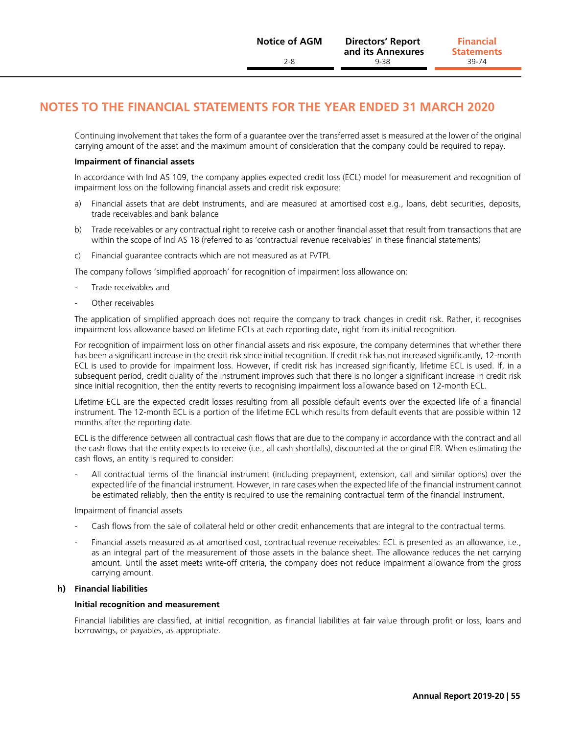# NOTES TO THE FINANCIAL STATEMENTS FOR THE YEAR ENDED 31 MARCH 2020

Continuing involvement that takes the form of a guarantee over the transferred asset is measured at the lower of the original carrying amount of the asset and the maximum amount of consideration that the company could be required to repay.

**Impairment of financial assets**

In accordance with Ind AS 109, the company applies expected credit loss (ECL) model for measurement and recognition of impairment loss on the following financial assets and credit risk exposure:

a) Financial assets that are debt instruments, and are measured at amortised cost e.g., loans, debt securities, deposits, trade receivables and bank balance

b) Trade receivables or any contractual right to receive cash or another financial asset that result from transactions that are within the scope of Ind AS 18 (referred to as 'contractual revenue receivables' in these financial statements)

c) Financial guarantee contracts which are not measured as at FVTPL

The company follows 'simplified approach' for recognition of impairment loss allowance on:

- Trade receivables and
- Other receivables

The application of simplified approach does not require the company to track changes in credit risk. Rather, it recognises impairment loss allowance based on lifetime ECLs at each reporting date, right from its initial recognition.

For recognition of impairment loss on other financial assets and risk exposure, the company determines that whether there has been a significant increase in the credit risk since initial recognition. If credit risk has not increased significantly, 12-month ECL is used to provide for impairment loss. However, if credit risk has increased significantly, lifetime ECL is used. If, in a subsequent period, credit quality of the instrument improves such that there is no longer a significant increase in credit risk since initial recognition, then the entity reverts to recognising impairment loss allowance based on 12-month ECL.

Lifetime ECL are the expected credit losses resulting from all possible default events over the expected life of a financial instrument. The 12-month ECL is a portion of the lifetime ECL which results from default events that are possible within 12 months after the reporting date.

ECL is the difference between all contractual cash flows that are due to the company in accordance with the contract and all the cash flows that the entity expects to receive (i.e., all cash shortfalls), discounted at the original EIR. When estimating the cash flows, an entity is required to consider:

- All contractual terms of the financial instrument (including prepayment, extension, call and similar options) over the expected life of the financial instrument. However, in rare cases when the expected life of the financial instrument cannot be estimated reliably, then the entity is required to use the remaining contractual term of the financial instrument.

Impairment of financial assets

- Cash flows from the sale of collateral held or other credit enhancements that are integral to the contractual terms.
- Financial assets measured as at amortised cost, contractual revenue receivables: ECL is presented as an allowance, i.e., as an integral part of the measurement of those assets in the balance sheet. The allowance reduces the net carrying amount. Until the asset meets write-off criteria, the company does not reduce impairment allowance from the gross carrying amount.

**h) Financial liabilities**

**Initial recognition and measurement**

Financial liabilities are classified, at initial recognition, as financial liabilities at fair value through profit or loss, loans and borrowings, or payables, as appropriate.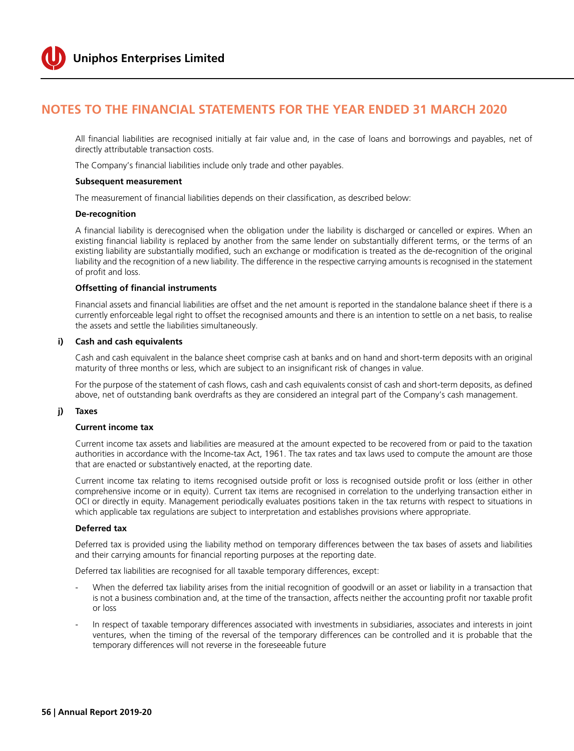All financial liabilities are recognised initially at fair value and, in the case of loans and borrowings and payables, net of directly attributable transaction costs.

The Company's financial liabilities include only trade and other payables.

**Subsequent measurement**

The measurement of financial liabilities depends on their classification, as described below:

**De-recognition**

A financial liability is derecognised when the obligation under the liability is discharged or cancelled or expires. When an existing financial liability is replaced by another from the same lender on substantially different terms, or the terms of an existing liability are substantially modified, such an exchange or modification is treated as the de-recognition of the original liability and the recognition of a new liability. The difference in the respective carrying amounts is recognised in the statement of profit and loss.

**Offsetting of financial instruments**

Financial assets and financial liabilities are offset and the net amount is reported in the standalone balance sheet if there is a currently enforceable legal right to offset the recognised amounts and there is an intention to settle on a net basis, to realise the assets and settle the liabilities simultaneously.

**i) Cash and cash equivalents**

Cash and cash equivalent in the balance sheet comprise cash at banks and on hand and short-term deposits with an original maturity of three months or less, which are subject to an insignificant risk of changes in value.

For the purpose of the statement of cash flows, cash and cash equivalents consist of cash and short-term deposits, as defined above, net of outstanding bank overdrafts as they are considered an integral part of the Company's cash management.

**j) Taxes**

**Current income tax**

Current income tax assets and liabilities are measured at the amount expected to be recovered from or paid to the taxation authorities in accordance with the Income-tax Act, 1961. The tax rates and tax laws used to compute the amount are those that are enacted or substantively enacted, at the reporting date.

Current income tax relating to items recognised outside profit or loss is recognised outside profit or loss (either in other comprehensive income or in equity). Current tax items are recognised in correlation to the underlying transaction either in OCI or directly in equity. Management periodically evaluates positions taken in the tax returns with respect to situations in which applicable tax regulations are subject to interpretation and establishes provisions where appropriate.

**Deferred tax**

Deferred tax is provided using the liability method on temporary differences between the tax bases of assets and liabilities and their carrying amounts for financial reporting purposes at the reporting date.

Deferred tax liabilities are recognised for all taxable temporary differences, except:

- When the deferred tax liability arises from the initial recognition of goodwill or an asset or liability in a transaction that is not a business combination and, at the time of the transaction, affects neither the accounting profit nor taxable profit or loss
- In respect of taxable temporary differences associated with investments in subsidiaries, associates and interests in joint ventures, when the timing of the reversal of the temporary differences can be controlled and it is probable that the temporary differences will not reverse in the foreseeable future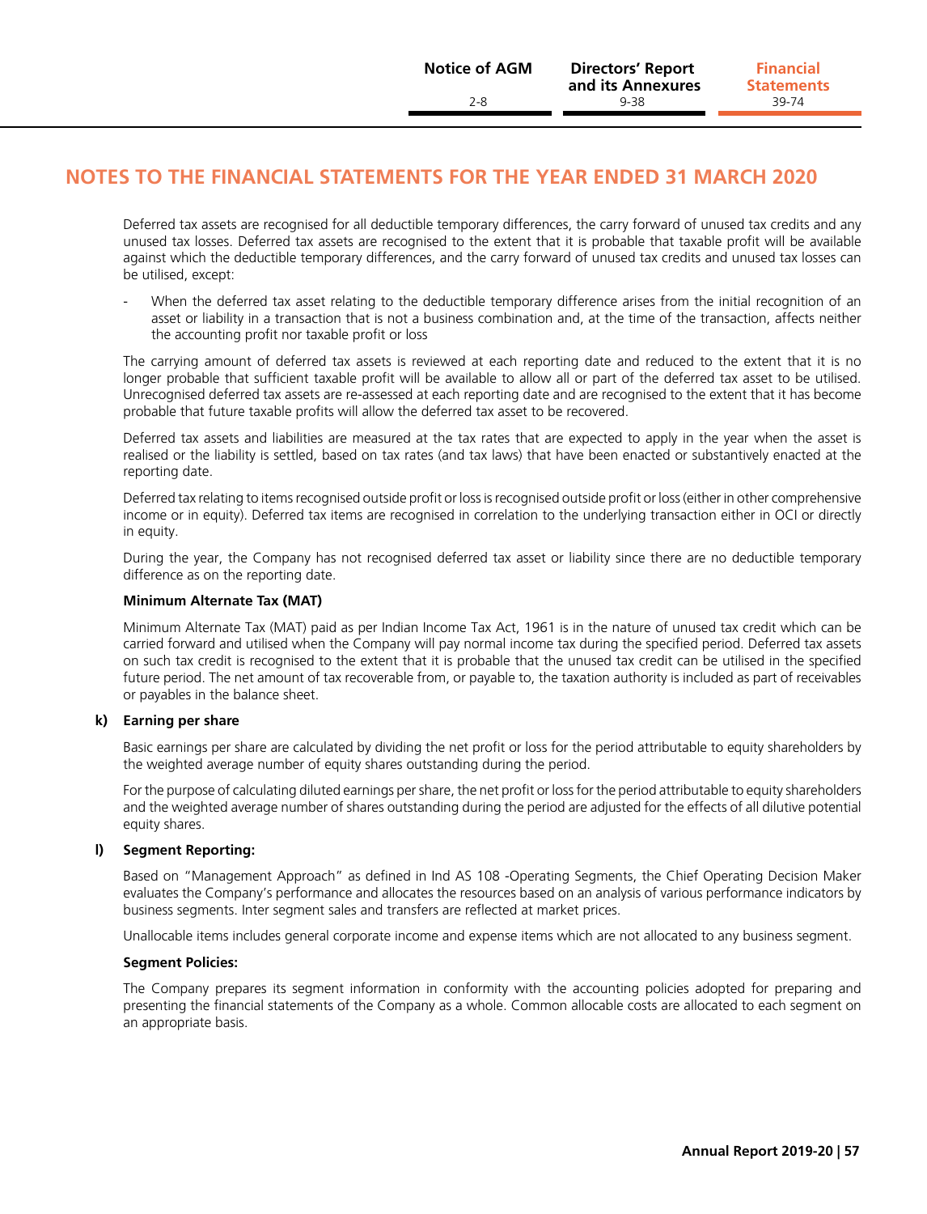## NOTES TO THE FINANCIAL STATEMENTS FOR THE YEAR ENDED 31 MARCH 2020

Deferred tax assets are recognised for all deductible temporary differences, the carry forward of unused tax credits and any unused tax losses. Deferred tax assets are recognised to the extent that it is probable that taxable profit will be available against which the deductible temporary differences, and the carry forward of unused tax credits and unused tax losses can be utilised, except:

- When the deferred tax asset relating to the deductible temporary difference arises from the initial recognition of an asset or liability in a transaction that is not a business combination and, at the time of the transaction, affects neither the accounting profit nor taxable profit or loss

The carrying amount of deferred tax assets is reviewed at each reporting date and reduced to the extent that it is no longer probable that sufficient taxable profit will be available to allow all or part of the deferred tax asset to be utilised. Unrecognised deferred tax assets are re-assessed at each reporting date and are recognised to the extent that it has become probable that future taxable profits will allow the deferred tax asset to be recovered.

Deferred tax assets and liabilities are measured at the tax rates that are expected to apply in the year when the asset is realised or the liability is settled, based on tax rates (and tax laws) that have been enacted or substantively enacted at the reporting date.

Deferred tax relating to items recognised outside profit or loss is recognised outside profit or loss (either in other comprehensive income or in equity). Deferred tax items are recognised in correlation to the underlying transaction either in OCI or directly in equity.

During the year, the Company has not recognised deferred tax asset or liability since there are no deductible temporary difference as on the reporting date.

**Minimum Alternate Tax (MAT)**

Minimum Alternate Tax (MAT) paid as per Indian Income Tax Act, 1961 is in the nature of unused tax credit which can be carried forward and utilised when the Company will pay normal income tax during the specified period. Deferred tax assets on such tax credit is recognised to the extent that it is probable that the unused tax credit can be utilised in the specified future period. The net amount of tax recoverable from, or payable to, the taxation authority is included as part of receivables or payables in the balance sheet.

**k) Earning per share**

Basic earnings per share are calculated by dividing the net profit or loss for the period attributable to equity shareholders by the weighted average number of equity shares outstanding during the period.

For the purpose of calculating diluted earnings per share, the net profit or loss for the period attributable to equity shareholders and the weighted average number of shares outstanding during the period are adjusted for the effects of all dilutive potential equity shares.

**l) Segment Reporting:**

Based on "Management Approach" as defined in Ind AS 108 -Operating Segments, the Chief Operating Decision Maker evaluates the Company's performance and allocates the resources based on an analysis of various performance indicators by business segments. Inter segment sales and transfers are reflected at market prices.

Unallocable items includes general corporate income and expense items which are not allocated to any business segment.

**Segment Policies:**

The Company prepares its segment information in conformity with the accounting policies adopted for preparing and presenting the financial statements of the Company as a whole. Common allocable costs are allocated to each segment on an appropriate basis.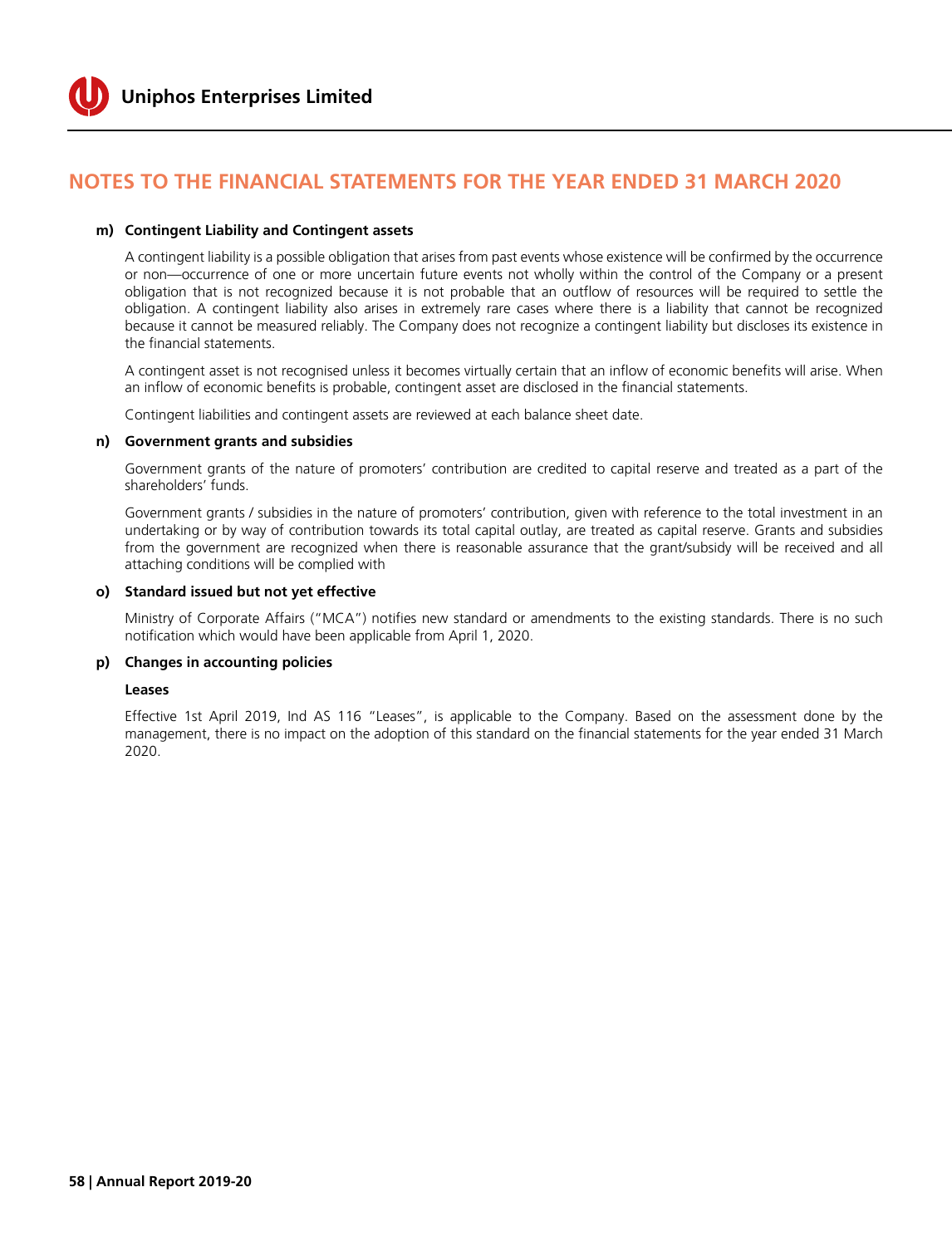## NOTES TO THE FINANCIAL STATEMENTS FOR THE YEAR ENDED 31 MARCH 2020

**m) Contingent Liability and Contingent assets**

A contingent liability is a possible obligation that arises from past events whose existence will be confirmed by the occurrence or non—occurrence of one or more uncertain future events not wholly within the control of the Company or a present obligation that is not recognized because it is not probable that an outflow of resources will be required to settle the obligation. A contingent liability also arises in extremely rare cases where there is a liability that cannot be recognized because it cannot be measured reliably. The Company does not recognize a contingent liability but discloses its existence in the financial statements.

A contingent asset is not recognised unless it becomes virtually certain that an inflow of economic benefits will arise. When an inflow of economic benefits is probable, contingent asset are disclosed in the financial statements.

Contingent liabilities and contingent assets are reviewed at each balance sheet date.

**n) Government grants and subsidies**

Government grants of the nature of promoters' contribution are credited to capital reserve and treated as a part of the shareholders' funds.

Government grants / subsidies in the nature of promoters' contribution, given with reference to the total investment in an undertaking or by way of contribution towards its total capital outlay, are treated as capital reserve. Grants and subsidies from the government are recognized when there is reasonable assurance that the grant/subsidy will be received and all attaching conditions will be complied with

**o) Standard issued but not yet effective**

Ministry of Corporate Affairs ("MCA") notifies new standard or amendments to the existing standards. There is no such notification which would have been applicable from April 1, 2020.

**p) Changes in accounting policies**

**Leases**

Effective 1st April 2019, Ind AS 116 "Leases", is applicable to the Company. Based on the assessment done by the management, there is no impact on the adoption of this standard on the financial statements for the year ended 31 March 2020.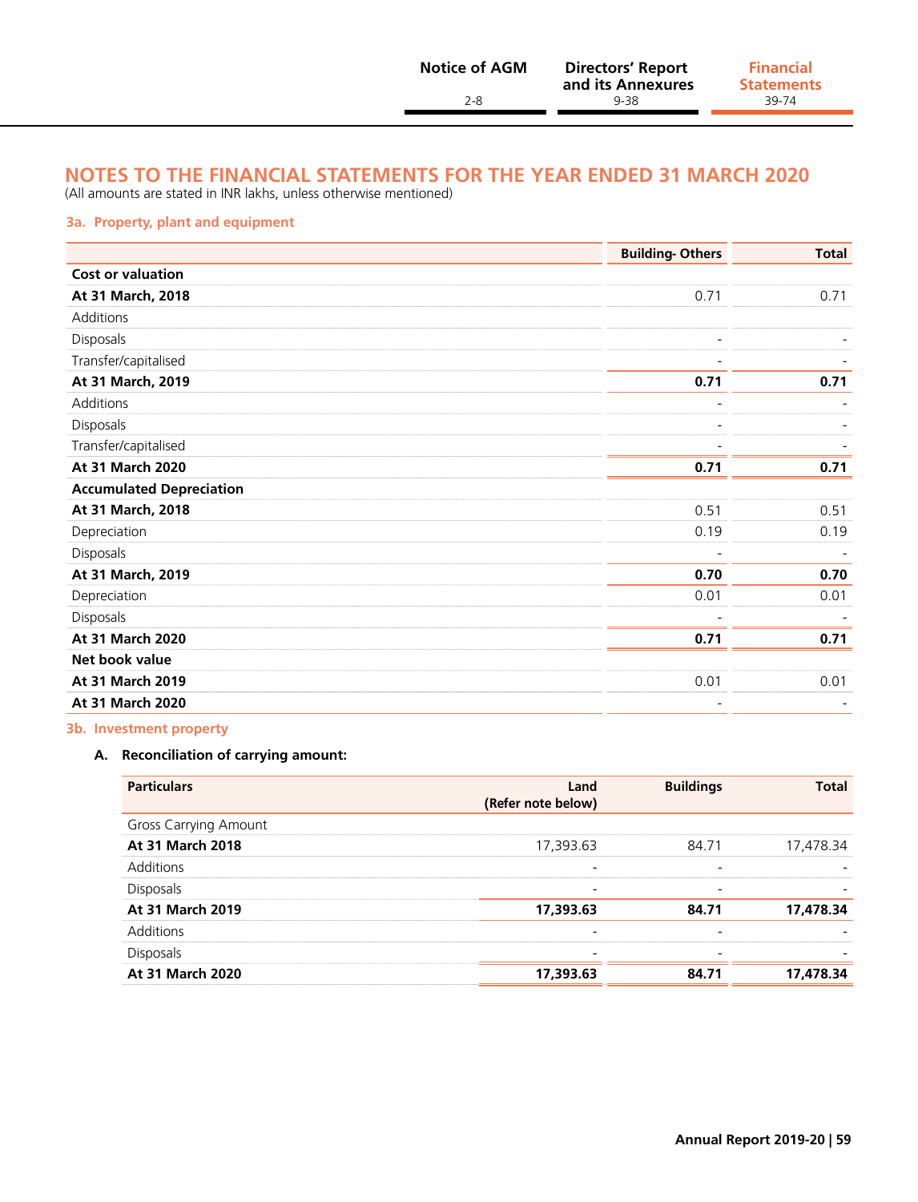# NOTES TO THE FINANCIAL STATEMENTS FOR THE YEAR ENDED 31 MARCH 2020

(All amounts are stated in INR lakhs, unless otherwise mentioned)

### 3a. Property, plant and equipment

| | Building- Others | Total |
|---|---|---|
| **Cost or valuation** | | |
| **At 31 March, 2018** | 0.71 | 0.71 |
| Additions | | |
| Disposals | - | - |
| Transfer/capitalised | - | - |
| **At 31 March, 2019** | **0.71** | **0.71** |
| Additions | - | - |
| Disposals | - | - |
| Transfer/capitalised | - | - |
| **At 31 March 2020** | **0.71** | **0.71** |
| **Accumulated Depreciation** | | |
| **At 31 March, 2018** | 0.51 | 0.51 |
| Depreciation | 0.19 | 0.19 |
| Disposals | - | - |
| **At 31 March, 2019** | **0.70** | **0.70** |
| Depreciation | 0.01 | 0.01 |
| Disposals | - | - |
| **At 31 March 2020** | **0.71** | **0.71** |
| **Net book value** | | |
| **At 31 March 2019** | 0.01 | 0.01 |
| **At 31 March 2020** | - | - |

### 3b. Investment property

**A. Reconciliation of carrying amount:**

| Particulars | Land (Refer note below) | Buildings | Total |
|---|---|---|---|
| Gross Carrying Amount | | | |
| **At 31 March 2018** | 17,393.63 | 84.71 | 17,478.34 |
| Additions | - | - | - |
| Disposals | - | - | - |
| **At 31 March 2019** | **17,393.63** | **84.71** | **17,478.34** |
| Additions | - | - | - |
| Disposals | - | - | - |
| **At 31 March 2020** | **17,393.63** | **84.71** | **17,478.34** |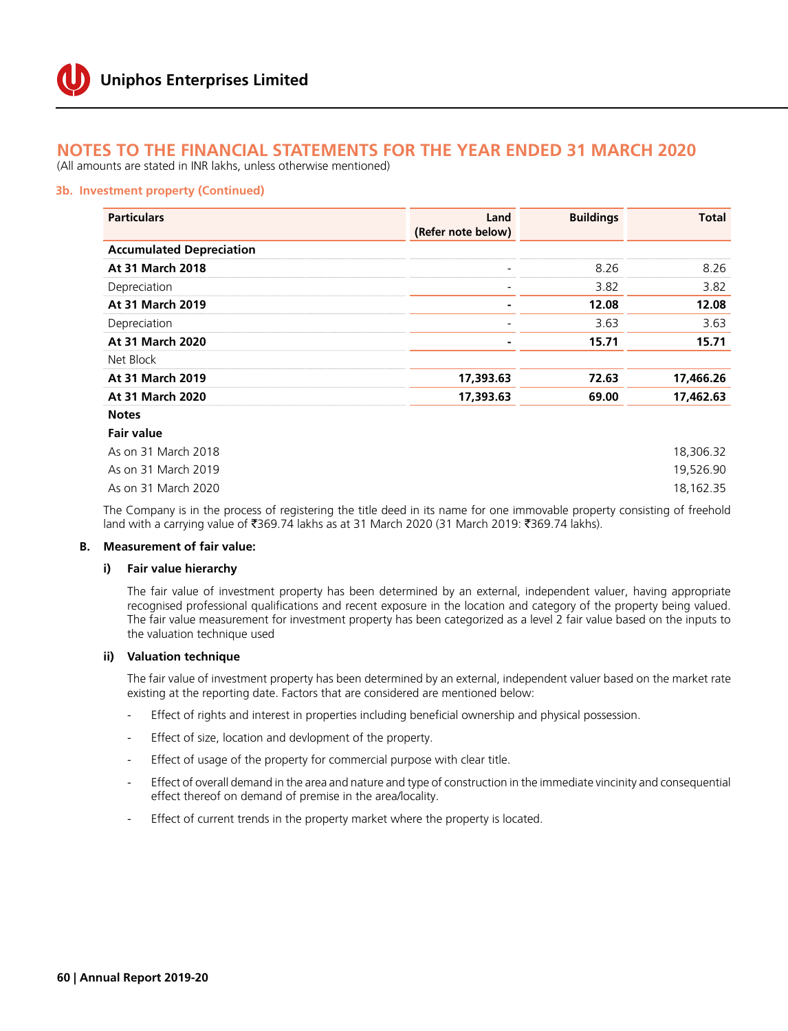## NOTES TO THE FINANCIAL STATEMENTS FOR THE YEAR ENDED 31 MARCH 2020

(All amounts are stated in INR lakhs, unless otherwise mentioned)

### 3b. Investment property (Continued)

| Particulars | Land (Refer note below) | Buildings | Total |
|---|---|---|---|
| **Accumulated Depreciation** | | | |
| **At 31 March 2018** | - | 8.26 | 8.26 |
| Depreciation | - | 3.82 | 3.82 |
| **At 31 March 2019** | **-** | **12.08** | **12.08** |
| Depreciation | - | 3.63 | 3.63 |
| **At 31 March 2020** | **-** | **15.71** | **15.71** |
| Net Block | | | |
| **At 31 March 2019** | **17,393.63** | **72.63** | **17,466.26** |
| **At 31 March 2020** | **17,393.63** | **69.00** | **17,462.63** |
| **Notes** | | | |
| **Fair value** | | | |
| As on 31 March 2018 | | | 18,306.32 |
| As on 31 March 2019 | | | 19,526.90 |
| As on 31 March 2020 | | | 18,162.35 |

The Company is in the process of registering the title deed in its name for one immovable property consisting of freehold land with a carrying value of ₹369.74 lakhs as at 31 March 2020 (31 March 2019: ₹369.74 lakhs).

**B. Measurement of fair value:**

**i) Fair value hierarchy**

The fair value of investment property has been determined by an external, independent valuer, having appropriate recognised professional qualifications and recent exposure in the location and category of the property being valued. The fair value measurement for investment property has been categorized as a level 2 fair value based on the inputs to the valuation technique used

**ii) Valuation technique**

The fair value of investment property has been determined by an external, independent valuer based on the market rate existing at the reporting date. Factors that are considered are mentioned below:

- Effect of rights and interest in properties including beneficial ownership and physical possession.
- Effect of size, location and devlopment of the property.
- Effect of usage of the property for commercial purpose with clear title.
- Effect of overall demand in the area and nature and type of construction in the immediate vincinity and consequential effect thereof on demand of premise in the area/locality.
- Effect of current trends in the property market where the property is located.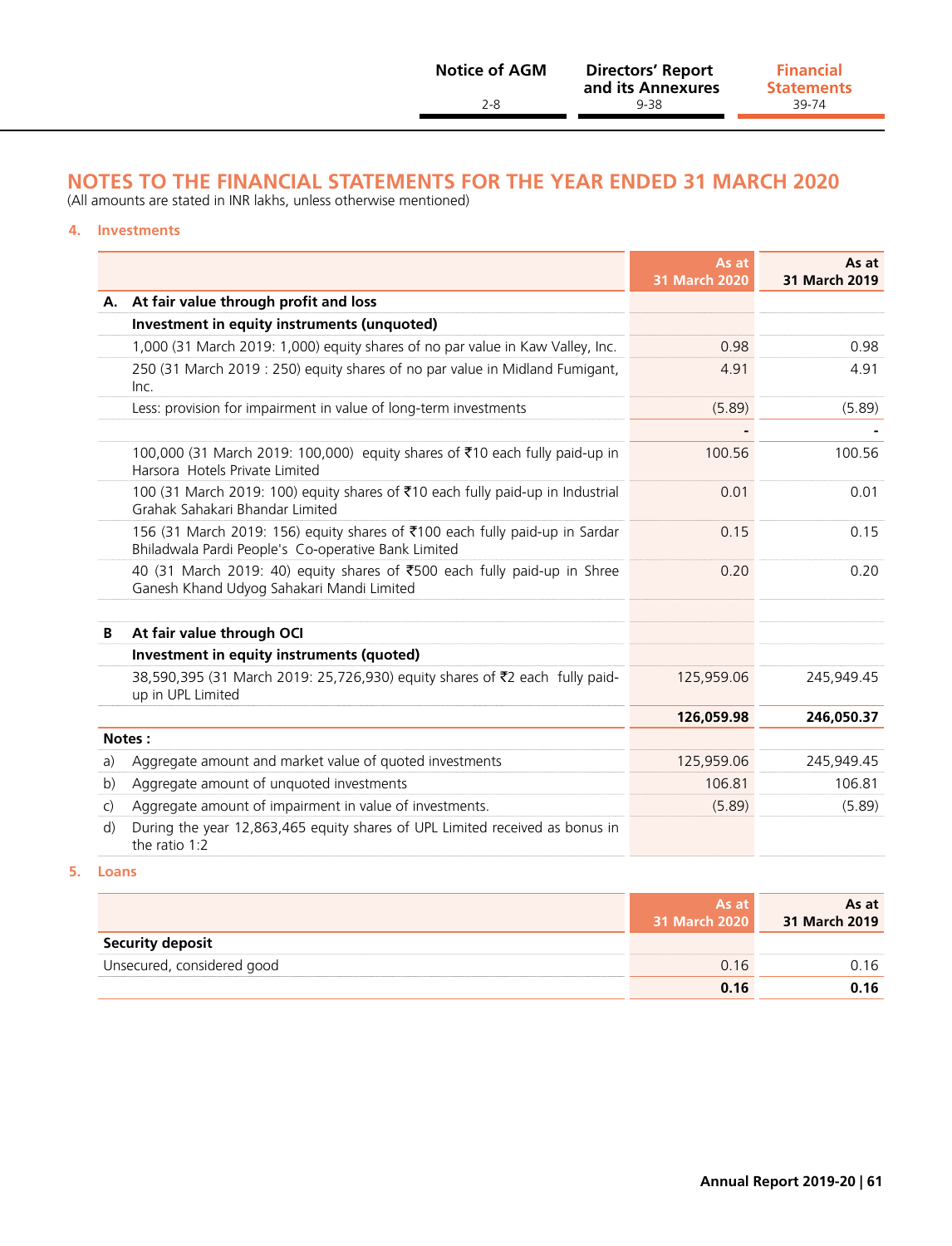## NOTES TO THE FINANCIAL STATEMENTS FOR THE YEAR ENDED 31 MARCH 2020

(All amounts are stated in INR lakhs, unless otherwise mentioned)

### 4. Investments

| | | As at 31 March 2020 | As at 31 March 2019 |
|---|---|---|---|
| **A.** | **At fair value through profit and loss** | | |
| | **Investment in equity instruments (unquoted)** | | |
| | 1,000 (31 March 2019: 1,000) equity shares of no par value in Kaw Valley, Inc. | 0.98 | 0.98 |
| | 250 (31 March 2019 : 250) equity shares of no par value in Midland Fumigant, Inc. | 4.91 | 4.91 |
| | Less: provision for impairment in value of long-term investments | (5.89) | (5.89) |
| | | - | - |
| | 100,000 (31 March 2019: 100,000) equity shares of ₹10 each fully paid-up in Harsora Hotels Private Limited | 100.56 | 100.56 |
| | 100 (31 March 2019: 100) equity shares of ₹10 each fully paid-up in Industrial Grahak Sahakari Bhandar Limited | 0.01 | 0.01 |
| | 156 (31 March 2019: 156) equity shares of ₹100 each fully paid-up in Sardar Bhiladwala Pardi People's Co-operative Bank Limited | 0.15 | 0.15 |
| | 40 (31 March 2019: 40) equity shares of ₹500 each fully paid-up in Shree Ganesh Khand Udyog Sahakari Mandi Limited | 0.20 | 0.20 |
| | | | |
| **B** | **At fair value through OCI** | | |
| | **Investment in equity instruments (quoted)** | | |
| | 38,590,395 (31 March 2019: 25,726,930) equity shares of ₹2 each fully paid-up in UPL Limited | 125,959.06 | 245,949.45 |
| | | **126,059.98** | **246,050.37** |
| **Notes :** | | | |
| a) | Aggregate amount and market value of quoted investments | 125,959.06 | 245,949.45 |
| b) | Aggregate amount of unquoted investments | 106.81 | 106.81 |
| c) | Aggregate amount of impairment in value of investments. | (5.89) | (5.89) |
| d) | During the year 12,863,465 equity shares of UPL Limited received as bonus in the ratio 1:2 | | |

### 5. Loans

| | As at 31 March 2020 | As at 31 March 2019 |
|---|---|---|
| **Security deposit** | | |
| Unsecured, considered good | 0.16 | 0.16 |
| | **0.16** | **0.16** |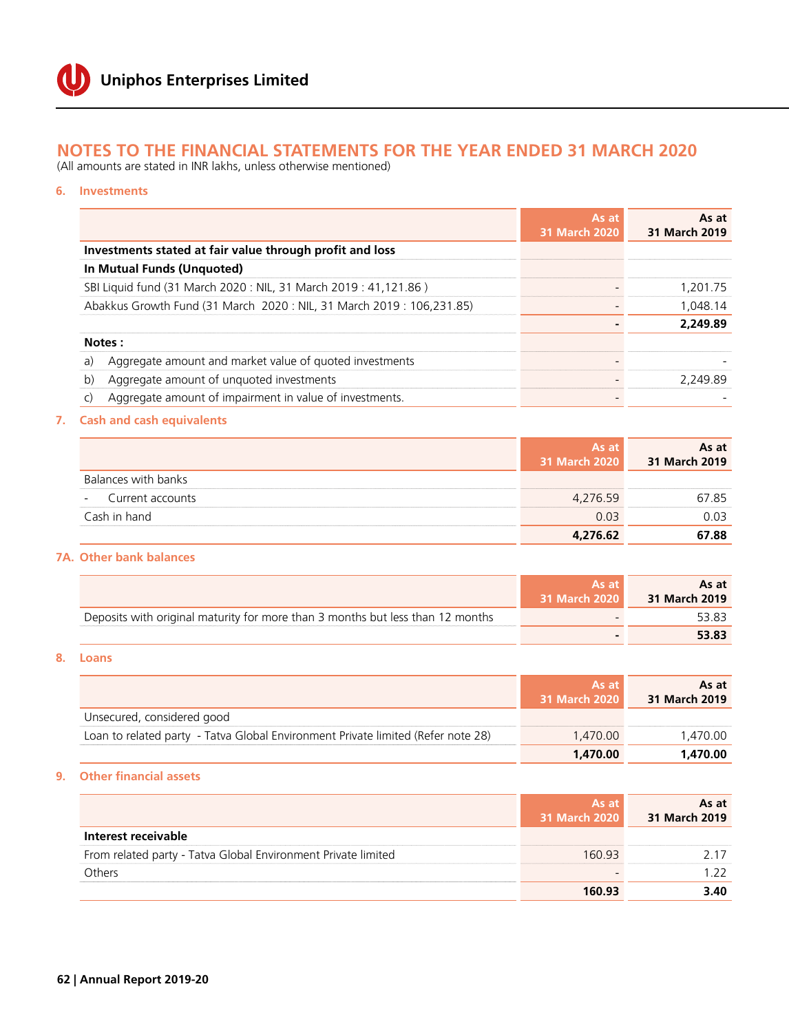# NOTES TO THE FINANCIAL STATEMENTS FOR THE YEAR ENDED 31 MARCH 2020

(All amounts are stated in INR lakhs, unless otherwise mentioned)

## 6. Investments

| | As at 31 March 2020 | As at 31 March 2019 |
|---|---:|---:|
| **Investments stated at fair value through profit and loss** | | |
| **In Mutual Funds (Unquoted)** | | |
| SBI Liquid fund (31 March 2020 : NIL, 31 March 2019 : 41,121.86 ) | - | 1,201.75 |
| Abakkus Growth Fund (31 March 2020 : NIL, 31 March 2019 : 106,231.85) | - | 1,048.14 |
| | **-** | **2,249.89** |
| **Notes :** | | |
| a) Aggregate amount and market value of quoted investments | - | - |
| b) Aggregate amount of unquoted investments | - | 2,249.89 |
| c) Aggregate amount of impairment in value of investments. | - | - |

## 7. Cash and cash equivalents

| | As at 31 March 2020 | As at 31 March 2019 |
|---|---:|---:|
| Balances with banks | | |
| - Current accounts | 4,276.59 | 67.85 |
| Cash in hand | 0.03 | 0.03 |
| | **4,276.62** | **67.88** |

## 7A. Other bank balances

| | As at 31 March 2020 | As at 31 March 2019 |
|---|---:|---:|
| Deposits with original maturity for more than 3 months but less than 12 months | - | 53.83 |
| | **-** | **53.83** |

## 8. Loans

| | As at 31 March 2020 | As at 31 March 2019 |
|---|---:|---:|
| Unsecured, considered good | | |
| Loan to related party - Tatva Global Environment Private limited (Refer note 28) | 1,470.00 | 1,470.00 |
| | **1,470.00** | **1,470.00** |

## 9. Other financial assets

| | As at 31 March 2020 | As at 31 March 2019 |
|---|---:|---:|
| **Interest receivable** | | |
| From related party - Tatva Global Environment Private limited | 160.93 | 2.17 |
| Others | - | 1.22 |
| | **160.93** | **3.40** |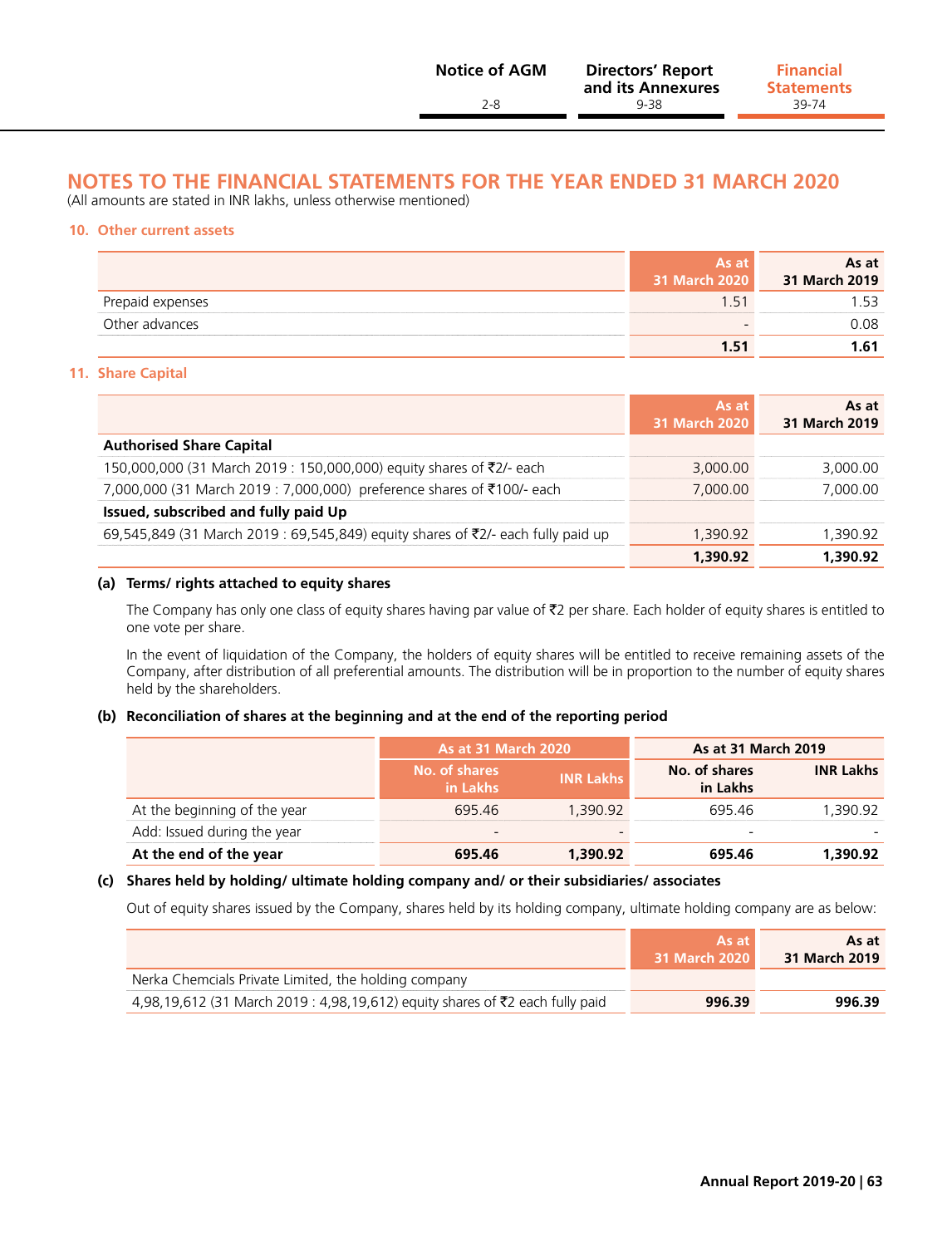## NOTES TO THE FINANCIAL STATEMENTS FOR THE YEAR ENDED 31 MARCH 2020

(All amounts are stated in INR lakhs, unless otherwise mentioned)

### 10. Other current assets

| | As at 31 March 2020 | As at 31 March 2019 |
|---|---|---|
| Prepaid expenses | 1.51 | 1.53 |
| Other advances | - | 0.08 |
| | **1.51** | **1.61** |

### 11. Share Capital

| | As at 31 March 2020 | As at 31 March 2019 |
|---|---|---|
| **Authorised Share Capital** | | |
| 150,000,000 (31 March 2019 : 150,000,000) equity shares of ₹2/- each | 3,000.00 | 3,000.00 |
| 7,000,000 (31 March 2019 : 7,000,000) preference shares of ₹100/- each | 7,000.00 | 7,000.00 |
| **Issued, subscribed and fully paid Up** | | |
| 69,545,849 (31 March 2019 : 69,545,849) equity shares of ₹2/- each fully paid up | 1,390.92 | 1,390.92 |
| | **1,390.92** | **1,390.92** |

**(a) Terms/ rights attached to equity shares**

The Company has only one class of equity shares having par value of ₹2 per share. Each holder of equity shares is entitled to one vote per share.

In the event of liquidation of the Company, the holders of equity shares will be entitled to receive remaining assets of the Company, after distribution of all preferential amounts. The distribution will be in proportion to the number of equity shares held by the shareholders.

**(b) Reconciliation of shares at the beginning and at the end of the reporting period**

| | As at 31 March 2020 | | As at 31 March 2019 | |
|---|---|---|---|---|
| | No. of shares in Lakhs | INR Lakhs | No. of shares in Lakhs | INR Lakhs |
| At the beginning of the year | 695.46 | 1,390.92 | 695.46 | 1,390.92 |
| Add: Issued during the year | - | - | - | - |
| **At the end of the year** | **695.46** | **1,390.92** | **695.46** | **1,390.92** |

**(c) Shares held by holding/ ultimate holding company and/ or their subsidiaries/ associates**

Out of equity shares issued by the Company, shares held by its holding company, ultimate holding company are as below:

| | As at 31 March 2020 | As at 31 March 2019 |
|---|---|---|
| Nerka Chemcials Private Limited, the holding company | | |
| 4,98,19,612 (31 March 2019 : 4,98,19,612) equity shares of ₹2 each fully paid | **996.39** | **996.39** |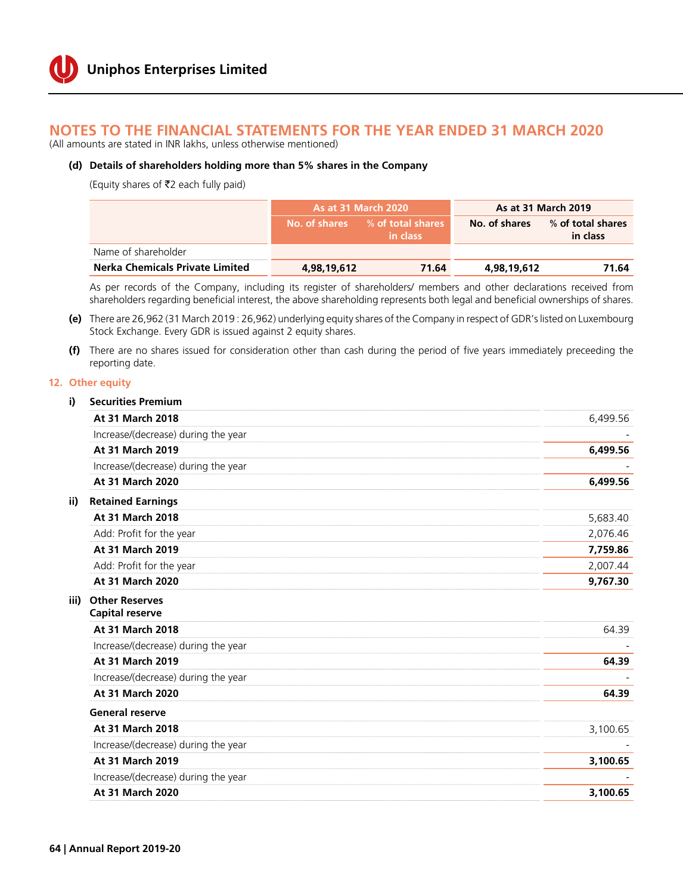# NOTES TO THE FINANCIAL STATEMENTS FOR THE YEAR ENDED 31 MARCH 2020

(All amounts are stated in INR lakhs, unless otherwise mentioned)

**(d) Details of shareholders holding more than 5% shares in the Company**

(Equity shares of ₹2 each fully paid)

| | As at 31 March 2020 | | As at 31 March 2019 | |
|---|---|---|---|---|
| | No. of shares | % of total shares in class | No. of shares | % of total shares in class |
| Name of shareholder | | | | |
| **Nerka Chemicals Private Limited** | **4,98,19,612** | **71.64** | **4,98,19,612** | **71.64** |

As per records of the Company, including its register of shareholders/ members and other declarations received from shareholders regarding beneficial interest, the above shareholding represents both legal and beneficial ownerships of shares.

**(e)** There are 26,962 (31 March 2019 : 26,962) underlying equity shares of the Company in respect of GDR's listed on Luxembourg Stock Exchange. Every GDR is issued against 2 equity shares.

**(f)** There are no shares issued for consideration other than cash during the period of five years immediately preceeding the reporting date.

## 12. Other equity

**i) Securities Premium**

| | |
|---|---|
| **At 31 March 2018** | 6,499.56 |
| Increase/(decrease) during the year | - |
| **At 31 March 2019** | **6,499.56** |
| Increase/(decrease) during the year | - |
| **At 31 March 2020** | **6,499.56** |

**ii) Retained Earnings**

| | |
|---|---|
| **At 31 March 2018** | 5,683.40 |
| Add: Profit for the year | 2,076.46 |
| **At 31 March 2019** | **7,759.86** |
| Add: Profit for the year | 2,007.44 |
| **At 31 March 2020** | **9,767.30** |

**iii) Other Reserves**

**Capital reserve**

| | |
|---|---|
| **At 31 March 2018** | 64.39 |
| Increase/(decrease) during the year | - |
| **At 31 March 2019** | **64.39** |
| Increase/(decrease) during the year | - |
| **At 31 March 2020** | **64.39** |

**General reserve**

| | |
|---|---|
| **At 31 March 2018** | 3,100.65 |
| Increase/(decrease) during the year | - |
| **At 31 March 2019** | **3,100.65** |
| Increase/(decrease) during the year | - |
| **At 31 March 2020** | **3,100.65** |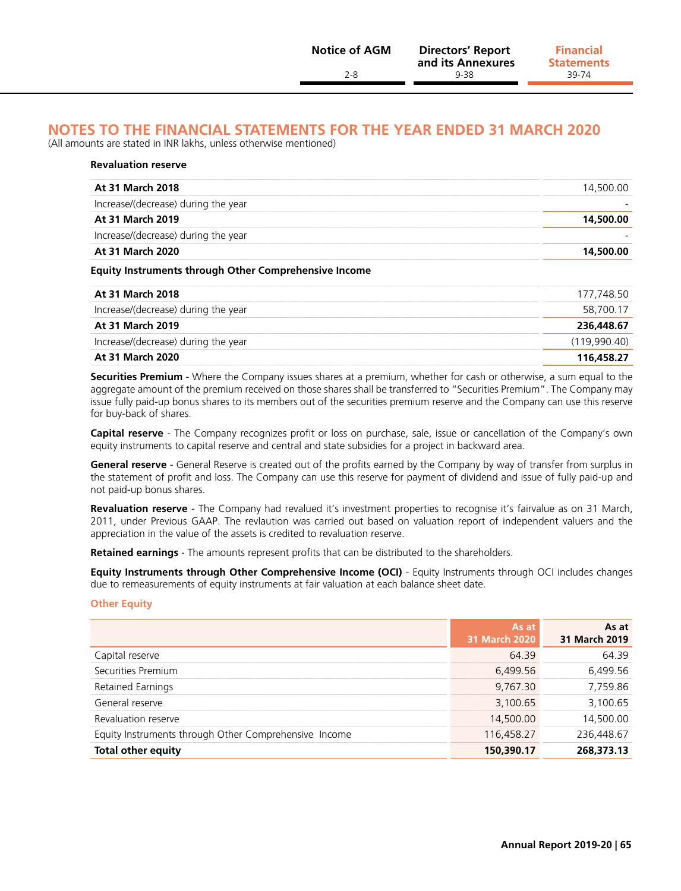## NOTES TO THE FINANCIAL STATEMENTS FOR THE YEAR ENDED 31 MARCH 2020

(All amounts are stated in INR lakhs, unless otherwise mentioned)

**Revaluation reserve**

| | |
|---|---|
| **At 31 March 2018** | 14,500.00 |
| Increase/(decrease) during the year | - |
| **At 31 March 2019** | **14,500.00** |
| Increase/(decrease) during the year | - |
| **At 31 March 2020** | **14,500.00** |

**Equity Instruments through Other Comprehensive Income**

| | |
|---|---|
| **At 31 March 2018** | 177,748.50 |
| Increase/(decrease) during the year | 58,700.17 |
| **At 31 March 2019** | **236,448.67** |
| Increase/(decrease) during the year | (119,990.40) |
| **At 31 March 2020** | **116,458.27** |

**Securities Premium** - Where the Company issues shares at a premium, whether for cash or otherwise, a sum equal to the aggregate amount of the premium received on those shares shall be transferred to "Securities Premium". The Company may issue fully paid-up bonus shares to its members out of the securities premium reserve and the Company can use this reserve for buy-back of shares.

**Capital reserve** - The Company recognizes profit or loss on purchase, sale, issue or cancellation of the Company's own equity instruments to capital reserve and central and state subsidies for a project in backward area.

**General reserve** - General Reserve is created out of the profits earned by the Company by way of transfer from surplus in the statement of profit and loss. The Company can use this reserve for payment of dividend and issue of fully paid-up and not paid-up bonus shares.

**Revaluation reserve** - The Company had revalued it's investment properties to recognise it's fairvalue as on 31 March, 2011, under Previous GAAP. The revlaution was carried out based on valuation report of independent valuers and the appreciation in the value of the assets is credited to revaluation reserve.

**Retained earnings** - The amounts represent profits that can be distributed to the shareholders.

**Equity Instruments through Other Comprehensive Income (OCI)** - Equity Instruments through OCI includes changes due to remeasurements of equity instruments at fair valuation at each balance sheet date.

### Other Equity

| | As at 31 March 2020 | As at 31 March 2019 |
|---|---|---|
| Capital reserve | 64.39 | 64.39 |
| Securities Premium | 6,499.56 | 6,499.56 |
| Retained Earnings | 9,767.30 | 7,759.86 |
| General reserve | 3,100.65 | 3,100.65 |
| Revaluation reserve | 14,500.00 | 14,500.00 |
| Equity Instruments through Other Comprehensive Income | 116,458.27 | 236,448.67 |
| **Total other equity** | **150,390.17** | **268,373.13** |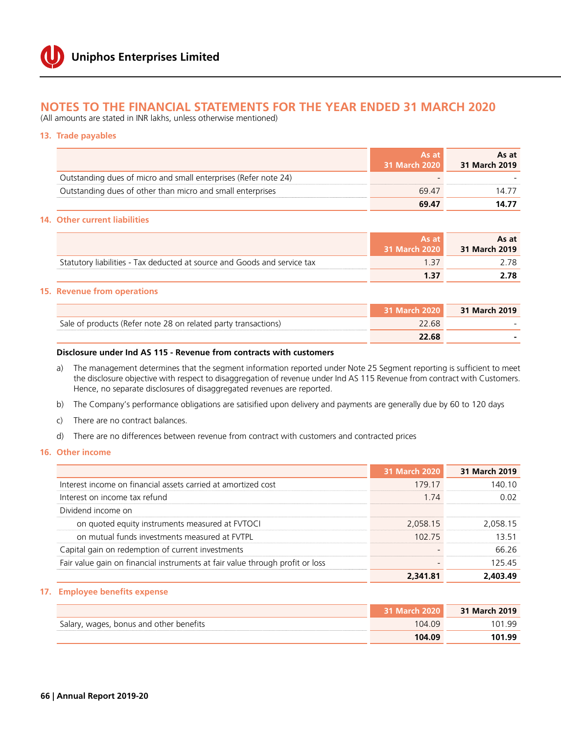## NOTES TO THE FINANCIAL STATEMENTS FOR THE YEAR ENDED 31 MARCH 2020

(All amounts are stated in INR lakhs, unless otherwise mentioned)

### 13. Trade payables

| | As at 31 March 2020 | As at 31 March 2019 |
|---|---|---|
| Outstanding dues of micro and small enterprises (Refer note 24) | - | - |
| Outstanding dues of other than micro and small enterprises | 69.47 | 14.77 |
| | **69.47** | **14.77** |

### 14. Other current liabilities

| | As at 31 March 2020 | As at 31 March 2019 |
|---|---|---|
| Statutory liabilities - Tax deducted at source and Goods and service tax | 1.37 | 2.78 |
| | **1.37** | **2.78** |

### 15. Revenue from operations

| | 31 March 2020 | 31 March 2019 |
|---|---|---|
| Sale of products (Refer note 28 on related party transactions) | 22.68 | - |
| | **22.68** | **-** |

**Disclosure under Ind AS 115 - Revenue from contracts with customers**

a) The management determines that the segment information reported under Note 25 Segment reporting is sufficient to meet the disclosure objective with respect to disaggregation of revenue under Ind AS 115 Revenue from contract with Customers. Hence, no separate disclosures of disaggregated revenues are reported.

b) The Company's performance obligations are satisified upon delivery and payments are generally due by 60 to 120 days

c) There are no contract balances.

d) There are no differences between revenue from contract with customers and contracted prices

### 16. Other income

| | 31 March 2020 | 31 March 2019 |
|---|---|---|
| Interest income on financial assets carried at amortized cost | 179.17 | 140.10 |
| Interest on income tax refund | 1.74 | 0.02 |
| Dividend income on | | |
| on quoted equity instruments measured at FVTOCI | 2,058.15 | 2,058.15 |
| on mutual funds investments measured at FVTPL | 102.75 | 13.51 |
| Capital gain on redemption of current investments | - | 66.26 |
| Fair value gain on financial instruments at fair value through profit or loss | - | 125.45 |
| | **2,341.81** | **2,403.49** |

### 17. Employee benefits expense

| | 31 March 2020 | 31 March 2019 |
|---|---|---|
| Salary, wages, bonus and other benefits | 104.09 | 101.99 |
| | **104.09** | **101.99** |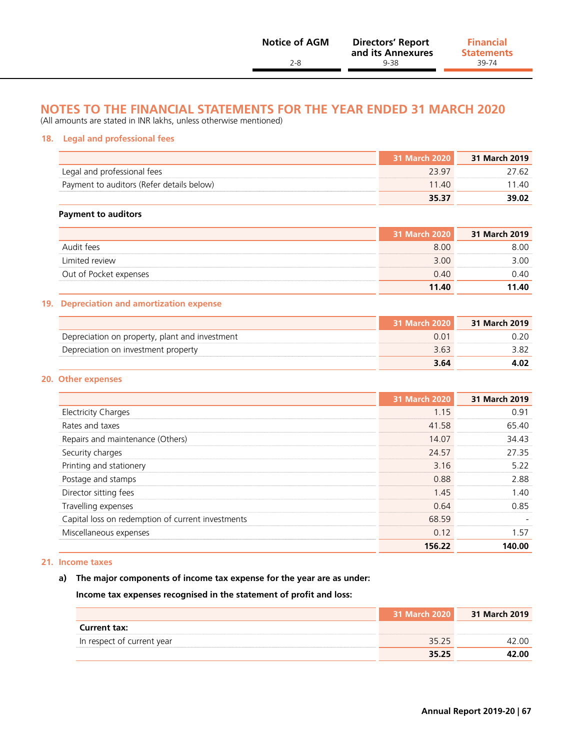## NOTES TO THE FINANCIAL STATEMENTS FOR THE YEAR ENDED 31 MARCH 2020

(All amounts are stated in INR lakhs, unless otherwise mentioned)

### 18. Legal and professional fees

| | 31 March 2020 | 31 March 2019 |
|---|---|---|
| Legal and professional fees | 23.97 | 27.62 |
| Payment to auditors (Refer details below) | 11.40 | 11.40 |
| | **35.37** | **39.02** |

**Payment to auditors**

| | 31 March 2020 | 31 March 2019 |
|---|---|---|
| Audit fees | 8.00 | 8.00 |
| Limited review | 3.00 | 3.00 |
| Out of Pocket expenses | 0.40 | 0.40 |
| | **11.40** | **11.40** |

### 19. Depreciation and amortization expense

| | 31 March 2020 | 31 March 2019 |
|---|---|---|
| Depreciation on property, plant and investment | 0.01 | 0.20 |
| Depreciation on investment property | 3.63 | 3.82 |
| | **3.64** | **4.02** |

### 20. Other expenses

| | 31 March 2020 | 31 March 2019 |
|---|---|---|
| Electricity Charges | 1.15 | 0.91 |
| Rates and taxes | 41.58 | 65.40 |
| Repairs and maintenance (Others) | 14.07 | 34.43 |
| Security charges | 24.57 | 27.35 |
| Printing and stationery | 3.16 | 5.22 |
| Postage and stamps | 0.88 | 2.88 |
| Director sitting fees | 1.45 | 1.40 |
| Travelling expenses | 0.64 | 0.85 |
| Capital loss on redemption of current investments | 68.59 | - |
| Miscellaneous expenses | 0.12 | 1.57 |
| | **156.22** | **140.00** |

### 21. Income taxes

**a) The major components of income tax expense for the year are as under:**

**Income tax expenses recognised in the statement of profit and loss:**

| | 31 March 2020 | 31 March 2019 |
|---|---|---|
| **Current tax:** | | |
| In respect of current year | 35.25 | 42.00 |
| | **35.25** | **42.00** |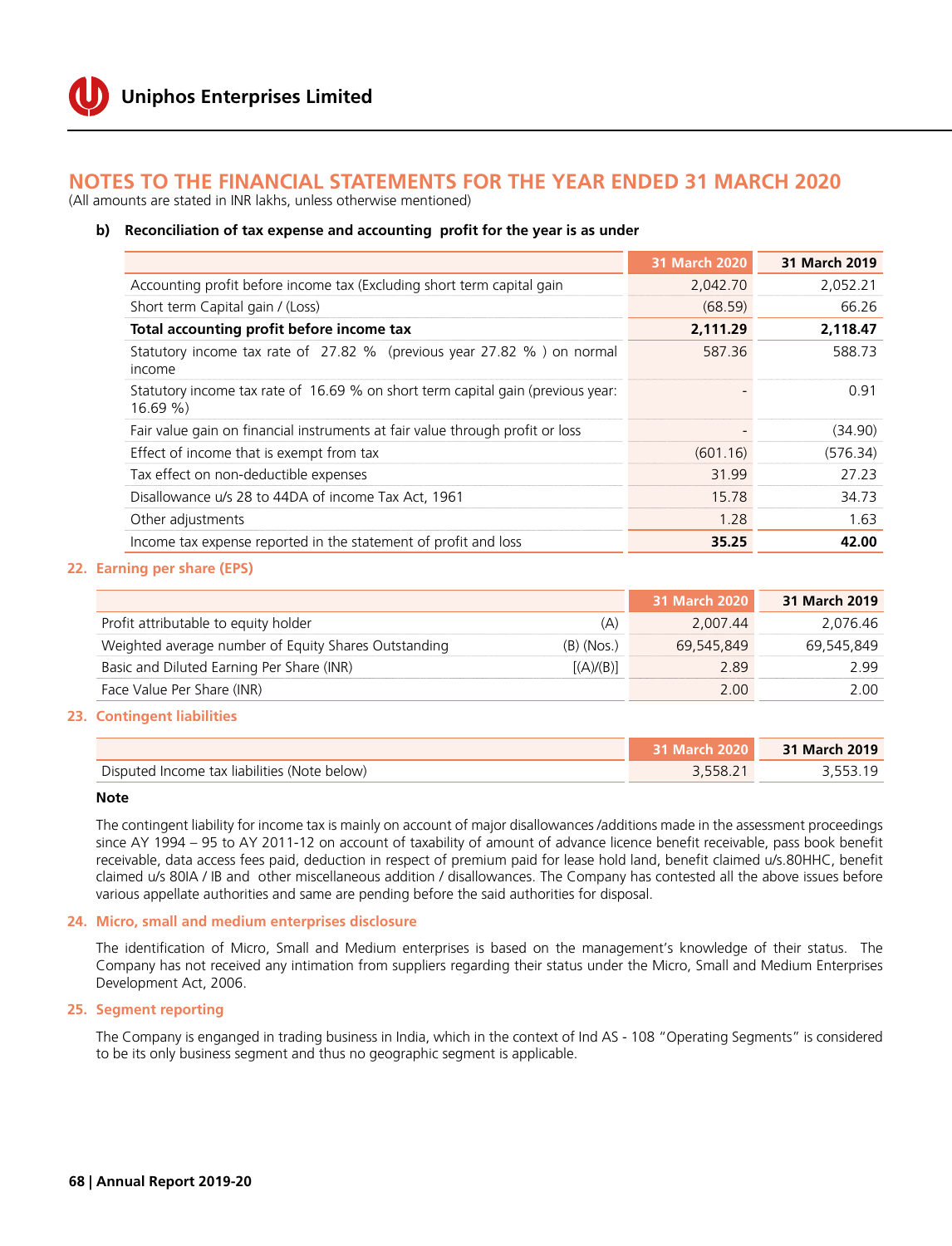## NOTES TO THE FINANCIAL STATEMENTS FOR THE YEAR ENDED 31 MARCH 2020

(All amounts are stated in INR lakhs, unless otherwise mentioned)

**b) Reconciliation of tax expense and accounting profit for the year is as under**

| | 31 March 2020 | 31 March 2019 |
|---|---|---|
| Accounting profit before income tax (Excluding short term capital gain | 2,042.70 | 2,052.21 |
| Short term Capital gain / (Loss) | (68.59) | 66.26 |
| **Total accounting profit before income tax** | **2,111.29** | **2,118.47** |
| Statutory income tax rate of 27.82 % (previous year 27.82 % ) on normal income | 587.36 | 588.73 |
| Statutory income tax rate of 16.69 % on short term capital gain (previous year: 16.69 %) | - | 0.91 |
| Fair value gain on financial instruments at fair value through profit or loss | - | (34.90) |
| Effect of income that is exempt from tax | (601.16) | (576.34) |
| Tax effect on non-deductible expenses | 31.99 | 27.23 |
| Disallowance u/s 28 to 44DA of income Tax Act, 1961 | 15.78 | 34.73 |
| Other adjustments | 1.28 | 1.63 |
| Income tax expense reported in the statement of profit and loss | **35.25** | **42.00** |

### 22. Earning per share (EPS)

| | | 31 March 2020 | 31 March 2019 |
|---|---|---|---|
| Profit attributable to equity holder | (A) | 2,007.44 | 2,076.46 |
| Weighted average number of Equity Shares Outstanding | (B) (Nos.) | 69,545,849 | 69,545,849 |
| Basic and Diluted Earning Per Share (INR) | [(A)/(B)] | 2.89 | 2.99 |
| Face Value Per Share (INR) | | 2.00 | 2.00 |

### 23. Contingent liabilities

| | 31 March 2020 | 31 March 2019 |
|---|---|---|
| Disputed Income tax liabilities (Note below) | 3,558.21 | 3,553.19 |

**Note**

The contingent liability for income tax is mainly on account of major disallowances /additions made in the assessment proceedings since AY 1994 – 95 to AY 2011-12 on account of taxability of amount of advance licence benefit receivable, pass book benefit receivable, data access fees paid, deduction in respect of premium paid for lease hold land, benefit claimed u/s.80HHC, benefit claimed u/s 80IA / IB and other miscellaneous addition / disallowances. The Company has contested all the above issues before various appellate authorities and same are pending before the said authorities for disposal.

### 24. Micro, small and medium enterprises disclosure

The identification of Micro, Small and Medium enterprises is based on the management's knowledge of their status. The Company has not received any intimation from suppliers regarding their status under the Micro, Small and Medium Enterprises Development Act, 2006.

### 25. Segment reporting

The Company is enganged in trading business in India, which in the context of Ind AS - 108 "Operating Segments" is considered to be its only business segment and thus no geographic segment is applicable.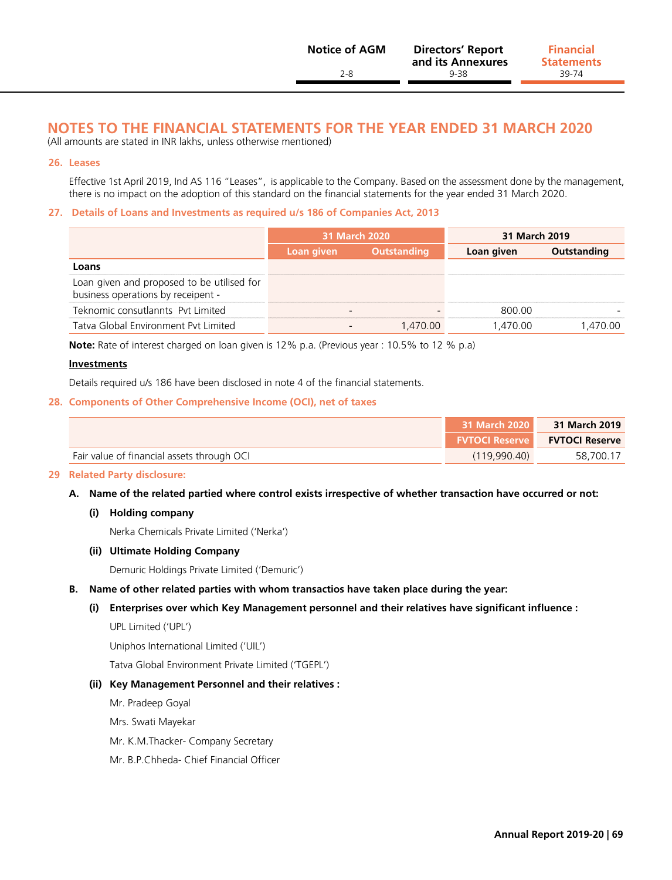## NOTES TO THE FINANCIAL STATEMENTS FOR THE YEAR ENDED 31 MARCH 2020

(All amounts are stated in INR lakhs, unless otherwise mentioned)

### 26. Leases

Effective 1st April 2019, Ind AS 116 "Leases", is applicable to the Company. Based on the assessment done by the management, there is no impact on the adoption of this standard on the financial statements for the year ended 31 March 2020.

### 27. Details of Loans and Investments as required u/s 186 of Companies Act, 2013

| | 31 March 2020 | | 31 March 2019 | |
|---|---|---|---|---|
| | Loan given | Outstanding | Loan given | Outstanding |
| **Loans** | | | | |
| Loan given and proposed to be utilised for business operations by receipent - | | | | |
| Teknomic consultannts Pvt Limited | - | - | 800.00 | - |
| Tatva Global Environment Pvt Limited | - | 1,470.00 | 1,470.00 | 1,470.00 |

**Note:** Rate of interest charged on loan given is 12% p.a. (Previous year : 10.5% to 12 % p.a)

**Investments**

Details required u/s 186 have been disclosed in note 4 of the financial statements.

### 28. Components of Other Comprehensive Income (OCI), net of taxes

| | 31 March 2020 | 31 March 2019 |
|---|---|---|
| | FVTOCI Reserve | FVTOCI Reserve |
| Fair value of financial assets through OCI | (119,990.40) | 58,700.17 |

### 29 Related Party disclosure:

**A. Name of the related partied where control exists irrespective of whether transaction have occurred or not:**

**(i) Holding company**

Nerka Chemicals Private Limited ('Nerka')

**(ii) Ultimate Holding Company**

Demuric Holdings Private Limited ('Demuric')

**B. Name of other related parties with whom transactios have taken place during the year:**

**(i) Enterprises over which Key Management personnel and their relatives have significant influence :**

UPL Limited ('UPL')

Uniphos International Limited ('UIL')

Tatva Global Environment Private Limited ('TGEPL')

**(ii) Key Management Personnel and their relatives :**

Mr. Pradeep Goyal

Mrs. Swati Mayekar

Mr. K.M.Thacker- Company Secretary

Mr. B.P.Chheda- Chief Financial Officer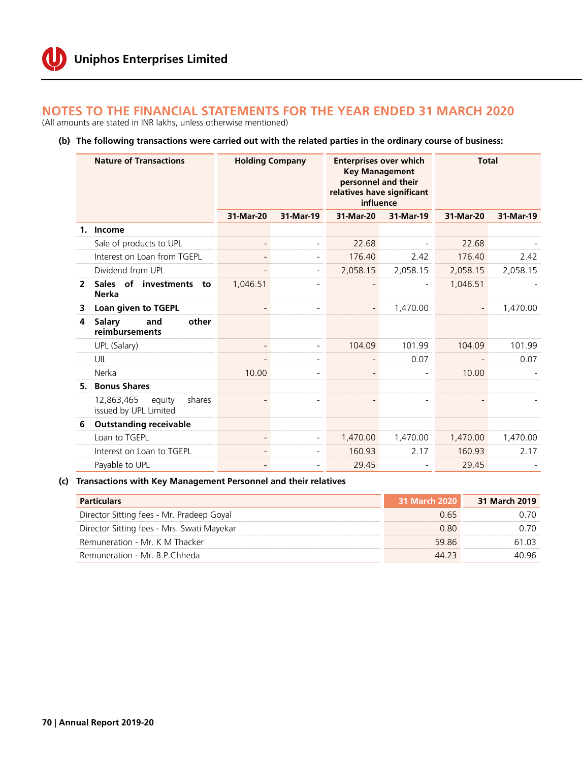## NOTES TO THE FINANCIAL STATEMENTS FOR THE YEAR ENDED 31 MARCH 2020

(All amounts are stated in INR lakhs, unless otherwise mentioned)

**(b) The following transactions were carried out with the related parties in the ordinary course of business:**

| | Nature of Transactions | Holding Company | | Enterprises over which Key Management personnel and their relatives have significant influence | | Total | |
|---|---|---|---|---|---|---|---|
| | | 31-Mar-20 | 31-Mar-19 | 31-Mar-20 | 31-Mar-19 | 31-Mar-20 | 31-Mar-19 |
| **1.** | **Income** | | | | | | |
| | Sale of products to UPL | - | - | 22.68 | - | 22.68 | - |
| | Interest on Loan from TGEPL | - | - | 176.40 | 2.42 | 176.40 | 2.42 |
| | Dividend from UPL | - | - | 2,058.15 | 2,058.15 | 2,058.15 | 2,058.15 |
| **2** | **Sales of investments to Nerka** | 1,046.51 | - | - | - | 1,046.51 | - |
| **3** | **Loan given to TGEPL** | - | - | - | 1,470.00 | - | 1,470.00 |
| **4** | **Salary and other reimbursements** | | | | | | |
| | UPL (Salary) | - | - | 104.09 | 101.99 | 104.09 | 101.99 |
| | UIL | - | - | - | 0.07 | - | 0.07 |
| | Nerka | 10.00 | - | - | - | 10.00 | - |
| **5.** | **Bonus Shares** | | | | | | |
| | 12,863,465 equity shares issued by UPL Limited | - | - | - | - | - | - |
| **6** | **Outstanding receivable** | | | | | | |
| | Loan to TGEPL | - | - | 1,470.00 | 1,470.00 | 1,470.00 | 1,470.00 |
| | Interest on Loan to TGEPL | - | - | 160.93 | 2.17 | 160.93 | 2.17 |
| | Payable to UPL | - | - | 29.45 | - | 29.45 | - |

**(c) Transactions with Key Management Personnel and their relatives**

| Particulars | 31 March 2020 | 31 March 2019 |
|---|---|---|
| Director Sitting fees - Mr. Pradeep Goyal | 0.65 | 0.70 |
| Director Sitting fees - Mrs. Swati Mayekar | 0.80 | 0.70 |
| Remuneration - Mr. K M Thacker | 59.86 | 61.03 |
| Remuneration - Mr. B.P.Chheda | 44.23 | 40.96 |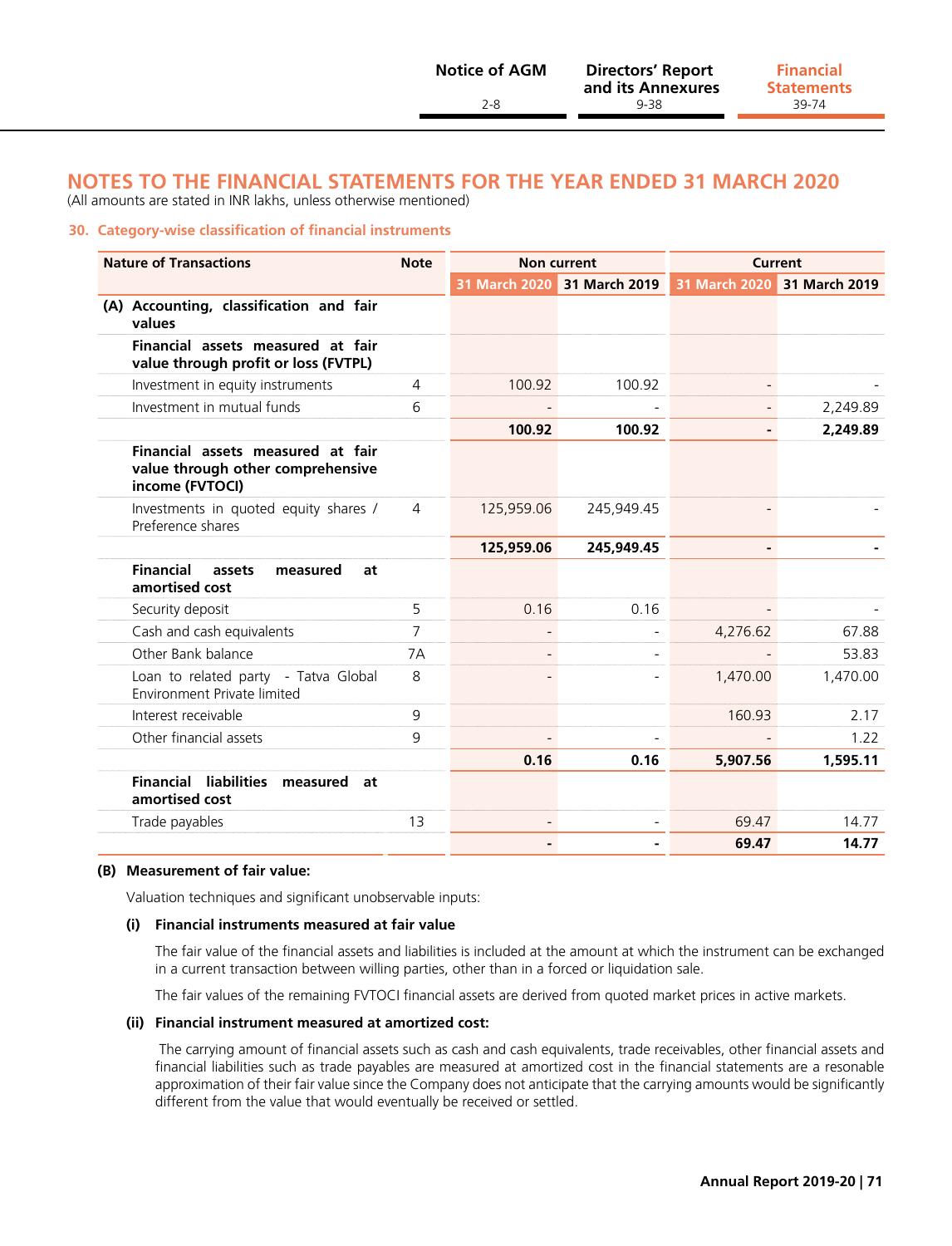## NOTES TO THE FINANCIAL STATEMENTS FOR THE YEAR ENDED 31 MARCH 2020

(All amounts are stated in INR lakhs, unless otherwise mentioned)

### 30. Category-wise classification of financial instruments

| Nature of Transactions | Note | Non current | | Current | |
|---|---|---|---|---|---|
| | | 31 March 2020 | 31 March 2019 | 31 March 2020 | 31 March 2019 |
| **(A) Accounting, classification and fair values** | | | | | |
| **Financial assets measured at fair value through profit or loss (FVTPL)** | | | | | |
| Investment in equity instruments | 4 | 100.92 | 100.92 | - | - |
| Investment in mutual funds | 6 | - | - | - | 2,249.89 |
| | | **100.92** | **100.92** | **-** | **2,249.89** |
| **Financial assets measured at fair value through other comprehensive income (FVTOCI)** | | | | | |
| Investments in quoted equity shares / Preference shares | 4 | 125,959.06 | 245,949.45 | - | - |
| | | **125,959.06** | **245,949.45** | **-** | **-** |
| **Financial assets measured at amortised cost** | | | | | |
| Security deposit | 5 | 0.16 | 0.16 | - | - |
| Cash and cash equivalents | 7 | - | - | 4,276.62 | 67.88 |
| Other Bank balance | 7A | - | - | - | 53.83 |
| Loan to related party - Tatva Global Environment Private limited | 8 | - | - | 1,470.00 | 1,470.00 |
| Interest receivable | 9 | | | 160.93 | 2.17 |
| Other financial assets | 9 | - | - | - | 1.22 |
| | | **0.16** | **0.16** | **5,907.56** | **1,595.11** |
| **Financial liabilities measured at amortised cost** | | | | | |
| Trade payables | 13 | - | - | 69.47 | 14.77 |
| | | **-** | **-** | **69.47** | **14.77** |

**(B) Measurement of fair value:**

Valuation techniques and significant unobservable inputs:

**(i) Financial instruments measured at fair value**

The fair value of the financial assets and liabilities is included at the amount at which the instrument can be exchanged in a current transaction between willing parties, other than in a forced or liquidation sale.

The fair values of the remaining FVTOCI financial assets are derived from quoted market prices in active markets.

**(ii) Financial instrument measured at amortized cost:**

The carrying amount of financial assets such as cash and cash equivalents, trade receivables, other financial assets and financial liabilities such as trade payables are measured at amortized cost in the financial statements are a resonable approximation of their fair value since the Company does not anticipate that the carrying amounts would be significantly different from the value that would eventually be received or settled.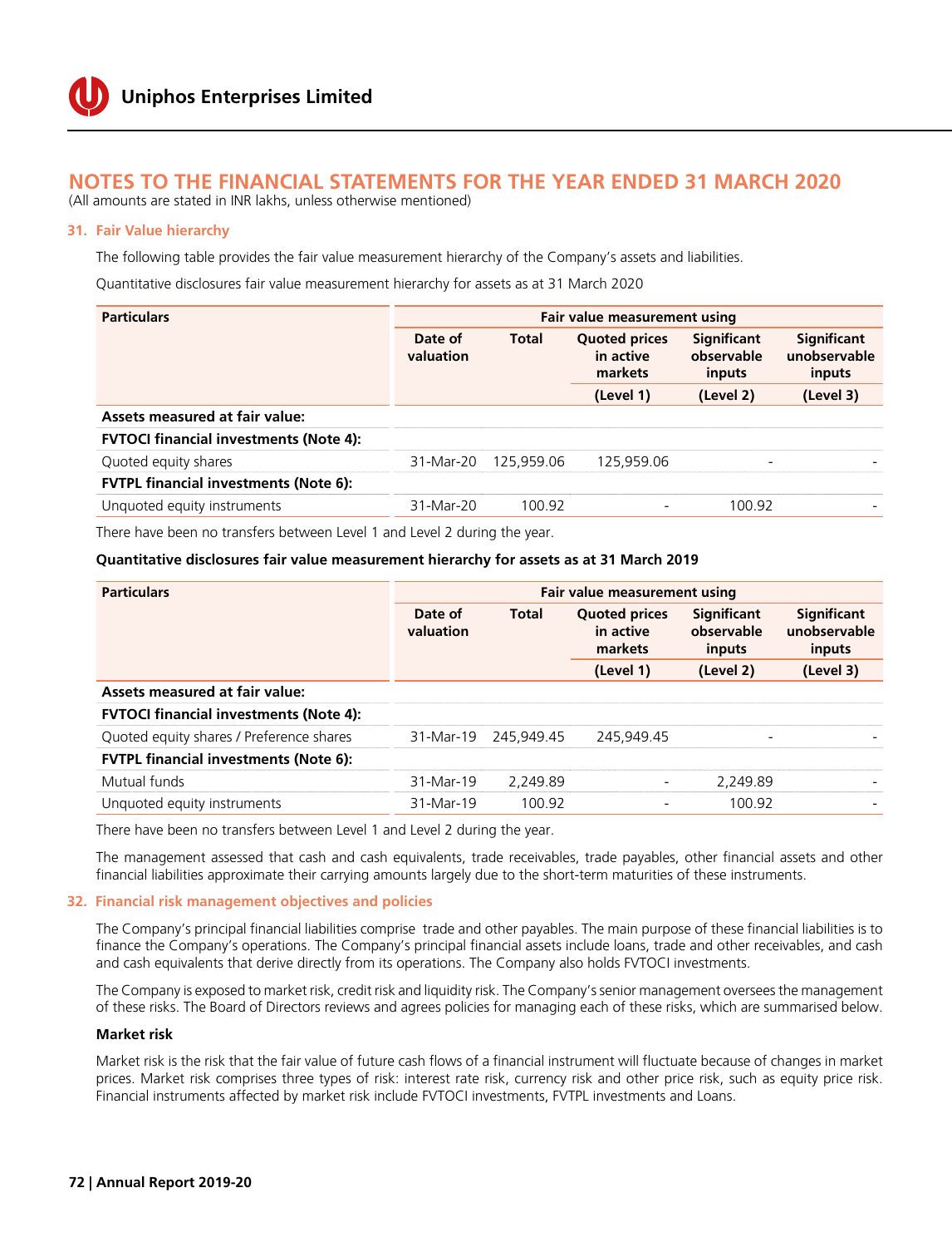# NOTES TO THE FINANCIAL STATEMENTS FOR THE YEAR ENDED 31 MARCH 2020

(All amounts are stated in INR lakhs, unless otherwise mentioned)

## 31. Fair Value hierarchy

The following table provides the fair value measurement hierarchy of the Company's assets and liabilities.

Quantitative disclosures fair value measurement hierarchy for assets as at 31 March 2020

| Particulars | Fair value measurement using | | | | |
|---|---|---|---|---|---|
| | Date of valuation | Total | Quoted prices in active markets | Significant observable inputs | Significant unobservable inputs |
| | | | (Level 1) | (Level 2) | (Level 3) |
| **Assets measured at fair value:** | | | | | |
| **FVTOCI financial investments (Note 4):** | | | | | |
| Quoted equity shares | 31-Mar-20 | 125,959.06 | 125,959.06 | - | - |
| **FVTPL financial investments (Note 6):** | | | | | |
| Unquoted equity instruments | 31-Mar-20 | 100.92 | - | 100.92 | - |

There have been no transfers between Level 1 and Level 2 during the year.

**Quantitative disclosures fair value measurement hierarchy for assets as at 31 March 2019**

| Particulars | Fair value measurement using | | | | |
|---|---|---|---|---|---|
| | Date of valuation | Total | Quoted prices in active markets | Significant observable inputs | Significant unobservable inputs |
| | | | (Level 1) | (Level 2) | (Level 3) |
| **Assets measured at fair value:** | | | | | |
| **FVTOCI financial investments (Note 4):** | | | | | |
| Quoted equity shares / Preference shares | 31-Mar-19 | 245,949.45 | 245,949.45 | - | - |
| **FVTPL financial investments (Note 6):** | | | | | |
| Mutual funds | 31-Mar-19 | 2,249.89 | - | 2,249.89 | - |
| Unquoted equity instruments | 31-Mar-19 | 100.92 | - | 100.92 | - |

There have been no transfers between Level 1 and Level 2 during the year.

The management assessed that cash and cash equivalents, trade receivables, trade payables, other financial assets and other financial liabilities approximate their carrying amounts largely due to the short-term maturities of these instruments.

## 32. Financial risk management objectives and policies

The Company's principal financial liabilities comprise trade and other payables. The main purpose of these financial liabilities is to finance the Company's operations. The Company's principal financial assets include loans, trade and other receivables, and cash and cash equivalents that derive directly from its operations. The Company also holds FVTOCI investments.

The Company is exposed to market risk, credit risk and liquidity risk. The Company's senior management oversees the management of these risks. The Board of Directors reviews and agrees policies for managing each of these risks, which are summarised below.

### Market risk

Market risk is the risk that the fair value of future cash flows of a financial instrument will fluctuate because of changes in market prices. Market risk comprises three types of risk: interest rate risk, currency risk and other price risk, such as equity price risk. Financial instruments affected by market risk include FVTOCI investments, FVTPL investments and Loans.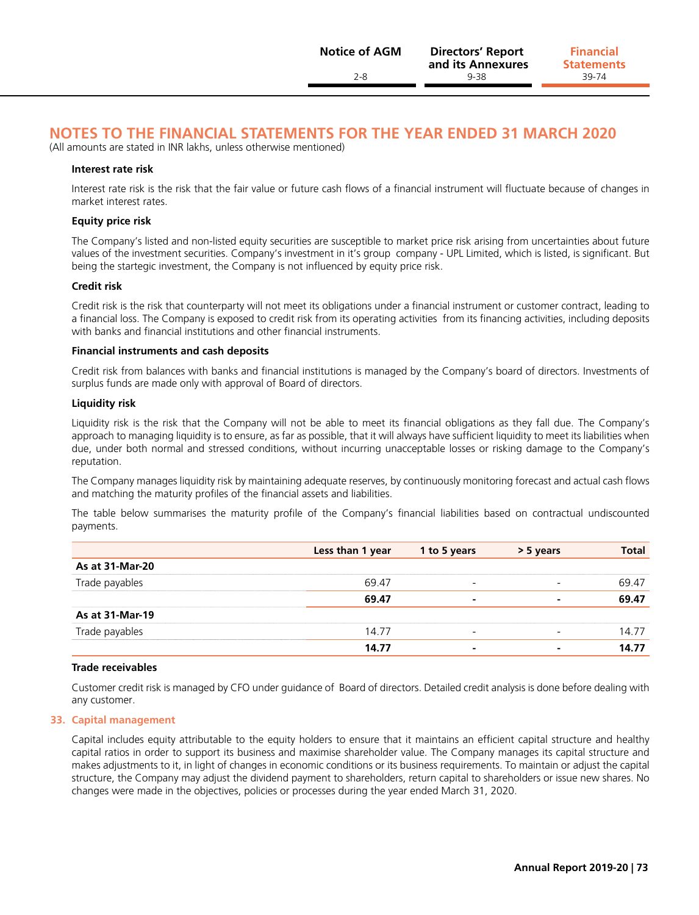## NOTES TO THE FINANCIAL STATEMENTS FOR THE YEAR ENDED 31 MARCH 2020

(All amounts are stated in INR lakhs, unless otherwise mentioned)

**Interest rate risk**

Interest rate risk is the risk that the fair value or future cash flows of a financial instrument will fluctuate because of changes in market interest rates.

**Equity price risk**

The Company's listed and non-listed equity securities are susceptible to market price risk arising from uncertainties about future values of the investment securities. Company's investment in it's group company - UPL Limited, which is listed, is significant. But being the startegic investment, the Company is not influenced by equity price risk.

**Credit risk**

Credit risk is the risk that counterparty will not meet its obligations under a financial instrument or customer contract, leading to a financial loss. The Company is exposed to credit risk from its operating activities from its financing activities, including deposits with banks and financial institutions and other financial instruments.

**Financial instruments and cash deposits**

Credit risk from balances with banks and financial institutions is managed by the Company's board of directors. Investments of surplus funds are made only with approval of Board of directors.

**Liquidity risk**

Liquidity risk is the risk that the Company will not be able to meet its financial obligations as they fall due. The Company's approach to managing liquidity is to ensure, as far as possible, that it will always have sufficient liquidity to meet its liabilities when due, under both normal and stressed conditions, without incurring unacceptable losses or risking damage to the Company's reputation.

The Company manages liquidity risk by maintaining adequate reserves, by continuously monitoring forecast and actual cash flows and matching the maturity profiles of the financial assets and liabilities.

The table below summarises the maturity profile of the Company's financial liabilities based on contractual undiscounted payments.

| | Less than 1 year | 1 to 5 years | > 5 years | Total |
|---|---|---|---|---|
| **As at 31-Mar-20** | | | | |
| Trade payables | 69.47 | - | - | 69.47 |
| | **69.47** | **-** | **-** | **69.47** |
| **As at 31-Mar-19** | | | | |
| Trade payables | 14.77 | - | - | 14.77 |
| | **14.77** | **-** | **-** | **14.77** |

**Trade receivables**

Customer credit risk is managed by CFO under guidance of Board of directors. Detailed credit analysis is done before dealing with any customer.

### 33. Capital management

Capital includes equity attributable to the equity holders to ensure that it maintains an efficient capital structure and healthy capital ratios in order to support its business and maximise shareholder value. The Company manages its capital structure and makes adjustments to it, in light of changes in economic conditions or its business requirements. To maintain or adjust the capital structure, the Company may adjust the dividend payment to shareholders, return capital to shareholders or issue new shares. No changes were made in the objectives, policies or processes during the year ended March 31, 2020.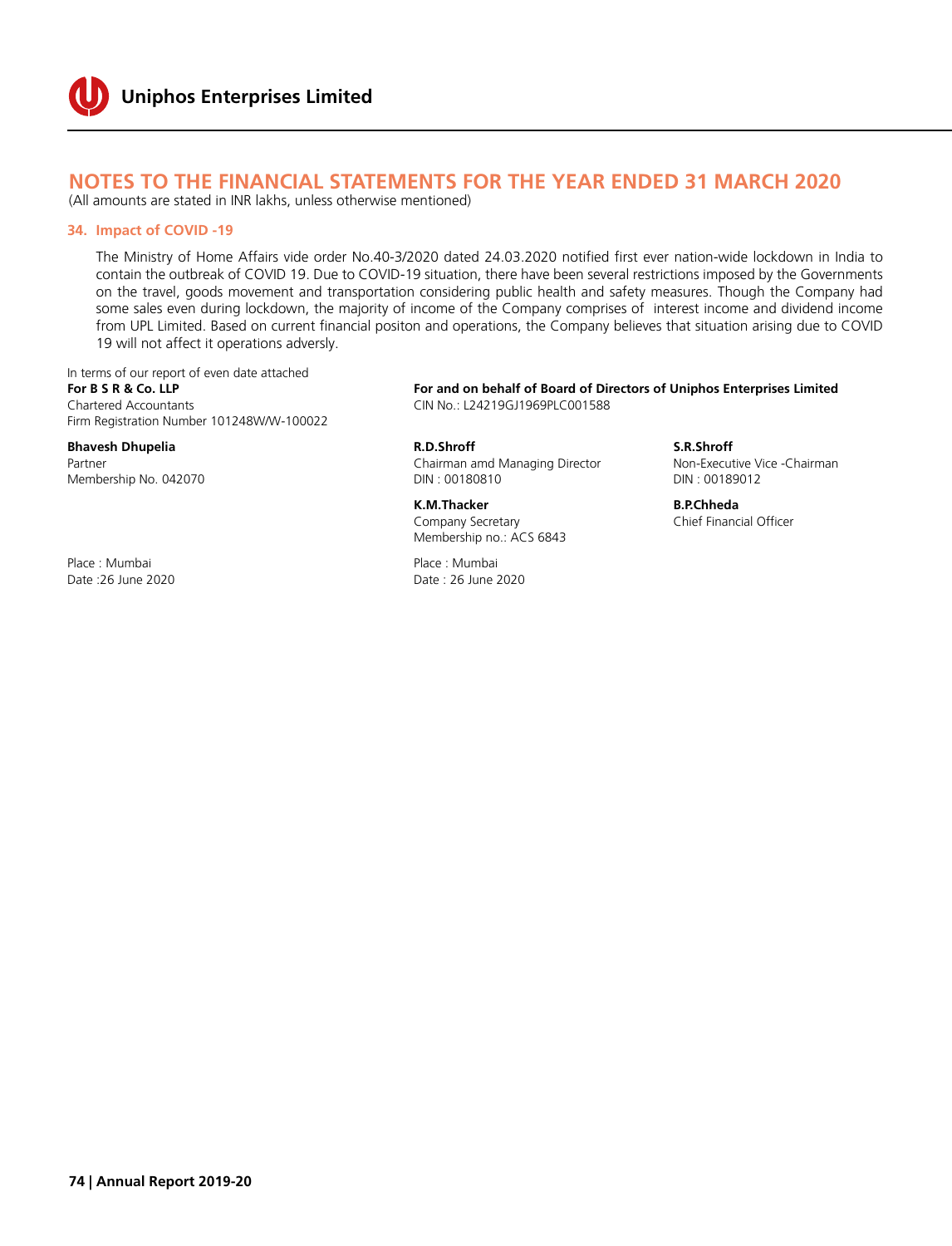## NOTES TO THE FINANCIAL STATEMENTS FOR THE YEAR ENDED 31 MARCH 2020

(All amounts are stated in INR lakhs, unless otherwise mentioned)

### 34. Impact of COVID -19

The Ministry of Home Affairs vide order No.40-3/2020 dated 24.03.2020 notified first ever nation-wide lockdown in India to contain the outbreak of COVID 19. Due to COVID-19 situation, there have been several restrictions imposed by the Governments on the travel, goods movement and transportation considering public health and safety measures. Though the Company had some sales even during lockdown, the majority of income of the Company comprises of interest income and dividend income from UPL Limited. Based on current financial positon and operations, the Company believes that situation arising due to COVID 19 will not affect it operations adversly.

In terms of our report of even date attached

**For B S R & Co. LLP**
Chartered Accountants
Firm Registration Number 101248W/W-100022

**Bhavesh Dhupelia**
Partner
Membership No. 042070

Place : Mumbai
Date :26 June 2020

**For and on behalf of Board of Directors of Uniphos Enterprises Limited**
CIN No.: L24219GJ1969PLC001588

**R.D.Shroff**
Chairman amd Managing Director
DIN : 00180810

**S.R.Shroff**
Non-Executive Vice -Chairman
DIN : 00189012

**K.M.Thacker**
Company Secretary
Membership no.: ACS 6843

**B.P.Chheda**
Chief Financial Officer

Place : Mumbai
Date : 26 June 2020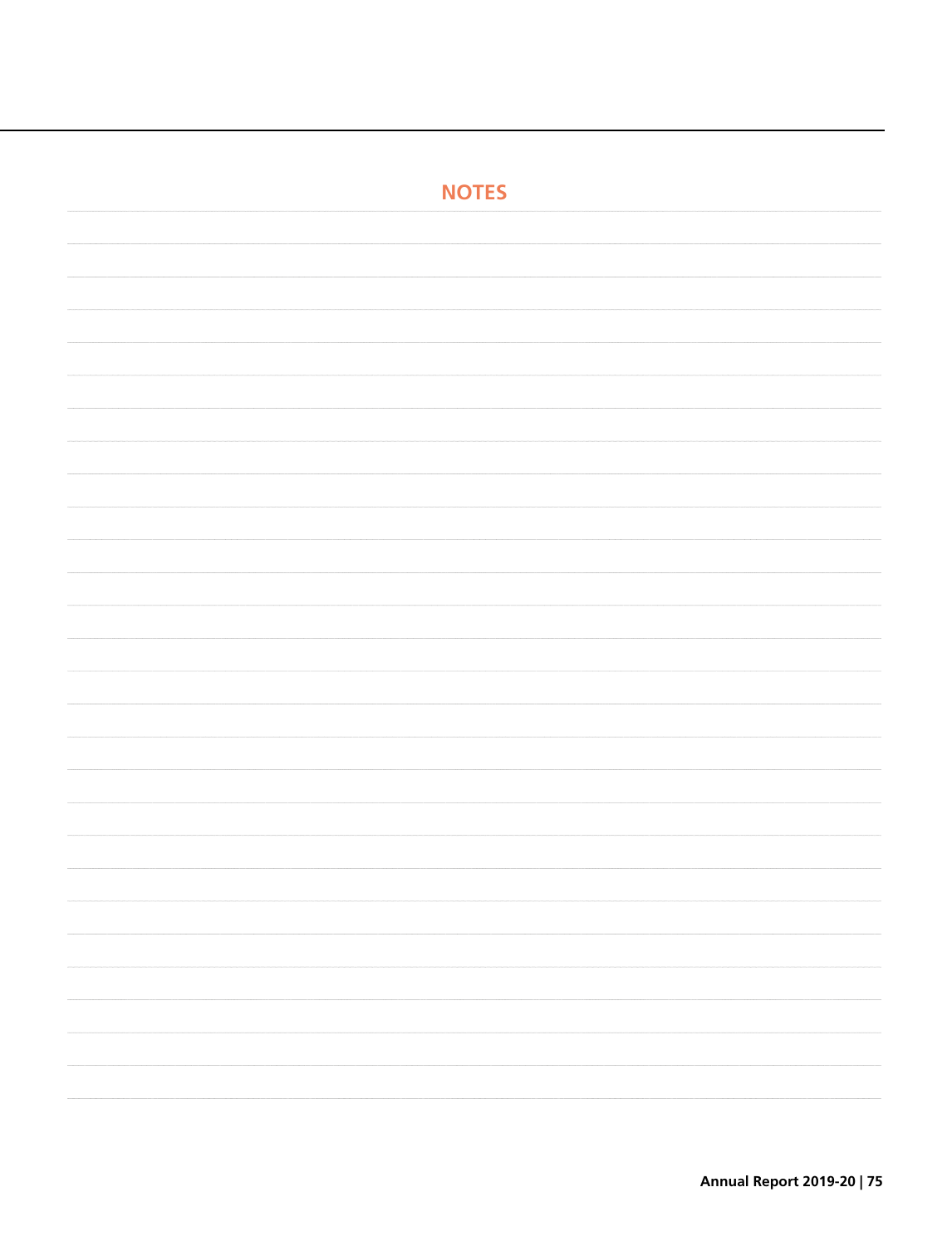# NOTES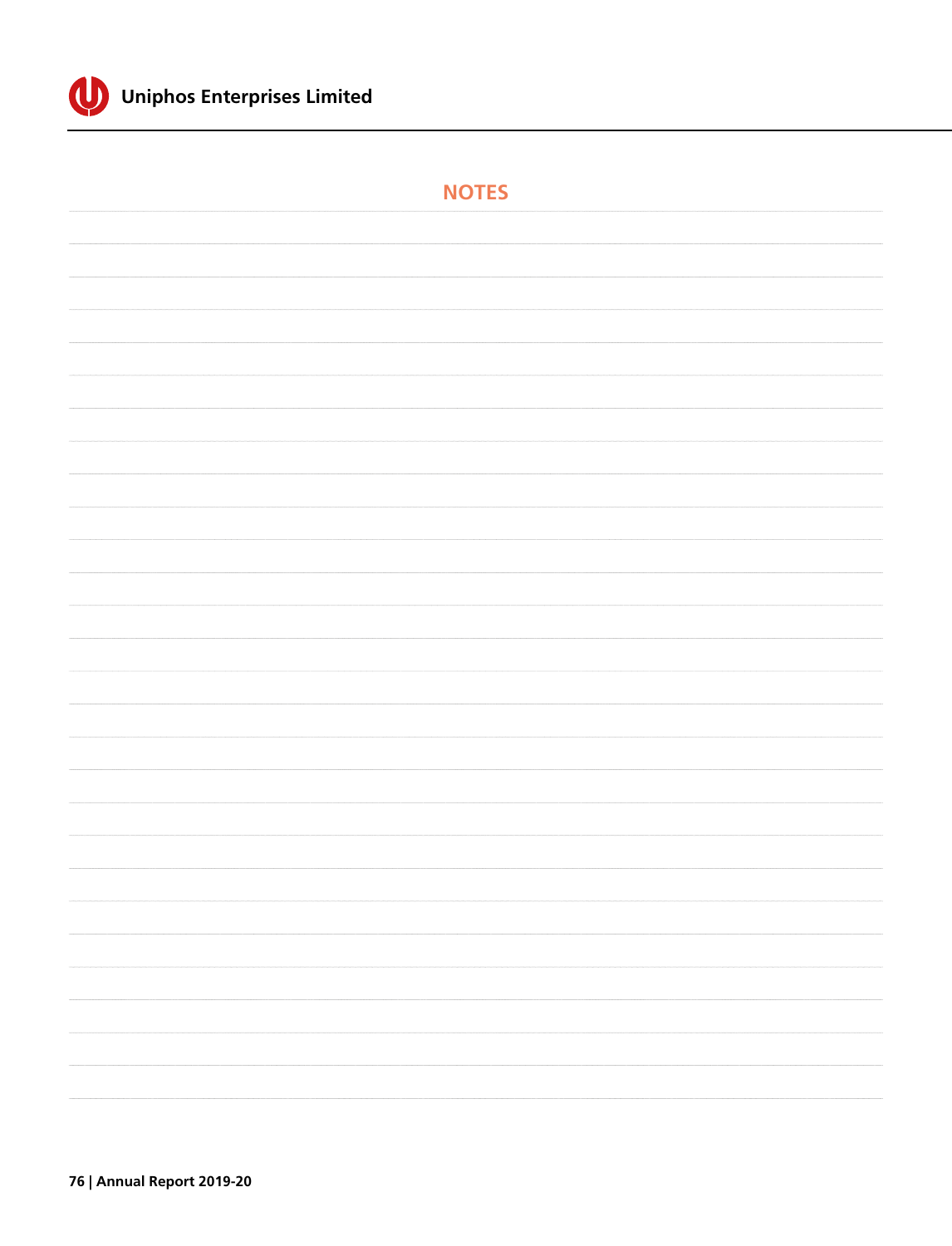# NOTES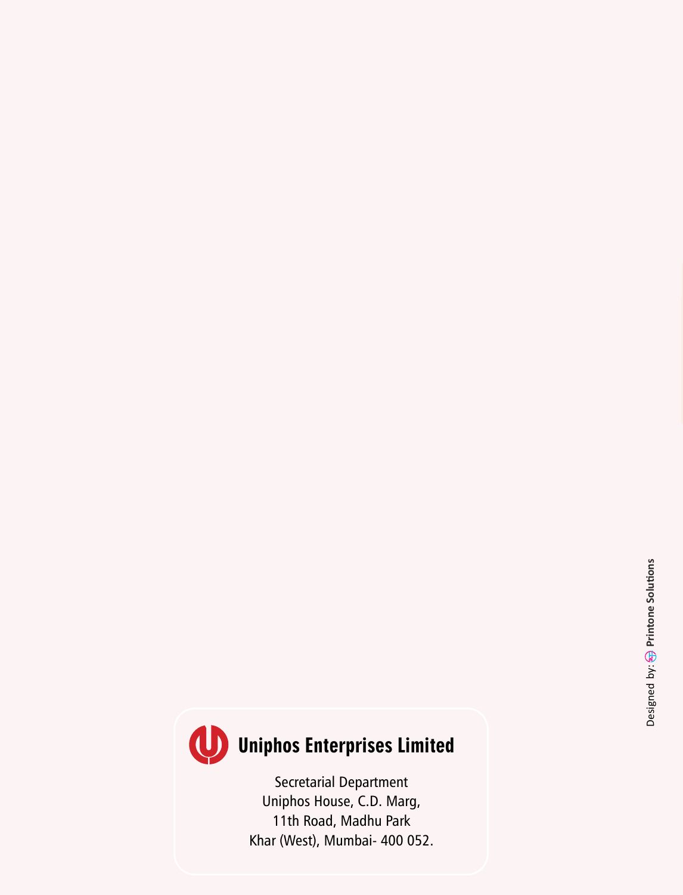**Uniphos Enterprises Limited**

Secretarial Department
Uniphos House, C.D. Marg,
11th Road, Madhu Park
Khar (West), Mumbai- 400 052.

Designed by: **Printone Solutions**